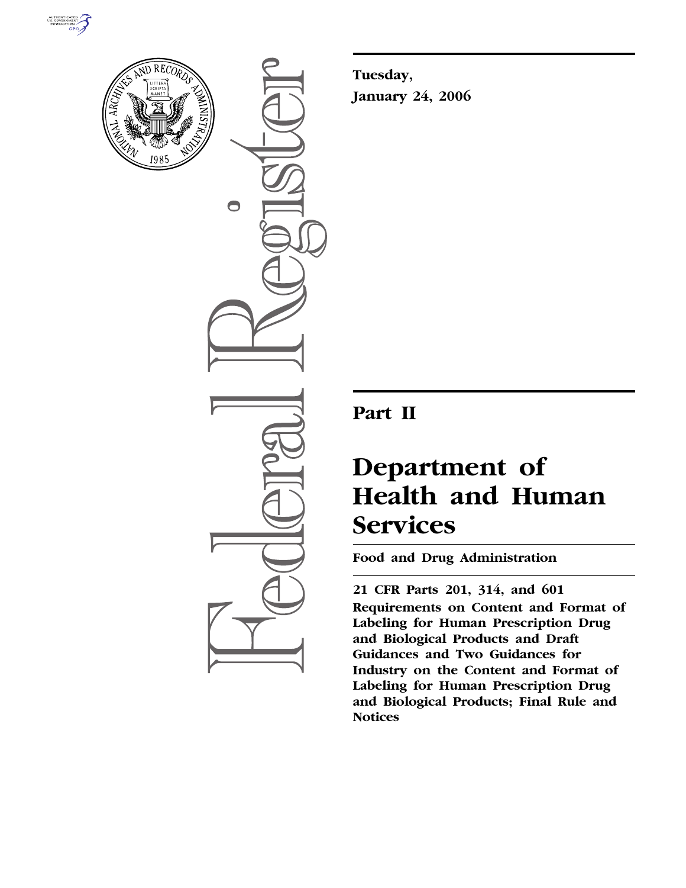Tuesday,

January 24, 2006

# Part II

# Department of Health and Human Services

## Food and Drug Administration

**21 CFR Parts 201, 314, and 601**

**Requirements on Content and Format of Labeling for Human Prescription Drug and Biological Products and Draft Guidances and Two Guidances for Industry on the Content and Format of Labeling for Human Prescription Drug and Biological Products; Final Rule and Notices**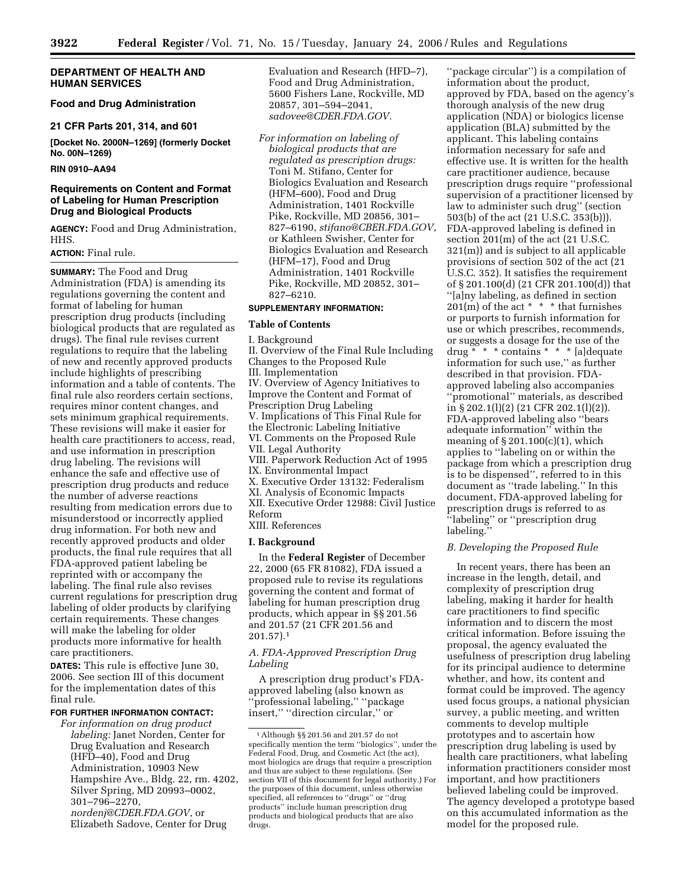# DEPARTMENT OF HEALTH AND HUMAN SERVICES

## Food and Drug Administration

### 21 CFR Parts 201, 314, and 601

**[Docket No. 2000N–1269] (formerly Docket No. 00N–1269)**

**RIN 0910–AA94**

## Requirements on Content and Format of Labeling for Human Prescription Drug and Biological Products

**AGENCY:** Food and Drug Administration, HHS.

**ACTION:** Final rule.

**SUMMARY:** The Food and Drug Administration (FDA) is amending its regulations governing the content and format of labeling for human prescription drug products (including biological products that are regulated as drugs). The final rule revises current regulations to require that the labeling of new and recently approved products include highlights of prescribing information and a table of contents. The final rule also reorders certain sections, requires minor content changes, and sets minimum graphical requirements. These revisions will make it easier for health care practitioners to access, read, and use information in prescription drug labeling. The revisions will enhance the safe and effective use of prescription drug products and reduce the number of adverse reactions resulting from medication errors due to misunderstood or incorrectly applied drug information. For both new and recently approved products and older products, the final rule requires that all FDA-approved patient labeling be reprinted with or accompany the labeling. The final rule also revises current regulations for prescription drug labeling of older products by clarifying certain requirements. These changes will make the labeling for older products more informative for health care practitioners.

**DATES:** This rule is effective June 30, 2006. See section III of this document for the implementation dates of this final rule.

**FOR FURTHER INFORMATION CONTACT:**

*For information on drug product labeling:* Janet Norden, Center for Drug Evaluation and Research (HFD–40), Food and Drug Administration, 10903 New Hampshire Ave., Bldg. 22, rm. 4202, Silver Spring, MD 20993–0002, 301–796–2270, *nordenj@CDER.FDA.GOV*, or Elizabeth Sadove, Center for Drug Evaluation and Research (HFD–7), Food and Drug Administration, 5600 Fishers Lane, Rockville, MD 20857, 301–594–2041, *sadovee@CDER.FDA.GOV*.

*For information on labeling of biological products that are regulated as prescription drugs:* Toni M. Stifano, Center for Biologics Evaluation and Research (HFM–600), Food and Drug Administration, 1401 Rockville Pike, Rockville, MD 20856, 301–827–6190, *stifano@CBER.FDA.GOV*, or Kathleen Swisher, Center for Biologics Evaluation and Research (HFM–17), Food and Drug Administration, 1401 Rockville Pike, Rockville, MD 20852, 301–827–6210.

**SUPPLEMENTARY INFORMATION:**

**Table of Contents**

I. Background
II. Overview of the Final Rule Including Changes to the Proposed Rule
III. Implementation
IV. Overview of Agency Initiatives to Improve the Content and Format of Prescription Drug Labeling
V. Implications of This Final Rule for the Electronic Labeling Initiative
VI. Comments on the Proposed Rule
VII. Legal Authority
VIII. Paperwork Reduction Act of 1995
IX. Environmental Impact
X. Executive Order 13132: Federalism
XI. Analysis of Economic Impacts
XII. Executive Order 12988: Civil Justice Reform
XIII. References

### I. Background

In the **Federal Register** of December 22, 2000 (65 FR 81082), FDA issued a proposed rule to revise its regulations governing the content and format of labeling for human prescription drug products, which appear in §§ 201.56 and 201.57 (21 CFR 201.56 and 201.57).[1]

#### A. FDA-Approved Prescription Drug Labeling

A prescription drug product's FDA-approved labeling (also known as ''professional labeling,'' ''package insert,'' ''direction circular,'' or ''package circular'') is a compilation of information about the product, approved by FDA, based on the agency's thorough analysis of the new drug application (NDA) or biologics license application (BLA) submitted by the applicant. This labeling contains information necessary for safe and effective use. It is written for the health care practitioner audience, because prescription drugs require ''professional supervision of a practitioner licensed by law to administer such drug'' (section 503(b) of the act (21 U.S.C. 353(b))). FDA-approved labeling is defined in section 201(m) of the act (21 U.S.C. 321(m)) and is subject to all applicable provisions of section 502 of the act (21 U.S.C. 352). It satisfies the requirement of § 201.100(d) (21 CFR 201.100(d)) that ''[a]ny labeling, as defined in section 201(m) of the act * * * that furnishes or purports to furnish information for use or which prescribes, recommends, or suggests a dosage for the use of the drug * * * contains * * * [a]dequate information for such use,'' as further described in that provision. FDA-approved labeling also accompanies ''promotional'' materials, as described in § 202.1(l)(2) (21 CFR 202.1(l)(2)). FDA-approved labeling also ''bears adequate information'' within the meaning of § 201.100(c)(1), which applies to ''labeling on or within the package from which a prescription drug is to be dispensed'', referred to in this document as ''trade labeling.'' In this document, FDA-approved labeling for prescription drugs is referred to as ''labeling'' or ''prescription drug labeling.''

#### B. Developing the Proposed Rule

In recent years, there has been an increase in the length, detail, and complexity of prescription drug labeling, making it harder for health care practitioners to find specific information and to discern the most critical information. Before issuing the proposal, the agency evaluated the usefulness of prescription drug labeling for its principal audience to determine whether, and how, its content and format could be improved. The agency used focus groups, a national physician survey, a public meeting, and written comments to develop multiple prototypes and to ascertain how prescription drug labeling is used by health care practitioners, what labeling information practitioners consider most important, and how practitioners believed labeling could be improved. The agency developed a prototype based on this accumulated information as the model for the proposed rule.

---

[1] Although §§ 201.56 and 201.57 do not specifically mention the term ''biologics'', under the Federal Food, Drug, and Cosmetic Act (the act), most biologics are drugs that require a prescription and thus are subject to these regulations. (See section VII of this document for legal authority.) For the purposes of this document, unless otherwise specified, all references to ''drugs'' or ''drug products'' include human prescription drug products and biological products that are also drugs.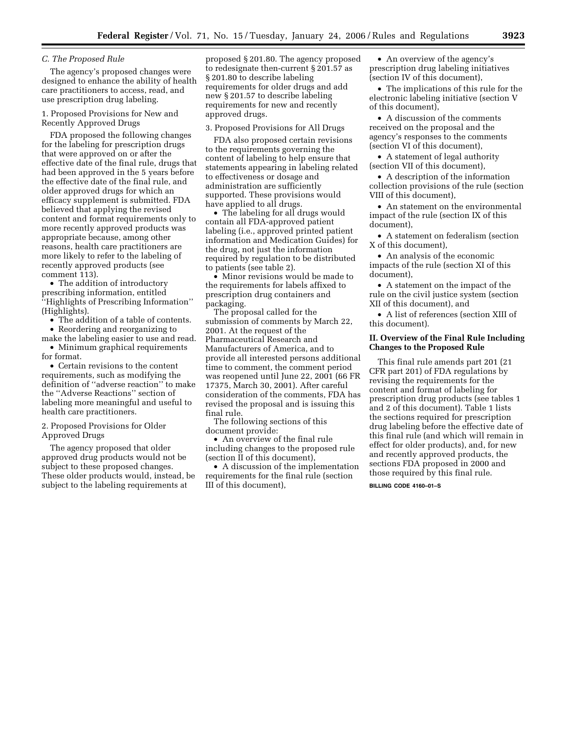*C. The Proposed Rule*

The agency's proposed changes were designed to enhance the ability of health care practitioners to access, read, and use prescription drug labeling.

1. Proposed Provisions for New and Recently Approved Drugs

FDA proposed the following changes for the labeling for prescription drugs that were approved on or after the effective date of the final rule, drugs that had been approved in the 5 years before the effective date of the final rule, and older approved drugs for which an efficacy supplement is submitted. FDA believed that applying the revised content and format requirements only to more recently approved products was appropriate because, among other reasons, health care practitioners are more likely to refer to the labeling of recently approved products (see comment 113).

- The addition of introductory prescribing information, entitled ''Highlights of Prescribing Information'' (Highlights).
- The addition of a table of contents.
- Reordering and reorganizing to make the labeling easier to use and read.
- Minimum graphical requirements for format.
- Certain revisions to the content requirements, such as modifying the definition of ''adverse reaction'' to make the ''Adverse Reactions'' section of labeling more meaningful and useful to health care practitioners.

2. Proposed Provisions for Older Approved Drugs

The agency proposed that older approved drug products would not be subject to these proposed changes. These older products would, instead, be subject to the labeling requirements at proposed § 201.80. The agency proposed to redesignate then-current § 201.57 as § 201.80 to describe labeling requirements for older drugs and add new § 201.57 to describe labeling requirements for new and recently approved drugs.

3. Proposed Provisions for All Drugs

FDA also proposed certain revisions to the requirements governing the content of labeling to help ensure that statements appearing in labeling related to effectiveness or dosage and administration are sufficiently supported. These provisions would have applied to all drugs.

- The labeling for all drugs would contain all FDA-approved patient labeling (i.e., approved printed patient information and Medication Guides) for the drug, not just the information required by regulation to be distributed to patients (see table 2).
- Minor revisions would be made to the requirements for labels affixed to prescription drug containers and packaging.

The proposal called for the submission of comments by March 22, 2001. At the request of the Pharmaceutical Research and Manufacturers of America, and to provide all interested persons additional time to comment, the comment period was reopened until June 22, 2001 (66 FR 17375, March 30, 2001). After careful consideration of the comments, FDA has revised the proposal and is issuing this final rule.

The following sections of this document provide:

- An overview of the final rule including changes to the proposed rule (section II of this document),
- A discussion of the implementation requirements for the final rule (section III of this document),
- An overview of the agency's prescription drug labeling initiatives (section IV of this document),
- The implications of this rule for the electronic labeling initiative (section V of this document),
- A discussion of the comments received on the proposal and the agency's responses to the comments (section VI of this document),
- A statement of legal authority (section VII of this document),
- A description of the information collection provisions of the rule (section VIII of this document),
- An statement on the environmental impact of the rule (section IX of this document),
- A statement on federalism (section X of this document),
- An analysis of the economic impacts of the rule (section XI of this document),
- A statement on the impact of the rule on the civil justice system (section XII of this document), and
- A list of references (section XIII of this document).

**II. Overview of the Final Rule Including Changes to the Proposed Rule**

This final rule amends part 201 (21 CFR part 201) of FDA regulations by revising the requirements for the content and format of labeling for prescription drug products (see tables 1 and 2 of this document). Table 1 lists the sections required for prescription drug labeling before the effective date of this final rule (and which will remain in effect for older products), and, for new and recently approved products, the sections FDA proposed in 2000 and those required by this final rule.

BILLING CODE 4160–01–S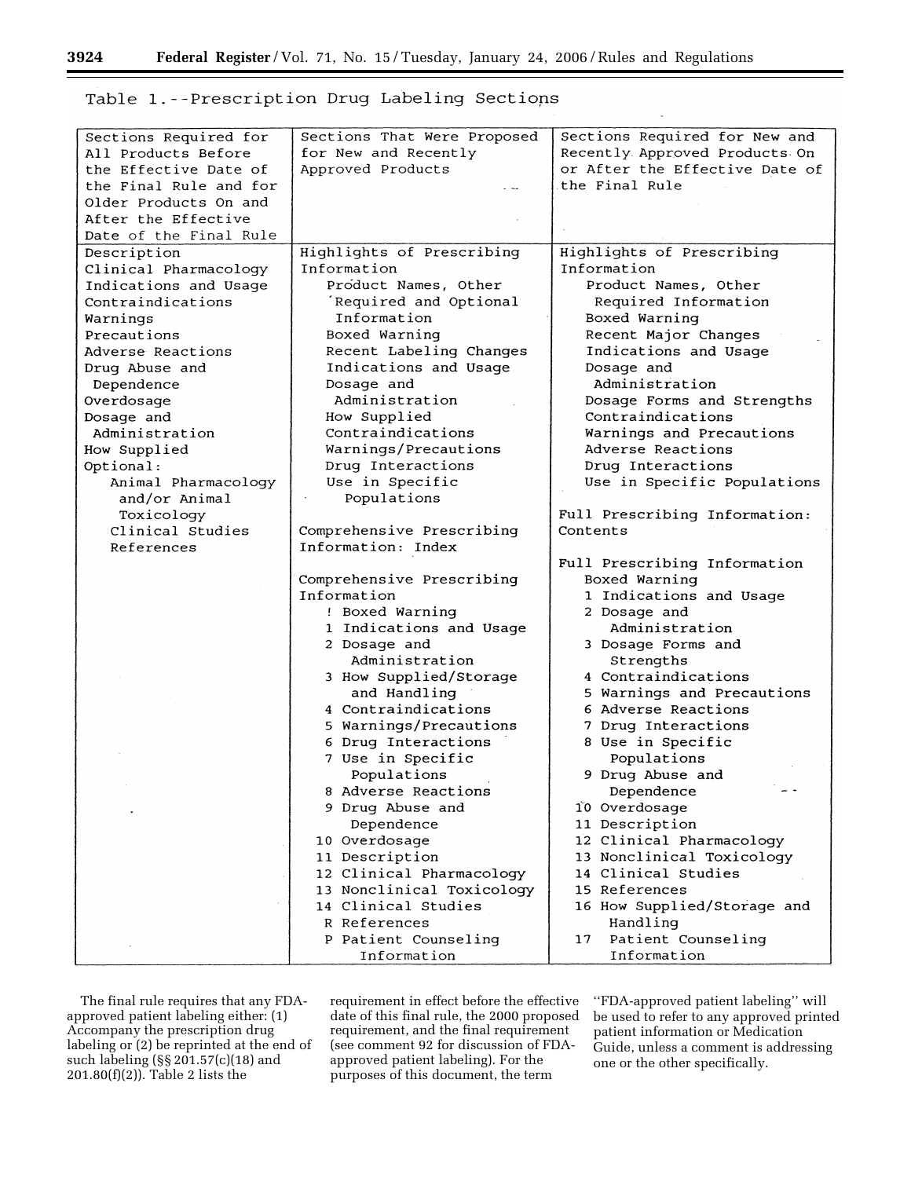Table 1.--Prescription Drug Labeling Sections

| Sections Required for All Products Before the Effective Date of the Final Rule and for Older Products On and After the Effective Date of the Final Rule | Sections That Were Proposed for New and Recently Approved Products | Sections Required for New and Recently Approved Products On or After the Effective Date of the Final Rule |
|---|---|---|
| Description<br>Clinical Pharmacology<br>Indications and Usage<br>Contraindications<br>Warnings<br>Precautions<br>Adverse Reactions<br>Drug Abuse and Dependence<br>Overdosage<br>Dosage and Administration<br>How Supplied<br>Optional:<br>Animal Pharmacology and/or Animal Toxicology<br>Clinical Studies<br>References | Highlights of Prescribing Information<br>Product Names, Other Required and Optional Information<br>Boxed Warning<br>Recent Labeling Changes<br>Indications and Usage<br>Dosage and Administration<br>How Supplied<br>Contraindications<br>Warnings/Precautions<br>Drug Interactions<br>Use in Specific Populations<br><br>Comprehensive Prescribing Information: Index<br><br>Comprehensive Prescribing Information<br>! Boxed Warning<br>1 Indications and Usage<br>2 Dosage and Administration<br>3 How Supplied/Storage and Handling<br>4 Contraindications<br>5 Warnings/Precautions<br>6 Drug Interactions<br>7 Use in Specific Populations<br>8 Adverse Reactions<br>9 Drug Abuse and Dependence<br>10 Overdosage<br>11 Description<br>12 Clinical Pharmacology<br>13 Nonclinical Toxicology<br>14 Clinical Studies<br>R References<br>P Patient Counseling Information | Highlights of Prescribing Information<br>Product Names, Other Required Information<br>Boxed Warning<br>Recent Major Changes<br>Indications and Usage<br>Dosage and Administration<br>Dosage Forms and Strengths<br>Contraindications<br>Warnings and Precautions<br>Adverse Reactions<br>Drug Interactions<br>Use in Specific Populations<br><br>Full Prescribing Information: Contents<br><br>Full Prescribing Information<br>Boxed Warning<br>1 Indications and Usage<br>2 Dosage and Administration<br>3 Dosage Forms and Strengths<br>4 Contraindications<br>5 Warnings and Precautions<br>6 Adverse Reactions<br>7 Drug Interactions<br>8 Use in Specific Populations<br>9 Drug Abuse and Dependence<br>10 Overdosage<br>11 Description<br>12 Clinical Pharmacology<br>13 Nonclinical Toxicology<br>14 Clinical Studies<br>15 References<br>16 How Supplied/Storage and Handling<br>17 Patient Counseling Information |

The final rule requires that any FDA-approved patient labeling either: (1) Accompany the prescription drug labeling or (2) be reprinted at the end of such labeling (§§ 201.57(c)(18) and 201.80(f)(2)). Table 2 lists the requirement in effect before the effective date of this final rule, the 2000 proposed requirement, and the final requirement (see comment 92 for discussion of FDA-approved patient labeling). For the purposes of this document, the term "FDA-approved patient labeling" will be used to refer to any approved printed patient information or Medication Guide, unless a comment is addressing one or the other specifically.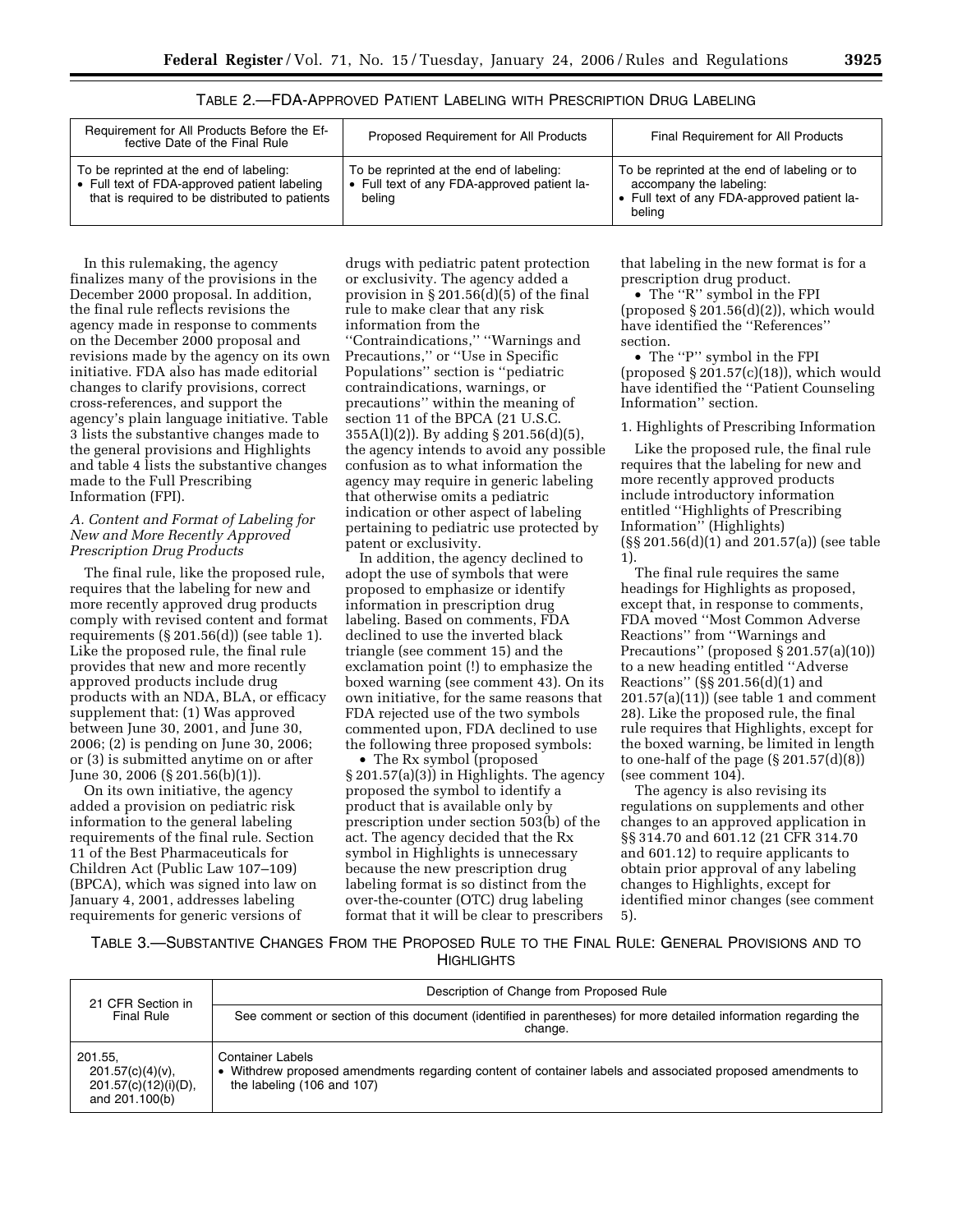TABLE 2.—FDA-APPROVED PATIENT LABELING WITH PRESCRIPTION DRUG LABELING

| Requirement for All Products Before the Effective Date of the Final Rule | Proposed Requirement for All Products | Final Requirement for All Products |
|---|---|---|
| To be reprinted at the end of labeling: • Full text of FDA-approved patient labeling that is required to be distributed to patients | To be reprinted at the end of labeling: • Full text of any FDA-approved patient labeling | To be reprinted at the end of labeling or to accompany the labeling: • Full text of any FDA-approved patient labeling |

In this rulemaking, the agency finalizes many of the provisions in the December 2000 proposal. In addition, the final rule reflects revisions the agency made in response to comments on the December 2000 proposal and revisions made by the agency on its own initiative. FDA also has made editorial changes to clarify provisions, correct cross-references, and support the agency's plain language initiative. Table 3 lists the substantive changes made to the general provisions and Highlights and table 4 lists the substantive changes made to the Full Prescribing Information (FPI).

### *A. Content and Format of Labeling for New and More Recently Approved Prescription Drug Products*

The final rule, like the proposed rule, requires that the labeling for new and more recently approved drug products comply with revised content and format requirements (§ 201.56(d)) (see table 1). Like the proposed rule, the final rule provides that new and more recently approved products include drug products with an NDA, BLA, or efficacy supplement that: (1) Was approved between June 30, 2001, and June 30, 2006; (2) is pending on June 30, 2006; or (3) is submitted anytime on or after June 30, 2006 (§ 201.56(b)(1)).

On its own initiative, the agency added a provision on pediatric risk information to the general labeling requirements of the final rule. Section 11 of the Best Pharmaceuticals for Children Act (Public Law 107–109) (BPCA), which was signed into law on January 4, 2001, addresses labeling requirements for generic versions of drugs with pediatric patent protection or exclusivity. The agency added a provision in § 201.56(d)(5) of the final rule to make clear that any risk information from the ''Contraindications,'' ''Warnings and Precautions,'' or ''Use in Specific Populations'' section is ''pediatric contraindications, warnings, or precautions'' within the meaning of section 11 of the BPCA (21 U.S.C. 355A(l)(2)). By adding § 201.56(d)(5), the agency intends to avoid any possible confusion as to what information the agency may require in generic labeling that otherwise omits a pediatric indication or other aspect of labeling pertaining to pediatric use protected by patent or exclusivity.

In addition, the agency declined to adopt the use of symbols that were proposed to emphasize or identify information in prescription drug labeling. Based on comments, FDA declined to use the inverted black triangle (see comment 15) and the exclamation point (!) to emphasize the boxed warning (see comment 43). On its own initiative, for the same reasons that FDA rejected use of the two symbols commented upon, FDA declined to use the following three proposed symbols:

- The Rx symbol (proposed § 201.57(a)(3)) in Highlights. The agency proposed the symbol to identify a product that is available only by prescription under section 503(b) of the act. The agency decided that the Rx symbol in Highlights is unnecessary because the new prescription drug labeling format is so distinct from the over-the-counter (OTC) drug labeling format that it will be clear to prescribers that labeling in the new format is for a prescription drug product.
- The ''R'' symbol in the FPI (proposed § 201.56(d)(2)), which would have identified the ''References'' section.
- The ''P'' symbol in the FPI (proposed § 201.57(c)(18)), which would have identified the ''Patient Counseling Information'' section.

#### 1. Highlights of Prescribing Information

Like the proposed rule, the final rule requires that the labeling for new and more recently approved products include introductory information entitled ''Highlights of Prescribing Information'' (Highlights) (§§ 201.56(d)(1) and 201.57(a)) (see table 1).

The final rule requires the same headings for Highlights as proposed, except that, in response to comments, FDA moved ''Most Common Adverse Reactions'' from ''Warnings and Precautions'' (proposed § 201.57(a)(10)) to a new heading entitled ''Adverse Reactions'' (§§ 201.56(d)(1) and 201.57(a)(11)) (see table 1 and comment 28). Like the proposed rule, the final rule requires that Highlights, except for the boxed warning, be limited in length to one-half of the page (§ 201.57(d)(8)) (see comment 104).

The agency is also revising its regulations on supplements and other changes to an approved application in §§ 314.70 and 601.12 (21 CFR 314.70 and 601.12) to require applicants to obtain prior approval of any labeling changes to Highlights, except for identified minor changes (see comment 5).

TABLE 3.—SUBSTANTIVE CHANGES FROM THE PROPOSED RULE TO THE FINAL RULE: GENERAL PROVISIONS AND TO HIGHLIGHTS

| 21 CFR Section in Final Rule | Description of Change from Proposed Rule See comment or section of this document (identified in parentheses) for more detailed information regarding the change. |
|---|---|
| 201.55, 201.57(c)(4)(v), 201.57(c)(12)(i)(D), and 201.100(b) | Container Labels • Withdrew proposed amendments regarding content of container labels and associated proposed amendments to the labeling (106 and 107) |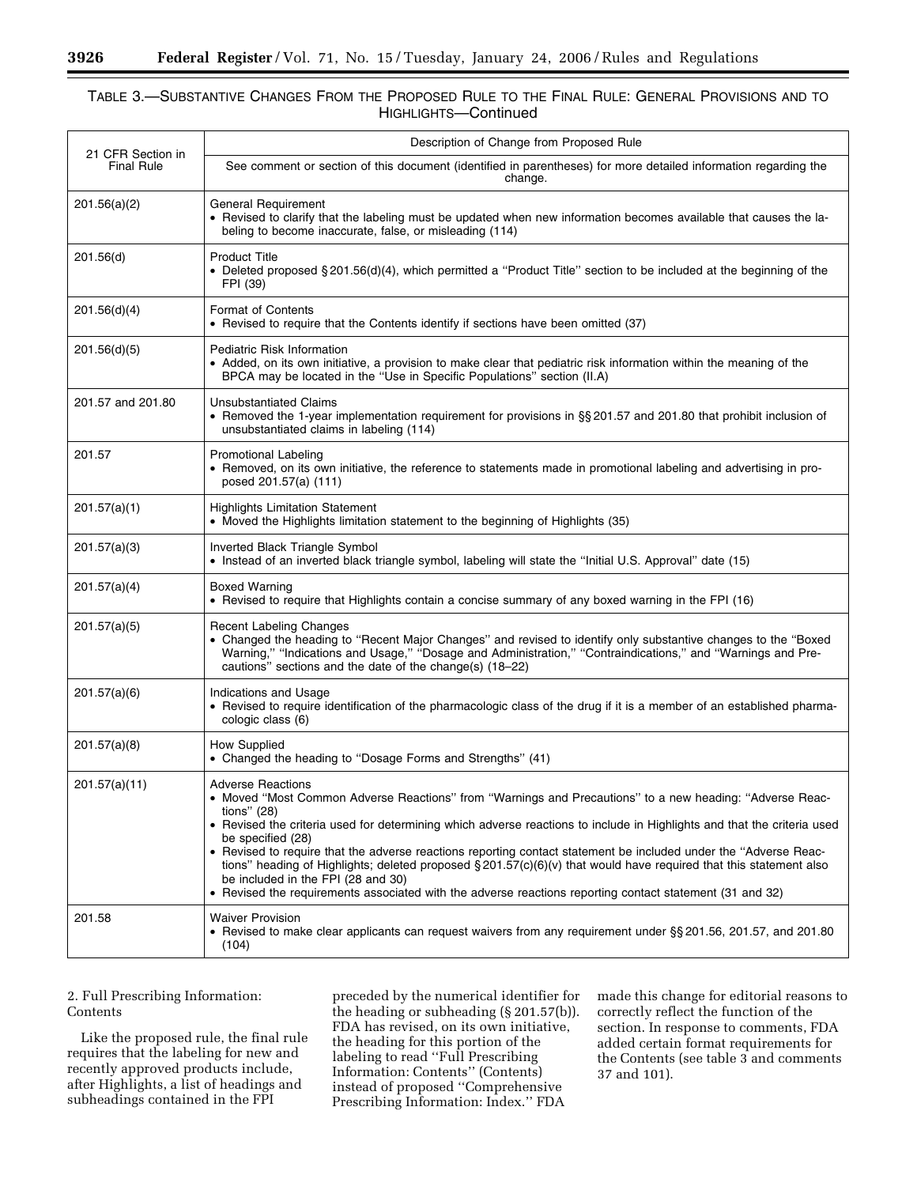TABLE 3.—SUBSTANTIVE CHANGES FROM THE PROPOSED RULE TO THE FINAL RULE: GENERAL PROVISIONS AND TO HIGHLIGHTS—Continued

| 21 CFR Section in Final Rule | Description of Change from Proposed Rule<br>See comment or section of this document (identified in parentheses) for more detailed information regarding the change. |
|---|---|
| 201.56(a)(2) | General Requirement<br>• Revised to clarify that the labeling must be updated when new information becomes available that causes the labeling to become inaccurate, false, or misleading (114) |
| 201.56(d) | Product Title<br>• Deleted proposed § 201.56(d)(4), which permitted a ''Product Title'' section to be included at the beginning of the FPI (39) |
| 201.56(d)(4) | Format of Contents<br>• Revised to require that the Contents identify if sections have been omitted (37) |
| 201.56(d)(5) | Pediatric Risk Information<br>• Added, on its own initiative, a provision to make clear that pediatric risk information within the meaning of the BPCA may be located in the ''Use in Specific Populations'' section (II.A) |
| 201.57 and 201.80 | Unsubstantiated Claims<br>• Removed the 1-year implementation requirement for provisions in §§ 201.57 and 201.80 that prohibit inclusion of unsubstantiated claims in labeling (114) |
| 201.57 | Promotional Labeling<br>• Removed, on its own initiative, the reference to statements made in promotional labeling and advertising in proposed 201.57(a) (111) |
| 201.57(a)(1) | Highlights Limitation Statement<br>• Moved the Highlights limitation statement to the beginning of Highlights (35) |
| 201.57(a)(3) | Inverted Black Triangle Symbol<br>• Instead of an inverted black triangle symbol, labeling will state the ''Initial U.S. Approval'' date (15) |
| 201.57(a)(4) | Boxed Warning<br>• Revised to require that Highlights contain a concise summary of any boxed warning in the FPI (16) |
| 201.57(a)(5) | Recent Labeling Changes<br>• Changed the heading to ''Recent Major Changes'' and revised to identify only substantive changes to the ''Boxed Warning,'' ''Indications and Usage,'' ''Dosage and Administration,'' ''Contraindications,'' and ''Warnings and Precautions'' sections and the date of the change(s) (18–22) |
| 201.57(a)(6) | Indications and Usage<br>• Revised to require identification of the pharmacologic class of the drug if it is a member of an established pharmacologic class (6) |
| 201.57(a)(8) | How Supplied<br>• Changed the heading to ''Dosage Forms and Strengths'' (41) |
| 201.57(a)(11) | Adverse Reactions<br>• Moved ''Most Common Adverse Reactions'' from ''Warnings and Precautions'' to a new heading: ''Adverse Reactions'' (28)<br>• Revised the criteria used for determining which adverse reactions to include in Highlights and that the criteria used be specified (28)<br>• Revised to require that the adverse reactions reporting contact statement be included under the ''Adverse Reactions'' heading of Highlights; deleted proposed § 201.57(c)(6)(v) that would have required that this statement also be included in the FPI (28 and 30)<br>• Revised the requirements associated with the adverse reactions reporting contact statement (31 and 32) |
| 201.58 | Waiver Provision<br>• Revised to make clear applicants can request waivers from any requirement under §§ 201.56, 201.57, and 201.80 (104) |

2. Full Prescribing Information: Contents

Like the proposed rule, the final rule requires that the labeling for new and recently approved products include, after Highlights, a list of headings and subheadings contained in the FPI preceded by the numerical identifier for the heading or subheading (§ 201.57(b)). FDA has revised, on its own initiative, the heading for this portion of the labeling to read ''Full Prescribing Information: Contents'' (Contents) instead of proposed ''Comprehensive Prescribing Information: Index.'' FDA made this change for editorial reasons to correctly reflect the function of the section. In response to comments, FDA added certain format requirements for the Contents (see table 3 and comments 37 and 101).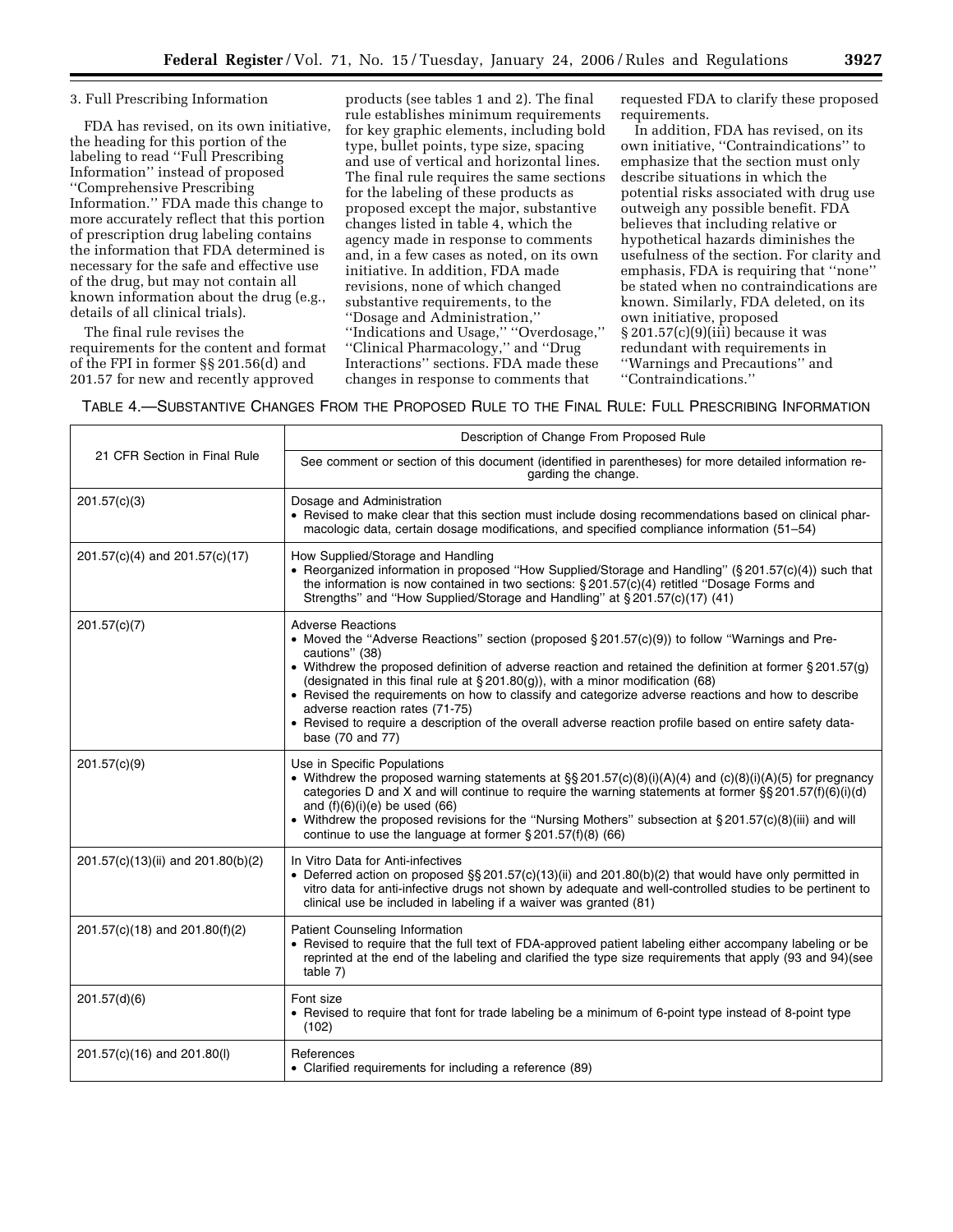3. Full Prescribing Information

FDA has revised, on its own initiative, the heading for this portion of the labeling to read ''Full Prescribing Information'' instead of proposed ''Comprehensive Prescribing Information.'' FDA made this change to more accurately reflect that this portion of prescription drug labeling contains the information that FDA determined is necessary for the safe and effective use of the drug, but may not contain all known information about the drug (e.g., details of all clinical trials).

The final rule revises the requirements for the content and format of the FPI in former §§ 201.56(d) and 201.57 for new and recently approved products (see tables 1 and 2). The final rule establishes minimum requirements for key graphic elements, including bold type, bullet points, type size, spacing and use of vertical and horizontal lines. The final rule requires the same sections for the labeling of these products as proposed except the major, substantive changes listed in table 4, which the agency made in response to comments and, in a few cases as noted, on its own initiative. In addition, FDA made revisions, none of which changed substantive requirements, to the ''Dosage and Administration,'' ''Indications and Usage,'' ''Overdosage,'' ''Clinical Pharmacology,'' and ''Drug Interactions'' sections. FDA made these changes in response to comments that requested FDA to clarify these proposed requirements.

In addition, FDA has revised, on its own initiative, ''Contraindications'' to emphasize that the section must only describe situations in which the potential risks associated with drug use outweigh any possible benefit. FDA believes that including relative or hypothetical hazards diminishes the usefulness of the section. For clarity and emphasis, FDA is requiring that ''none'' be stated when no contraindications are known. Similarly, FDA deleted, on its own initiative, proposed § 201.57(c)(9)(iii) because it was redundant with requirements in ''Warnings and Precautions'' and ''Contraindications.''

TABLE 4.—SUBSTANTIVE CHANGES FROM THE PROPOSED RULE TO THE FINAL RULE: FULL PRESCRIBING INFORMATION

| 21 CFR Section in Final Rule | Description of Change From Proposed Rule<br>See comment or section of this document (identified in parentheses) for more detailed information regarding the change. |
|---|---|
| 201.57(c)(3) | Dosage and Administration<br>• Revised to make clear that this section must include dosing recommendations based on clinical pharmacologic data, certain dosage modifications, and specified compliance information (51–54) |
| 201.57(c)(4) and 201.57(c)(17) | How Supplied/Storage and Handling<br>• Reorganized information in proposed ''How Supplied/Storage and Handling'' (§ 201.57(c)(4)) such that the information is now contained in two sections: § 201.57(c)(4) retitled ''Dosage Forms and Strengths'' and ''How Supplied/Storage and Handling'' at § 201.57(c)(17) (41) |
| 201.57(c)(7) | Adverse Reactions<br>• Moved the ''Adverse Reactions'' section (proposed § 201.57(c)(9)) to follow ''Warnings and Precautions'' (38)<br>• Withdrew the proposed definition of adverse reaction and retained the definition at former § 201.57(g) (designated in this final rule at § 201.80(g)), with a minor modification (68)<br>• Revised the requirements on how to classify and categorize adverse reactions and how to describe adverse reaction rates (71-75)<br>• Revised to require a description of the overall adverse reaction profile based on entire safety database (70 and 77) |
| 201.57(c)(9) | Use in Specific Populations<br>• Withdrew the proposed warning statements at §§ 201.57(c)(8)(i)(A)(4) and (c)(8)(i)(A)(5) for pregnancy categories D and X and will continue to require the warning statements at former §§ 201.57(f)(6)(i)(d) and (f)(6)(i)(e) be used (66)<br>• Withdrew the proposed revisions for the ''Nursing Mothers'' subsection at § 201.57(c)(8)(iii) and will continue to use the language at former § 201.57(f)(8) (66) |
| 201.57(c)(13)(ii) and 201.80(b)(2) | In Vitro Data for Anti-infectives<br>• Deferred action on proposed §§ 201.57(c)(13)(ii) and 201.80(b)(2) that would have only permitted in vitro data for anti-infective drugs not shown by adequate and well-controlled studies to be pertinent to clinical use be included in labeling if a waiver was granted (81) |
| 201.57(c)(18) and 201.80(f)(2) | Patient Counseling Information<br>• Revised to require that the full text of FDA-approved patient labeling either accompany labeling or be reprinted at the end of the labeling and clarified the type size requirements that apply (93 and 94)(see table 7) |
| 201.57(d)(6) | Font size<br>• Revised to require that font for trade labeling be a minimum of 6-point type instead of 8-point type (102) |
| 201.57(c)(16) and 201.80(l) | References<br>• Clarified requirements for including a reference (89) |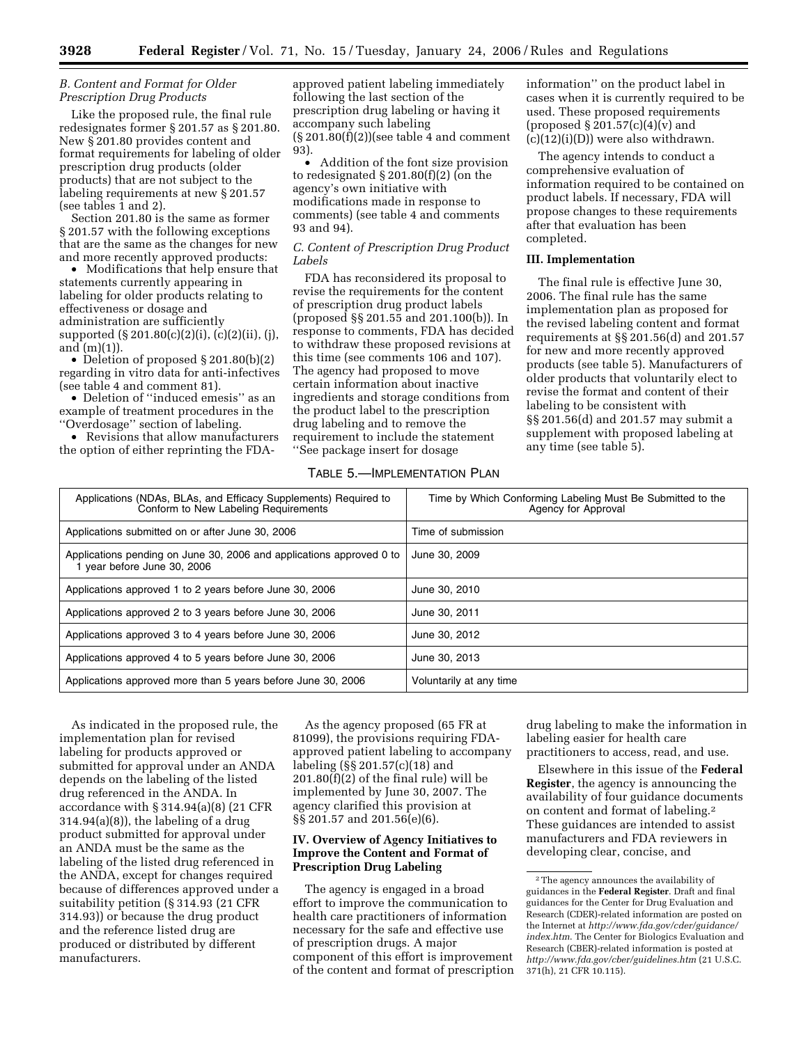### B. Content and Format for Older Prescription Drug Products

Like the proposed rule, the final rule redesignates former § 201.57 as § 201.80. New § 201.80 provides content and format requirements for labeling of older prescription drug products (older products) that are not subject to the labeling requirements at new § 201.57 (see tables 1 and 2).

Section 201.80 is the same as former § 201.57 with the following exceptions that are the same as the changes for new and more recently approved products:

- Modifications that help ensure that statements currently appearing in labeling for older products relating to effectiveness or dosage and administration are sufficiently supported (§ 201.80(c)(2)(i), (c)(2)(ii), (j), and (m)(1)).
- Deletion of proposed § 201.80(b)(2) regarding in vitro data for anti-infectives (see table 4 and comment 81).
- Deletion of ''induced emesis'' as an example of treatment procedures in the ''Overdosage'' section of labeling.
- Revisions that allow manufacturers the option of either reprinting the FDA-approved patient labeling immediately following the last section of the prescription drug labeling or having it accompany such labeling (§ 201.80(f)(2))(see table 4 and comment 93).
- Addition of the font size provision to redesignated § 201.80(f)(2) (on the agency's own initiative with modifications made in response to comments) (see table 4 and comments 93 and 94).

### C. Content of Prescription Drug Product Labels

FDA has reconsidered its proposal to revise the requirements for the content of prescription drug product labels (proposed §§ 201.55 and 201.100(b)). In response to comments, FDA has decided to withdraw these proposed revisions at this time (see comments 106 and 107). The agency had proposed to move certain information about inactive ingredients and storage conditions from the product label to the prescription drug labeling and to remove the requirement to include the statement ''See package insert for dosage information'' on the product label in cases when it is currently required to be used. These proposed requirements (proposed § 201.57(c)(4)(v) and (c)(12)(i)(D)) were also withdrawn.

The agency intends to conduct a comprehensive evaluation of information required to be contained on product labels. If necessary, FDA will propose changes to these requirements after that evaluation has been completed.

## III. Implementation

The final rule is effective June 30, 2006. The final rule has the same implementation plan as proposed for the revised labeling content and format requirements at §§ 201.56(d) and 201.57 for new and more recently approved products (see table 5). Manufacturers of older products that voluntarily elect to revise the format and content of their labeling to be consistent with §§ 201.56(d) and 201.57 may submit a supplement with proposed labeling at any time (see table 5).

TABLE 5.—IMPLEMENTATION PLAN

| Applications (NDAs, BLAs, and Efficacy Supplements) Required to Conform to New Labeling Requirements | Time by Which Conforming Labeling Must Be Submitted to the Agency for Approval |
|---|---|
| Applications submitted on or after June 30, 2006 | Time of submission |
| Applications pending on June 30, 2006 and applications approved 0 to 1 year before June 30, 2006 | June 30, 2009 |
| Applications approved 1 to 2 years before June 30, 2006 | June 30, 2010 |
| Applications approved 2 to 3 years before June 30, 2006 | June 30, 2011 |
| Applications approved 3 to 4 years before June 30, 2006 | June 30, 2012 |
| Applications approved 4 to 5 years before June 30, 2006 | June 30, 2013 |
| Applications approved more than 5 years before June 30, 2006 | Voluntarily at any time |

As indicated in the proposed rule, the implementation plan for revised labeling for products approved or submitted for approval under an ANDA depends on the labeling of the listed drug referenced in the ANDA. In accordance with § 314.94(a)(8) (21 CFR 314.94(a)(8)), the labeling of a drug product submitted for approval under an ANDA must be the same as the labeling of the listed drug referenced in the ANDA, except for changes required because of differences approved under a suitability petition (§ 314.93 (21 CFR 314.93)) or because the drug product and the reference listed drug are produced or distributed by different manufacturers.

As the agency proposed (65 FR at 81099), the provisions requiring FDA-approved patient labeling to accompany labeling (§§ 201.57(c)(18) and 201.80(f)(2) of the final rule) will be implemented by June 30, 2007. The agency clarified this provision at §§ 201.57 and 201.56(e)(6).

## IV. Overview of Agency Initiatives to Improve the Content and Format of Prescription Drug Labeling

The agency is engaged in a broad effort to improve the communication to health care practitioners of information necessary for the safe and effective use of prescription drugs. A major component of this effort is improvement of the content and format of prescription drug labeling to make the information in labeling easier for health care practitioners to access, read, and use.

Elsewhere in this issue of the **Federal Register**, the agency is announcing the availability of four guidance documents on content and format of labeling.[2] These guidances are intended to assist manufacturers and FDA reviewers in developing clear, concise, and

[2] The agency announces the availability of guidances in the **Federal Register**. Draft and final guidances for the Center for Drug Evaluation and Research (CDER)-related information are posted on the Internet at *http://www.fda.gov/cder/guidance/index.htm*. The Center for Biologics Evaluation and Research (CBER)-related information is posted at *http://www.fda.gov/cber/guidelines.htm* (21 U.S.C. 371(h), 21 CFR 10.115).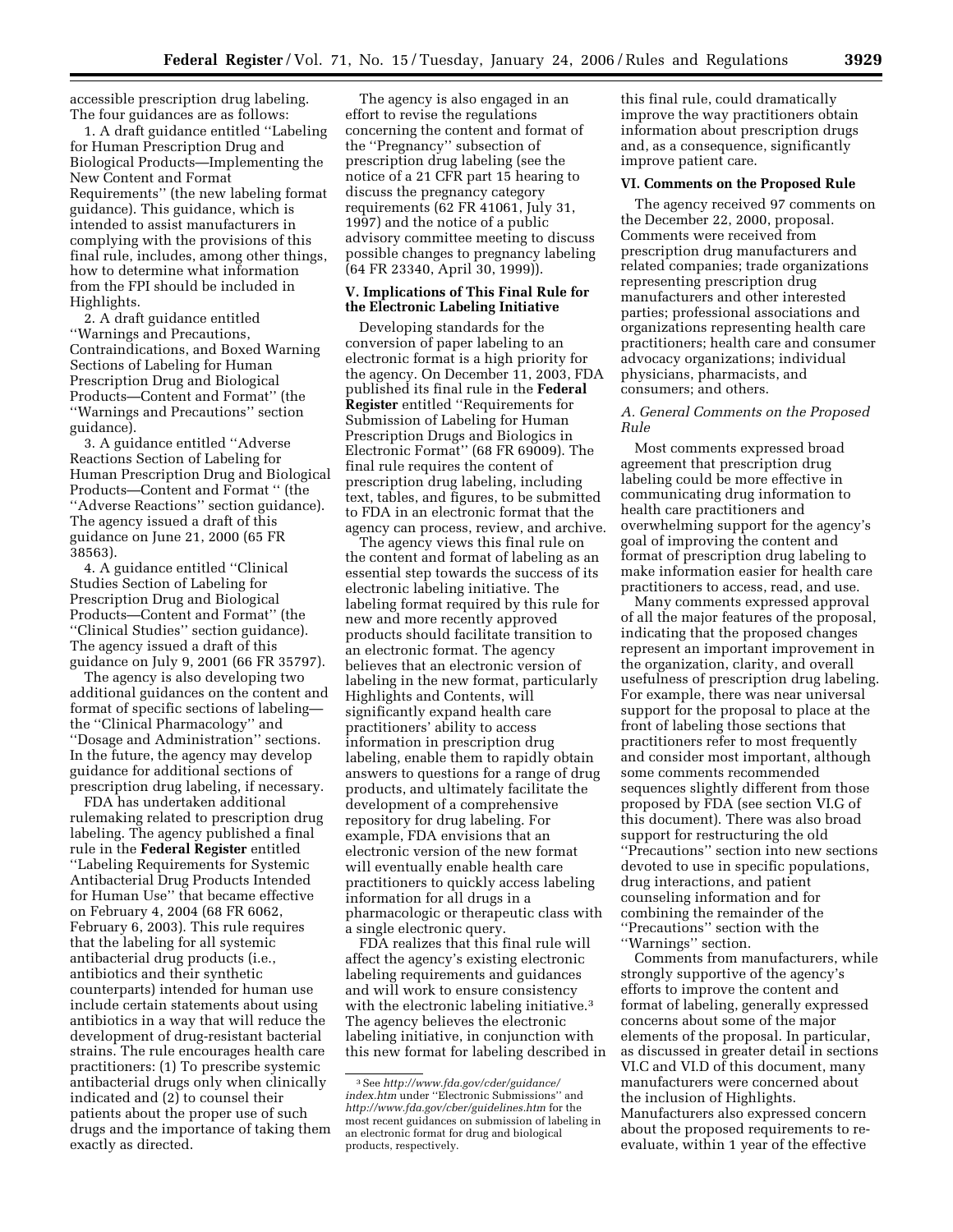accessible prescription drug labeling. The four guidances are as follows:

1. A draft guidance entitled ''Labeling for Human Prescription Drug and Biological Products—Implementing the New Content and Format Requirements'' (the new labeling format guidance). This guidance, which is intended to assist manufacturers in complying with the provisions of this final rule, includes, among other things, how to determine what information from the FPI should be included in Highlights.

2. A draft guidance entitled ''Warnings and Precautions, Contraindications, and Boxed Warning Sections of Labeling for Human Prescription Drug and Biological Products—Content and Format'' (the ''Warnings and Precautions'' section guidance).

3. A guidance entitled ''Adverse Reactions Section of Labeling for Human Prescription Drug and Biological Products—Content and Format '' (the ''Adverse Reactions'' section guidance). The agency issued a draft of this guidance on June 21, 2000 (65 FR 38563).

4. A guidance entitled ''Clinical Studies Section of Labeling for Prescription Drug and Biological Products—Content and Format'' (the ''Clinical Studies'' section guidance). The agency issued a draft of this guidance on July 9, 2001 (66 FR 35797).

The agency is also developing two additional guidances on the content and format of specific sections of labeling—the ''Clinical Pharmacology'' and ''Dosage and Administration'' sections. In the future, the agency may develop guidance for additional sections of prescription drug labeling, if necessary.

FDA has undertaken additional rulemaking related to prescription drug labeling. The agency published a final rule in the **Federal Register** entitled ''Labeling Requirements for Systemic Antibacterial Drug Products Intended for Human Use'' that became effective on February 4, 2004 (68 FR 6062, February 6, 2003). This rule requires that the labeling for all systemic antibacterial drug products (i.e., antibiotics and their synthetic counterparts) intended for human use include certain statements about using antibiotics in a way that will reduce the development of drug-resistant bacterial strains. The rule encourages health care practitioners: (1) To prescribe systemic antibacterial drugs only when clinically indicated and (2) to counsel their patients about the proper use of such drugs and the importance of taking them exactly as directed.

The agency is also engaged in an effort to revise the regulations concerning the content and format of the ''Pregnancy'' subsection of prescription drug labeling (see the notice of a 21 CFR part 15 hearing to discuss the pregnancy category requirements (62 FR 41061, July 31, 1997) and the notice of a public advisory committee meeting to discuss possible changes to pregnancy labeling (64 FR 23340, April 30, 1999)).

## V. Implications of This Final Rule for the Electronic Labeling Initiative

Developing standards for the conversion of paper labeling to an electronic format is a high priority for the agency. On December 11, 2003, FDA published its final rule in the **Federal Register** entitled ''Requirements for Submission of Labeling for Human Prescription Drugs and Biologics in Electronic Format'' (68 FR 69009). The final rule requires the content of prescription drug labeling, including text, tables, and figures, to be submitted to FDA in an electronic format that the agency can process, review, and archive.

The agency views this final rule on the content and format of labeling as an essential step towards the success of its electronic labeling initiative. The labeling format required by this rule for new and more recently approved products should facilitate transition to an electronic format. The agency believes that an electronic version of labeling in the new format, particularly Highlights and Contents, will significantly expand health care practitioners' ability to access information in prescription drug labeling, enable them to rapidly obtain answers to questions for a range of drug products, and ultimately facilitate the development of a comprehensive repository for drug labeling. For example, FDA envisions that an electronic version of the new format will eventually enable health care practitioners to quickly access labeling information for all drugs in a pharmacologic or therapeutic class with a single electronic query.

FDA realizes that this final rule will affect the agency's existing electronic labeling requirements and guidances and will work to ensure consistency with the electronic labeling initiative.[3] The agency believes the electronic labeling initiative, in conjunction with this new format for labeling described in this final rule, could dramatically improve the way practitioners obtain information about prescription drugs and, as a consequence, significantly improve patient care.

## VI. Comments on the Proposed Rule

The agency received 97 comments on the December 22, 2000, proposal. Comments were received from prescription drug manufacturers and related companies; trade organizations representing prescription drug manufacturers and other interested parties; professional associations and organizations representing health care practitioners; health care and consumer advocacy organizations; individual physicians, pharmacists, and consumers; and others.

### *A. General Comments on the Proposed Rule*

Most comments expressed broad agreement that prescription drug labeling could be more effective in communicating drug information to health care practitioners and overwhelming support for the agency's goal of improving the content and format of prescription drug labeling to make information easier for health care practitioners to access, read, and use.

Many comments expressed approval of all the major features of the proposal, indicating that the proposed changes represent an important improvement in the organization, clarity, and overall usefulness of prescription drug labeling. For example, there was near universal support for the proposal to place at the front of labeling those sections that practitioners refer to most frequently and consider most important, although some comments recommended sequences slightly different from those proposed by FDA (see section VI.G of this document). There was also broad support for restructuring the old ''Precautions'' section into new sections devoted to use in specific populations, drug interactions, and patient counseling information and for combining the remainder of the ''Precautions'' section with the ''Warnings'' section.

Comments from manufacturers, while strongly supportive of the agency's efforts to improve the content and format of labeling, generally expressed concerns about some of the major elements of the proposal. In particular, as discussed in greater detail in sections VI.C and VI.D of this document, many manufacturers were concerned about the inclusion of Highlights. Manufacturers also expressed concern about the proposed requirements to re-evaluate, within 1 year of the effective

[3] See *http://www.fda.gov/cder/guidance/index.htm* under ''Electronic Submissions'' and *http://www.fda.gov/cber/guidelines.htm* for the most recent guidances on submission of labeling in an electronic format for drug and biological products, respectively.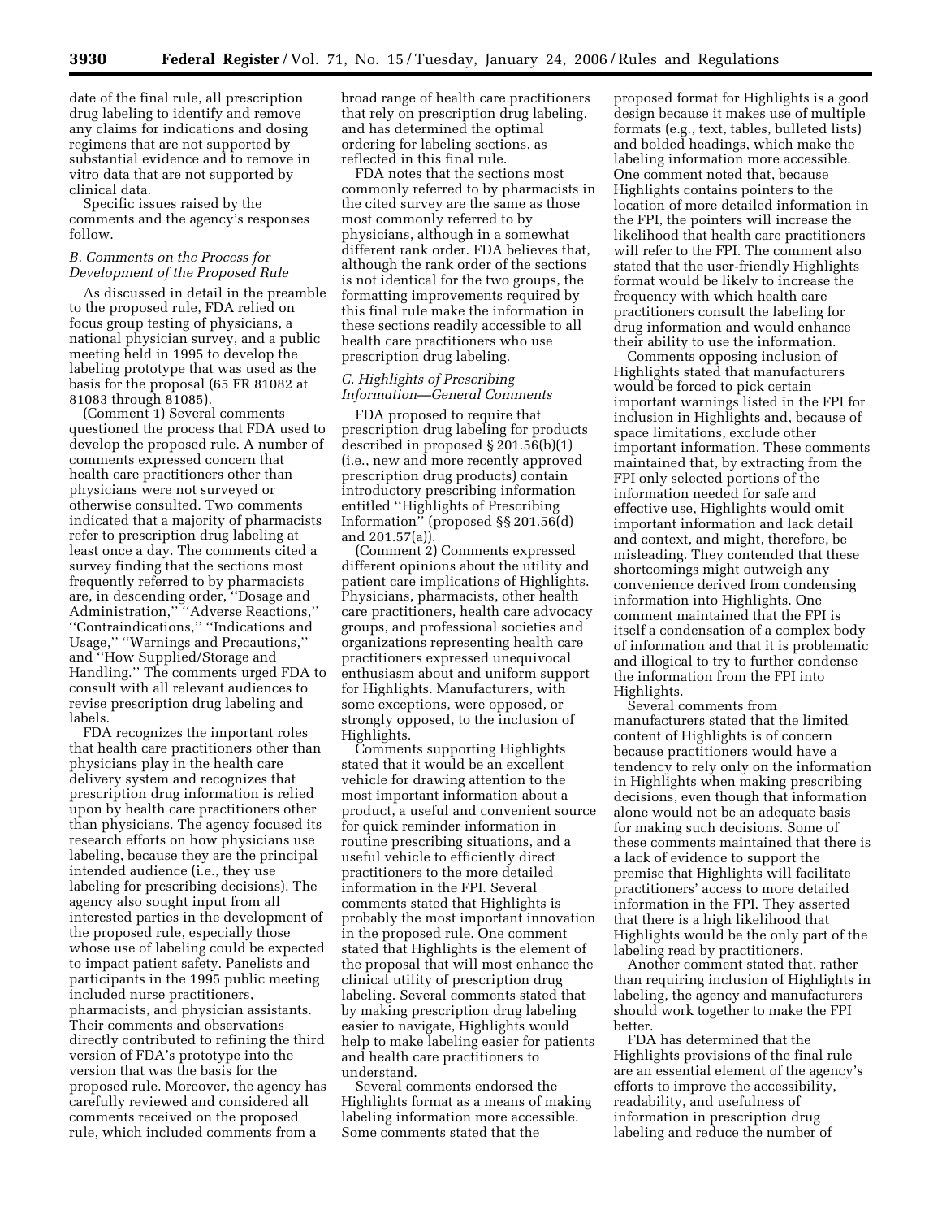date of the final rule, all prescription drug labeling to identify and remove any claims for indications and dosing regimens that are not supported by substantial evidence and to remove in vitro data that are not supported by clinical data.

Specific issues raised by the comments and the agency's responses follow.

### *B. Comments on the Process for Development of the Proposed Rule*

As discussed in detail in the preamble to the proposed rule, FDA relied on focus group testing of physicians, a national physician survey, and a public meeting held in 1995 to develop the labeling prototype that was used as the basis for the proposal (65 FR 81082 at 81083 through 81085).

(Comment 1) Several comments questioned the process that FDA used to develop the proposed rule. A number of comments expressed concern that health care practitioners other than physicians were not surveyed or otherwise consulted. Two comments indicated that a majority of pharmacists refer to prescription drug labeling at least once a day. The comments cited a survey finding that the sections most frequently referred to by pharmacists are, in descending order, ''Dosage and Administration,'' ''Adverse Reactions,'' ''Contraindications,'' ''Indications and Usage,'' ''Warnings and Precautions,'' and ''How Supplied/Storage and Handling.'' The comments urged FDA to consult with all relevant audiences to revise prescription drug labeling and labels.

FDA recognizes the important roles that health care practitioners other than physicians play in the health care delivery system and recognizes that prescription drug information is relied upon by health care practitioners other than physicians. The agency focused its research efforts on how physicians use labeling, because they are the principal intended audience (i.e., they use labeling for prescribing decisions). The agency also sought input from all interested parties in the development of the proposed rule, especially those whose use of labeling could be expected to impact patient safety. Panelists and participants in the 1995 public meeting included nurse practitioners, pharmacists, and physician assistants. Their comments and observations directly contributed to refining the third version of FDA's prototype into the version that was the basis for the proposed rule. Moreover, the agency has carefully reviewed and considered all comments received on the proposed rule, which included comments from a broad range of health care practitioners that rely on prescription drug labeling, and has determined the optimal ordering for labeling sections, as reflected in this final rule.

FDA notes that the sections most commonly referred to by pharmacists in the cited survey are the same as those most commonly referred to by physicians, although in a somewhat different rank order. FDA believes that, although the rank order of the sections is not identical for the two groups, the formatting improvements required by this final rule make the information in these sections readily accessible to all health care practitioners who use prescription drug labeling.

### *C. Highlights of Prescribing Information—General Comments*

FDA proposed to require that prescription drug labeling for products described in proposed § 201.56(b)(1) (i.e., new and more recently approved prescription drug products) contain introductory prescribing information entitled ''Highlights of Prescribing Information'' (proposed §§ 201.56(d) and 201.57(a)).

(Comment 2) Comments expressed different opinions about the utility and patient care implications of Highlights. Physicians, pharmacists, other health care practitioners, health care advocacy groups, and professional societies and organizations representing health care practitioners expressed unequivocal enthusiasm about and uniform support for Highlights. Manufacturers, with some exceptions, were opposed, or strongly opposed, to the inclusion of Highlights.

Comments supporting Highlights stated that it would be an excellent vehicle for drawing attention to the most important information about a product, a useful and convenient source for quick reminder information in routine prescribing situations, and a useful vehicle to efficiently direct practitioners to the more detailed information in the FPI. Several comments stated that Highlights is probably the most important innovation in the proposed rule. One comment stated that Highlights is the element of the proposal that will most enhance the clinical utility of prescription drug labeling. Several comments stated that by making prescription drug labeling easier to navigate, Highlights would help to make labeling easier for patients and health care practitioners to understand.

Several comments endorsed the Highlights format as a means of making labeling information more accessible. Some comments stated that the proposed format for Highlights is a good design because it makes use of multiple formats (e.g., text, tables, bulleted lists) and bolded headings, which make the labeling information more accessible. One comment noted that, because Highlights contains pointers to the location of more detailed information in the FPI, the pointers will increase the likelihood that health care practitioners will refer to the FPI. The comment also stated that the user-friendly Highlights format would be likely to increase the frequency with which health care practitioners consult the labeling for drug information and would enhance their ability to use the information.

Comments opposing inclusion of Highlights stated that manufacturers would be forced to pick certain important warnings listed in the FPI for inclusion in Highlights and, because of space limitations, exclude other important information. These comments maintained that, by extracting from the FPI only selected portions of the information needed for safe and effective use, Highlights would omit important information and lack detail and context, and might, therefore, be misleading. They contended that these shortcomings might outweigh any convenience derived from condensing information into Highlights. One comment maintained that the FPI is itself a condensation of a complex body of information and that it is problematic and illogical to try to further condense the information from the FPI into Highlights.

Several comments from manufacturers stated that the limited content of Highlights is of concern because practitioners would have a tendency to rely only on the information in Highlights when making prescribing decisions, even though that information alone would not be an adequate basis for making such decisions. Some of these comments maintained that there is a lack of evidence to support the premise that Highlights will facilitate practitioners' access to more detailed information in the FPI. They asserted that there is a high likelihood that Highlights would be the only part of the labeling read by practitioners.

Another comment stated that, rather than requiring inclusion of Highlights in labeling, the agency and manufacturers should work together to make the FPI better.

FDA has determined that the Highlights provisions of the final rule are an essential element of the agency's efforts to improve the accessibility, readability, and usefulness of information in prescription drug labeling and reduce the number of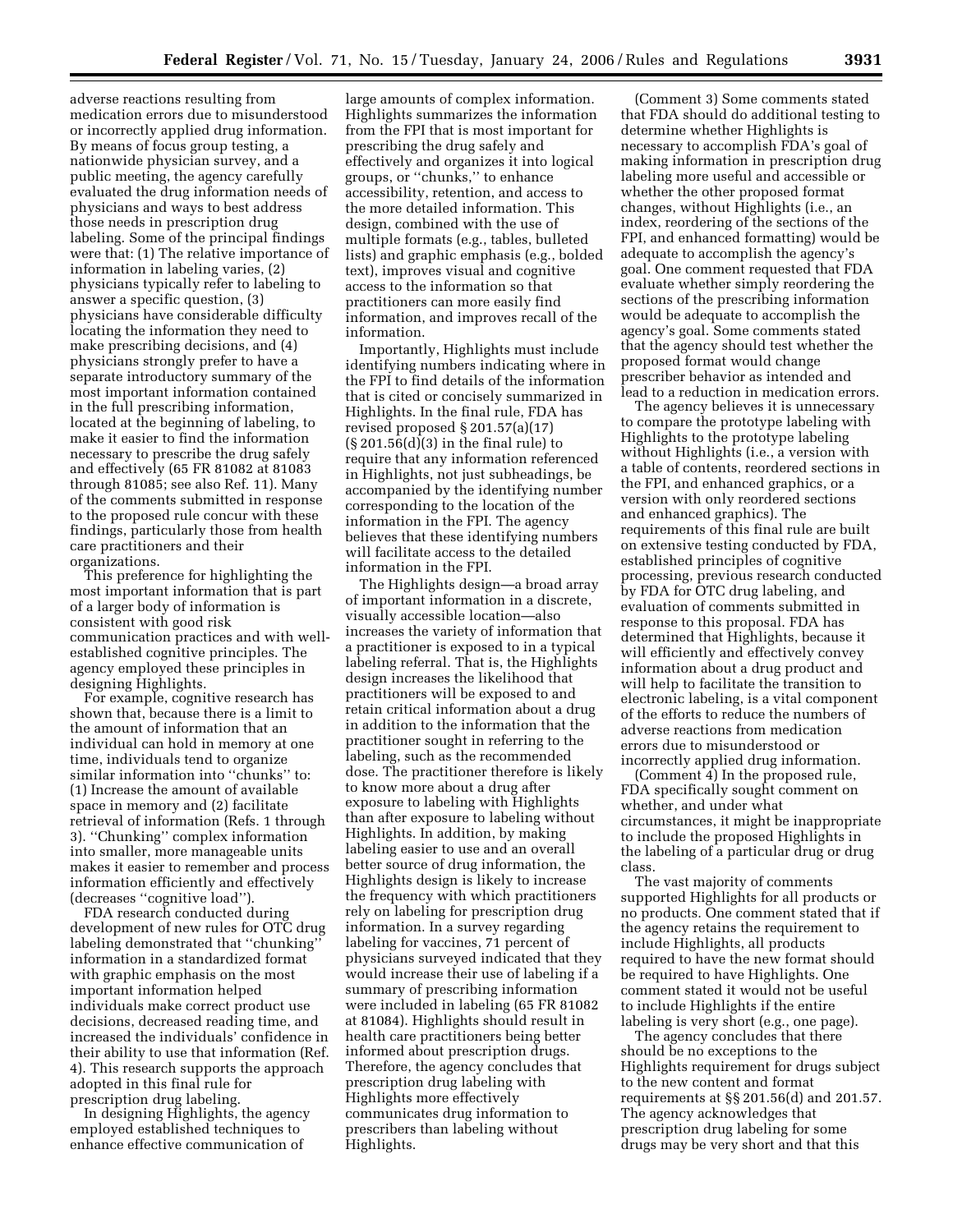adverse reactions resulting from medication errors due to misunderstood or incorrectly applied drug information. By means of focus group testing, a nationwide physician survey, and a public meeting, the agency carefully evaluated the drug information needs of physicians and ways to best address those needs in prescription drug labeling. Some of the principal findings were that: (1) The relative importance of information in labeling varies, (2) physicians typically refer to labeling to answer a specific question, (3) physicians have considerable difficulty locating the information they need to make prescribing decisions, and (4) physicians strongly prefer to have a separate introductory summary of the most important information contained in the full prescribing information, located at the beginning of labeling, to make it easier to find the information necessary to prescribe the drug safely and effectively (65 FR 81082 at 81083 through 81085; see also Ref. 11). Many of the comments submitted in response to the proposed rule concur with these findings, particularly those from health care practitioners and their organizations.

This preference for highlighting the most important information that is part of a larger body of information is consistent with good risk communication practices and with well-established cognitive principles. The agency employed these principles in designing Highlights.

For example, cognitive research has shown that, because there is a limit to the amount of information that an individual can hold in memory at one time, individuals tend to organize similar information into ''chunks'' to: (1) Increase the amount of available space in memory and (2) facilitate retrieval of information (Refs. 1 through 3). ''Chunking'' complex information into smaller, more manageable units makes it easier to remember and process information efficiently and effectively (decreases ''cognitive load'').

FDA research conducted during development of new rules for OTC drug labeling demonstrated that ''chunking'' information in a standardized format with graphic emphasis on the most important information helped individuals make correct product use decisions, decreased reading time, and increased the individuals' confidence in their ability to use that information (Ref. 4). This research supports the approach adopted in this final rule for prescription drug labeling.

In designing Highlights, the agency employed established techniques to enhance effective communication of large amounts of complex information. Highlights summarizes the information from the FPI that is most important for prescribing the drug safely and effectively and organizes it into logical groups, or ''chunks,'' to enhance accessibility, retention, and access to the more detailed information. This design, combined with the use of multiple formats (e.g., tables, bulleted lists) and graphic emphasis (e.g., bolded text), improves visual and cognitive access to the information so that practitioners can more easily find information, and improves recall of the information.

Importantly, Highlights must include identifying numbers indicating where in the FPI to find details of the information that is cited or concisely summarized in Highlights. In the final rule, FDA has revised proposed § 201.57(a)(17) (§ 201.56(d)(3) in the final rule) to require that any information referenced in Highlights, not just subheadings, be accompanied by the identifying number corresponding to the location of the information in the FPI. The agency believes that these identifying numbers will facilitate access to the detailed information in the FPI.

The Highlights design—a broad array of important information in a discrete, visually accessible location—also increases the variety of information that a practitioner is exposed to in a typical labeling referral. That is, the Highlights design increases the likelihood that practitioners will be exposed to and retain critical information about a drug in addition to the information that the practitioner sought in referring to the labeling, such as the recommended dose. The practitioner therefore is likely to know more about a drug after exposure to labeling with Highlights than after exposure to labeling without Highlights. In addition, by making labeling easier to use and an overall better source of drug information, the Highlights design is likely to increase the frequency with which practitioners rely on labeling for prescription drug information. In a survey regarding labeling for vaccines, 71 percent of physicians surveyed indicated that they would increase their use of labeling if a summary of prescribing information were included in labeling (65 FR 81082 at 81084). Highlights should result in health care practitioners being better informed about prescription drugs. Therefore, the agency concludes that prescription drug labeling with Highlights more effectively communicates drug information to prescribers than labeling without Highlights.

(Comment 3) Some comments stated that FDA should do additional testing to determine whether Highlights is necessary to accomplish FDA's goal of making information in prescription drug labeling more useful and accessible or whether the other proposed format changes, without Highlights (i.e., an index, reordering of the sections of the FPI, and enhanced formatting) would be adequate to accomplish the agency's goal. One comment requested that FDA evaluate whether simply reordering the sections of the prescribing information would be adequate to accomplish the agency's goal. Some comments stated that the agency should test whether the proposed format would change prescriber behavior as intended and lead to a reduction in medication errors.

The agency believes it is unnecessary to compare the prototype labeling with Highlights to the prototype labeling without Highlights (i.e., a version with a table of contents, reordered sections in the FPI, and enhanced graphics, or a version with only reordered sections and enhanced graphics). The requirements of this final rule are built on extensive testing conducted by FDA, established principles of cognitive processing, previous research conducted by FDA for OTC drug labeling, and evaluation of comments submitted in response to this proposal. FDA has determined that Highlights, because it will efficiently and effectively convey information about a drug product and will help to facilitate the transition to electronic labeling, is a vital component of the efforts to reduce the numbers of adverse reactions from medication errors due to misunderstood or incorrectly applied drug information.

(Comment 4) In the proposed rule, FDA specifically sought comment on whether, and under what circumstances, it might be inappropriate to include the proposed Highlights in the labeling of a particular drug or drug class.

The vast majority of comments supported Highlights for all products or no products. One comment stated that if the agency retains the requirement to include Highlights, all products required to have the new format should be required to have Highlights. One comment stated it would not be useful to include Highlights if the entire labeling is very short (e.g., one page).

The agency concludes that there should be no exceptions to the Highlights requirement for drugs subject to the new content and format requirements at §§ 201.56(d) and 201.57. The agency acknowledges that prescription drug labeling for some drugs may be very short and that this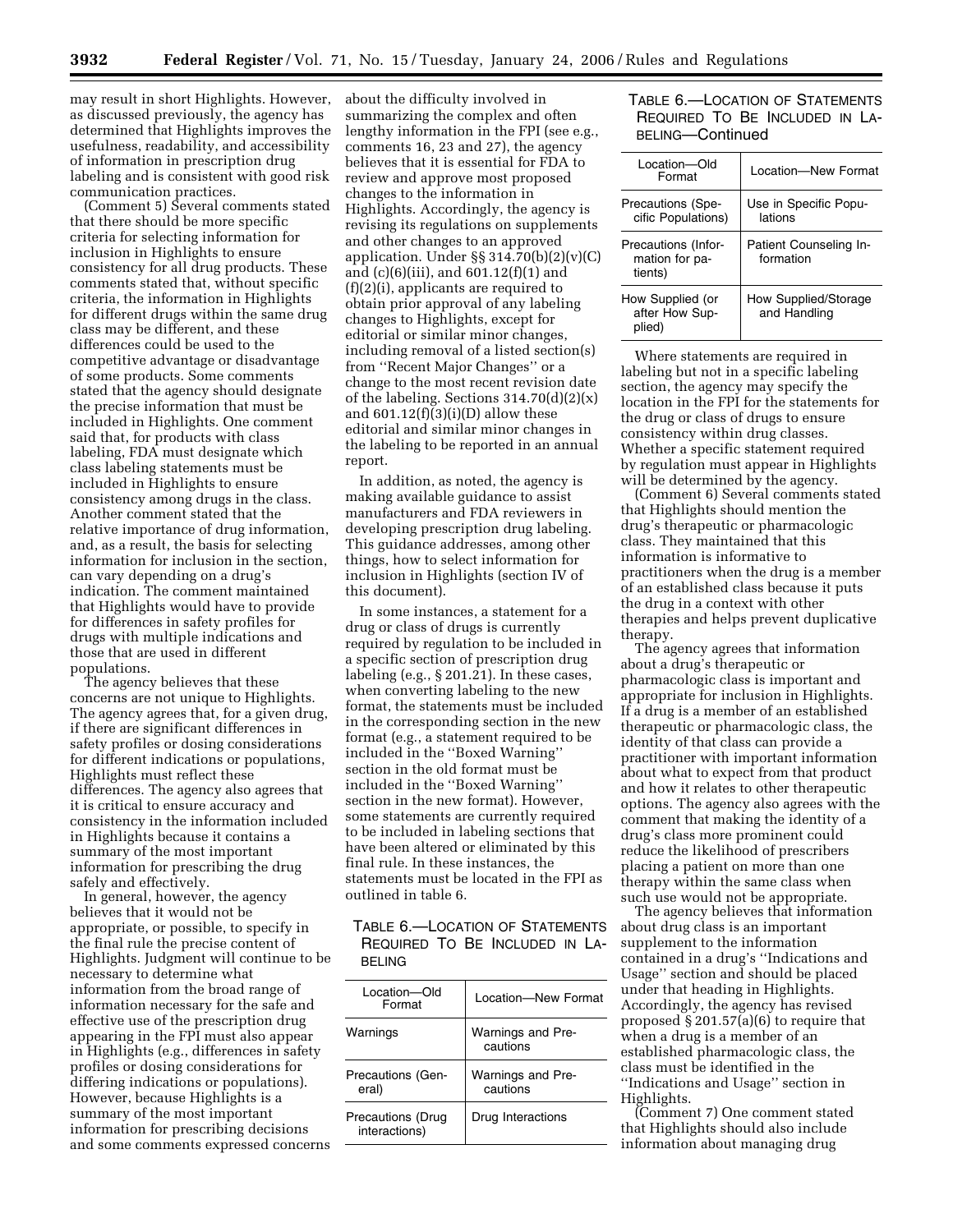may result in short Highlights. However, as discussed previously, the agency has determined that Highlights improves the usefulness, readability, and accessibility of information in prescription drug labeling and is consistent with good risk communication practices.

(Comment 5) Several comments stated that there should be more specific criteria for selecting information for inclusion in Highlights to ensure consistency for all drug products. These comments stated that, without specific criteria, the information in Highlights for different drugs within the same drug class may be different, and these differences could be used to the competitive advantage or disadvantage of some products. Some comments stated that the agency should designate the precise information that must be included in Highlights. One comment said that, for products with class labeling, FDA must designate which class labeling statements must be included in Highlights to ensure consistency among drugs in the class. Another comment stated that the relative importance of drug information, and, as a result, the basis for selecting information for inclusion in the section, can vary depending on a drug's indication. The comment maintained that Highlights would have to provide for differences in safety profiles for drugs with multiple indications and those that are used in different populations.

The agency believes that these concerns are not unique to Highlights. The agency agrees that, for a given drug, if there are significant differences in safety profiles or dosing considerations for different indications or populations, Highlights must reflect these differences. The agency also agrees that it is critical to ensure accuracy and consistency in the information included in Highlights because it contains a summary of the most important information for prescribing the drug safely and effectively.

In general, however, the agency believes that it would not be appropriate, or possible, to specify in the final rule the precise content of Highlights. Judgment will continue to be necessary to determine what information from the broad range of information necessary for the safe and effective use of the prescription drug appearing in the FPI must also appear in Highlights (e.g., differences in safety profiles or dosing considerations for differing indications or populations). However, because Highlights is a summary of the most important information for prescribing decisions and some comments expressed concerns about the difficulty involved in summarizing the complex and often lengthy information in the FPI (see e.g., comments 16, 23 and 27), the agency believes that it is essential for FDA to review and approve most proposed changes to the information in Highlights. Accordingly, the agency is revising its regulations on supplements and other changes to an approved application. Under §§ 314.70(b)(2)(v)(C) and (c)(6)(iii), and 601.12(f)(1) and (f)(2)(i), applicants are required to obtain prior approval of any labeling changes to Highlights, except for editorial or similar minor changes, including removal of a listed section(s) from ''Recent Major Changes'' or a change to the most recent revision date of the labeling. Sections 314.70(d)(2)(x) and 601.12(f)(3)(i)(D) allow these editorial and similar minor changes in the labeling to be reported in an annual report.

In addition, as noted, the agency is making available guidance to assist manufacturers and FDA reviewers in developing prescription drug labeling. This guidance addresses, among other things, how to select information for inclusion in Highlights (section IV of this document).

In some instances, a statement for a drug or class of drugs is currently required by regulation to be included in a specific section of prescription drug labeling (e.g., § 201.21). In these cases, when converting labeling to the new format, the statements must be included in the corresponding section in the new format (e.g., a statement required to be included in the ''Boxed Warning'' section in the old format must be included in the ''Boxed Warning'' section in the new format). However, some statements are currently required to be included in labeling sections that have been altered or eliminated by this final rule. In these instances, the statements must be located in the FPI as outlined in table 6.

TABLE 6.—LOCATION OF STATEMENTS REQUIRED TO BE INCLUDED IN LABELING

| Location—Old Format | Location—New Format |
|---|---|
| Warnings | Warnings and Precautions |
| Precautions (General) | Warnings and Precautions |
| Precautions (Drug interactions) | Drug Interactions |
| Precautions (Specific Populations) | Use in Specific Populations |
| Precautions (Information for patients) | Patient Counseling Information |
| How Supplied (or after How Supplied) | How Supplied/Storage and Handling |

Where statements are required in labeling but not in a specific labeling section, the agency may specify the location in the FPI for the statements for the drug or class of drugs to ensure consistency within drug classes. Whether a specific statement required by regulation must appear in Highlights will be determined by the agency.

(Comment 6) Several comments stated that Highlights should mention the drug's therapeutic or pharmacologic class. They maintained that this information is informative to practitioners when the drug is a member of an established class because it puts the drug in a context with other therapies and helps prevent duplicative therapy.

The agency agrees that information about a drug's therapeutic or pharmacologic class is important and appropriate for inclusion in Highlights. If a drug is a member of an established therapeutic or pharmacologic class, the identity of that class can provide a practitioner with important information about what to expect from that product and how it relates to other therapeutic options. The agency also agrees with the comment that making the identity of a drug's class more prominent could reduce the likelihood of prescribers placing a patient on more than one therapy within the same class when such use would not be appropriate.

The agency believes that information about drug class is an important supplement to the information contained in a drug's ''Indications and Usage'' section and should be placed under that heading in Highlights. Accordingly, the agency has revised proposed § 201.57(a)(6) to require that when a drug is a member of an established pharmacologic class, the class must be identified in the ''Indications and Usage'' section in Highlights.

(Comment 7) One comment stated that Highlights should also include information about managing drug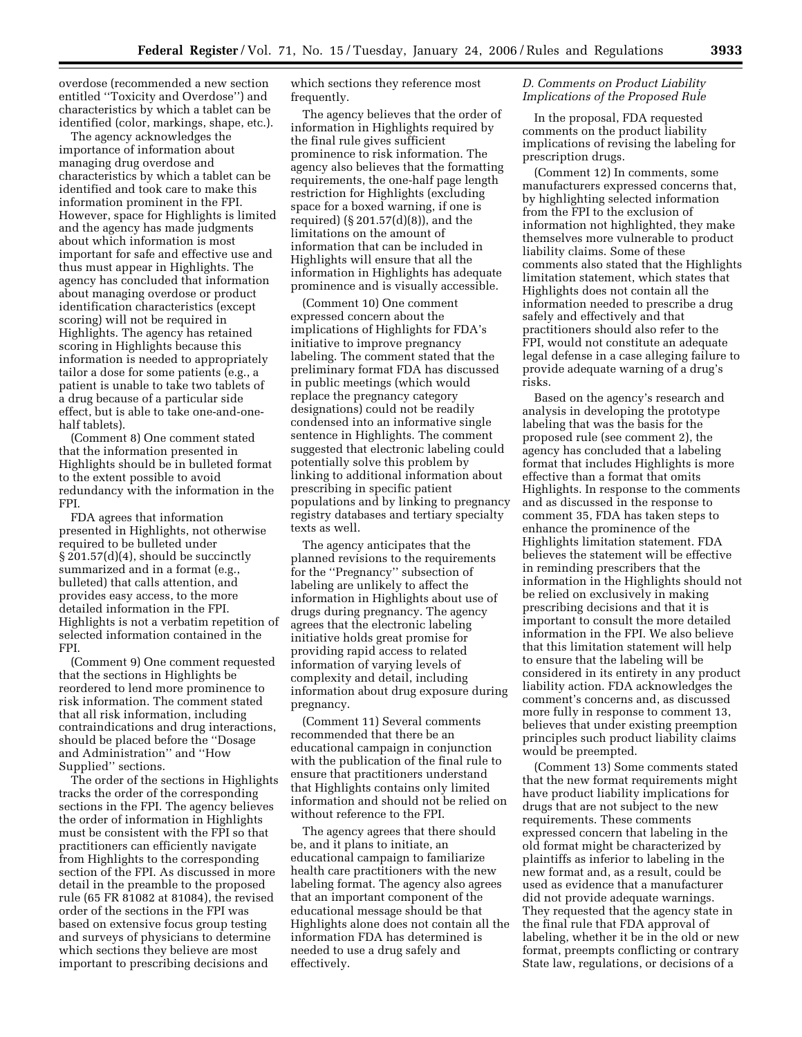overdose (recommended a new section entitled ''Toxicity and Overdose'') and characteristics by which a tablet can be identified (color, markings, shape, etc.).

The agency acknowledges the importance of information about managing drug overdose and characteristics by which a tablet can be identified and took care to make this information prominent in the FPI. However, space for Highlights is limited and the agency has made judgments about which information is most important for safe and effective use and thus must appear in Highlights. The agency has concluded that information about managing overdose or product identification characteristics (except scoring) will not be required in Highlights. The agency has retained scoring in Highlights because this information is needed to appropriately tailor a dose for some patients (e.g., a patient is unable to take two tablets of a drug because of a particular side effect, but is able to take one-and-one-half tablets).

(Comment 8) One comment stated that the information presented in Highlights should be in bulleted format to the extent possible to avoid redundancy with the information in the FPI.

FDA agrees that information presented in Highlights, not otherwise required to be bulleted under § 201.57(d)(4), should be succinctly summarized and in a format (e.g., bulleted) that calls attention, and provides easy access, to the more detailed information in the FPI. Highlights is not a verbatim repetition of selected information contained in the FPI.

(Comment 9) One comment requested that the sections in Highlights be reordered to lend more prominence to risk information. The comment stated that all risk information, including contraindications and drug interactions, should be placed before the ''Dosage and Administration'' and ''How Supplied'' sections.

The order of the sections in Highlights tracks the order of the corresponding sections in the FPI. The agency believes the order of information in Highlights must be consistent with the FPI so that practitioners can efficiently navigate from Highlights to the corresponding section of the FPI. As discussed in more detail in the preamble to the proposed rule (65 FR 81082 at 81084), the revised order of the sections in the FPI was based on extensive focus group testing and surveys of physicians to determine which sections they believe are most important to prescribing decisions and which sections they reference most frequently.

The agency believes that the order of information in Highlights required by the final rule gives sufficient prominence to risk information. The agency also believes that the formatting requirements, the one-half page length restriction for Highlights (excluding space for a boxed warning, if one is required) (§ 201.57(d)(8)), and the limitations on the amount of information that can be included in Highlights will ensure that all the information in Highlights has adequate prominence and is visually accessible.

(Comment 10) One comment expressed concern about the implications of Highlights for FDA's initiative to improve pregnancy labeling. The comment stated that the preliminary format FDA has discussed in public meetings (which would replace the pregnancy category designations) could not be readily condensed into an informative single sentence in Highlights. The comment suggested that electronic labeling could potentially solve this problem by linking to additional information about prescribing in specific patient populations and by linking to pregnancy registry databases and tertiary specialty texts as well.

The agency anticipates that the planned revisions to the requirements for the ''Pregnancy'' subsection of labeling are unlikely to affect the information in Highlights about use of drugs during pregnancy. The agency agrees that the electronic labeling initiative holds great promise for providing rapid access to related information of varying levels of complexity and detail, including information about drug exposure during pregnancy.

(Comment 11) Several comments recommended that there be an educational campaign in conjunction with the publication of the final rule to ensure that practitioners understand that Highlights contains only limited information and should not be relied on without reference to the FPI.

The agency agrees that there should be, and it plans to initiate, an educational campaign to familiarize health care practitioners with the new labeling format. The agency also agrees that an important component of the educational message should be that Highlights alone does not contain all the information FDA has determined is needed to use a drug safely and effectively.

### *D. Comments on Product Liability Implications of the Proposed Rule*

In the proposal, FDA requested comments on the product liability implications of revising the labeling for prescription drugs.

(Comment 12) In comments, some manufacturers expressed concerns that, by highlighting selected information from the FPI to the exclusion of information not highlighted, they make themselves more vulnerable to product liability claims. Some of these comments also stated that the Highlights limitation statement, which states that Highlights does not contain all the information needed to prescribe a drug safely and effectively and that practitioners should also refer to the FPI, would not constitute an adequate legal defense in a case alleging failure to provide adequate warning of a drug's risks.

Based on the agency's research and analysis in developing the prototype labeling that was the basis for the proposed rule (see comment 2), the agency has concluded that a labeling format that includes Highlights is more effective than a format that omits Highlights. In response to the comments and as discussed in the response to comment 35, FDA has taken steps to enhance the prominence of the Highlights limitation statement. FDA believes the statement will be effective in reminding prescribers that the information in the Highlights should not be relied on exclusively in making prescribing decisions and that it is important to consult the more detailed information in the FPI. We also believe that this limitation statement will help to ensure that the labeling will be considered in its entirety in any product liability action. FDA acknowledges the comment's concerns and, as discussed more fully in response to comment 13, believes that under existing preemption principles such product liability claims would be preempted.

(Comment 13) Some comments stated that the new format requirements might have product liability implications for drugs that are not subject to the new requirements. These comments expressed concern that labeling in the old format might be characterized by plaintiffs as inferior to labeling in the new format and, as a result, could be used as evidence that a manufacturer did not provide adequate warnings. They requested that the agency state in the final rule that FDA approval of labeling, whether it be in the old or new format, preempts conflicting or contrary State law, regulations, or decisions of a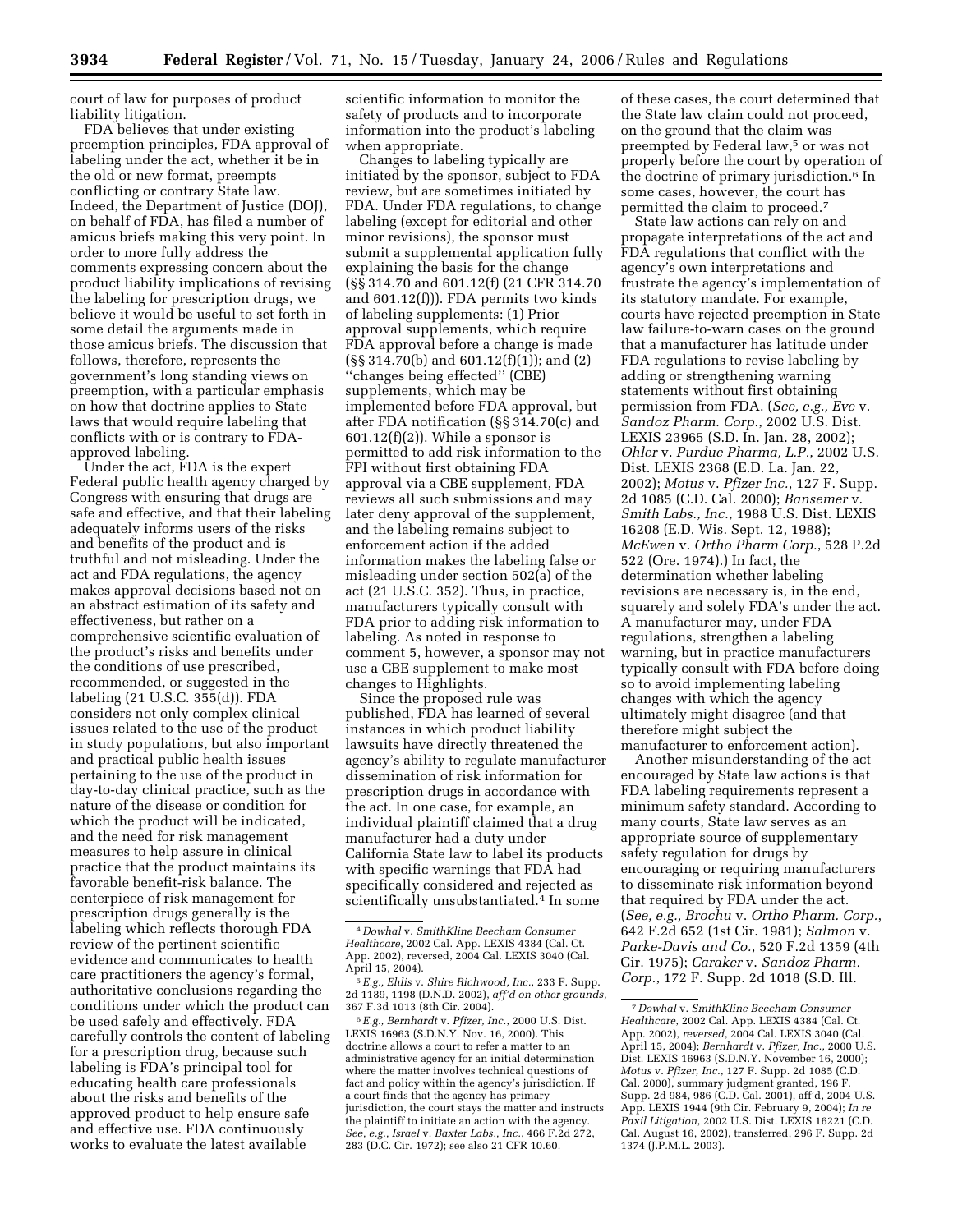court of law for purposes of product liability litigation.

FDA believes that under existing preemption principles, FDA approval of labeling under the act, whether it be in the old or new format, preempts conflicting or contrary State law. Indeed, the Department of Justice (DOJ), on behalf of FDA, has filed a number of amicus briefs making this very point. In order to more fully address the comments expressing concern about the product liability implications of revising the labeling for prescription drugs, we believe it would be useful to set forth in some detail the arguments made in those amicus briefs. The discussion that follows, therefore, represents the government's long standing views on preemption, with a particular emphasis on how that doctrine applies to State laws that would require labeling that conflicts with or is contrary to FDA-approved labeling.

Under the act, FDA is the expert Federal public health agency charged by Congress with ensuring that drugs are safe and effective, and that their labeling adequately informs users of the risks and benefits of the product and is truthful and not misleading. Under the act and FDA regulations, the agency makes approval decisions based not on an abstract estimation of its safety and effectiveness, but rather on a comprehensive scientific evaluation of the product's risks and benefits under the conditions of use prescribed, recommended, or suggested in the labeling (21 U.S.C. 355(d)). FDA considers not only complex clinical issues related to the use of the product in study populations, but also important and practical public health issues pertaining to the use of the product in day-to-day clinical practice, such as the nature of the disease or condition for which the product will be indicated, and the need for risk management measures to help assure in clinical practice that the product maintains its favorable benefit-risk balance. The centerpiece of risk management for prescription drugs generally is the labeling which reflects thorough FDA review of the pertinent scientific evidence and communicates to health care practitioners the agency's formal, authoritative conclusions regarding the conditions under which the product can be used safely and effectively. FDA carefully controls the content of labeling for a prescription drug, because such labeling is FDA's principal tool for educating health care professionals about the risks and benefits of the approved product to help ensure safe and effective use. FDA continuously works to evaluate the latest available scientific information to monitor the safety of products and to incorporate information into the product's labeling when appropriate.

Changes to labeling typically are initiated by the sponsor, subject to FDA review, but are sometimes initiated by FDA. Under FDA regulations, to change labeling (except for editorial and other minor revisions), the sponsor must submit a supplemental application fully explaining the basis for the change (§§ 314.70 and 601.12(f) (21 CFR 314.70 and 601.12(f))). FDA permits two kinds of labeling supplements: (1) Prior approval supplements, which require FDA approval before a change is made (§§ 314.70(b) and 601.12(f)(1)); and (2) "changes being effected" (CBE) supplements, which may be implemented before FDA approval, but after FDA notification (§§ 314.70(c) and 601.12(f)(2)). While a sponsor is permitted to add risk information to the FPI without first obtaining FDA approval via a CBE supplement, FDA reviews all such submissions and may later deny approval of the supplement, and the labeling remains subject to enforcement action if the added information makes the labeling false or misleading under section 502(a) of the act (21 U.S.C. 352). Thus, in practice, manufacturers typically consult with FDA prior to adding risk information to labeling. As noted in response to comment 5, however, a sponsor may not use a CBE supplement to make most changes to Highlights.

Since the proposed rule was published, FDA has learned of several instances in which product liability lawsuits have directly threatened the agency's ability to regulate manufacturer dissemination of risk information for prescription drugs in accordance with the act. In one case, for example, an individual plaintiff claimed that a drug manufacturer had a duty under California State law to label its products with specific warnings that FDA had specifically considered and rejected as scientifically unsubstantiated.[4] In some of these cases, the court determined that the State law claim could not proceed, on the ground that the claim was preempted by Federal law,[5] or was not properly before the court by operation of the doctrine of primary jurisdiction.[6] In some cases, however, the court has permitted the claim to proceed.[7]

State law actions can rely on and propagate interpretations of the act and FDA regulations that conflict with the agency's own interpretations and frustrate the agency's implementation of its statutory mandate. For example, courts have rejected preemption in State law failure-to-warn cases on the ground that a manufacturer has latitude under FDA regulations to revise labeling by adding or strengthening warning statements without first obtaining permission from FDA. (*See, e.g., Eve* v. *Sandoz Pharm. Corp.*, 2002 U.S. Dist. LEXIS 23965 (S.D. In. Jan. 28, 2002); *Ohler* v. *Purdue Pharma, L.P.*, 2002 U.S. Dist. LEXIS 2368 (E.D. La. Jan. 22, 2002); *Motus* v. *Pfizer Inc.*, 127 F. Supp. 2d 1085 (C.D. Cal. 2000); *Bansemer* v. *Smith Labs., Inc.*, 1988 U.S. Dist. LEXIS 16208 (E.D. Wis. Sept. 12, 1988); *McEwen* v. *Ortho Pharm Corp.*, 528 P.2d 522 (Ore. 1974).) In fact, the determination whether labeling revisions are necessary is, in the end, squarely and solely FDA's under the act. A manufacturer may, under FDA regulations, strengthen a labeling warning, but in practice manufacturers typically consult with FDA before doing so to avoid implementing labeling changes with which the agency ultimately might disagree (and that therefore might subject the manufacturer to enforcement action).

Another misunderstanding of the act encouraged by State law actions is that FDA labeling requirements represent a minimum safety standard. According to many courts, State law serves as an appropriate source of supplementary safety regulation for drugs by encouraging or requiring manufacturers to disseminate risk information beyond that required by FDA under the act. (*See, e.g., Brochu* v. *Ortho Pharm. Corp.*, 642 F.2d 652 (1st Cir. 1981); *Salmon* v. *Parke-Davis and Co.*, 520 F.2d 1359 (4th Cir. 1975); *Caraker* v. *Sandoz Pharm. Corp.*, 172 F. Supp. 2d 1018 (S.D. Ill.

---

[4] *Dowhal* v. *SmithKline Beecham Consumer Healthcare*, 2002 Cal. App. LEXIS 4384 (Cal. Ct. App. 2002), reversed, 2004 Cal. LEXIS 3040 (Cal. April 15, 2004).

[5] *E.g., Ehlis* v. *Shire Richwood, Inc.*, 233 F. Supp. 2d 1189, 1198 (D.N.D. 2002), *aff'd on other grounds*, 367 F.3d 1013 (8th Cir. 2004).

[6] *E.g., Bernhardt* v. *Pfizer, Inc.*, 2000 U.S. Dist. LEXIS 16963 (S.D.N.Y. Nov. 16, 2000). This doctrine allows a court to refer a matter to an administrative agency for an initial determination where the matter involves technical questions of fact and policy within the agency's jurisdiction. If a court finds that the agency has primary jurisdiction, the court stays the matter and instructs the plaintiff to initiate an action with the agency. *See, e.g., Israel* v. *Baxter Labs., Inc.*, 466 F.2d 272, 283 (D.C. Cir. 1972); see also 21 CFR 10.60.

[7] *Dowhal* v. *SmithKline Beecham Consumer Healthcare*, 2002 Cal. App. LEXIS 4384 (Cal. Ct. App. 2002), *reversed*, 2004 Cal. LEXIS 3040 (Cal. April 15, 2004); *Bernhardt* v. *Pfizer, Inc.*, 2000 U.S. Dist. LEXIS 16963 (S.D.N.Y. November 16, 2000); *Motus* v. *Pfizer, Inc.*, 127 F. Supp. 2d 1085 (C.D. Cal. 2000), summary judgment granted, 196 F. Supp. 2d 984, 986 (C.D. Cal. 2001), aff'd, 2004 U.S. App. LEXIS 1944 (9th Cir. February 9, 2004); *In re Paxil Litigation*, 2002 U.S. Dist. LEXIS 16221 (C.D. Cal. August 16, 2002), transferred, 296 F. Supp. 2d 1374 (J.P.M.L. 2003).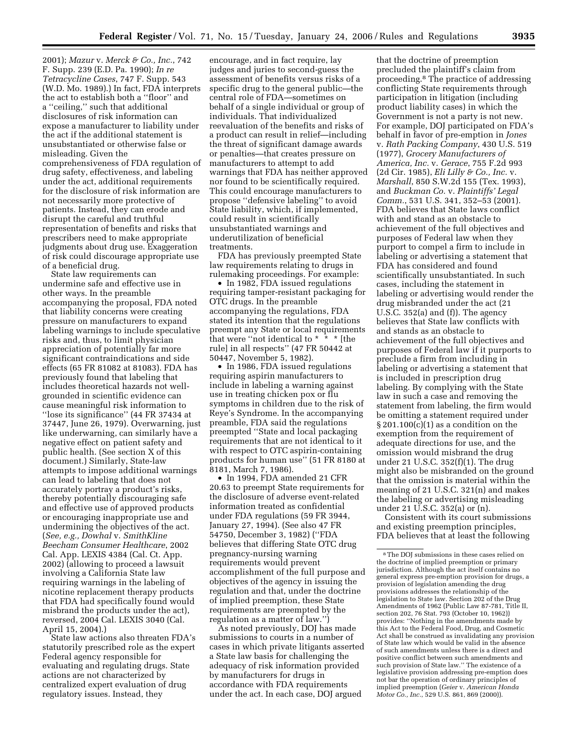2001); *Mazur* v. *Merck & Co., Inc.*, 742 F. Supp. 239 (E.D. Pa. 1990); *In re Tetracycline Cases*, 747 F. Supp. 543 (W.D. Mo. 1989).) In fact, FDA interprets the act to establish both a ''floor'' and a ''ceiling,'' such that additional disclosures of risk information can expose a manufacturer to liability under the act if the additional statement is unsubstantiated or otherwise false or misleading. Given the comprehensiveness of FDA regulation of drug safety, effectiveness, and labeling under the act, additional requirements for the disclosure of risk information are not necessarily more protective of patients. Instead, they can erode and disrupt the careful and truthful representation of benefits and risks that prescribers need to make appropriate judgments about drug use. Exaggeration of risk could discourage appropriate use of a beneficial drug.

State law requirements can undermine safe and effective use in other ways. In the preamble accompanying the proposal, FDA noted that liability concerns were creating pressure on manufacturers to expand labeling warnings to include speculative risks and, thus, to limit physician appreciation of potentially far more significant contraindications and side effects (65 FR 81082 at 81083). FDA has previously found that labeling that includes theoretical hazards not well-grounded in scientific evidence can cause meaningful risk information to ''lose its significance'' (44 FR 37434 at 37447, June 26, 1979). Overwarning, just like underwarning, can similarly have a negative effect on patient safety and public health. (See section X of this document.) Similarly, State-law attempts to impose additional warnings can lead to labeling that does not accurately portray a product's risks, thereby potentially discouraging safe and effective use of approved products or encouraging inappropriate use and undermining the objectives of the act. (*See, e.g., Dowhal* v. *SmithKline Beecham Consumer Healthcare*, 2002 Cal. App. LEXIS 4384 (Cal. Ct. App. 2002) (allowing to proceed a lawsuit involving a California State law requiring warnings in the labeling of nicotine replacement therapy products that FDA had specifically found would misbrand the products under the act), reversed, 2004 Cal. LEXIS 3040 (Cal. April 15, 2004).)

State law actions also threaten FDA's statutorily prescribed role as the expert Federal agency responsible for evaluating and regulating drugs. State actions are not characterized by centralized expert evaluation of drug regulatory issues. Instead, they encourage, and in fact require, lay judges and juries to second-guess the assessment of benefits versus risks of a specific drug to the general public—the central role of FDA—sometimes on behalf of a single individual or group of individuals. That individualized reevaluation of the benefits and risks of a product can result in relief—including the threat of significant damage awards or penalties—that creates pressure on manufacturers to attempt to add warnings that FDA has neither approved nor found to be scientifically required. This could encourage manufacturers to propose ''defensive labeling'' to avoid State liability, which, if implemented, could result in scientifically unsubstantiated warnings and underutilization of beneficial treatments.

FDA has previously preempted State law requirements relating to drugs in rulemaking proceedings. For example:

- In 1982, FDA issued regulations requiring tamper-resistant packaging for OTC drugs. In the preamble accompanying the regulations, FDA stated its intention that the regulations preempt any State or local requirements that were ''not identical to * * * [the rule] in all respects'' (47 FR 50442 at 50447, November 5, 1982).
- In 1986, FDA issued regulations requiring aspirin manufacturers to include in labeling a warning against use in treating chicken pox or flu symptoms in children due to the risk of Reye's Syndrome. In the accompanying preamble, FDA said the regulations preempted ''State and local packaging requirements that are not identical to it with respect to OTC aspirin-containing products for human use'' (51 FR 8180 at 8181, March 7, 1986).
- In 1994, FDA amended 21 CFR 20.63 to preempt State requirements for the disclosure of adverse event-related information treated as confidential under FDA regulations (59 FR 3944, January 27, 1994). (See also 47 FR 54750, December 3, 1982) (''FDA believes that differing State OTC drug pregnancy-nursing warning requirements would prevent accomplishment of the full purpose and objectives of the agency in issuing the regulation and that, under the doctrine of implied preemption, these State requirements are preempted by the regulation as a matter of law.'')

As noted previously, DOJ has made submissions to courts in a number of cases in which private litigants asserted a State law basis for challenging the adequacy of risk information provided by manufacturers for drugs in accordance with FDA requirements under the act. In each case, DOJ argued that the doctrine of preemption precluded the plaintiff's claim from proceeding.[8] The practice of addressing conflicting State requirements through participation in litigation (including product liability cases) in which the Government is not a party is not new. For example, DOJ participated on FDA's behalf in favor of pre-emption in *Jones* v. *Rath Packing Company*, 430 U.S. 519 (1977), *Grocery Manufacturers of America, Inc.* v. *Gerace*, 755 F.2d 993 (2d Cir. 1985), *Eli Lilly & Co., Inc.* v. *Marshall*, 850 S.W.2d 155 (Tex. 1993), and *Buckman Co.* v. *Plaintiffs' Legal Comm.*, 531 U.S. 341, 352–53 (2001). FDA believes that State laws conflict with and stand as an obstacle to achievement of the full objectives and purposes of Federal law when they purport to compel a firm to include in labeling or advertising a statement that FDA has considered and found scientifically unsubstantiated. In such cases, including the statement in labeling or advertising would render the drug misbranded under the act (21 U.S.C. 352(a) and (f)). The agency believes that State law conflicts with and stands as an obstacle to achievement of the full objectives and purposes of Federal law if it purports to preclude a firm from including in labeling or advertising a statement that is included in prescription drug labeling. By complying with the State law in such a case and removing the statement from labeling, the firm would be omitting a statement required under § 201.100(c)(1) as a condition on the exemption from the requirement of adequate directions for use, and the omission would misbrand the drug under 21 U.S.C. 352(f)(1). The drug might also be misbranded on the ground that the omission is material within the meaning of 21 U.S.C. 321(n) and makes the labeling or advertising misleading under 21 U.S.C. 352(a) or (n).

Consistent with its court submissions and existing preemption principles, FDA believes that at least the following

[8] The DOJ submissions in these cases relied on the doctrine of implied preemption or primary jurisdiction. Although the act itself contains no general express pre-emption provision for drugs, a provision of legislation amending the drug provisions addresses the relationship of the legislation to State law. Section 202 of the Drug Amendments of 1962 (Public Law 87-781, Title II, section 202, 76 Stat. 793 (October 10, 1962)) provides: ''Nothing in the amendments made by this Act to the Federal Food, Drug, and Cosmetic Act shall be construed as invalidating any provision of State law which would be valid in the absence of such amendments unless there is a direct and positive conflict between such amendments and such provision of State law.'' The existence of a legislative provision addressing pre-emption does not bar the operation of ordinary principles of implied preemption (*Geier* v. *American Honda Motor Co., Inc.*, 529 U.S. 861, 869 (2000)).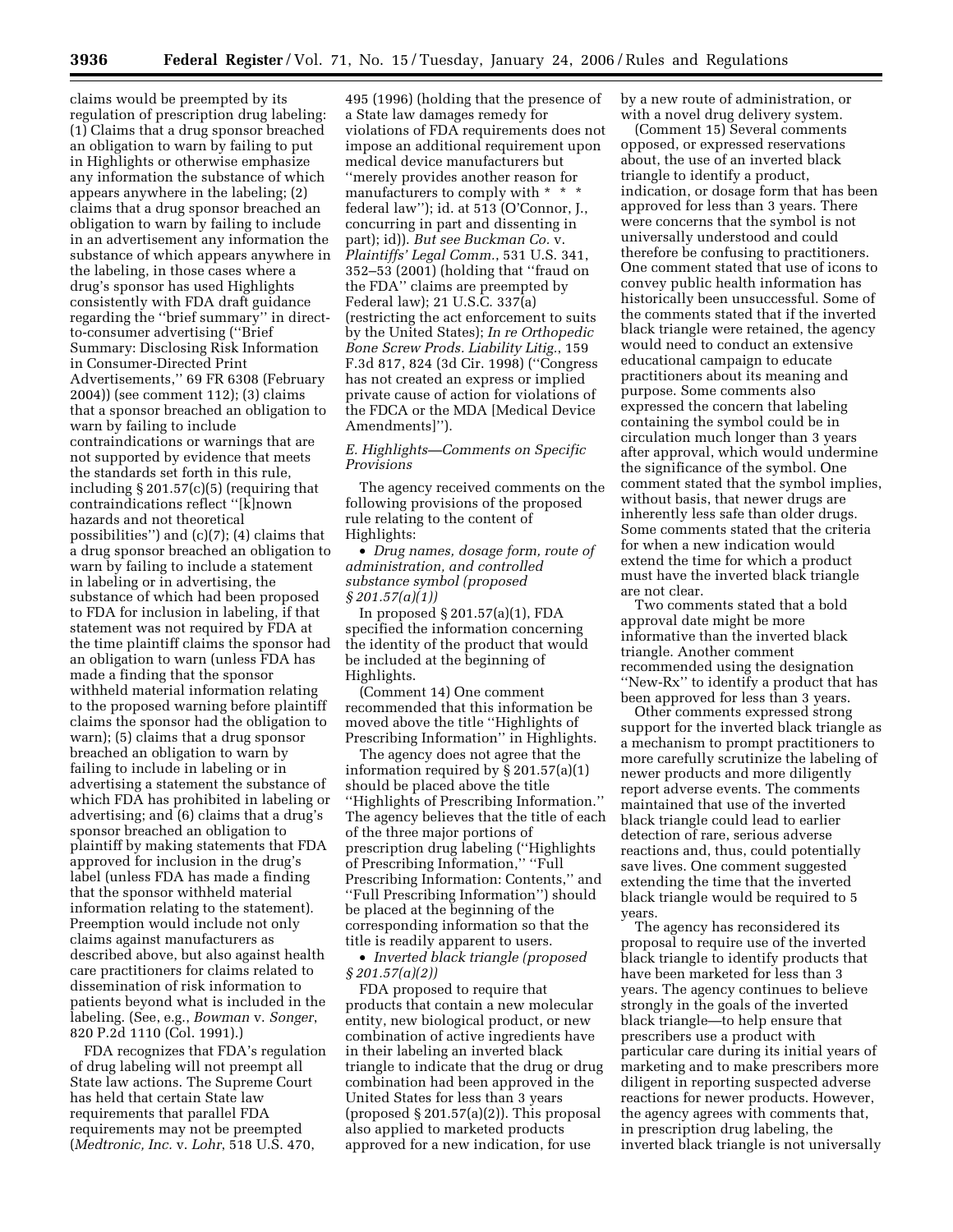claims would be preempted by its regulation of prescription drug labeling: (1) Claims that a drug sponsor breached an obligation to warn by failing to put in Highlights or otherwise emphasize any information the substance of which appears anywhere in the labeling; (2) claims that a drug sponsor breached an obligation to warn by failing to include in an advertisement any information the substance of which appears anywhere in the labeling, in those cases where a drug's sponsor has used Highlights consistently with FDA draft guidance regarding the "brief summary" in direct-to-consumer advertising ("Brief Summary: Disclosing Risk Information in Consumer-Directed Print Advertisements," 69 FR 6308 (February 2004)) (see comment 112); (3) claims that a sponsor breached an obligation to warn by failing to include contraindications or warnings that are not supported by evidence that meets the standards set forth in this rule, including § 201.57(c)(5) (requiring that contraindications reflect "[k]nown hazards and not theoretical possibilities") and (c)(7); (4) claims that a drug sponsor breached an obligation to warn by failing to include a statement in labeling or in advertising, the substance of which had been proposed to FDA for inclusion in labeling, if that statement was not required by FDA at the time plaintiff claims the sponsor had an obligation to warn (unless FDA has made a finding that the sponsor withheld material information relating to the proposed warning before plaintiff claims the sponsor had the obligation to warn); (5) claims that a drug sponsor breached an obligation to warn by failing to include in labeling or in advertising a statement the substance of which FDA has prohibited in labeling or advertising; and (6) claims that a drug's sponsor breached an obligation to plaintiff by making statements that FDA approved for inclusion in the drug's label (unless FDA has made a finding that the sponsor withheld material information relating to the statement). Preemption would include not only claims against manufacturers as described above, but also against health care practitioners for claims related to dissemination of risk information to patients beyond what is included in the labeling. (See, e.g., *Bowman* v. *Songer*, 820 P.2d 1110 (Col. 1991).)

FDA recognizes that FDA's regulation of drug labeling will not preempt all State law actions. The Supreme Court has held that certain State law requirements that parallel FDA requirements may not be preempted (*Medtronic, Inc.* v. *Lohr*, 518 U.S. 470, 495 (1996) (holding that the presence of a State law damages remedy for violations of FDA requirements does not impose an additional requirement upon medical device manufacturers but "merely provides another reason for manufacturers to comply with * * * federal law"); id. at 513 (O'Connor, J., concurring in part and dissenting in part); id)). *But see Buckman Co.* v. *Plaintiffs' Legal Comm.*, 531 U.S. 341, 352–53 (2001) (holding that "fraud on the FDA" claims are preempted by Federal law); 21 U.S.C. 337(a) (restricting the act enforcement to suits by the United States); *In re Orthopedic Bone Screw Prods. Liability Litig.*, 159 F.3d 817, 824 (3d Cir. 1998) ("Congress has not created an express or implied private cause of action for violations of the FDCA or the MDA [Medical Device Amendments]").

### *E. Highlights—Comments on Specific Provisions*

The agency received comments on the following provisions of the proposed rule relating to the content of Highlights:

• *Drug names, dosage form, route of administration, and controlled substance symbol (proposed § 201.57(a)(1))*

In proposed § 201.57(a)(1), FDA specified the information concerning the identity of the product that would be included at the beginning of Highlights.

(Comment 14) One comment recommended that this information be moved above the title "Highlights of Prescribing Information" in Highlights.

The agency does not agree that the information required by § 201.57(a)(1) should be placed above the title "Highlights of Prescribing Information." The agency believes that the title of each of the three major portions of prescription drug labeling ("Highlights of Prescribing Information," "Full Prescribing Information: Contents," and "Full Prescribing Information") should be placed at the beginning of the corresponding information so that the title is readily apparent to users.

• *Inverted black triangle (proposed § 201.57(a)(2))*

FDA proposed to require that products that contain a new molecular entity, new biological product, or new combination of active ingredients have in their labeling an inverted black triangle to indicate that the drug or drug combination had been approved in the United States for less than 3 years (proposed § 201.57(a)(2)). This proposal also applied to marketed products approved for a new indication, for use by a new route of administration, or with a novel drug delivery system.

(Comment 15) Several comments opposed, or expressed reservations about, the use of an inverted black triangle to identify a product, indication, or dosage form that has been approved for less than 3 years. There were concerns that the symbol is not universally understood and could therefore be confusing to practitioners. One comment stated that use of icons to convey public health information has historically been unsuccessful. Some of the comments stated that if the inverted black triangle were retained, the agency would need to conduct an extensive educational campaign to educate practitioners about its meaning and purpose. Some comments also expressed the concern that labeling containing the symbol could be in circulation much longer than 3 years after approval, which would undermine the significance of the symbol. One comment stated that the symbol implies, without basis, that newer drugs are inherently less safe than older drugs. Some comments stated that the criteria for when a new indication would extend the time for which a product must have the inverted black triangle are not clear.

Two comments stated that a bold approval date might be more informative than the inverted black triangle. Another comment recommended using the designation "New-Rx" to identify a product that has been approved for less than 3 years.

Other comments expressed strong support for the inverted black triangle as a mechanism to prompt practitioners to more carefully scrutinize the labeling of newer products and more diligently report adverse events. The comments maintained that use of the inverted black triangle could lead to earlier detection of rare, serious adverse reactions and, thus, could potentially save lives. One comment suggested extending the time that the inverted black triangle would be required to 5 years.

The agency has reconsidered its proposal to require use of the inverted black triangle to identify products that have been marketed for less than 3 years. The agency continues to believe strongly in the goals of the inverted black triangle—to help ensure that prescribers use a product with particular care during its initial years of marketing and to make prescribers more diligent in reporting suspected adverse reactions for newer products. However, the agency agrees with comments that, in prescription drug labeling, the inverted black triangle is not universally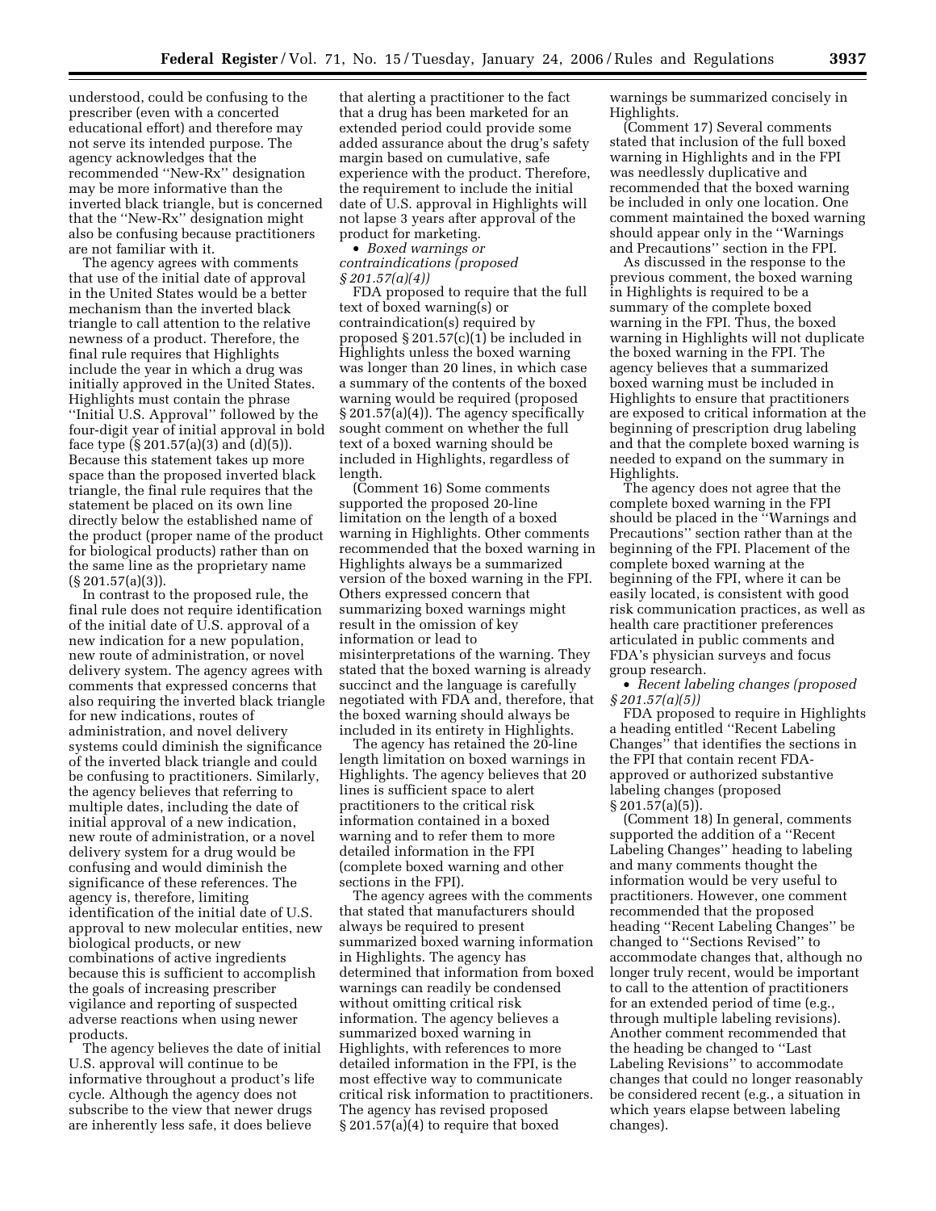understood, could be confusing to the prescriber (even with a concerted educational effort) and therefore may not serve its intended purpose. The agency acknowledges that the recommended ''New-Rx'' designation may be more informative than the inverted black triangle, but is concerned that the ''New-Rx'' designation might also be confusing because practitioners are not familiar with it.

The agency agrees with comments that use of the initial date of approval in the United States would be a better mechanism than the inverted black triangle to call attention to the relative newness of a product. Therefore, the final rule requires that Highlights include the year in which a drug was initially approved in the United States. Highlights must contain the phrase ''Initial U.S. Approval'' followed by the four-digit year of initial approval in bold face type (§ 201.57(a)(3) and (d)(5)). Because this statement takes up more space than the proposed inverted black triangle, the final rule requires that the statement be placed on its own line directly below the established name of the product (proper name of the product for biological products) rather than on the same line as the proprietary name (§ 201.57(a)(3)).

In contrast to the proposed rule, the final rule does not require identification of the initial date of U.S. approval of a new indication for a new population, new route of administration, or novel delivery system. The agency agrees with comments that expressed concerns that also requiring the inverted black triangle for new indications, routes of administration, and novel delivery systems could diminish the significance of the inverted black triangle and could be confusing to practitioners. Similarly, the agency believes that referring to multiple dates, including the date of initial approval of a new indication, new route of administration, or a novel delivery system for a drug would be confusing and would diminish the significance of these references. The agency is, therefore, limiting identification of the initial date of U.S. approval to new molecular entities, new biological products, or new combinations of active ingredients because this is sufficient to accomplish the goals of increasing prescriber vigilance and reporting of suspected adverse reactions when using newer products.

The agency believes the date of initial U.S. approval will continue to be informative throughout a product's life cycle. Although the agency does not subscribe to the view that newer drugs are inherently less safe, it does believe that alerting a practitioner to the fact that a drug has been marketed for an extended period could provide some added assurance about the drug's safety margin based on cumulative, safe experience with the product. Therefore, the requirement to include the initial date of U.S. approval in Highlights will not lapse 3 years after approval of the product for marketing.

- *Boxed warnings or contraindications (proposed § 201.57(a)(4))*

FDA proposed to require that the full text of boxed warning(s) or contraindication(s) required by proposed § 201.57(c)(1) be included in Highlights unless the boxed warning was longer than 20 lines, in which case a summary of the contents of the boxed warning would be required (proposed § 201.57(a)(4)). The agency specifically sought comment on whether the full text of a boxed warning should be included in Highlights, regardless of length.

(Comment 16) Some comments supported the proposed 20-line limitation on the length of a boxed warning in Highlights. Other comments recommended that the boxed warning in Highlights always be a summarized version of the boxed warning in the FPI. Others expressed concern that summarizing boxed warnings might result in the omission of key information or lead to misinterpretations of the warning. They stated that the boxed warning is already succinct and the language is carefully negotiated with FDA and, therefore, that the boxed warning should always be included in its entirety in Highlights.

The agency has retained the 20-line length limitation on boxed warnings in Highlights. The agency believes that 20 lines is sufficient space to alert practitioners to the critical risk information contained in a boxed warning and to refer them to more detailed information in the FPI (complete boxed warning and other sections in the FPI).

The agency agrees with the comments that stated that manufacturers should always be required to present summarized boxed warning information in Highlights. The agency has determined that information from boxed warnings can readily be condensed without omitting critical risk information. The agency believes a summarized boxed warning in Highlights, with references to more detailed information in the FPI, is the most effective way to communicate critical risk information to practitioners. The agency has revised proposed § 201.57(a)(4) to require that boxed warnings be summarized concisely in Highlights.

(Comment 17) Several comments stated that inclusion of the full boxed warning in Highlights and in the FPI was needlessly duplicative and recommended that the boxed warning be included in only one location. One comment maintained the boxed warning should appear only in the ''Warnings and Precautions'' section in the FPI.

As discussed in the response to the previous comment, the boxed warning in Highlights is required to be a summary of the complete boxed warning in the FPI. Thus, the boxed warning in Highlights will not duplicate the boxed warning in the FPI. The agency believes that a summarized boxed warning must be included in Highlights to ensure that practitioners are exposed to critical information at the beginning of prescription drug labeling and that the complete boxed warning is needed to expand on the summary in Highlights.

The agency does not agree that the complete boxed warning in the FPI should be placed in the ''Warnings and Precautions'' section rather than at the beginning of the FPI. Placement of the complete boxed warning at the beginning of the FPI, where it can be easily located, is consistent with good risk communication practices, as well as health care practitioner preferences articulated in public comments and FDA's physician surveys and focus group research.

- *Recent labeling changes (proposed § 201.57(a)(5))*

FDA proposed to require in Highlights a heading entitled ''Recent Labeling Changes'' that identifies the sections in the FPI that contain recent FDA-approved or authorized substantive labeling changes (proposed § 201.57(a)(5)).

(Comment 18) In general, comments supported the addition of a ''Recent Labeling Changes'' heading to labeling and many comments thought the information would be very useful to practitioners. However, one comment recommended that the proposed heading ''Recent Labeling Changes'' be changed to ''Sections Revised'' to accommodate changes that, although no longer truly recent, would be important to call to the attention of practitioners for an extended period of time (e.g., through multiple labeling revisions). Another comment recommended that the heading be changed to ''Last Labeling Revisions'' to accommodate changes that could no longer reasonably be considered recent (e.g., a situation in which years elapse between labeling changes).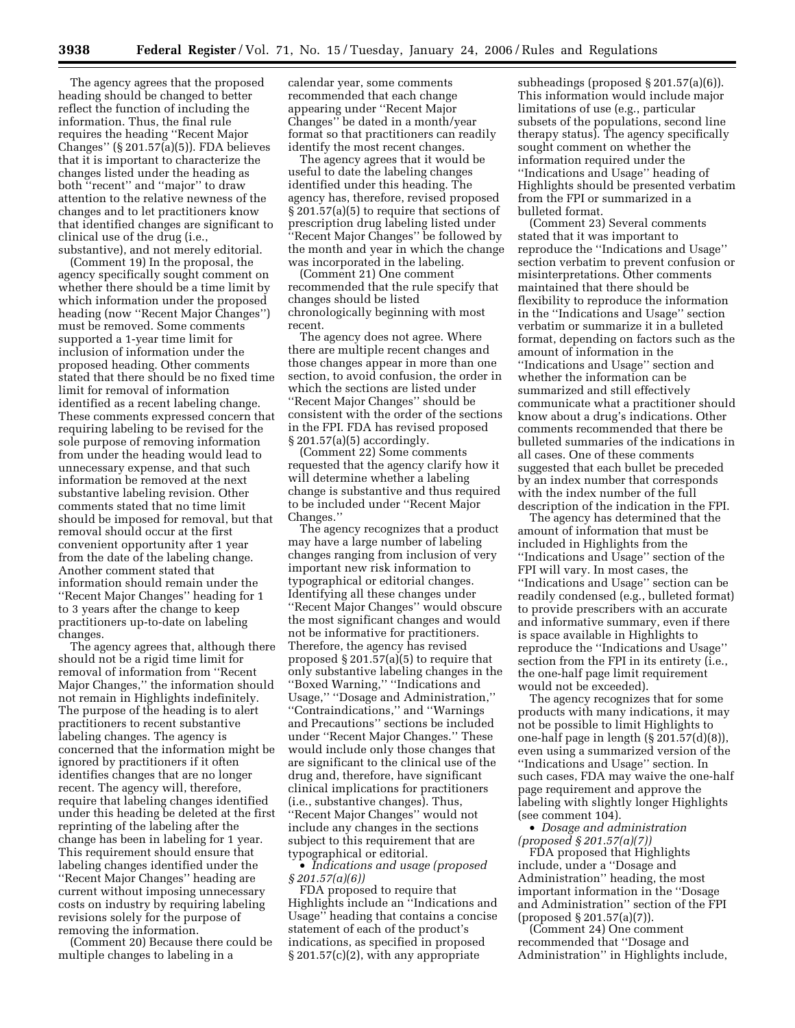The agency agrees that the proposed heading should be changed to better reflect the function of including the information. Thus, the final rule requires the heading ''Recent Major Changes'' (§ 201.57(a)(5)). FDA believes that it is important to characterize the changes listed under the heading as both ''recent'' and ''major'' to draw attention to the relative newness of the changes and to let practitioners know that identified changes are significant to clinical use of the drug (i.e., substantive), and not merely editorial.

(Comment 19) In the proposal, the agency specifically sought comment on whether there should be a time limit by which information under the proposed heading (now ''Recent Major Changes'') must be removed. Some comments supported a 1-year time limit for inclusion of information under the proposed heading. Other comments stated that there should be no fixed time limit for removal of information identified as a recent labeling change. These comments expressed concern that requiring labeling to be revised for the sole purpose of removing information from under the heading would lead to unnecessary expense, and that such information be removed at the next substantive labeling revision. Other comments stated that no time limit should be imposed for removal, but that removal should occur at the first convenient opportunity after 1 year from the date of the labeling change. Another comment stated that information should remain under the ''Recent Major Changes'' heading for 1 to 3 years after the change to keep practitioners up-to-date on labeling changes.

The agency agrees that, although there should not be a rigid time limit for removal of information from ''Recent Major Changes,'' the information should not remain in Highlights indefinitely. The purpose of the heading is to alert practitioners to recent substantive labeling changes. The agency is concerned that the information might be ignored by practitioners if it often identifies changes that are no longer recent. The agency will, therefore, require that labeling changes identified under this heading be deleted at the first reprinting of the labeling after the change has been in labeling for 1 year. This requirement should ensure that labeling changes identified under the ''Recent Major Changes'' heading are current without imposing unnecessary costs on industry by requiring labeling revisions solely for the purpose of removing the information.

(Comment 20) Because there could be multiple changes to labeling in a calendar year, some comments recommended that each change appearing under ''Recent Major Changes'' be dated in a month/year format so that practitioners can readily identify the most recent changes.

The agency agrees that it would be useful to date the labeling changes identified under this heading. The agency has, therefore, revised proposed § 201.57(a)(5) to require that sections of prescription drug labeling listed under ''Recent Major Changes'' be followed by the month and year in which the change was incorporated in the labeling.

(Comment 21) One comment recommended that the rule specify that changes should be listed chronologically beginning with most recent.

The agency does not agree. Where there are multiple recent changes and those changes appear in more than one section, to avoid confusion, the order in which the sections are listed under ''Recent Major Changes'' should be consistent with the order of the sections in the FPI. FDA has revised proposed § 201.57(a)(5) accordingly.

(Comment 22) Some comments requested that the agency clarify how it will determine whether a labeling change is substantive and thus required to be included under ''Recent Major Changes.''

The agency recognizes that a product may have a large number of labeling changes ranging from inclusion of very important new risk information to typographical or editorial changes. Identifying all these changes under ''Recent Major Changes'' would obscure the most significant changes and would not be informative for practitioners. Therefore, the agency has revised proposed § 201.57(a)(5) to require that only substantive labeling changes in the ''Boxed Warning,'' ''Indications and Usage,'' ''Dosage and Administration,'' ''Contraindications,'' and ''Warnings and Precautions'' sections be included under ''Recent Major Changes.'' These would include only those changes that are significant to the clinical use of the drug and, therefore, have significant clinical implications for practitioners (i.e., substantive changes). Thus, ''Recent Major Changes'' would not include any changes in the sections subject to this requirement that are typographical or editorial.

- *Indications and usage (proposed § 201.57(a)(6))*

FDA proposed to require that Highlights include an ''Indications and Usage'' heading that contains a concise statement of each of the product's indications, as specified in proposed § 201.57(c)(2), with any appropriate subheadings (proposed § 201.57(a)(6)). This information would include major limitations of use (e.g., particular subsets of the populations, second line therapy status). The agency specifically sought comment on whether the information required under the ''Indications and Usage'' heading of Highlights should be presented verbatim from the FPI or summarized in a bulleted format.

(Comment 23) Several comments stated that it was important to reproduce the ''Indications and Usage'' section verbatim to prevent confusion or misinterpretations. Other comments maintained that there should be flexibility to reproduce the information in the ''Indications and Usage'' section verbatim or summarize it in a bulleted format, depending on factors such as the amount of information in the ''Indications and Usage'' section and whether the information can be summarized and still effectively communicate what a practitioner should know about a drug's indications. Other comments recommended that there be bulleted summaries of the indications in all cases. One of these comments suggested that each bullet be preceded by an index number that corresponds with the index number of the full description of the indication in the FPI.

The agency has determined that the amount of information that must be included in Highlights from the ''Indications and Usage'' section of the FPI will vary. In most cases, the ''Indications and Usage'' section can be readily condensed (e.g., bulleted format) to provide prescribers with an accurate and informative summary, even if there is space available in Highlights to reproduce the ''Indications and Usage'' section from the FPI in its entirety (i.e., the one-half page limit requirement would not be exceeded).

The agency recognizes that for some products with many indications, it may not be possible to limit Highlights to one-half page in length (§ 201.57(d)(8)), even using a summarized version of the ''Indications and Usage'' section. In such cases, FDA may waive the one-half page requirement and approve the labeling with slightly longer Highlights (see comment 104).

- *Dosage and administration (proposed § 201.57(a)(7))*

FDA proposed that Highlights include, under a ''Dosage and Administration'' heading, the most important information in the ''Dosage and Administration'' section of the FPI (proposed § 201.57(a)(7)).

(Comment 24) One comment recommended that ''Dosage and Administration'' in Highlights include,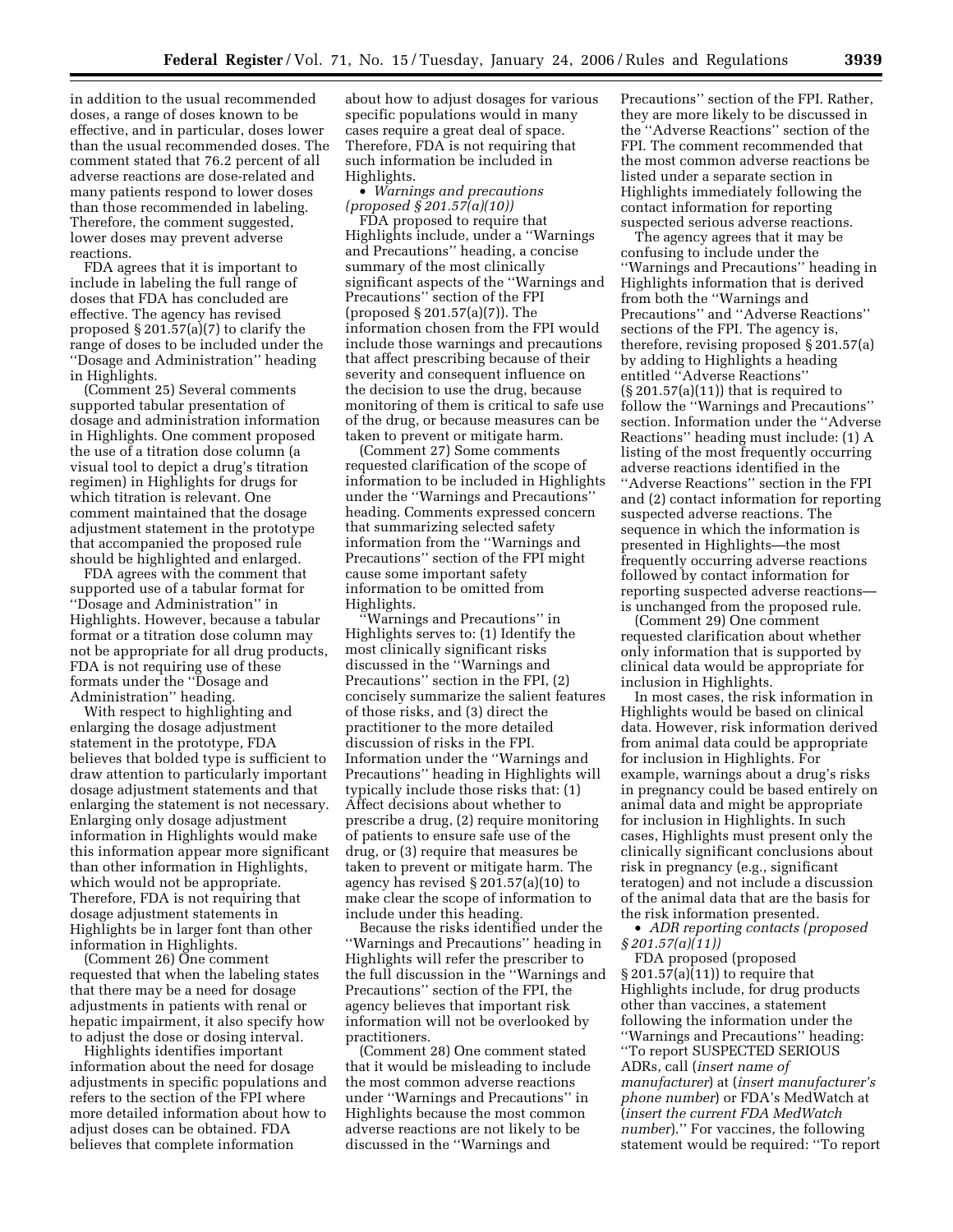in addition to the usual recommended doses, a range of doses known to be effective, and in particular, doses lower than the usual recommended doses. The comment stated that 76.2 percent of all adverse reactions are dose-related and many patients respond to lower doses than those recommended in labeling. Therefore, the comment suggested, lower doses may prevent adverse reactions.

FDA agrees that it is important to include in labeling the full range of doses that FDA has concluded are effective. The agency has revised proposed § 201.57(a)(7) to clarify the range of doses to be included under the ''Dosage and Administration'' heading in Highlights.

(Comment 25) Several comments supported tabular presentation of dosage and administration information in Highlights. One comment proposed the use of a titration dose column (a visual tool to depict a drug's titration regimen) in Highlights for drugs for which titration is relevant. One comment maintained that the dosage adjustment statement in the prototype that accompanied the proposed rule should be highlighted and enlarged.

FDA agrees with the comment that supported use of a tabular format for ''Dosage and Administration'' in Highlights. However, because a tabular format or a titration dose column may not be appropriate for all drug products, FDA is not requiring use of these formats under the ''Dosage and Administration'' heading.

With respect to highlighting and enlarging the dosage adjustment statement in the prototype, FDA believes that bolded type is sufficient to draw attention to particularly important dosage adjustment statements and that enlarging the statement is not necessary. Enlarging only dosage adjustment information in Highlights would make this information appear more significant than other information in Highlights, which would not be appropriate. Therefore, FDA is not requiring that dosage adjustment statements in Highlights be in larger font than other information in Highlights.

(Comment 26) One comment requested that when the labeling states that there may be a need for dosage adjustments in patients with renal or hepatic impairment, it also specify how to adjust the dose or dosing interval.

Highlights identifies important information about the need for dosage adjustments in specific populations and refers to the section of the FPI where more detailed information about how to adjust doses can be obtained. FDA believes that complete information about how to adjust dosages for various specific populations would in many cases require a great deal of space. Therefore, FDA is not requiring that such information be included in Highlights.

- *Warnings and precautions (proposed § 201.57(a)(10))*

FDA proposed to require that Highlights include, under a ''Warnings and Precautions'' heading, a concise summary of the most clinically significant aspects of the ''Warnings and Precautions'' section of the FPI (proposed § 201.57(a)(7)). The information chosen from the FPI would include those warnings and precautions that affect prescribing because of their severity and consequent influence on the decision to use the drug, because monitoring of them is critical to safe use of the drug, or because measures can be taken to prevent or mitigate harm.

(Comment 27) Some comments requested clarification of the scope of information to be included in Highlights under the ''Warnings and Precautions'' heading. Comments expressed concern that summarizing selected safety information from the ''Warnings and Precautions'' section of the FPI might cause some important safety information to be omitted from Highlights.

''Warnings and Precautions'' in Highlights serves to: (1) Identify the most clinically significant risks discussed in the ''Warnings and Precautions'' section in the FPI, (2) concisely summarize the salient features of those risks, and (3) direct the practitioner to the more detailed discussion of risks in the FPI. Information under the ''Warnings and Precautions'' heading in Highlights will typically include those risks that: (1) Affect decisions about whether to prescribe a drug, (2) require monitoring of patients to ensure safe use of the drug, or (3) require that measures be taken to prevent or mitigate harm. The agency has revised § 201.57(a)(10) to make clear the scope of information to include under this heading.

Because the risks identified under the ''Warnings and Precautions'' heading in Highlights will refer the prescriber to the full discussion in the ''Warnings and Precautions'' section of the FPI, the agency believes that important risk information will not be overlooked by practitioners.

(Comment 28) One comment stated that it would be misleading to include the most common adverse reactions under ''Warnings and Precautions'' in Highlights because the most common adverse reactions are not likely to be discussed in the ''Warnings and Precautions'' section of the FPI. Rather, they are more likely to be discussed in the ''Adverse Reactions'' section of the FPI. The comment recommended that the most common adverse reactions be listed under a separate section in Highlights immediately following the contact information for reporting suspected serious adverse reactions.

The agency agrees that it may be confusing to include under the ''Warnings and Precautions'' heading in Highlights information that is derived from both the ''Warnings and Precautions'' and ''Adverse Reactions'' sections of the FPI. The agency is, therefore, revising proposed § 201.57(a) by adding to Highlights a heading entitled ''Adverse Reactions'' (§ 201.57(a)(11)) that is required to follow the ''Warnings and Precautions'' section. Information under the ''Adverse Reactions'' heading must include: (1) A listing of the most frequently occurring adverse reactions identified in the ''Adverse Reactions'' section in the FPI and (2) contact information for reporting suspected adverse reactions. The sequence in which the information is presented in Highlights—the most frequently occurring adverse reactions followed by contact information for reporting suspected adverse reactions—is unchanged from the proposed rule.

(Comment 29) One comment requested clarification about whether only information that is supported by clinical data would be appropriate for inclusion in Highlights.

In most cases, the risk information in Highlights would be based on clinical data. However, risk information derived from animal data could be appropriate for inclusion in Highlights. For example, warnings about a drug's risks in pregnancy could be based entirely on animal data and might be appropriate for inclusion in Highlights. In such cases, Highlights must present only the clinically significant conclusions about risk in pregnancy (e.g., significant teratogen) and not include a discussion of the animal data that are the basis for the risk information presented.

- *ADR reporting contacts (proposed § 201.57(a)(11))*

FDA proposed (proposed § 201.57(a)(11)) to require that Highlights include, for drug products other than vaccines, a statement following the information under the ''Warnings and Precautions'' heading: ''To report SUSPECTED SERIOUS ADRs, call (*insert name of manufacturer*) at (*insert manufacturer's phone number*) or FDA's MedWatch at (*insert the current FDA MedWatch number*).'' For vaccines, the following statement would be required: ''To report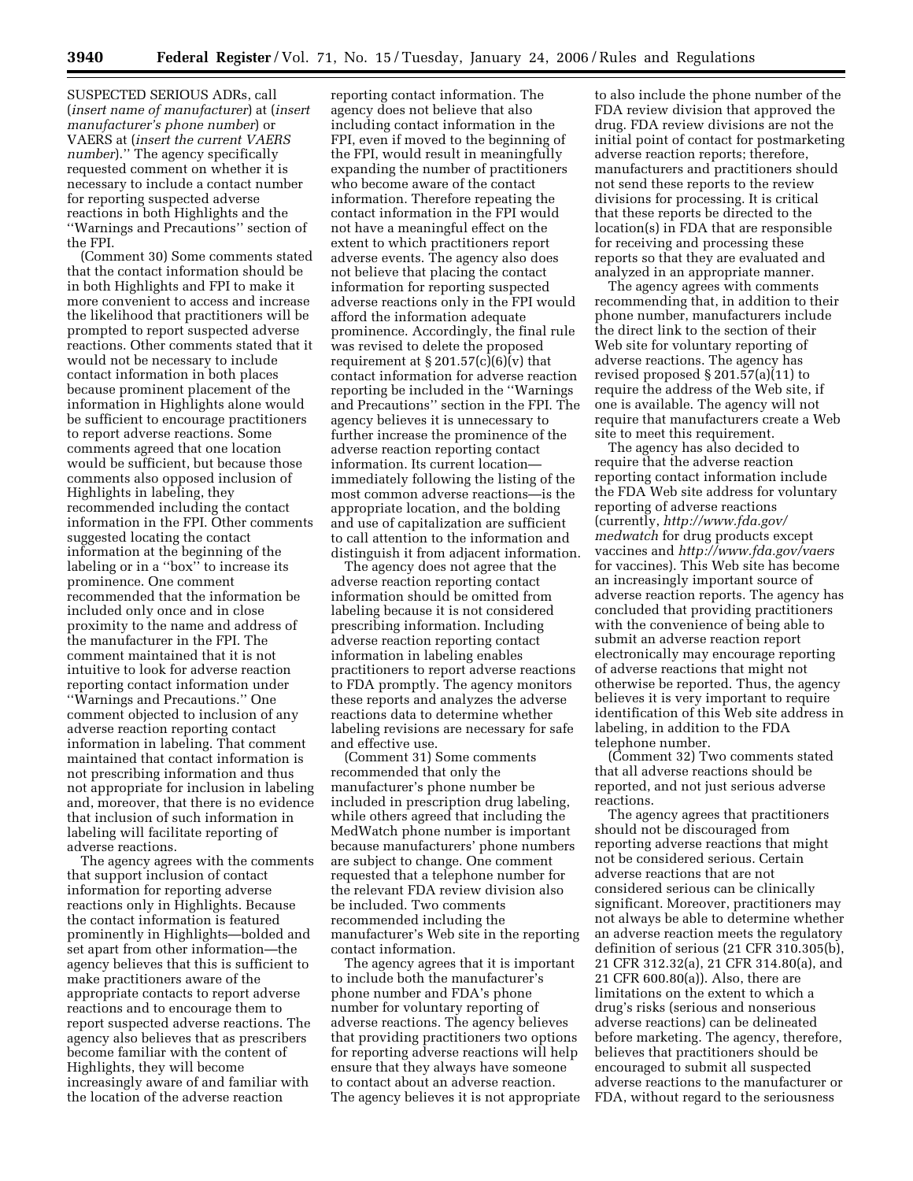SUSPECTED SERIOUS ADRs, call (*insert name of manufacturer*) at (*insert manufacturer's phone number*) or VAERS at (*insert the current VAERS number*).'' The agency specifically requested comment on whether it is necessary to include a contact number for reporting suspected adverse reactions in both Highlights and the ''Warnings and Precautions'' section of the FPI.

(Comment 30) Some comments stated that the contact information should be in both Highlights and FPI to make it more convenient to access and increase the likelihood that practitioners will be prompted to report suspected adverse reactions. Other comments stated that it would not be necessary to include contact information in both places because prominent placement of the information in Highlights alone would be sufficient to encourage practitioners to report adverse reactions. Some comments agreed that one location would be sufficient, but because those comments also opposed inclusion of Highlights in labeling, they recommended including the contact information in the FPI. Other comments suggested locating the contact information at the beginning of the labeling or in a ''box'' to increase its prominence. One comment recommended that the information be included only once and in close proximity to the name and address of the manufacturer in the FPI. The comment maintained that it is not intuitive to look for adverse reaction reporting contact information under ''Warnings and Precautions.'' One comment objected to inclusion of any adverse reaction reporting contact information in labeling. That comment maintained that contact information is not prescribing information and thus not appropriate for inclusion in labeling and, moreover, that there is no evidence that inclusion of such information in labeling will facilitate reporting of adverse reactions.

The agency agrees with the comments that support inclusion of contact information for reporting adverse reactions only in Highlights. Because the contact information is featured prominently in Highlights—bolded and set apart from other information—the agency believes that this is sufficient to make practitioners aware of the appropriate contacts to report adverse reactions and to encourage them to report suspected adverse reactions. The agency also believes that as prescribers become familiar with the content of Highlights, they will become increasingly aware of and familiar with the location of the adverse reaction reporting contact information. The agency does not believe that also including contact information in the FPI, even if moved to the beginning of the FPI, would result in meaningfully expanding the number of practitioners who become aware of the contact information. Therefore repeating the contact information in the FPI would not have a meaningful effect on the extent to which practitioners report adverse events. The agency also does not believe that placing the contact information for reporting suspected adverse reactions only in the FPI would afford the information adequate prominence. Accordingly, the final rule was revised to delete the proposed requirement at § 201.57(c)(6)(v) that contact information for adverse reaction reporting be included in the ''Warnings and Precautions'' section in the FPI. The agency believes it is unnecessary to further increase the prominence of the adverse reaction reporting contact information. Its current location—immediately following the listing of the most common adverse reactions—is the appropriate location, and the bolding and use of capitalization are sufficient to call attention to the information and distinguish it from adjacent information.

The agency does not agree that the adverse reaction reporting contact information should be omitted from labeling because it is not considered prescribing information. Including adverse reaction reporting contact information in labeling enables practitioners to report adverse reactions to FDA promptly. The agency monitors these reports and analyzes the adverse reactions data to determine whether labeling revisions are necessary for safe and effective use.

(Comment 31) Some comments recommended that only the manufacturer's phone number be included in prescription drug labeling, while others agreed that including the MedWatch phone number is important because manufacturers' phone numbers are subject to change. One comment requested that a telephone number for the relevant FDA review division also be included. Two comments recommended including the manufacturer's Web site in the reporting contact information.

The agency agrees that it is important to include both the manufacturer's phone number and FDA's phone number for voluntary reporting of adverse reactions. The agency believes that providing practitioners two options for reporting adverse reactions will help ensure that they always have someone to contact about an adverse reaction. The agency believes it is not appropriate to also include the phone number of the FDA review division that approved the drug. FDA review divisions are not the initial point of contact for postmarketing adverse reaction reports; therefore, manufacturers and practitioners should not send these reports to the review divisions for processing. It is critical that these reports be directed to the location(s) in FDA that are responsible for receiving and processing these reports so that they are evaluated and analyzed in an appropriate manner.

The agency agrees with comments recommending that, in addition to their phone number, manufacturers include the direct link to the section of their Web site for voluntary reporting of adverse reactions. The agency has revised proposed § 201.57(a)(11) to require the address of the Web site, if one is available. The agency will not require that manufacturers create a Web site to meet this requirement.

The agency has also decided to require that the adverse reaction reporting contact information include the FDA Web site address for voluntary reporting of adverse reactions (currently, *http://www.fda.gov/medwatch* for drug products except vaccines and *http://www.fda.gov/vaers* for vaccines). This Web site has become an increasingly important source of adverse reaction reports. The agency has concluded that providing practitioners with the convenience of being able to submit an adverse reaction report electronically may encourage reporting of adverse reactions that might not otherwise be reported. Thus, the agency believes it is very important to require identification of this Web site address in labeling, in addition to the FDA telephone number.

(Comment 32) Two comments stated that all adverse reactions should be reported, and not just serious adverse reactions.

The agency agrees that practitioners should not be discouraged from reporting adverse reactions that might not be considered serious. Certain adverse reactions that are not considered serious can be clinically significant. Moreover, practitioners may not always be able to determine whether an adverse reaction meets the regulatory definition of serious (21 CFR 310.305(b), 21 CFR 312.32(a), 21 CFR 314.80(a), and 21 CFR 600.80(a)). Also, there are limitations on the extent to which a drug's risks (serious and nonserious adverse reactions) can be delineated before marketing. The agency, therefore, believes that practitioners should be encouraged to submit all suspected adverse reactions to the manufacturer or FDA, without regard to the seriousness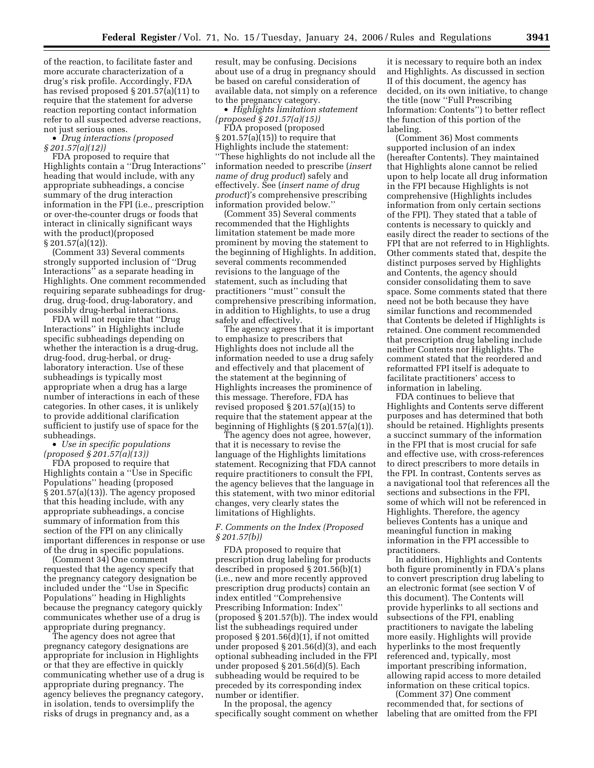of the reaction, to facilitate faster and more accurate characterization of a drug's risk profile. Accordingly, FDA has revised proposed § 201.57(a)(11) to require that the statement for adverse reaction reporting contact information refer to all suspected adverse reactions, not just serious ones.

• *Drug interactions (proposed § 201.57(a)(12))*

FDA proposed to require that Highlights contain a ''Drug Interactions'' heading that would include, with any appropriate subheadings, a concise summary of the drug interaction information in the FPI (i.e., prescription or over-the-counter drugs or foods that interact in clinically significant ways with the product)(proposed § 201.57(a)(12)).

(Comment 33) Several comments strongly supported inclusion of ''Drug Interactions'' as a separate heading in Highlights. One comment recommended requiring separate subheadings for drug-drug, drug-food, drug-laboratory, and possibly drug-herbal interactions.

FDA will not require that ''Drug Interactions'' in Highlights include specific subheadings depending on whether the interaction is a drug-drug, drug-food, drug-herbal, or drug-laboratory interaction. Use of these subheadings is typically most appropriate when a drug has a large number of interactions in each of these categories. In other cases, it is unlikely to provide additional clarification sufficient to justify use of space for the subheadings.

• *Use in specific populations (proposed § 201.57(a)(13))*

FDA proposed to require that Highlights contain a ''Use in Specific Populations'' heading (proposed § 201.57(a)(13)). The agency proposed that this heading include, with any appropriate subheadings, a concise summary of information from this section of the FPI on any clinically important differences in response or use of the drug in specific populations.

(Comment 34) One comment requested that the agency specify that the pregnancy category designation be included under the ''Use in Specific Populations'' heading in Highlights because the pregnancy category quickly communicates whether use of a drug is appropriate during pregnancy.

The agency does not agree that pregnancy category designations are appropriate for inclusion in Highlights or that they are effective in quickly communicating whether use of a drug is appropriate during pregnancy. The agency believes the pregnancy category, in isolation, tends to oversimplify the risks of drugs in pregnancy and, as a result, may be confusing. Decisions about use of a drug in pregnancy should be based on careful consideration of available data, not simply on a reference to the pregnancy category.

• *Highlights limitation statement (proposed § 201.57(a)(15))*

FDA proposed (proposed § 201.57(a)(15)) to require that Highlights include the statement: ''These highlights do not include all the information needed to prescribe (*insert name of drug product*) safely and effectively. See (*insert name of drug product*)'s comprehensive prescribing information provided below.''

(Comment 35) Several comments recommended that the Highlights limitation statement be made more prominent by moving the statement to the beginning of Highlights. In addition, several comments recommended revisions to the language of the statement, such as including that practitioners ''must'' consult the comprehensive prescribing information, in addition to Highlights, to use a drug safely and effectively.

The agency agrees that it is important to emphasize to prescribers that Highlights does not include all the information needed to use a drug safely and effectively and that placement of the statement at the beginning of Highlights increases the prominence of this message. Therefore, FDA has revised proposed § 201.57(a)(15) to require that the statement appear at the beginning of Highlights (§ 201.57(a)(1)).

The agency does not agree, however, that it is necessary to revise the language of the Highlights limitations statement. Recognizing that FDA cannot require practitioners to consult the FPI, the agency believes that the language in this statement, with two minor editorial changes, very clearly states the limitations of Highlights.

### *F. Comments on the Index (Proposed § 201.57(b))*

FDA proposed to require that prescription drug labeling for products described in proposed § 201.56(b)(1) (i.e., new and more recently approved prescription drug products) contain an index entitled ''Comprehensive Prescribing Information: Index'' (proposed § 201.57(b)). The index would list the subheadings required under proposed § 201.56(d)(1), if not omitted under proposed § 201.56(d)(3), and each optional subheading included in the FPI under proposed § 201.56(d)(5). Each subheading would be required to be preceded by its corresponding index number or identifier.

In the proposal, the agency specifically sought comment on whether it is necessary to require both an index and Highlights. As discussed in section II of this document, the agency has decided, on its own initiative, to change the title (now ''Full Prescribing Information: Contents'') to better reflect the function of this portion of the labeling.

(Comment 36) Most comments supported inclusion of an index (hereafter Contents). They maintained that Highlights alone cannot be relied upon to help locate all drug information in the FPI because Highlights is not comprehensive (Highlights includes information from only certain sections of the FPI). They stated that a table of contents is necessary to quickly and easily direct the reader to sections of the FPI that are not referred to in Highlights. Other comments stated that, despite the distinct purposes served by Highlights and Contents, the agency should consider consolidating them to save space. Some comments stated that there need not be both because they have similar functions and recommended that Contents be deleted if Highlights is retained. One comment recommended that prescription drug labeling include neither Contents nor Highlights. The comment stated that the reordered and reformatted FPI itself is adequate to facilitate practitioners' access to information in labeling.

FDA continues to believe that Highlights and Contents serve different purposes and has determined that both should be retained. Highlights presents a succinct summary of the information in the FPI that is most crucial for safe and effective use, with cross-references to direct prescribers to more details in the FPI. In contrast, Contents serves as a navigational tool that references all the sections and subsections in the FPI, some of which will not be referenced in Highlights. Therefore, the agency believes Contents has a unique and meaningful function in making information in the FPI accessible to practitioners.

In addition, Highlights and Contents both figure prominently in FDA's plans to convert prescription drug labeling to an electronic format (see section V of this document). The Contents will provide hyperlinks to all sections and subsections of the FPI, enabling practitioners to navigate the labeling more easily. Highlights will provide hyperlinks to the most frequently referenced and, typically, most important prescribing information, allowing rapid access to more detailed information on these critical topics.

(Comment 37) One comment recommended that, for sections of labeling that are omitted from the FPI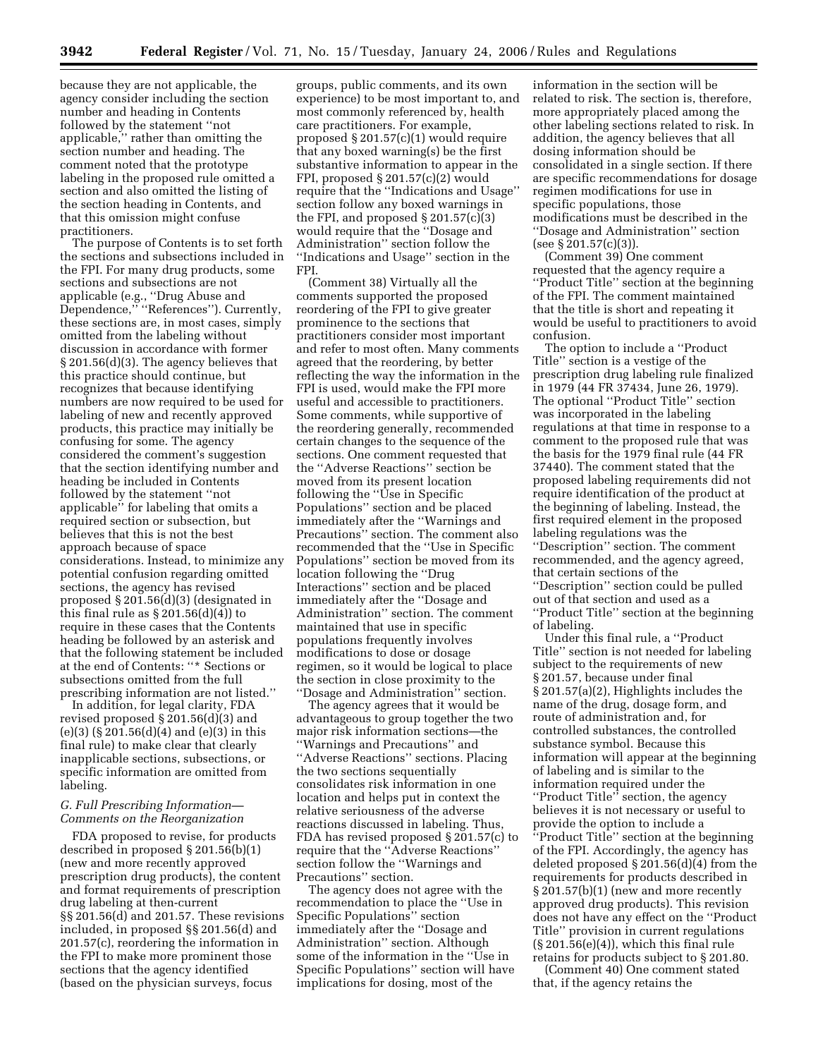because they are not applicable, the agency consider including the section number and heading in Contents followed by the statement ''not applicable,'' rather than omitting the section number and heading. The comment noted that the prototype labeling in the proposed rule omitted a section and also omitted the listing of the section heading in Contents, and that this omission might confuse practitioners.

The purpose of Contents is to set forth the sections and subsections included in the FPI. For many drug products, some sections and subsections are not applicable (e.g., ''Drug Abuse and Dependence,'' ''References''). Currently, these sections are, in most cases, simply omitted from the labeling without discussion in accordance with former § 201.56(d)(3). The agency believes that this practice should continue, but recognizes that because identifying numbers are now required to be used for labeling of new and recently approved products, this practice may initially be confusing for some. The agency considered the comment's suggestion that the section identifying number and heading be included in Contents followed by the statement ''not applicable'' for labeling that omits a required section or subsection, but believes that this is not the best approach because of space considerations. Instead, to minimize any potential confusion regarding omitted sections, the agency has revised proposed § 201.56(d)(3) (designated in this final rule as § 201.56(d)(4)) to require in these cases that the Contents heading be followed by an asterisk and that the following statement be included at the end of Contents: ''* Sections or subsections omitted from the full prescribing information are not listed.''

In addition, for legal clarity, FDA revised proposed § 201.56(d)(3) and (e)(3) (§ 201.56(d)(4) and (e)(3) in this final rule) to make clear that clearly inapplicable sections, subsections, or specific information are omitted from labeling.

### *G. Full Prescribing Information—Comments on the Reorganization*

FDA proposed to revise, for products described in proposed § 201.56(b)(1) (new and more recently approved prescription drug products), the content and format requirements of prescription drug labeling at then-current §§ 201.56(d) and 201.57. These revisions included, in proposed §§ 201.56(d) and 201.57(c), reordering the information in the FPI to make more prominent those sections that the agency identified (based on the physician surveys, focus groups, public comments, and its own experience) to be most important to, and most commonly referenced by, health care practitioners. For example, proposed § 201.57(c)(1) would require that any boxed warning(s) be the first substantive information to appear in the FPI, proposed § 201.57(c)(2) would require that the ''Indications and Usage'' section follow any boxed warnings in the FPI, and proposed § 201.57(c)(3) would require that the ''Dosage and Administration'' section follow the ''Indications and Usage'' section in the FPI.

(Comment 38) Virtually all the comments supported the proposed reordering of the FPI to give greater prominence to the sections that practitioners consider most important and refer to most often. Many comments agreed that the reordering, by better reflecting the way the information in the FPI is used, would make the FPI more useful and accessible to practitioners. Some comments, while supportive of the reordering generally, recommended certain changes to the sequence of the sections. One comment requested that the ''Adverse Reactions'' section be moved from its present location following the ''Use in Specific Populations'' section and be placed immediately after the ''Warnings and Precautions'' section. The comment also recommended that the ''Use in Specific Populations'' section be moved from its location following the ''Drug Interactions'' section and be placed immediately after the ''Dosage and Administration'' section. The comment maintained that use in specific populations frequently involves modifications to dose or dosage regimen, so it would be logical to place the section in close proximity to the ''Dosage and Administration'' section.

The agency agrees that it would be advantageous to group together the two major risk information sections—the ''Warnings and Precautions'' and ''Adverse Reactions'' sections. Placing the two sections sequentially consolidates risk information in one location and helps put in context the relative seriousness of the adverse reactions discussed in labeling. Thus, FDA has revised proposed § 201.57(c) to require that the ''Adverse Reactions'' section follow the ''Warnings and Precautions'' section.

The agency does not agree with the recommendation to place the ''Use in Specific Populations'' section immediately after the ''Dosage and Administration'' section. Although some of the information in the ''Use in Specific Populations'' section will have implications for dosing, most of the information in the section will be related to risk. The section is, therefore, more appropriately placed among the other labeling sections related to risk. In addition, the agency believes that all dosing information should be consolidated in a single section. If there are specific recommendations for dosage regimen modifications for use in specific populations, those modifications must be described in the ''Dosage and Administration'' section (see § 201.57(c)(3)).

(Comment 39) One comment requested that the agency require a ''Product Title'' section at the beginning of the FPI. The comment maintained that the title is short and repeating it would be useful to practitioners to avoid confusion.

The option to include a ''Product Title'' section is a vestige of the prescription drug labeling rule finalized in 1979 (44 FR 37434, June 26, 1979). The optional ''Product Title'' section was incorporated in the labeling regulations at that time in response to a comment to the proposed rule that was the basis for the 1979 final rule (44 FR 37440). The comment stated that the proposed labeling requirements did not require identification of the product at the beginning of labeling. Instead, the first required element in the proposed labeling regulations was the ''Description'' section. The comment recommended, and the agency agreed, that certain sections of the ''Description'' section could be pulled out of that section and used as a ''Product Title'' section at the beginning of labeling.

Under this final rule, a ''Product Title'' section is not needed for labeling subject to the requirements of new § 201.57, because under final § 201.57(a)(2), Highlights includes the name of the drug, dosage form, and route of administration and, for controlled substances, the controlled substance symbol. Because this information will appear at the beginning of labeling and is similar to the information required under the ''Product Title'' section, the agency believes it is not necessary or useful to provide the option to include a ''Product Title'' section at the beginning of the FPI. Accordingly, the agency has deleted proposed § 201.56(d)(4) from the requirements for products described in § 201.57(b)(1) (new and more recently approved drug products). This revision does not have any effect on the ''Product Title'' provision in current regulations (§ 201.56(e)(4)), which this final rule retains for products subject to § 201.80.

(Comment 40) One comment stated that, if the agency retains the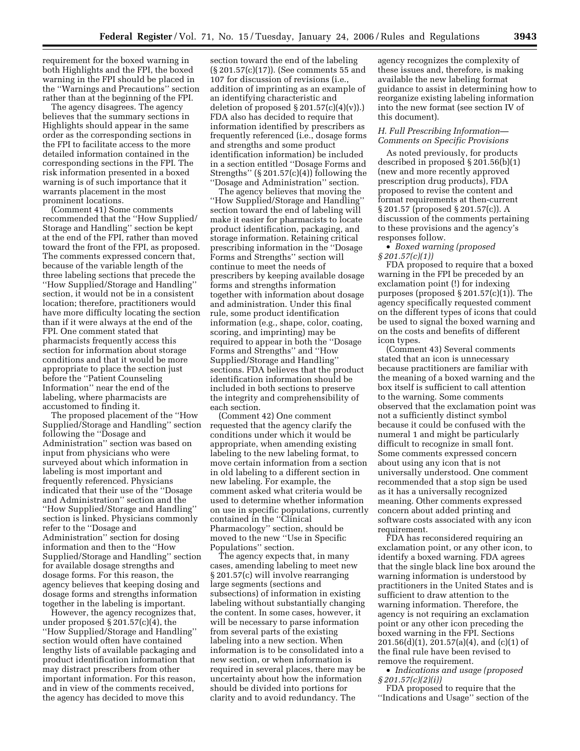requirement for the boxed warning in both Highlights and the FPI, the boxed warning in the FPI should be placed in the ''Warnings and Precautions'' section rather than at the beginning of the FPI.

The agency disagrees. The agency believes that the summary sections in Highlights should appear in the same order as the corresponding sections in the FPI to facilitate access to the more detailed information contained in the corresponding sections in the FPI. The risk information presented in a boxed warning is of such importance that it warrants placement in the most prominent locations.

(Comment 41) Some comments recommended that the ''How Supplied/Storage and Handling'' section be kept at the end of the FPI, rather than moved toward the front of the FPI, as proposed. The comments expressed concern that, because of the variable length of the three labeling sections that precede the ''How Supplied/Storage and Handling'' section, it would not be in a consistent location; therefore, practitioners would have more difficulty locating the section than if it were always at the end of the FPI. One comment stated that pharmacists frequently access this section for information about storage conditions and that it would be more appropriate to place the section just before the ''Patient Counseling Information'' near the end of the labeling, where pharmacists are accustomed to finding it.

The proposed placement of the ''How Supplied/Storage and Handling'' section following the ''Dosage and Administration'' section was based on input from physicians who were surveyed about which information in labeling is most important and frequently referenced. Physicians indicated that their use of the ''Dosage and Administration'' section and the ''How Supplied/Storage and Handling'' section is linked. Physicians commonly refer to the ''Dosage and Administration'' section for dosing information and then to the ''How Supplied/Storage and Handling'' section for available dosage strengths and dosage forms. For this reason, the agency believes that keeping dosing and dosage forms and strengths information together in the labeling is important.

However, the agency recognizes that, under proposed § 201.57(c)(4), the ''How Supplied/Storage and Handling'' section would often have contained lengthy lists of available packaging and product identification information that may distract prescribers from other important information. For this reason, and in view of the comments received, the agency has decided to move this section toward the end of the labeling (§ 201.57(c)(17)). (See comments 55 and 107 for discussion of revisions (i.e., addition of imprinting as an example of an identifying characteristic and deletion of proposed § 201.57(c)(4)(v)).) FDA also has decided to require that information identified by prescribers as frequently referenced (i.e., dosage forms and strengths and some product identification information) be included in a section entitled ''Dosage Forms and Strengths'' (§ 201.57(c)(4)) following the ''Dosage and Administration'' section.

The agency believes that moving the ''How Supplied/Storage and Handling'' section toward the end of labeling will make it easier for pharmacists to locate product identification, packaging, and storage information. Retaining critical prescribing information in the ''Dosage Forms and Strengths'' section will continue to meet the needs of prescribers by keeping available dosage forms and strengths information together with information about dosage and administration. Under this final rule, some product identification information (e.g., shape, color, coating, scoring, and imprinting) may be required to appear in both the ''Dosage Forms and Strengths'' and ''How Supplied/Storage and Handling'' sections. FDA believes that the product identification information should be included in both sections to preserve the integrity and comprehensibility of each section.

(Comment 42) One comment requested that the agency clarify the conditions under which it would be appropriate, when amending existing labeling to the new labeling format, to move certain information from a section in old labeling to a different section in new labeling. For example, the comment asked what criteria would be used to determine whether information on use in specific populations, currently contained in the ''Clinical Pharmacology'' section, should be moved to the new ''Use in Specific Populations'' section.

The agency expects that, in many cases, amending labeling to meet new § 201.57(c) will involve rearranging large segments (sections and subsections) of information in existing labeling without substantially changing the content. In some cases, however, it will be necessary to parse information from several parts of the existing labeling into a new section. When information is to be consolidated into a new section, or when information is required in several places, there may be uncertainty about how the information should be divided into portions for clarity and to avoid redundancy. The agency recognizes the complexity of these issues and, therefore, is making available the new labeling format guidance to assist in determining how to reorganize existing labeling information into the new format (see section IV of this document).

### *H. Full Prescribing Information—Comments on Specific Provisions*

As noted previously, for products described in proposed § 201.56(b)(1) (new and more recently approved prescription drug products), FDA proposed to revise the content and format requirements at then-current § 201.57 (proposed § 201.57(c)). A discussion of the comments pertaining to these provisions and the agency's responses follow.

- *Boxed warning (proposed § 201.57(c)(1))*

FDA proposed to require that a boxed warning in the FPI be preceded by an exclamation point (!) for indexing purposes (proposed § 201.57(c)(1)). The agency specifically requested comment on the different types of icons that could be used to signal the boxed warning and on the costs and benefits of different icon types.

(Comment 43) Several comments stated that an icon is unnecessary because practitioners are familiar with the meaning of a boxed warning and the box itself is sufficient to call attention to the warning. Some comments observed that the exclamation point was not a sufficiently distinct symbol because it could be confused with the numeral 1 and might be particularly difficult to recognize in small font. Some comments expressed concern about using any icon that is not universally understood. One comment recommended that a stop sign be used as it has a universally recognized meaning. Other comments expressed concern about added printing and software costs associated with any icon requirement.

FDA has reconsidered requiring an exclamation point, or any other icon, to identify a boxed warning. FDA agrees that the single black line box around the warning information is understood by practitioners in the United States and is sufficient to draw attention to the warning information. Therefore, the agency is not requiring an exclamation point or any other icon preceding the boxed warning in the FPI. Sections 201.56(d)(1), 201.57(a)(4), and (c)(1) of the final rule have been revised to remove the requirement.

- *Indications and usage (proposed § 201.57(c)(2)(i))*

FDA proposed to require that the ''Indications and Usage'' section of the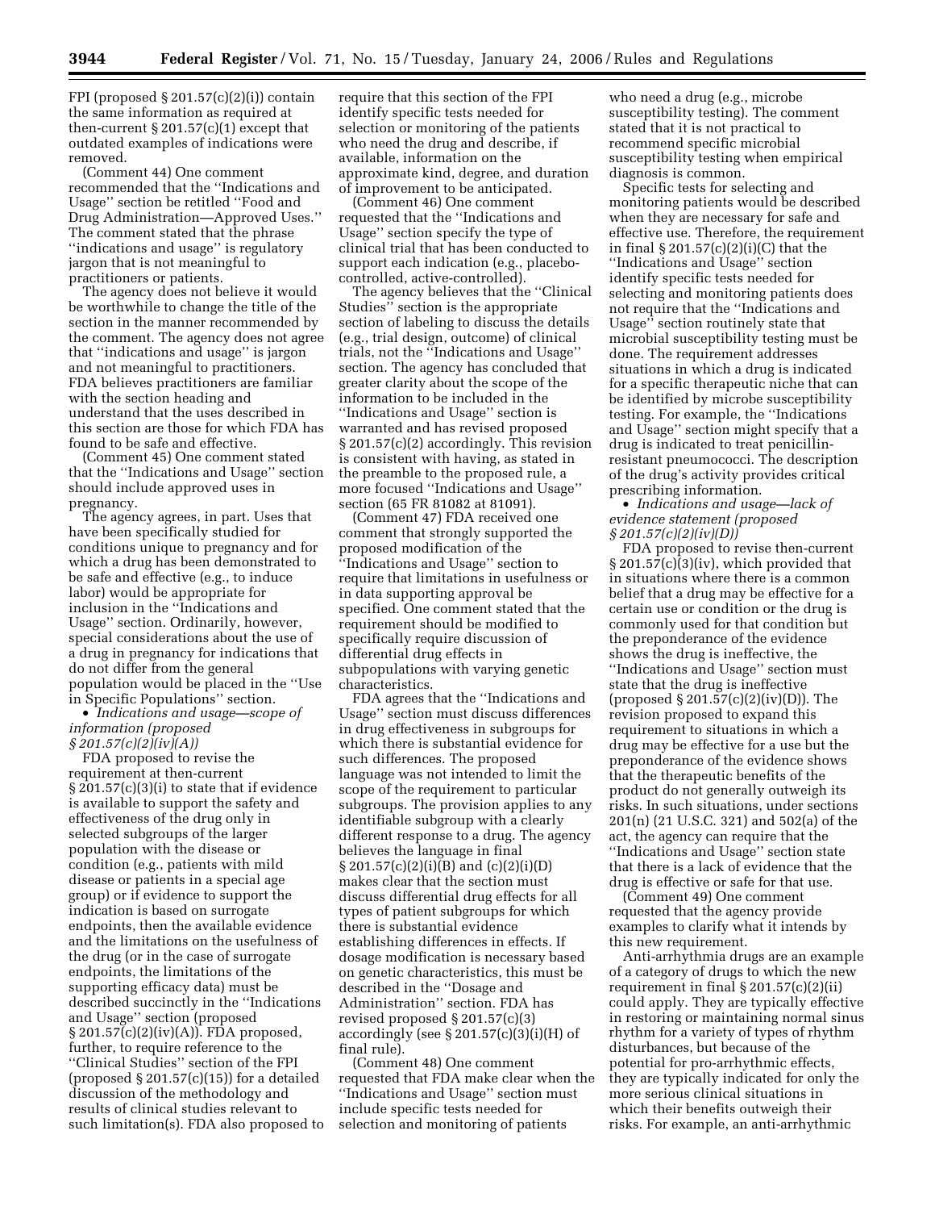FPI (proposed § 201.57(c)(2)(i)) contain the same information as required at then-current § 201.57(c)(1) except that outdated examples of indications were removed.

(Comment 44) One comment recommended that the ''Indications and Usage'' section be retitled ''Food and Drug Administration—Approved Uses.'' The comment stated that the phrase ''indications and usage'' is regulatory jargon that is not meaningful to practitioners or patients.

The agency does not believe it would be worthwhile to change the title of the section in the manner recommended by the comment. The agency does not agree that ''indications and usage'' is jargon and not meaningful to practitioners. FDA believes practitioners are familiar with the section heading and understand that the uses described in this section are those for which FDA has found to be safe and effective.

(Comment 45) One comment stated that the ''Indications and Usage'' section should include approved uses in pregnancy.

The agency agrees, in part. Uses that have been specifically studied for conditions unique to pregnancy and for which a drug has been demonstrated to be safe and effective (e.g., to induce labor) would be appropriate for inclusion in the ''Indications and Usage'' section. Ordinarily, however, special considerations about the use of a drug in pregnancy for indications that do not differ from the general population would be placed in the ''Use in Specific Populations'' section.

- *Indications and usage—scope of information (proposed § 201.57(c)(2)(iv)(A))*

FDA proposed to revise the requirement at then-current § 201.57(c)(3)(i) to state that if evidence is available to support the safety and effectiveness of the drug only in selected subgroups of the larger population with the disease or condition (e.g., patients with mild disease or patients in a special age group) or if evidence to support the indication is based on surrogate endpoints, then the available evidence and the limitations on the usefulness of the drug (or in the case of surrogate endpoints, the limitations of the supporting efficacy data) must be described succinctly in the ''Indications and Usage'' section (proposed § 201.57(c)(2)(iv)(A)). FDA proposed, further, to require reference to the ''Clinical Studies'' section of the FPI (proposed § 201.57(c)(15)) for a detailed discussion of the methodology and results of clinical studies relevant to such limitation(s). FDA also proposed to require that this section of the FPI identify specific tests needed for selection or monitoring of the patients who need the drug and describe, if available, information on the approximate kind, degree, and duration of improvement to be anticipated.

(Comment 46) One comment requested that the ''Indications and Usage'' section specify the type of clinical trial that has been conducted to support each indication (e.g., placebo-controlled, active-controlled).

The agency believes that the ''Clinical Studies'' section is the appropriate section of labeling to discuss the details (e.g., trial design, outcome) of clinical trials, not the ''Indications and Usage'' section. The agency has concluded that greater clarity about the scope of the information to be included in the ''Indications and Usage'' section is warranted and has revised proposed § 201.57(c)(2) accordingly. This revision is consistent with having, as stated in the preamble to the proposed rule, a more focused ''Indications and Usage'' section (65 FR 81082 at 81091).

(Comment 47) FDA received one comment that strongly supported the proposed modification of the ''Indications and Usage'' section to require that limitations in usefulness or in data supporting approval be specified. One comment stated that the requirement should be modified to specifically require discussion of differential drug effects in subpopulations with varying genetic characteristics.

FDA agrees that the ''Indications and Usage'' section must discuss differences in drug effectiveness in subgroups for which there is substantial evidence for such differences. The proposed language was not intended to limit the scope of the requirement to particular subgroups. The provision applies to any identifiable subgroup with a clearly different response to a drug. The agency believes the language in final § 201.57(c)(2)(i)(B) and (c)(2)(i)(D) makes clear that the section must discuss differential drug effects for all types of patient subgroups for which there is substantial evidence establishing differences in effects. If dosage modification is necessary based on genetic characteristics, this must be described in the ''Dosage and Administration'' section. FDA has revised proposed § 201.57(c)(3) accordingly (see § 201.57(c)(3)(i)(H) of final rule).

(Comment 48) One comment requested that FDA make clear when the ''Indications and Usage'' section must include specific tests needed for selection and monitoring of patients who need a drug (e.g., microbe susceptibility testing). The comment stated that it is not practical to recommend specific microbial susceptibility testing when empirical diagnosis is common.

Specific tests for selecting and monitoring patients would be described when they are necessary for safe and effective use. Therefore, the requirement in final § 201.57(c)(2)(i)(C) that the ''Indications and Usage'' section identify specific tests needed for selecting and monitoring patients does not require that the ''Indications and Usage'' section routinely state that microbial susceptibility testing must be done. The requirement addresses situations in which a drug is indicated for a specific therapeutic niche that can be identified by microbe susceptibility testing. For example, the ''Indications and Usage'' section might specify that a drug is indicated to treat penicillin-resistant pneumococci. The description of the drug's activity provides critical prescribing information.

- *Indications and usage—lack of evidence statement (proposed § 201.57(c)(2)(iv)(D))*

FDA proposed to revise then-current § 201.57(c)(3)(iv), which provided that in situations where there is a common belief that a drug may be effective for a certain use or condition or the drug is commonly used for that condition but the preponderance of the evidence shows the drug is ineffective, the ''Indications and Usage'' section must state that the drug is ineffective (proposed § 201.57(c)(2)(iv)(D)). The revision proposed to expand this requirement to situations in which a drug may be effective for a use but the preponderance of the evidence shows that the therapeutic benefits of the product do not generally outweigh its risks. In such situations, under sections 201(n) (21 U.S.C. 321) and 502(a) of the act, the agency can require that the ''Indications and Usage'' section state that there is a lack of evidence that the drug is effective or safe for that use.

(Comment 49) One comment requested that the agency provide examples to clarify what it intends by this new requirement.

Anti-arrhythmia drugs are an example of a category of drugs to which the new requirement in final § 201.57(c)(2)(ii) could apply. They are typically effective in restoring or maintaining normal sinus rhythm for a variety of types of rhythm disturbances, but because of the potential for pro-arrhythmic effects, they are typically indicated for only the more serious clinical situations in which their benefits outweigh their risks. For example, an anti-arrhythmic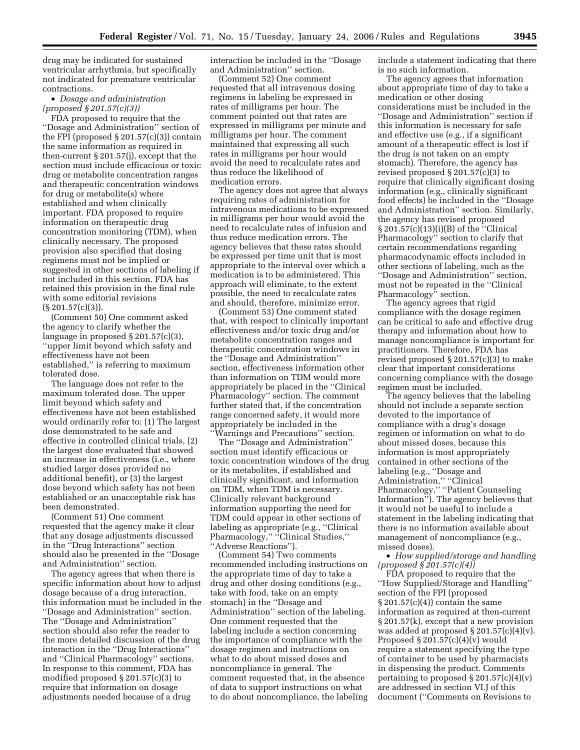drug may be indicated for sustained ventricular arrhythmia, but specifically not indicated for premature ventricular contractions.

• *Dosage and administration (proposed § 201.57(c)(3))*

FDA proposed to require that the ''Dosage and Administration'' section of the FPI (proposed § 201.57(c)(3)) contain the same information as required in then-current § 201.57(j), except that the section must include efficacious or toxic drug or metabolite concentration ranges and therapeutic concentration windows for drug or metabolite(s) where established and when clinically important. FDA proposed to require information on therapeutic drug concentration monitoring (TDM), when clinically necessary. The proposed provision also specified that dosing regimens must not be implied or suggested in other sections of labeling if not included in this section. FDA has retained this provision in the final rule with some editorial revisions (§ 201.57(c)(3)).

(Comment 50) One comment asked the agency to clarify whether the language in proposed § 201.57(c)(3), ''upper limit beyond which safety and effectiveness have not been established,'' is referring to maximum tolerated dose.

The language does not refer to the maximum tolerated dose. The upper limit beyond which safety and effectiveness have not been established would ordinarily refer to: (1) The largest dose demonstrated to be safe and effective in controlled clinical trials, (2) the largest dose evaluated that showed an increase in effectiveness (i.e., where studied larger doses provided no additional benefit), or (3) the largest dose beyond which safety has not been established or an unacceptable risk has been demonstrated.

(Comment 51) One comment requested that the agency make it clear that any dosage adjustments discussed in the ''Drug Interactions'' section should also be presented in the ''Dosage and Administration'' section.

The agency agrees that when there is specific information about how to adjust dosage because of a drug interaction, this information must be included in the ''Dosage and Administration'' section. The ''Dosage and Administration'' section should also refer the reader to the more detailed discussion of the drug interaction in the ''Drug Interactions'' and ''Clinical Pharmacology'' sections. In response to this comment, FDA has modified proposed § 201.57(c)(3) to require that information on dosage adjustments needed because of a drug interaction be included in the ''Dosage and Administration'' section.

(Comment 52) One comment requested that all intravenous dosing regimens in labeling be expressed in rates of milligrams per hour. The comment pointed out that rates are expressed in milligrams per minute and milligrams per hour. The comment maintained that expressing all such rates in milligrams per hour would avoid the need to recalculate rates and thus reduce the likelihood of medication errors.

The agency does not agree that always requiring rates of administration for intravenous medications to be expressed in milligrams per hour would avoid the need to recalculate rates of infusion and thus reduce medication errors. The agency believes that these rates should be expressed per time unit that is most appropriate to the interval over which a medication is to be administered. This approach will eliminate, to the extent possible, the need to recalculate rates and should, therefore, minimize error.

(Comment 53) One comment stated that, with respect to clinically important effectiveness and/or toxic drug and/or metabolite concentration ranges and therapeutic concentration windows in the ''Dosage and Administration'' section, effectiveness information other than information on TDM would more appropriately be placed in the ''Clinical Pharmacology'' section. The comment further stated that, if the concentration range concerned safety, it would more appropriately be included in the ''Warnings and Precautions'' section.

The ''Dosage and Administration'' section must identify efficacious or toxic concentration windows of the drug or its metabolites, if established and clinically significant, and information on TDM, when TDM is necessary. Clinically relevant background information supporting the need for TDM could appear in other sections of labeling as appropriate (e.g., ''Clinical Pharmacology,'' ''Clinical Studies,'' ''Adverse Reactions'').

(Comment 54) Two comments recommended including instructions on the appropriate time of day to take a drug and other dosing conditions (e.g., take with food, take on an empty stomach) in the ''Dosage and Administration'' section of the labeling. One comment requested that the labeling include a section concerning the importance of compliance with the dosage regimen and instructions on what to do about missed doses and noncompliance in general. The comment requested that, in the absence of data to support instructions on what to do about noncompliance, the labeling include a statement indicating that there is no such information.

The agency agrees that information about appropriate time of day to take a medication or other dosing considerations must be included in the ''Dosage and Administration'' section if this information is necessary for safe and effective use (e.g., if a significant amount of a therapeutic effect is lost if the drug is not taken on an empty stomach). Therefore, the agency has revised proposed § 201.57(c)(3) to require that clinically significant dosing information (e.g., clinically significant food effects) be included in the ''Dosage and Administration'' section. Similarly, the agency has revised proposed § 201.57(c)(13)(i)(B) of the ''Clinical Pharmacology'' section to clarify that certain recommendations regarding pharmacodynamic effects included in other sections of labeling, such as the ''Dosage and Administration'' section, must not be repeated in the ''Clinical Pharmacology'' section.

The agency agrees that rigid compliance with the dosage regimen can be critical to safe and effective drug therapy and information about how to manage noncompliance is important for practitioners. Therefore, FDA has revised proposed § 201.57(c)(3) to make clear that important considerations concerning compliance with the dosage regimen must be included.

The agency believes that the labeling should not include a separate section devoted to the importance of compliance with a drug's dosage regimen or information on what to do about missed doses, because this information is most appropriately contained in other sections of the labeling (e.g., ''Dosage and Administration,'' ''Clinical Pharmacology,'' ''Patient Counseling Information''). The agency believes that it would not be useful to include a statement in the labeling indicating that there is no information available about management of noncompliance (e.g., missed doses).

• *How supplied/storage and handling (proposed § 201.57(c)(4))*

FDA proposed to require that the ''How Supplied/Storage and Handling'' section of the FPI (proposed § 201.57(c)(4)) contain the same information as required at then-current § 201.57(k), except that a new provision was added at proposed § 201.57(c)(4)(v). Proposed § 201.57(c)(4)(v) would require a statement specifying the type of container to be used by pharmacists in dispensing the product. Comments pertaining to proposed § 201.57(c)(4)(v) are addressed in section VI.J of this document (''Comments on Revisions to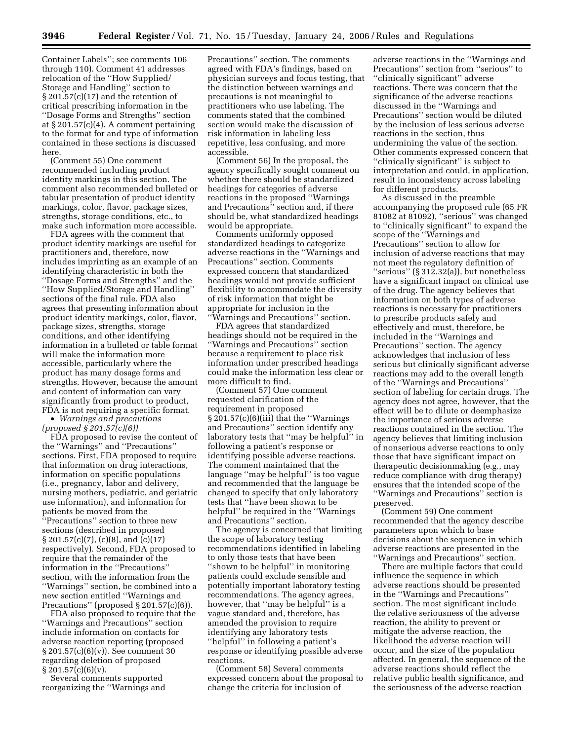Container Labels''; see comments 106 through 110). Comment 41 addresses relocation of the ''How Supplied/Storage and Handling'' section to § 201.57(c)(17) and the retention of critical prescribing information in the ''Dosage Forms and Strengths'' section at § 201.57(c)(4). A comment pertaining to the format for and type of information contained in these sections is discussed here.

(Comment 55) One comment recommended including product identity markings in this section. The comment also recommended bulleted or tabular presentation of product identity markings, color, flavor, package sizes, strengths, storage conditions, etc., to make such information more accessible.

FDA agrees with the comment that product identity markings are useful for practitioners and, therefore, now includes imprinting as an example of an identifying characteristic in both the ''Dosage Forms and Strengths'' and the ''How Supplied/Storage and Handling'' sections of the final rule. FDA also agrees that presenting information about product identity markings, color, flavor, package sizes, strengths, storage conditions, and other identifying information in a bulleted or table format will make the information more accessible, particularly where the product has many dosage forms and strengths. However, because the amount and content of information can vary significantly from product to product, FDA is not requiring a specific format.

- *Warnings and precautions (proposed § 201.57(c)(6))*

FDA proposed to revise the content of the ''Warnings'' and ''Precautions'' sections. First, FDA proposed to require that information on drug interactions, information on specific populations (i.e., pregnancy, labor and delivery, nursing mothers, pediatric, and geriatric use information), and information for patients be moved from the ''Precautions'' section to three new sections (described in proposed § 201.57(c)(7), (c)(8), and (c)(17) respectively). Second, FDA proposed to require that the remainder of the information in the ''Precautions'' section, with the information from the ''Warnings'' section, be combined into a new section entitled ''Warnings and Precautions'' (proposed § 201.57(c)(6)).

FDA also proposed to require that the ''Warnings and Precautions'' section include information on contacts for adverse reaction reporting (proposed § 201.57(c)(6)(v)). See comment 30 regarding deletion of proposed § 201.57(c)(6)(v).

Several comments supported reorganizing the ''Warnings and Precautions'' section. The comments agreed with FDA's findings, based on physician surveys and focus testing, that the distinction between warnings and precautions is not meaningful to practitioners who use labeling. The comments stated that the combined section would make the discussion of risk information in labeling less repetitive, less confusing, and more accessible.

(Comment 56) In the proposal, the agency specifically sought comment on whether there should be standardized headings for categories of adverse reactions in the proposed ''Warnings and Precautions'' section and, if there should be, what standardized headings would be appropriate.

Comments uniformly opposed standardized headings to categorize adverse reactions in the ''Warnings and Precautions'' section. Comments expressed concern that standardized headings would not provide sufficient flexibility to accommodate the diversity of risk information that might be appropriate for inclusion in the ''Warnings and Precautions'' section.

FDA agrees that standardized headings should not be required in the ''Warnings and Precautions'' section because a requirement to place risk information under prescribed headings could make the information less clear or more difficult to find.

(Comment 57) One comment requested clarification of the requirement in proposed § 201.57(c)(6)(iii) that the ''Warnings and Precautions'' section identify any laboratory tests that ''may be helpful'' in following a patient's response or identifying possible adverse reactions. The comment maintained that the language ''may be helpful'' is too vague and recommended that the language be changed to specify that only laboratory tests that ''have been shown to be helpful'' be required in the ''Warnings and Precautions'' section.

The agency is concerned that limiting the scope of laboratory testing recommendations identified in labeling to only those tests that have been ''shown to be helpful'' in monitoring patients could exclude sensible and potentially important laboratory testing recommendations. The agency agrees, however, that ''may be helpful'' is a vague standard and, therefore, has amended the provision to require identifying any laboratory tests ''helpful'' in following a patient's response or identifying possible adverse reactions.

(Comment 58) Several comments expressed concern about the proposal to change the criteria for inclusion of adverse reactions in the ''Warnings and Precautions'' section from ''serious'' to ''clinically significant'' adverse reactions. There was concern that the significance of the adverse reactions discussed in the ''Warnings and Precautions'' section would be diluted by the inclusion of less serious adverse reactions in the section, thus undermining the value of the section. Other comments expressed concern that ''clinically significant'' is subject to interpretation and could, in application, result in inconsistency across labeling for different products.

As discussed in the preamble accompanying the proposed rule (65 FR 81082 at 81092), ''serious'' was changed to ''clinically significant'' to expand the scope of the ''Warnings and Precautions'' section to allow for inclusion of adverse reactions that may not meet the regulatory definition of ''serious'' (§ 312.32(a)), but nonetheless have a significant impact on clinical use of the drug. The agency believes that information on both types of adverse reactions is necessary for practitioners to prescribe products safely and effectively and must, therefore, be included in the ''Warnings and Precautions'' section. The agency acknowledges that inclusion of less serious but clinically significant adverse reactions may add to the overall length of the ''Warnings and Precautions'' section of labeling for certain drugs. The agency does not agree, however, that the effect will be to dilute or deemphasize the importance of serious adverse reactions contained in the section. The agency believes that limiting inclusion of nonserious adverse reactions to only those that have significant impact on therapeutic decisionmaking (e.g., may reduce compliance with drug therapy) ensures that the intended scope of the ''Warnings and Precautions'' section is preserved.

(Comment 59) One comment recommended that the agency describe parameters upon which to base decisions about the sequence in which adverse reactions are presented in the ''Warnings and Precautions'' section.

There are multiple factors that could influence the sequence in which adverse reactions should be presented in the ''Warnings and Precautions'' section. The most significant include the relative seriousness of the adverse reaction, the ability to prevent or mitigate the adverse reaction, the likelihood the adverse reaction will occur, and the size of the population affected. In general, the sequence of the adverse reactions should reflect the relative public health significance, and the seriousness of the adverse reaction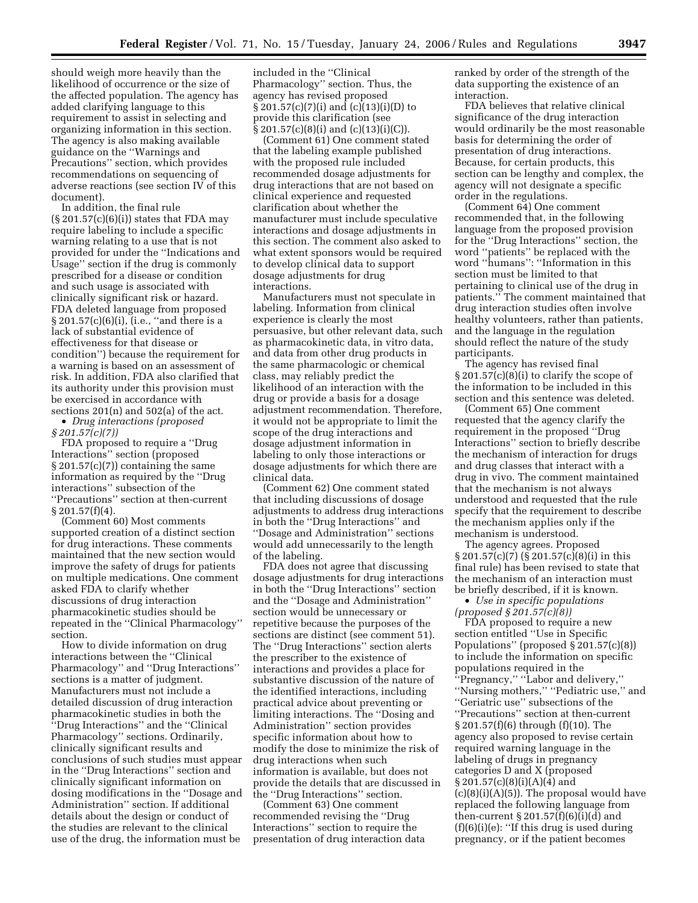should weigh more heavily than the likelihood of occurrence or the size of the affected population. The agency has added clarifying language to this requirement to assist in selecting and organizing information in this section. The agency is also making available guidance on the ''Warnings and Precautions'' section, which provides recommendations on sequencing of adverse reactions (see section IV of this document).

In addition, the final rule (§ 201.57(c)(6)(i)) states that FDA may require labeling to include a specific warning relating to a use that is not provided for under the ''Indications and Usage'' section if the drug is commonly prescribed for a disease or condition and such usage is associated with clinically significant risk or hazard. FDA deleted language from proposed § 201.57(c)(6)(i), (i.e., ''and there is a lack of substantial evidence of effectiveness for that disease or condition'') because the requirement for a warning is based on an assessment of risk. In addition, FDA also clarified that its authority under this provision must be exercised in accordance with sections 201(n) and 502(a) of the act.

- *Drug interactions (proposed § 201.57(c)(7))*

FDA proposed to require a ''Drug Interactions'' section (proposed § 201.57(c)(7)) containing the same information as required by the ''Drug interactions'' subsection of the ''Precautions'' section at then-current § 201.57(f)(4).

(Comment 60) Most comments supported creation of a distinct section for drug interactions. These comments maintained that the new section would improve the safety of drugs for patients on multiple medications. One comment asked FDA to clarify whether discussions of drug interaction pharmacokinetic studies should be repeated in the ''Clinical Pharmacology'' section.

How to divide information on drug interactions between the ''Clinical Pharmacology'' and ''Drug Interactions'' sections is a matter of judgment. Manufacturers must not include a detailed discussion of drug interaction pharmacokinetic studies in both the ''Drug Interactions'' and the ''Clinical Pharmacology'' sections. Ordinarily, clinically significant results and conclusions of such studies must appear in the ''Drug Interactions'' section and clinically significant information on dosing modifications in the ''Dosage and Administration'' section. If additional details about the design or conduct of the studies are relevant to the clinical use of the drug, the information must be included in the ''Clinical Pharmacology'' section. Thus, the agency has revised proposed § 201.57(c)(7)(i) and (c)(13)(i)(D) to provide this clarification (see § 201.57(c)(8)(i) and (c)(13)(i)(C)).

(Comment 61) One comment stated that the labeling example published with the proposed rule included recommended dosage adjustments for drug interactions that are not based on clinical experience and requested clarification about whether the manufacturer must include speculative interactions and dosage adjustments in this section. The comment also asked to what extent sponsors would be required to develop clinical data to support dosage adjustments for drug interactions.

Manufacturers must not speculate in labeling. Information from clinical experience is clearly the most persuasive, but other relevant data, such as pharmacokinetic data, in vitro data, and data from other drug products in the same pharmacologic or chemical class, may reliably predict the likelihood of an interaction with the drug or provide a basis for a dosage adjustment recommendation. Therefore, it would not be appropriate to limit the scope of the drug interactions and dosage adjustment information in labeling to only those interactions or dosage adjustments for which there are clinical data.

(Comment 62) One comment stated that including discussions of dosage adjustments to address drug interactions in both the ''Drug Interactions'' and ''Dosage and Administration'' sections would add unnecessarily to the length of the labeling.

FDA does not agree that discussing dosage adjustments for drug interactions in both the ''Drug Interactions'' section and the ''Dosage and Administration'' section would be unnecessary or repetitive because the purposes of the sections are distinct (see comment 51). The ''Drug Interactions'' section alerts the prescriber to the existence of interactions and provides a place for substantive discussion of the nature of the identified interactions, including practical advice about preventing or limiting interactions. The ''Dosing and Administration'' section provides specific information about how to modify the dose to minimize the risk of drug interactions when such information is available, but does not provide the details that are discussed in the ''Drug Interactions'' section.

(Comment 63) One comment recommended revising the ''Drug Interactions'' section to require the presentation of drug interaction data ranked by order of the strength of the data supporting the existence of an interaction.

FDA believes that relative clinical significance of the drug interaction would ordinarily be the most reasonable basis for determining the order of presentation of drug interactions. Because, for certain products, this section can be lengthy and complex, the agency will not designate a specific order in the regulations.

(Comment 64) One comment recommended that, in the following language from the proposed provision for the ''Drug Interactions'' section, the word ''patients'' be replaced with the word ''humans'': ''Information in this section must be limited to that pertaining to clinical use of the drug in patients.'' The comment maintained that drug interaction studies often involve healthy volunteers, rather than patients, and the language in the regulation should reflect the nature of the study participants.

The agency has revised final § 201.57(c)(8)(i) to clarify the scope of the information to be included in this section and this sentence was deleted.

(Comment 65) One comment requested that the agency clarify the requirement in the proposed ''Drug Interactions'' section to briefly describe the mechanism of interaction for drugs and drug classes that interact with a drug in vivo. The comment maintained that the mechanism is not always understood and requested that the rule specify that the requirement to describe the mechanism applies only if the mechanism is understood.

The agency agrees. Proposed § 201.57(c)(7) (§ 201.57(c)(8)(i) in this final rule) has been revised to state that the mechanism of an interaction must be briefly described, if it is known.

- *Use in specific populations (proposed § 201.57(c)(8))*

FDA proposed to require a new section entitled ''Use in Specific Populations'' (proposed § 201.57(c)(8)) to include the information on specific populations required in the ''Pregnancy,'' ''Labor and delivery,'' ''Nursing mothers,'' ''Pediatric use,'' and ''Geriatric use'' subsections of the ''Precautions'' section at then-current § 201.57(f)(6) through (f)(10). The agency also proposed to revise certain required warning language in the labeling of drugs in pregnancy categories D and X (proposed § 201.57(c)(8)(i)(A)(4) and (c)(8)(i)(A)(5)). The proposal would have replaced the following language from then-current § 201.57(f)(6)(i)(d) and (f)(6)(i)(e): ''If this drug is used during pregnancy, or if the patient becomes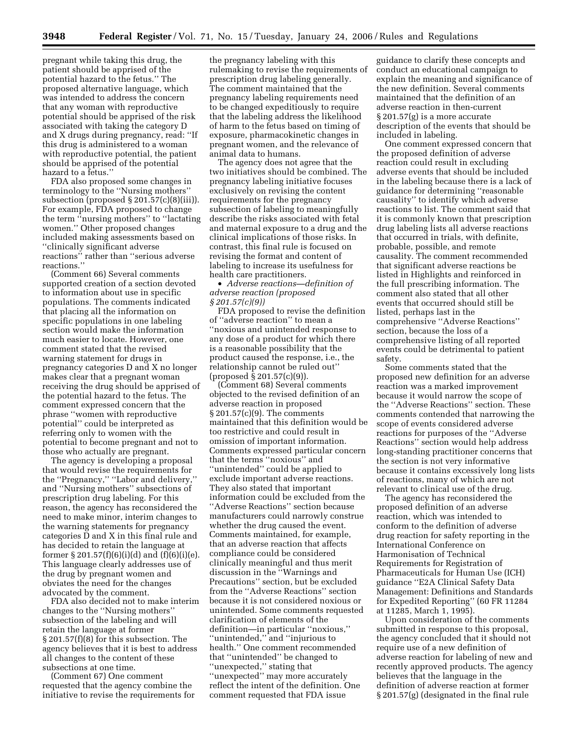pregnant while taking this drug, the patient should be apprised of the potential hazard to the fetus.'' The proposed alternative language, which was intended to address the concern that any woman with reproductive potential should be apprised of the risk associated with taking the category D and X drugs during pregnancy, read: ''If this drug is administered to a woman with reproductive potential, the patient should be apprised of the potential hazard to a fetus.''

FDA also proposed some changes in terminology to the ''Nursing mothers'' subsection (proposed § 201.57(c)(8)(iii)). For example, FDA proposed to change the term ''nursing mothers'' to ''lactating women.'' Other proposed changes included making assessments based on ''clinically significant adverse reactions'' rather than ''serious adverse reactions.''

(Comment 66) Several comments supported creation of a section devoted to information about use in specific populations. The comments indicated that placing all the information on specific populations in one labeling section would make the information much easier to locate. However, one comment stated that the revised warning statement for drugs in pregnancy categories D and X no longer makes clear that a pregnant woman receiving the drug should be apprised of the potential hazard to the fetus. The comment expressed concern that the phrase ''women with reproductive potential'' could be interpreted as referring only to women with the potential to become pregnant and not to those who actually are pregnant.

The agency is developing a proposal that would revise the requirements for the ''Pregnancy,'' ''Labor and delivery,'' and ''Nursing mothers'' subsections of prescription drug labeling. For this reason, the agency has reconsidered the need to make minor, interim changes to the warning statements for pregnancy categories D and X in this final rule and has decided to retain the language at former § 201.57(f)(6)(i)(d) and (f)(6)(i)(e). This language clearly addresses use of the drug by pregnant women and obviates the need for the changes advocated by the comment.

FDA also decided not to make interim changes to the ''Nursing mothers'' subsection of the labeling and will retain the language at former § 201.57(f)(8) for this subsection. The agency believes that it is best to address all changes to the content of these subsections at one time.

(Comment 67) One comment requested that the agency combine the initiative to revise the requirements for the pregnancy labeling with this rulemaking to revise the requirements of prescription drug labeling generally. The comment maintained that the pregnancy labeling requirements need to be changed expeditiously to require that the labeling address the likelihood of harm to the fetus based on timing of exposure, pharmacokinetic changes in pregnant women, and the relevance of animal data to humans.

The agency does not agree that the two initiatives should be combined. The pregnancy labeling initiative focuses exclusively on revising the content requirements for the pregnancy subsection of labeling to meaningfully describe the risks associated with fetal and maternal exposure to a drug and the clinical implications of those risks. In contrast, this final rule is focused on revising the format and content of labeling to increase its usefulness for health care practitioners.

- *Adverse reactions—definition of adverse reaction (proposed § 201.57(c)(9))*

FDA proposed to revise the definition of ''adverse reaction'' to mean a ''noxious and unintended response to any dose of a product for which there is a reasonable possibility that the product caused the response, i.e., the relationship cannot be ruled out'' (proposed § 201.57(c)(9)).

(Comment 68) Several comments objected to the revised definition of an adverse reaction in proposed § 201.57(c)(9). The comments maintained that this definition would be too restrictive and could result in omission of important information. Comments expressed particular concern that the terms ''noxious'' and ''unintended'' could be applied to exclude important adverse reactions. They also stated that important information could be excluded from the ''Adverse Reactions'' section because manufacturers could narrowly construe whether the drug caused the event. Comments maintained, for example, that an adverse reaction that affects compliance could be considered clinically meaningful and thus merit discussion in the ''Warnings and Precautions'' section, but be excluded from the ''Adverse Reactions'' section because it is not considered noxious or unintended. Some comments requested clarification of elements of the definition—in particular ''noxious,'' ''unintended,'' and ''injurious to health.'' One comment recommended that ''unintended'' be changed to ''unexpected,'' stating that ''unexpected'' may more accurately reflect the intent of the definition. One comment requested that FDA issue guidance to clarify these concepts and conduct an educational campaign to explain the meaning and significance of the new definition. Several comments maintained that the definition of an adverse reaction in then-current § 201.57(g) is a more accurate description of the events that should be included in labeling.

One comment expressed concern that the proposed definition of adverse reaction could result in excluding adverse events that should be included in the labeling because there is a lack of guidance for determining ''reasonable causality'' to identify which adverse reactions to list. The comment said that it is commonly known that prescription drug labeling lists all adverse reactions that occurred in trials, with definite, probable, possible, and remote causality. The comment recommended that significant adverse reactions be listed in Highlights and reinforced in the full prescribing information. The comment also stated that all other events that occurred should still be listed, perhaps last in the comprehensive ''Adverse Reactions'' section, because the loss of a comprehensive listing of all reported events could be detrimental to patient safety.

Some comments stated that the proposed new definition for an adverse reaction was a marked improvement because it would narrow the scope of the ''Adverse Reactions'' section. These comments contended that narrowing the scope of events considered adverse reactions for purposes of the ''Adverse Reactions'' section would help address long-standing practitioner concerns that the section is not very informative because it contains excessively long lists of reactions, many of which are not relevant to clinical use of the drug.

The agency has reconsidered the proposed definition of an adverse reaction, which was intended to conform to the definition of adverse drug reaction for safety reporting in the International Conference on Harmonisation of Technical Requirements for Registration of Pharmaceuticals for Human Use (ICH) guidance ''E2A Clinical Safety Data Management: Definitions and Standards for Expedited Reporting'' (60 FR 11284 at 11285, March 1, 1995).

Upon consideration of the comments submitted in response to this proposal, the agency concluded that it should not require use of a new definition of adverse reaction for labeling of new and recently approved products. The agency believes that the language in the definition of adverse reaction at former § 201.57(g) (designated in the final rule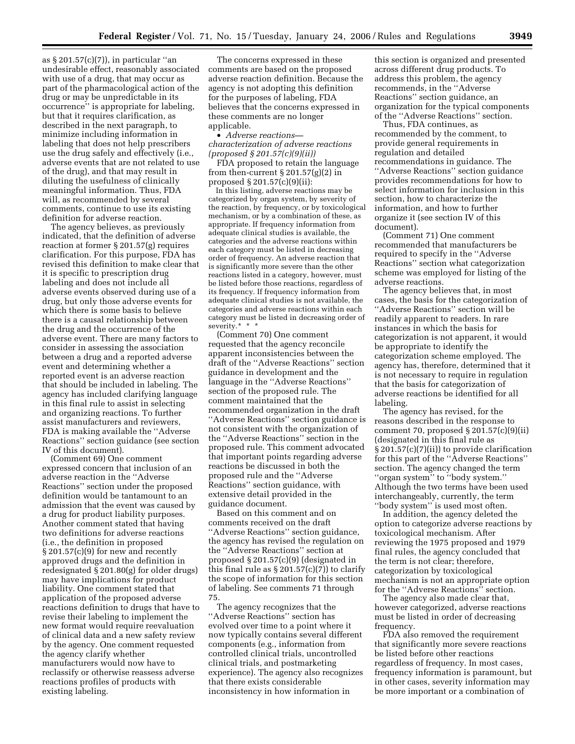as § 201.57(c)(7)), in particular ''an undesirable effect, reasonably associated with use of a drug, that may occur as part of the pharmacological action of the drug or may be unpredictable in its occurrence'' is appropriate for labeling, but that it requires clarification, as described in the next paragraph, to minimize including information in labeling that does not help prescribers use the drug safely and effectively (i.e., adverse events that are not related to use of the drug), and that may result in diluting the usefulness of clinically meaningful information. Thus, FDA will, as recommended by several comments, continue to use its existing definition for adverse reaction.

The agency believes, as previously indicated, that the definition of adverse reaction at former § 201.57(g) requires clarification. For this purpose, FDA has revised this definition to make clear that it is specific to prescription drug labeling and does not include all adverse events observed during use of a drug, but only those adverse events for which there is some basis to believe there is a causal relationship between the drug and the occurrence of the adverse event. There are many factors to consider in assessing the association between a drug and a reported adverse event and determining whether a reported event is an adverse reaction that should be included in labeling. The agency has included clarifying language in this final rule to assist in selecting and organizing reactions. To further assist manufacturers and reviewers, FDA is making available the ''Adverse Reactions'' section guidance (see section IV of this document).

(Comment 69) One comment expressed concern that inclusion of an adverse reaction in the ''Adverse Reactions'' section under the proposed definition would be tantamount to an admission that the event was caused by a drug for product liability purposes. Another comment stated that having two definitions for adverse reactions (i.e., the definition in proposed § 201.57(c)(9) for new and recently approved drugs and the definition in redesignated § 201.80(g) for older drugs) may have implications for product liability. One comment stated that application of the proposed adverse reactions definition to drugs that have to revise their labeling to implement the new format would require reevaluation of clinical data and a new safety review by the agency. One comment requested the agency clarify whether manufacturers would now have to reclassify or otherwise reassess adverse reactions profiles of products with existing labeling.

The concerns expressed in these comments are based on the proposed adverse reaction definition. Because the agency is not adopting this definition for the purposes of labeling, FDA believes that the concerns expressed in these comments are no longer applicable.

- *Adverse reactions—characterization of adverse reactions (proposed § 201.57(c)(9)(ii))*

FDA proposed to retain the language from then-current § 201.57(g)(2) in proposed § 201.57(c)(9)(ii):

In this listing, adverse reactions may be categorized by organ system, by severity of the reaction, by frequency, or by toxicological mechanism, or by a combination of these, as appropriate. If frequency information from adequate clinical studies is available, the categories and the adverse reactions within each category must be listed in decreasing order of frequency. An adverse reaction that is significantly more severe than the other reactions listed in a category, however, must be listed before those reactions, regardless of its frequency. If frequency information from adequate clinical studies is not available, the categories and adverse reactions within each category must be listed in decreasing order of severity.* * *

(Comment 70) One comment requested that the agency reconcile apparent inconsistencies between the draft of the ''Adverse Reactions'' section guidance in development and the language in the ''Adverse Reactions'' section of the proposed rule. The comment maintained that the recommended organization in the draft ''Adverse Reactions'' section guidance is not consistent with the organization of the ''Adverse Reactions'' section in the proposed rule. This comment advocated that important points regarding adverse reactions be discussed in both the proposed rule and the ''Adverse Reactions'' section guidance, with extensive detail provided in the guidance document.

Based on this comment and on comments received on the draft ''Adverse Reactions'' section guidance, the agency has revised the regulation on the ''Adverse Reactions'' section at proposed § 201.57(c)(9) (designated in this final rule as § 201.57(c)(7)) to clarify the scope of information for this section of labeling. See comments 71 through 75.

The agency recognizes that the ''Adverse Reactions'' section has evolved over time to a point where it now typically contains several different components (e.g., information from controlled clinical trials, uncontrolled clinical trials, and postmarketing experience). The agency also recognizes that there exists considerable inconsistency in how information in this section is organized and presented across different drug products. To address this problem, the agency recommends, in the ''Adverse Reactions'' section guidance, an organization for the typical components of the ''Adverse Reactions'' section.

Thus, FDA continues, as recommended by the comment, to provide general requirements in regulation and detailed recommendations in guidance. The ''Adverse Reactions'' section guidance provides recommendations for how to select information for inclusion in this section, how to characterize the information, and how to further organize it (see section IV of this document).

(Comment 71) One comment recommended that manufacturers be required to specify in the ''Adverse Reactions'' section what categorization scheme was employed for listing of the adverse reactions.

The agency believes that, in most cases, the basis for the categorization of ''Adverse Reactions'' section will be readily apparent to readers. In rare instances in which the basis for categorization is not apparent, it would be appropriate to identify the categorization scheme employed. The agency has, therefore, determined that it is not necessary to require in regulation that the basis for categorization of adverse reactions be identified for all labeling.

The agency has revised, for the reasons described in the response to comment 70, proposed § 201.57(c)(9)(ii) (designated in this final rule as § 201.57(c)(7)(ii)) to provide clarification for this part of the ''Adverse Reactions'' section. The agency changed the term ''organ system'' to ''body system.'' Although the two terms have been used interchangeably, currently, the term ''body system'' is used most often.

In addition, the agency deleted the option to categorize adverse reactions by toxicological mechanism. After reviewing the 1975 proposed and 1979 final rules, the agency concluded that the term is not clear; therefore, categorization by toxicological mechanism is not an appropriate option for the ''Adverse Reactions'' section.

The agency also made clear that, however categorized, adverse reactions must be listed in order of decreasing frequency.

FDA also removed the requirement that significantly more severe reactions be listed before other reactions regardless of frequency. In most cases, frequency information is paramount, but in other cases, severity information may be more important or a combination of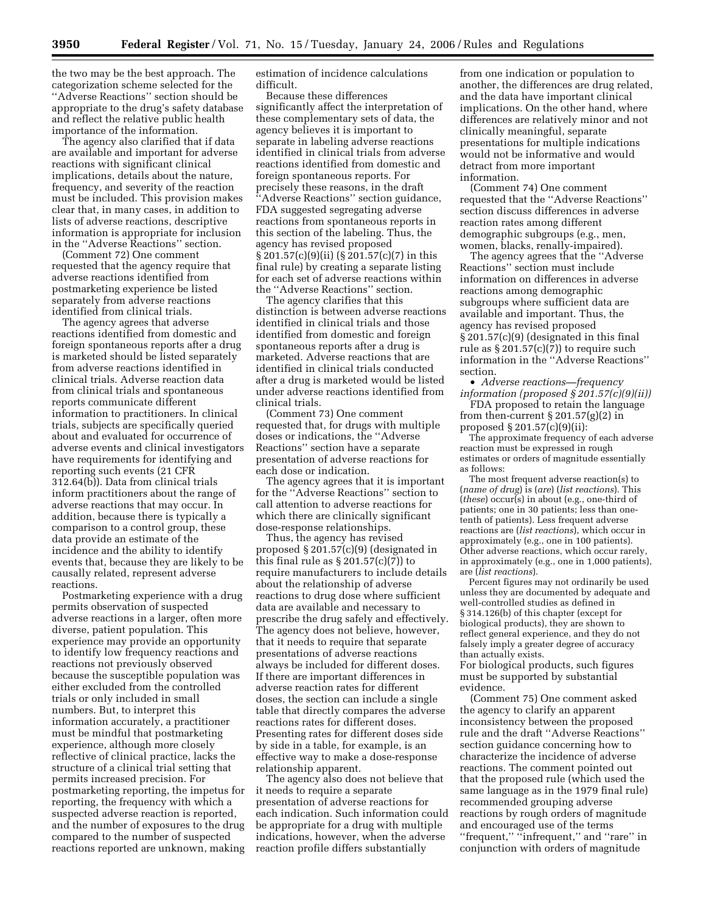the two may be the best approach. The categorization scheme selected for the ''Adverse Reactions'' section should be appropriate to the drug's safety database and reflect the relative public health importance of the information.

The agency also clarified that if data are available and important for adverse reactions with significant clinical implications, details about the nature, frequency, and severity of the reaction must be included. This provision makes clear that, in many cases, in addition to lists of adverse reactions, descriptive information is appropriate for inclusion in the ''Adverse Reactions'' section.

(Comment 72) One comment requested that the agency require that adverse reactions identified from postmarketing experience be listed separately from adverse reactions identified from clinical trials.

The agency agrees that adverse reactions identified from domestic and foreign spontaneous reports after a drug is marketed should be listed separately from adverse reactions identified in clinical trials. Adverse reaction data from clinical trials and spontaneous reports communicate different information to practitioners. In clinical trials, subjects are specifically queried about and evaluated for occurrence of adverse events and clinical investigators have requirements for identifying and reporting such events (21 CFR 312.64(b)). Data from clinical trials inform practitioners about the range of adverse reactions that may occur. In addition, because there is typically a comparison to a control group, these data provide an estimate of the incidence and the ability to identify events that, because they are likely to be causally related, represent adverse reactions.

Postmarketing experience with a drug permits observation of suspected adverse reactions in a larger, often more diverse, patient population. This experience may provide an opportunity to identify low frequency reactions and reactions not previously observed because the susceptible population was either excluded from the controlled trials or only included in small numbers. But, to interpret this information accurately, a practitioner must be mindful that postmarketing experience, although more closely reflective of clinical practice, lacks the structure of a clinical trial setting that permits increased precision. For postmarketing reporting, the impetus for reporting, the frequency with which a suspected adverse reaction is reported, and the number of exposures to the drug compared to the number of suspected reactions reported are unknown, making estimation of incidence calculations difficult.

Because these differences significantly affect the interpretation of these complementary sets of data, the agency believes it is important to separate in labeling adverse reactions identified in clinical trials from adverse reactions identified from domestic and foreign spontaneous reports. For precisely these reasons, in the draft ''Adverse Reactions'' section guidance, FDA suggested segregating adverse reactions from spontaneous reports in this section of the labeling. Thus, the agency has revised proposed § 201.57(c)(9)(ii) (§ 201.57(c)(7) in this final rule) by creating a separate listing for each set of adverse reactions within the ''Adverse Reactions'' section.

The agency clarifies that this distinction is between adverse reactions identified in clinical trials and those identified from domestic and foreign spontaneous reports after a drug is marketed. Adverse reactions that are identified in clinical trials conducted after a drug is marketed would be listed under adverse reactions identified from clinical trials.

(Comment 73) One comment requested that, for drugs with multiple doses or indications, the ''Adverse Reactions'' section have a separate presentation of adverse reactions for each dose or indication.

The agency agrees that it is important for the ''Adverse Reactions'' section to call attention to adverse reactions for which there are clinically significant dose-response relationships.

Thus, the agency has revised proposed § 201.57(c)(9) (designated in this final rule as § 201.57(c)(7)) to require manufacturers to include details about the relationship of adverse reactions to drug dose where sufficient data are available and necessary to prescribe the drug safely and effectively. The agency does not believe, however, that it needs to require that separate presentations of adverse reactions always be included for different doses. If there are important differences in adverse reaction rates for different doses, the section can include a single table that directly compares the adverse reactions rates for different doses. Presenting rates for different doses side by side in a table, for example, is an effective way to make a dose-response relationship apparent.

The agency also does not believe that it needs to require a separate presentation of adverse reactions for each indication. Such information could be appropriate for a drug with multiple indications, however, when the adverse reaction profile differs substantially from one indication or population to another, the differences are drug related, and the data have important clinical implications. On the other hand, where differences are relatively minor and not clinically meaningful, separate presentations for multiple indications would not be informative and would detract from more important information.

(Comment 74) One comment requested that the ''Adverse Reactions'' section discuss differences in adverse reaction rates among different demographic subgroups (e.g., men, women, blacks, renally-impaired).

The agency agrees that the ''Adverse Reactions'' section must include information on differences in adverse reactions among demographic subgroups where sufficient data are available and important. Thus, the agency has revised proposed § 201.57(c)(9) (designated in this final rule as § 201.57(c)(7)) to require such information in the ''Adverse Reactions'' section.

- *Adverse reactions—frequency information (proposed § 201.57(c)(9)(ii))*

FDA proposed to retain the language from then-current § 201.57(g)(2) in proposed § 201.57(c)(9)(ii):

> The approximate frequency of each adverse reaction must be expressed in rough estimates or orders of magnitude essentially as follows:
>
> The most frequent adverse reaction(s) to (*name of drug*) is (*are*) (*list reactions*). This (*these*) occur(s) in about (e.g., one-third of patients; one in 30 patients; less than one-tenth of patients). Less frequent adverse reactions are (*list reactions*), which occur in approximately (e.g., one in 100 patients). Other adverse reactions, which occur rarely, in approximately (e.g., one in 1,000 patients), are (*list reactions*).
>
> Percent figures may not ordinarily be used unless they are documented by adequate and well-controlled studies as defined in § 314.126(b) of this chapter (except for biological products), they are shown to reflect general experience, and they do not falsely imply a greater degree of accuracy than actually exists.

For biological products, such figures must be supported by substantial evidence.

(Comment 75) One comment asked the agency to clarify an apparent inconsistency between the proposed rule and the draft ''Adverse Reactions'' section guidance concerning how to characterize the incidence of adverse reactions. The comment pointed out that the proposed rule (which used the same language as in the 1979 final rule) recommended grouping adverse reactions by rough orders of magnitude and encouraged use of the terms ''frequent,'' ''infrequent,'' and ''rare'' in conjunction with orders of magnitude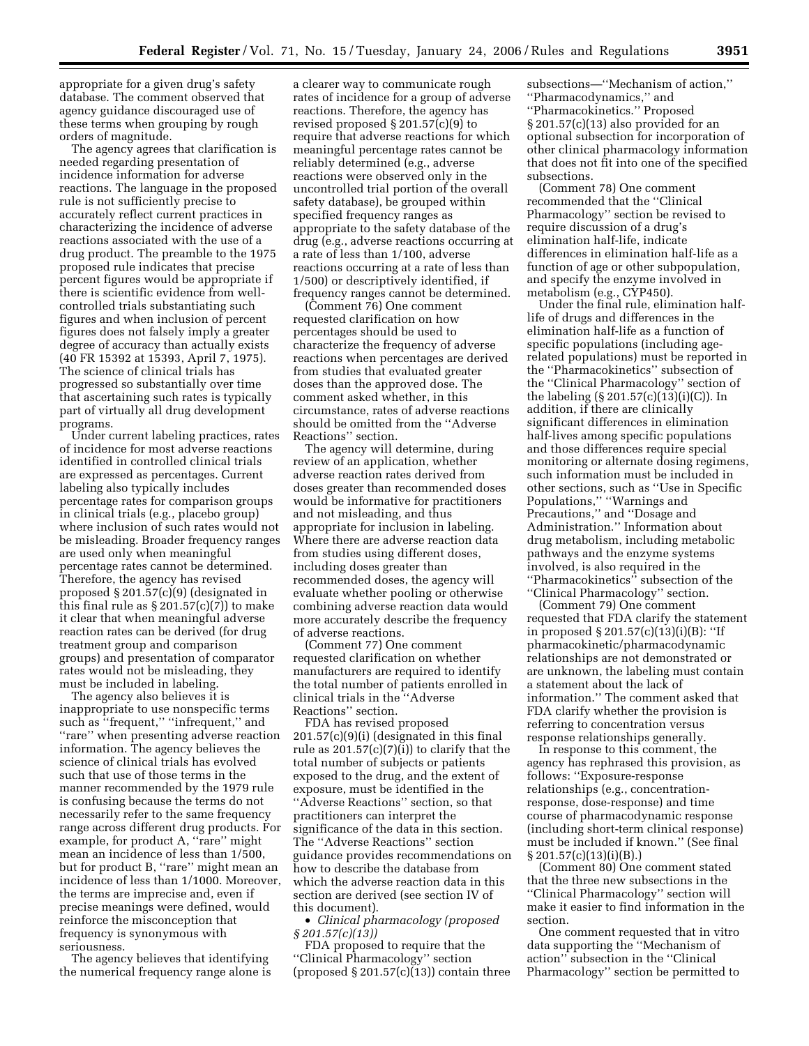appropriate for a given drug's safety database. The comment observed that agency guidance discouraged use of these terms when grouping by rough orders of magnitude.

The agency agrees that clarification is needed regarding presentation of incidence information for adverse reactions. The language in the proposed rule is not sufficiently precise to accurately reflect current practices in characterizing the incidence of adverse reactions associated with the use of a drug product. The preamble to the 1975 proposed rule indicates that precise percent figures would be appropriate if there is scientific evidence from well-controlled trials substantiating such figures and when inclusion of percent figures does not falsely imply a greater degree of accuracy than actually exists (40 FR 15392 at 15393, April 7, 1975). The science of clinical trials has progressed so substantially over time that ascertaining such rates is typically part of virtually all drug development programs.

Under current labeling practices, rates of incidence for most adverse reactions identified in controlled clinical trials are expressed as percentages. Current labeling also typically includes percentage rates for comparison groups in clinical trials (e.g., placebo group) where inclusion of such rates would not be misleading. Broader frequency ranges are used only when meaningful percentage rates cannot be determined. Therefore, the agency has revised proposed § 201.57(c)(9) (designated in this final rule as § 201.57(c)(7)) to make it clear that when meaningful adverse reaction rates can be derived (for drug treatment group and comparison groups) and presentation of comparator rates would not be misleading, they must be included in labeling.

The agency also believes it is inappropriate to use nonspecific terms such as ''frequent,'' ''infrequent,'' and ''rare'' when presenting adverse reaction information. The agency believes the science of clinical trials has evolved such that use of those terms in the manner recommended by the 1979 rule is confusing because the terms do not necessarily refer to the same frequency range across different drug products. For example, for product A, ''rare'' might mean an incidence of less than 1/500, but for product B, ''rare'' might mean an incidence of less than 1/1000. Moreover, the terms are imprecise and, even if precise meanings were defined, would reinforce the misconception that frequency is synonymous with seriousness.

The agency believes that identifying the numerical frequency range alone is a clearer way to communicate rough rates of incidence for a group of adverse reactions. Therefore, the agency has revised proposed § 201.57(c)(9) to require that adverse reactions for which meaningful percentage rates cannot be reliably determined (e.g., adverse reactions were observed only in the uncontrolled trial portion of the overall safety database), be grouped within specified frequency ranges as appropriate to the safety database of the drug (e.g., adverse reactions occurring at a rate of less than 1/100, adverse reactions occurring at a rate of less than 1/500) or descriptively identified, if frequency ranges cannot be determined.

(Comment 76) One comment requested clarification on how percentages should be used to characterize the frequency of adverse reactions when percentages are derived from studies that evaluated greater doses than the approved dose. The comment asked whether, in this circumstance, rates of adverse reactions should be omitted from the ''Adverse Reactions'' section.

The agency will determine, during review of an application, whether adverse reaction rates derived from doses greater than recommended doses would be informative for practitioners and not misleading, and thus appropriate for inclusion in labeling. Where there are adverse reaction data from studies using different doses, including doses greater than recommended doses, the agency will evaluate whether pooling or otherwise combining adverse reaction data would more accurately describe the frequency of adverse reactions.

(Comment 77) One comment requested clarification on whether manufacturers are required to identify the total number of patients enrolled in clinical trials in the ''Adverse Reactions'' section.

FDA has revised proposed 201.57(c)(9)(i) (designated in this final rule as 201.57(c)(7)(i)) to clarify that the total number of subjects or patients exposed to the drug, and the extent of exposure, must be identified in the ''Adverse Reactions'' section, so that practitioners can interpret the significance of the data in this section. The ''Adverse Reactions'' section guidance provides recommendations on how to describe the database from which the adverse reaction data in this section are derived (see section IV of this document).

- *Clinical pharmacology (proposed § 201.57(c)(13))*

FDA proposed to require that the ''Clinical Pharmacology'' section (proposed § 201.57(c)(13)) contain three subsections—''Mechanism of action,'' ''Pharmacodynamics,'' and ''Pharmacokinetics.'' Proposed § 201.57(c)(13) also provided for an optional subsection for incorporation of other clinical pharmacology information that does not fit into one of the specified subsections.

(Comment 78) One comment recommended that the ''Clinical Pharmacology'' section be revised to require discussion of a drug's elimination half-life, indicate differences in elimination half-life as a function of age or other subpopulation, and specify the enzyme involved in metabolism (e.g., CYP450).

Under the final rule, elimination half-life of drugs and differences in the elimination half-life as a function of specific populations (including age-related populations) must be reported in the ''Pharmacokinetics'' subsection of the ''Clinical Pharmacology'' section of the labeling (§ 201.57(c)(13)(i)(C)). In addition, if there are clinically significant differences in elimination half-lives among specific populations and those differences require special monitoring or alternate dosing regimens, such information must be included in other sections, such as ''Use in Specific Populations,'' ''Warnings and Precautions,'' and ''Dosage and Administration.'' Information about drug metabolism, including metabolic pathways and the enzyme systems involved, is also required in the ''Pharmacokinetics'' subsection of the ''Clinical Pharmacology'' section.

(Comment 79) One comment requested that FDA clarify the statement in proposed § 201.57(c)(13)(i)(B): ''If pharmacokinetic/pharmacodynamic relationships are not demonstrated or are unknown, the labeling must contain a statement about the lack of information.'' The comment asked that FDA clarify whether the provision is referring to concentration versus response relationships generally.

In response to this comment, the agency has rephrased this provision, as follows: ''Exposure-response relationships (e.g., concentration-response, dose-response) and time course of pharmacodynamic response (including short-term clinical response) must be included if known.'' (See final § 201.57(c)(13)(i)(B).)

(Comment 80) One comment stated that the three new subsections in the ''Clinical Pharmacology'' section will make it easier to find information in the section.

One comment requested that in vitro data supporting the ''Mechanism of action'' subsection in the ''Clinical Pharmacology'' section be permitted to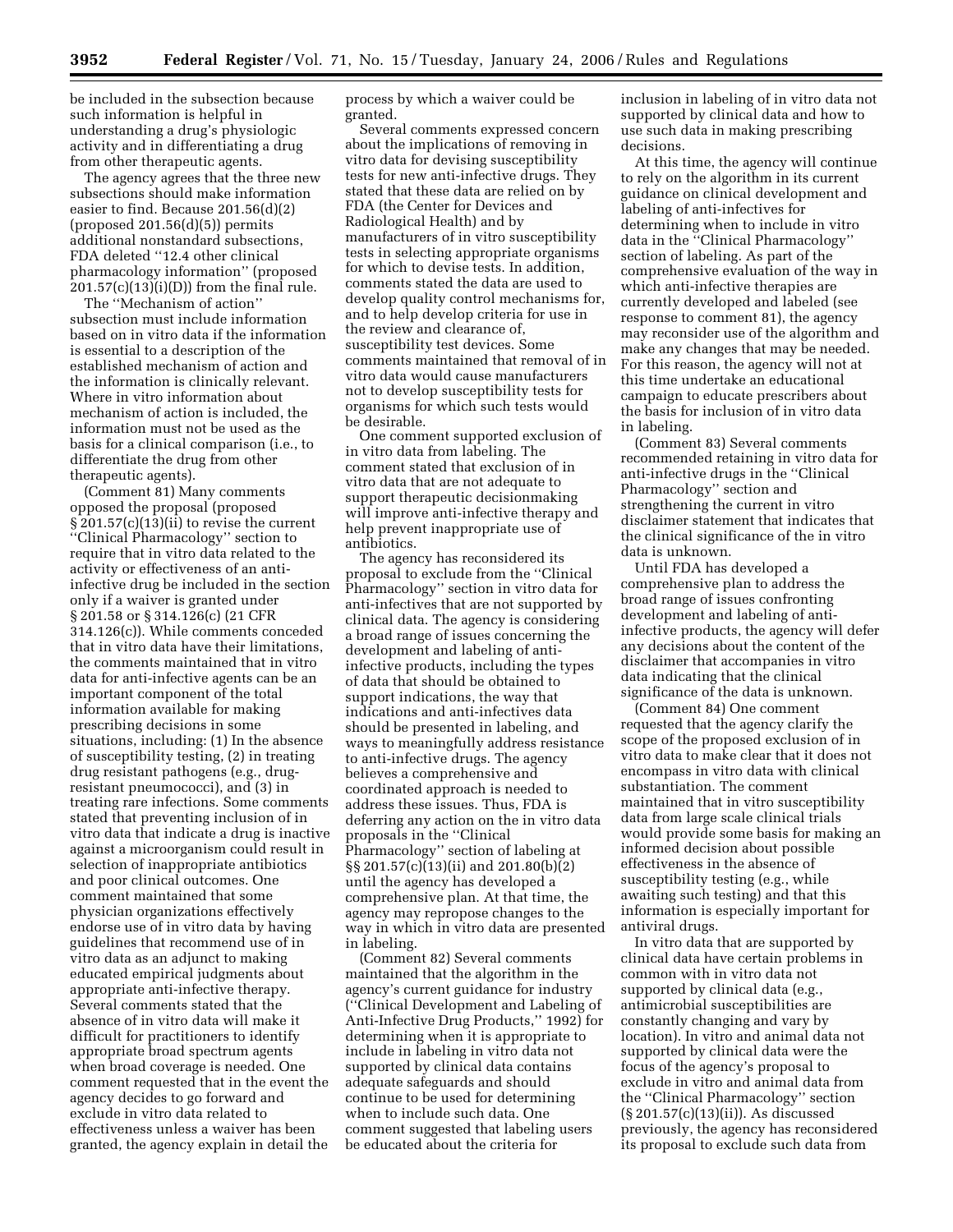be included in the subsection because such information is helpful in understanding a drug's physiologic activity and in differentiating a drug from other therapeutic agents.

The agency agrees that the three new subsections should make information easier to find. Because 201.56(d)(2) (proposed 201.56(d)(5)) permits additional nonstandard subsections, FDA deleted ''12.4 other clinical pharmacology information'' (proposed 201.57(c)(13)(i)(D)) from the final rule.

The ''Mechanism of action'' subsection must include information based on in vitro data if the information is essential to a description of the established mechanism of action and the information is clinically relevant. Where in vitro information about mechanism of action is included, the information must not be used as the basis for a clinical comparison (i.e., to differentiate the drug from other therapeutic agents).

(Comment 81) Many comments opposed the proposal (proposed § 201.57(c)(13)(ii) to revise the current ''Clinical Pharmacology'' section to require that in vitro data related to the activity or effectiveness of an anti-infective drug be included in the section only if a waiver is granted under § 201.58 or § 314.126(c) (21 CFR 314.126(c)). While comments conceded that in vitro data have their limitations, the comments maintained that in vitro data for anti-infective agents can be an important component of the total information available for making prescribing decisions in some situations, including: (1) In the absence of susceptibility testing, (2) in treating drug resistant pathogens (e.g., drug-resistant pneumococci), and (3) in treating rare infections. Some comments stated that preventing inclusion of in vitro data that indicate a drug is inactive against a microorganism could result in selection of inappropriate antibiotics and poor clinical outcomes. One comment maintained that some physician organizations effectively endorse use of in vitro data by having guidelines that recommend use of in vitro data as an adjunct to making educated empirical judgments about appropriate anti-infective therapy. Several comments stated that the absence of in vitro data will make it difficult for practitioners to identify appropriate broad spectrum agents when broad coverage is needed. One comment requested that in the event the agency decides to go forward and exclude in vitro data related to effectiveness unless a waiver has been granted, the agency explain in detail the process by which a waiver could be granted.

Several comments expressed concern about the implications of removing in vitro data for devising susceptibility tests for new anti-infective drugs. They stated that these data are relied on by FDA (the Center for Devices and Radiological Health) and by manufacturers of in vitro susceptibility tests in selecting appropriate organisms for which to devise tests. In addition, comments stated the data are used to develop quality control mechanisms for, and to help develop criteria for use in the review and clearance of, susceptibility test devices. Some comments maintained that removal of in vitro data would cause manufacturers not to develop susceptibility tests for organisms for which such tests would be desirable.

One comment supported exclusion of in vitro data from labeling. The comment stated that exclusion of in vitro data that are not adequate to support therapeutic decisionmaking will improve anti-infective therapy and help prevent inappropriate use of antibiotics.

The agency has reconsidered its proposal to exclude from the ''Clinical Pharmacology'' section in vitro data for anti-infectives that are not supported by clinical data. The agency is considering a broad range of issues concerning the development and labeling of anti-infective products, including the types of data that should be obtained to support indications, the way that indications and anti-infectives data should be presented in labeling, and ways to meaningfully address resistance to anti-infective drugs. The agency believes a comprehensive and coordinated approach is needed to address these issues. Thus, FDA is deferring any action on the in vitro data proposals in the ''Clinical Pharmacology'' section of labeling at §§ 201.57(c)(13)(ii) and 201.80(b)(2) until the agency has developed a comprehensive plan. At that time, the agency may repropose changes to the way in which in vitro data are presented in labeling.

(Comment 82) Several comments maintained that the algorithm in the agency's current guidance for industry (''Clinical Development and Labeling of Anti-Infective Drug Products,'' 1992) for determining when it is appropriate to include in labeling in vitro data not supported by clinical data contains adequate safeguards and should continue to be used for determining when to include such data. One comment suggested that labeling users be educated about the criteria for inclusion in labeling of in vitro data not supported by clinical data and how to use such data in making prescribing decisions.

At this time, the agency will continue to rely on the algorithm in its current guidance on clinical development and labeling of anti-infectives for determining when to include in vitro data in the ''Clinical Pharmacology'' section of labeling. As part of the comprehensive evaluation of the way in which anti-infective therapies are currently developed and labeled (see response to comment 81), the agency may reconsider use of the algorithm and make any changes that may be needed. For this reason, the agency will not at this time undertake an educational campaign to educate prescribers about the basis for inclusion of in vitro data in labeling.

(Comment 83) Several comments recommended retaining in vitro data for anti-infective drugs in the ''Clinical Pharmacology'' section and strengthening the current in vitro disclaimer statement that indicates that the clinical significance of the in vitro data is unknown.

Until FDA has developed a comprehensive plan to address the broad range of issues confronting development and labeling of anti-infective products, the agency will defer any decisions about the content of the disclaimer that accompanies in vitro data indicating that the clinical significance of the data is unknown.

(Comment 84) One comment requested that the agency clarify the scope of the proposed exclusion of in vitro data to make clear that it does not encompass in vitro data with clinical substantiation. The comment maintained that in vitro susceptibility data from large scale clinical trials would provide some basis for making an informed decision about possible effectiveness in the absence of susceptibility testing (e.g., while awaiting such testing) and that this information is especially important for antiviral drugs.

In vitro data that are supported by clinical data have certain problems in common with in vitro data not supported by clinical data (e.g., antimicrobial susceptibilities are constantly changing and vary by location). In vitro and animal data not supported by clinical data were the focus of the agency's proposal to exclude in vitro and animal data from the ''Clinical Pharmacology'' section (§ 201.57(c)(13)(ii)). As discussed previously, the agency has reconsidered its proposal to exclude such data from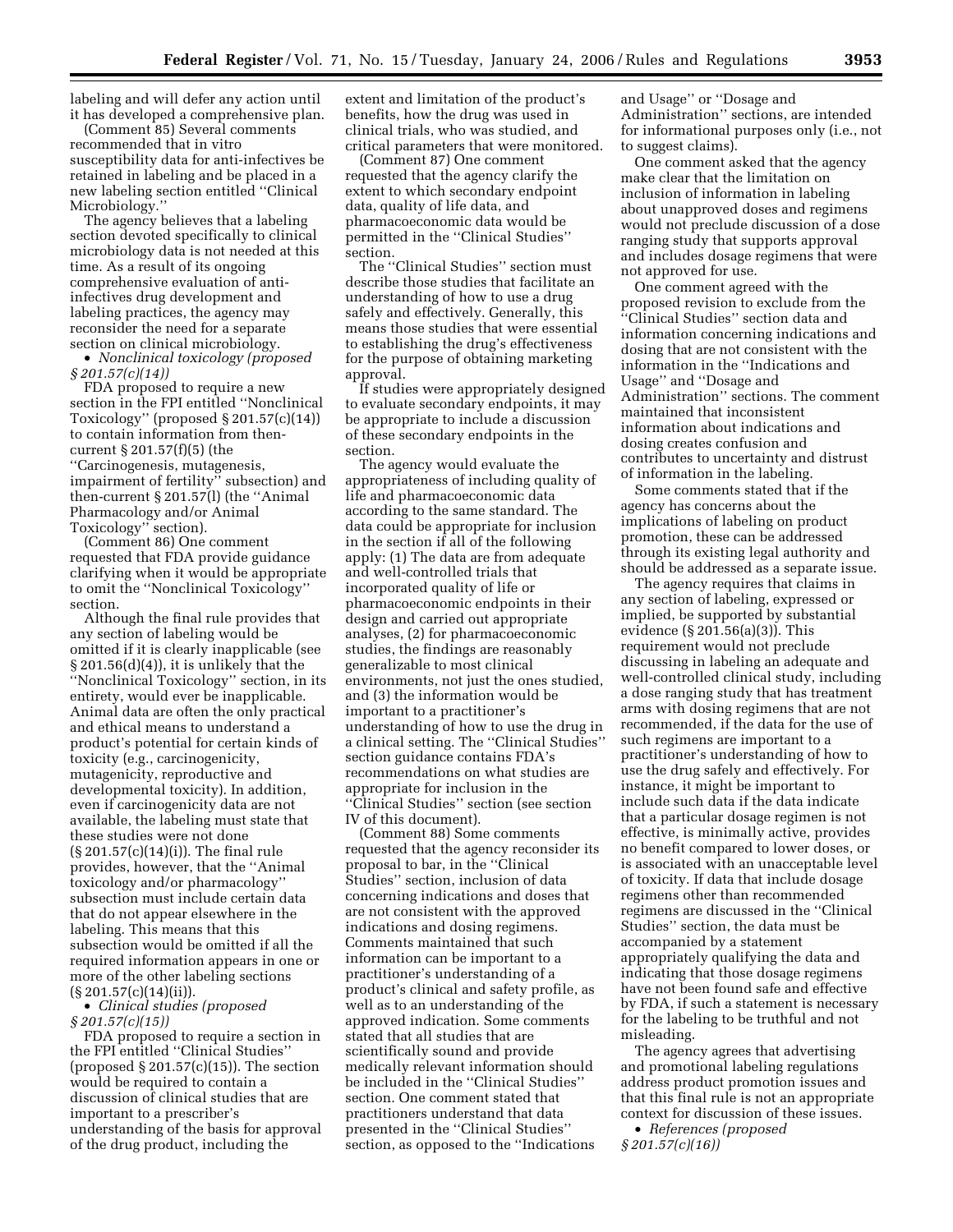labeling and will defer any action until it has developed a comprehensive plan.

(Comment 85) Several comments recommended that in vitro susceptibility data for anti-infectives be retained in labeling and be placed in a new labeling section entitled ''Clinical Microbiology.''

The agency believes that a labeling section devoted specifically to clinical microbiology data is not needed at this time. As a result of its ongoing comprehensive evaluation of anti-infectives drug development and labeling practices, the agency may reconsider the need for a separate section on clinical microbiology.

- *Nonclinical toxicology (proposed § 201.57(c)(14))*

FDA proposed to require a new section in the FPI entitled ''Nonclinical Toxicology'' (proposed § 201.57(c)(14)) to contain information from then-current § 201.57(f)(5) (the ''Carcinogenesis, mutagenesis, impairment of fertility'' subsection) and then-current § 201.57(l) (the ''Animal Pharmacology and/or Animal Toxicology'' section).

(Comment 86) One comment requested that FDA provide guidance clarifying when it would be appropriate to omit the ''Nonclinical Toxicology'' section.

Although the final rule provides that any section of labeling would be omitted if it is clearly inapplicable (see § 201.56(d)(4)), it is unlikely that the ''Nonclinical Toxicology'' section, in its entirety, would ever be inapplicable. Animal data are often the only practical and ethical means to understand a product's potential for certain kinds of toxicity (e.g., carcinogenicity, mutagenicity, reproductive and developmental toxicity). In addition, even if carcinogenicity data are not available, the labeling must state that these studies were not done (§ 201.57(c)(14)(i)). The final rule provides, however, that the ''Animal toxicology and/or pharmacology'' subsection must include certain data that do not appear elsewhere in the labeling. This means that this subsection would be omitted if all the required information appears in one or more of the other labeling sections (§ 201.57(c)(14)(ii)).

- *Clinical studies (proposed § 201.57(c)(15))*

FDA proposed to require a section in the FPI entitled ''Clinical Studies'' (proposed § 201.57(c)(15)). The section would be required to contain a discussion of clinical studies that are important to a prescriber's understanding of the basis for approval of the drug product, including the extent and limitation of the product's benefits, how the drug was used in clinical trials, who was studied, and critical parameters that were monitored.

(Comment 87) One comment requested that the agency clarify the extent to which secondary endpoint data, quality of life data, and pharmacoeconomic data would be permitted in the ''Clinical Studies'' section.

The ''Clinical Studies'' section must describe those studies that facilitate an understanding of how to use a drug safely and effectively. Generally, this means those studies that were essential to establishing the drug's effectiveness for the purpose of obtaining marketing approval.

If studies were appropriately designed to evaluate secondary endpoints, it may be appropriate to include a discussion of these secondary endpoints in the section.

The agency would evaluate the appropriateness of including quality of life and pharmacoeconomic data according to the same standard. The data could be appropriate for inclusion in the section if all of the following apply: (1) The data are from adequate and well-controlled trials that incorporated quality of life or pharmacoeconomic endpoints in their design and carried out appropriate analyses, (2) for pharmacoeconomic studies, the findings are reasonably generalizable to most clinical environments, not just the ones studied, and (3) the information would be important to a practitioner's understanding of how to use the drug in a clinical setting. The ''Clinical Studies'' section guidance contains FDA's recommendations on what studies are appropriate for inclusion in the ''Clinical Studies'' section (see section IV of this document).

(Comment 88) Some comments requested that the agency reconsider its proposal to bar, in the ''Clinical Studies'' section, inclusion of data concerning indications and doses that are not consistent with the approved indications and dosing regimens. Comments maintained that such information can be important to a practitioner's understanding of a product's clinical and safety profile, as well as to an understanding of the approved indication. Some comments stated that all studies that are scientifically sound and provide medically relevant information should be included in the ''Clinical Studies'' section. One comment stated that practitioners understand that data presented in the ''Clinical Studies'' section, as opposed to the ''Indications and Usage'' or ''Dosage and Administration'' sections, are intended for informational purposes only (i.e., not to suggest claims).

One comment asked that the agency make clear that the limitation on inclusion of information in labeling about unapproved doses and regimens would not preclude discussion of a dose ranging study that supports approval and includes dosage regimens that were not approved for use.

One comment agreed with the proposed revision to exclude from the ''Clinical Studies'' section data and information concerning indications and dosing that are not consistent with the information in the ''Indications and Usage'' and ''Dosage and Administration'' sections. The comment maintained that inconsistent information about indications and dosing creates confusion and contributes to uncertainty and distrust of information in the labeling.

Some comments stated that if the agency has concerns about the implications of labeling on product promotion, these can be addressed through its existing legal authority and should be addressed as a separate issue.

The agency requires that claims in any section of labeling, expressed or implied, be supported by substantial evidence (§ 201.56(a)(3)). This requirement would not preclude discussing in labeling an adequate and well-controlled clinical study, including a dose ranging study that has treatment arms with dosing regimens that are not recommended, if the data for the use of such regimens are important to a practitioner's understanding of how to use the drug safely and effectively. For instance, it might be important to include such data if the data indicate that a particular dosage regimen is not effective, is minimally active, provides no benefit compared to lower doses, or is associated with an unacceptable level of toxicity. If data that include dosage regimens other than recommended regimens are discussed in the ''Clinical Studies'' section, the data must be accompanied by a statement appropriately qualifying the data and indicating that those dosage regimens have not been found safe and effective by FDA, if such a statement is necessary for the labeling to be truthful and not misleading.

The agency agrees that advertising and promotional labeling regulations address product promotion issues and that this final rule is not an appropriate context for discussion of these issues.

- *References (proposed § 201.57(c)(16))*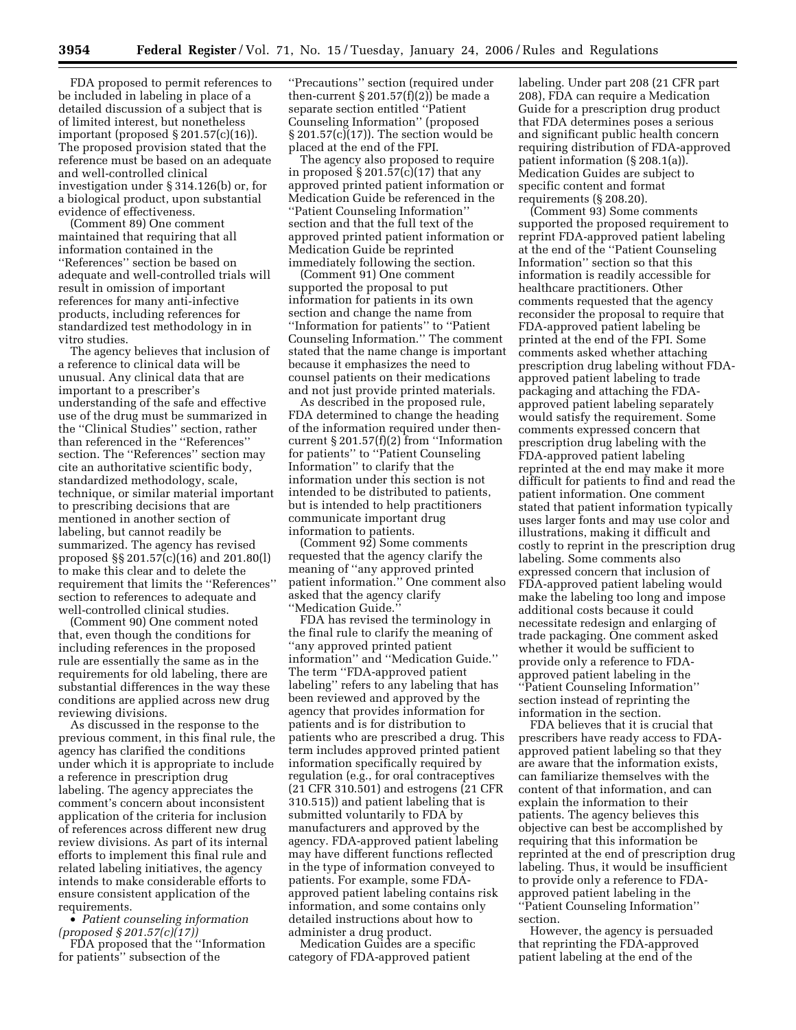FDA proposed to permit references to be included in labeling in place of a detailed discussion of a subject that is of limited interest, but nonetheless important (proposed § 201.57(c)(16)). The proposed provision stated that the reference must be based on an adequate and well-controlled clinical investigation under § 314.126(b) or, for a biological product, upon substantial evidence of effectiveness.

(Comment 89) One comment maintained that requiring that all information contained in the ''References'' section be based on adequate and well-controlled trials will result in omission of important references for many anti-infective products, including references for standardized test methodology in in vitro studies.

The agency believes that inclusion of a reference to clinical data will be unusual. Any clinical data that are important to a prescriber's understanding of the safe and effective use of the drug must be summarized in the ''Clinical Studies'' section, rather than referenced in the ''References'' section. The ''References'' section may cite an authoritative scientific body, standardized methodology, scale, technique, or similar material important to prescribing decisions that are mentioned in another section of labeling, but cannot readily be summarized. The agency has revised proposed §§ 201.57(c)(16) and 201.80(l) to make this clear and to delete the requirement that limits the ''References'' section to references to adequate and well-controlled clinical studies.

(Comment 90) One comment noted that, even though the conditions for including references in the proposed rule are essentially the same as in the requirements for old labeling, there are substantial differences in the way these conditions are applied across new drug reviewing divisions.

As discussed in the response to the previous comment, in this final rule, the agency has clarified the conditions under which it is appropriate to include a reference in prescription drug labeling. The agency appreciates the comment's concern about inconsistent application of the criteria for inclusion of references across different new drug review divisions. As part of its internal efforts to implement this final rule and related labeling initiatives, the agency intends to make considerable efforts to ensure consistent application of the requirements.

- *Patient counseling information (proposed § 201.57(c)(17))*

FDA proposed that the ''Information for patients'' subsection of the ''Precautions'' section (required under then-current § 201.57(f)(2)) be made a separate section entitled ''Patient Counseling Information'' (proposed § 201.57(c)(17)). The section would be placed at the end of the FPI.

The agency also proposed to require in proposed § 201.57(c)(17) that any approved printed patient information or Medication Guide be referenced in the ''Patient Counseling Information'' section and that the full text of the approved printed patient information or Medication Guide be reprinted immediately following the section.

(Comment 91) One comment supported the proposal to put information for patients in its own section and change the name from ''Information for patients'' to ''Patient Counseling Information.'' The comment stated that the name change is important because it emphasizes the need to counsel patients on their medications and not just provide printed materials.

As described in the proposed rule, FDA determined to change the heading of the information required under then-current § 201.57(f)(2) from ''Information for patients'' to ''Patient Counseling Information'' to clarify that the information under this section is not intended to be distributed to patients, but is intended to help practitioners communicate important drug information to patients.

(Comment 92) Some comments requested that the agency clarify the meaning of ''any approved printed patient information.'' One comment also asked that the agency clarify ''Medication Guide.''

FDA has revised the terminology in the final rule to clarify the meaning of ''any approved printed patient information'' and ''Medication Guide.'' The term ''FDA-approved patient labeling'' refers to any labeling that has been reviewed and approved by the agency that provides information for patients and is for distribution to patients who are prescribed a drug. This term includes approved printed patient information specifically required by regulation (e.g., for oral contraceptives (21 CFR 310.501) and estrogens (21 CFR 310.515)) and patient labeling that is submitted voluntarily to FDA by manufacturers and approved by the agency. FDA-approved patient labeling may have different functions reflected in the type of information conveyed to patients. For example, some FDA-approved patient labeling contains risk information, and some contains only detailed instructions about how to administer a drug product.

Medication Guides are a specific category of FDA-approved patient labeling. Under part 208 (21 CFR part 208), FDA can require a Medication Guide for a prescription drug product that FDA determines poses a serious and significant public health concern requiring distribution of FDA-approved patient information (§ 208.1(a)). Medication Guides are subject to specific content and format requirements (§ 208.20).

(Comment 93) Some comments supported the proposed requirement to reprint FDA-approved patient labeling at the end of the ''Patient Counseling Information'' section so that this information is readily accessible for healthcare practitioners. Other comments requested that the agency reconsider the proposal to require that FDA-approved patient labeling be printed at the end of the FPI. Some comments asked whether attaching prescription drug labeling without FDA-approved patient labeling to trade packaging and attaching the FDA-approved patient labeling separately would satisfy the requirement. Some comments expressed concern that prescription drug labeling with the FDA-approved patient labeling reprinted at the end may make it more difficult for patients to find and read the patient information. One comment stated that patient information typically uses larger fonts and may use color and illustrations, making it difficult and costly to reprint in the prescription drug labeling. Some comments also expressed concern that inclusion of FDA-approved patient labeling would make the labeling too long and impose additional costs because it could necessitate redesign and enlarging of trade packaging. One comment asked whether it would be sufficient to provide only a reference to FDA-approved patient labeling in the ''Patient Counseling Information'' section instead of reprinting the information in the section.

FDA believes that it is crucial that prescribers have ready access to FDA-approved patient labeling so that they are aware that the information exists, can familiarize themselves with the content of that information, and can explain the information to their patients. The agency believes this objective can best be accomplished by requiring that this information be reprinted at the end of prescription drug labeling. Thus, it would be insufficient to provide only a reference to FDA-approved patient labeling in the ''Patient Counseling Information'' section.

However, the agency is persuaded that reprinting the FDA-approved patient labeling at the end of the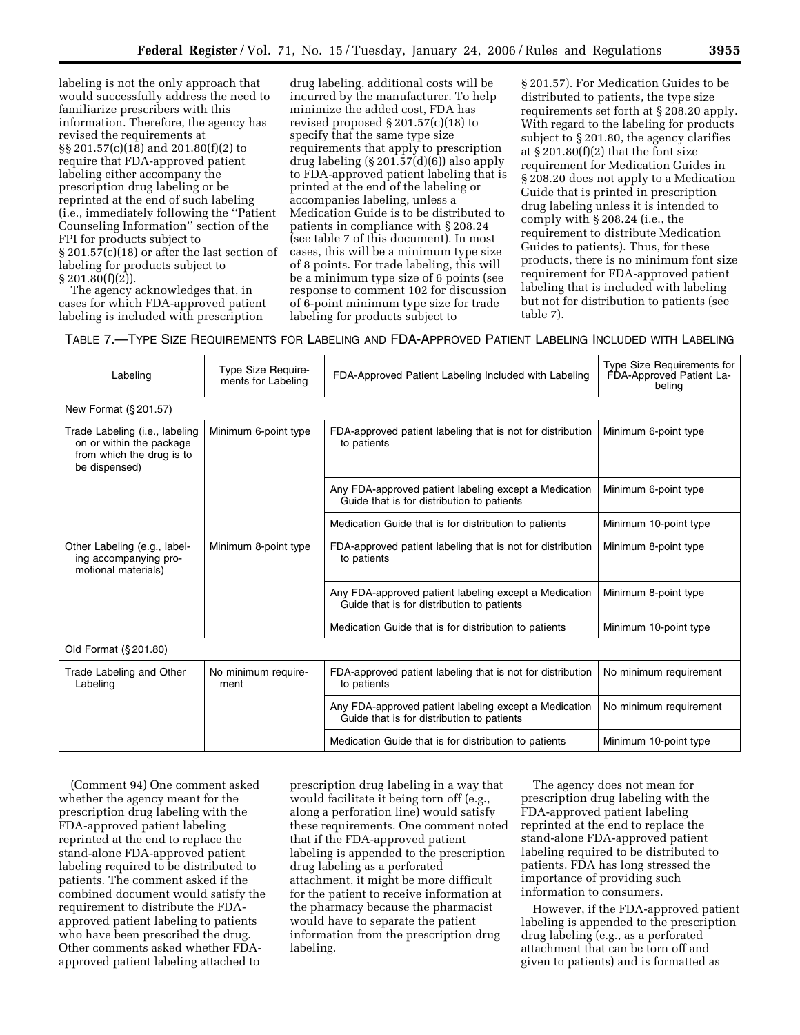labeling is not the only approach that would successfully address the need to familiarize prescribers with this information. Therefore, the agency has revised the requirements at §§ 201.57(c)(18) and 201.80(f)(2) to require that FDA-approved patient labeling either accompany the prescription drug labeling or be reprinted at the end of such labeling (i.e., immediately following the ''Patient Counseling Information'' section of the FPI for products subject to § 201.57(c)(18) or after the last section of labeling for products subject to § 201.80(f)(2)).

The agency acknowledges that, in cases for which FDA-approved patient labeling is included with prescription drug labeling, additional costs will be incurred by the manufacturer. To help minimize the added cost, FDA has revised proposed § 201.57(c)(18) to specify that the same type size requirements that apply to prescription drug labeling (§ 201.57(d)(6)) also apply to FDA-approved patient labeling that is printed at the end of the labeling or accompanies labeling, unless a Medication Guide is to be distributed to patients in compliance with § 208.24 (see table 7 of this document). In most cases, this will be a minimum type size of 8 points. For trade labeling, this will be a minimum type size of 6 points (see response to comment 102 for discussion of 6-point minimum type size for trade labeling for products subject to § 201.57). For Medication Guides to be distributed to patients, the type size requirements set forth at § 208.20 apply. With regard to the labeling for products subject to § 201.80, the agency clarifies at § 201.80(f)(2) that the font size requirement for Medication Guides in § 208.20 does not apply to a Medication Guide that is printed in prescription drug labeling unless it is intended to comply with § 208.24 (i.e., the requirement to distribute Medication Guides to patients). Thus, for these products, there is no minimum font size requirement for FDA-approved patient labeling that is included with labeling but not for distribution to patients (see table 7).

TABLE 7.—TYPE SIZE REQUIREMENTS FOR LABELING AND FDA-APPROVED PATIENT LABELING INCLUDED WITH LABELING

| Labeling | Type Size Requirements for Labeling | FDA-Approved Patient Labeling Included with Labeling | Type Size Requirements for FDA-Approved Patient Labeling |
|---|---|---|---|
| New Format (§ 201.57) | | | |
| Trade Labeling (i.e., labeling on or within the package from which the drug is to be dispensed) | Minimum 6-point type | FDA-approved patient labeling that is not for distribution to patients | Minimum 6-point type |
| | | Any FDA-approved patient labeling except a Medication Guide that is for distribution to patients | Minimum 6-point type |
| | | Medication Guide that is for distribution to patients | Minimum 10-point type |
| Other Labeling (e.g., labeling accompanying promotional materials) | Minimum 8-point type | FDA-approved patient labeling that is not for distribution to patients | Minimum 8-point type |
| | | Any FDA-approved patient labeling except a Medication Guide that is for distribution to patients | Minimum 8-point type |
| | | Medication Guide that is for distribution to patients | Minimum 10-point type |
| Old Format (§ 201.80) | | | |
| Trade Labeling and Other Labeling | No minimum requirement | FDA-approved patient labeling that is not for distribution to patients | No minimum requirement |
| | | Any FDA-approved patient labeling except a Medication Guide that is for distribution to patients | No minimum requirement |
| | | Medication Guide that is for distribution to patients | Minimum 10-point type |

(Comment 94) One comment asked whether the agency meant for the prescription drug labeling with the FDA-approved patient labeling reprinted at the end to replace the stand-alone FDA-approved patient labeling required to be distributed to patients. The comment asked if the combined document would satisfy the requirement to distribute the FDA-approved patient labeling to patients who have been prescribed the drug. Other comments asked whether FDA-approved patient labeling attached to prescription drug labeling in a way that would facilitate it being torn off (e.g., along a perforation line) would satisfy these requirements. One comment noted that if the FDA-approved patient labeling is appended to the prescription drug labeling as a perforated attachment, it might be more difficult for the patient to receive information at the pharmacy because the pharmacist would have to separate the patient information from the prescription drug labeling.

The agency does not mean for prescription drug labeling with the FDA-approved patient labeling reprinted at the end to replace the stand-alone FDA-approved patient labeling required to be distributed to patients. FDA has long stressed the importance of providing such information to consumers.

However, if the FDA-approved patient labeling is appended to the prescription drug labeling (e.g., as a perforated attachment that can be torn off and given to patients) and is formatted as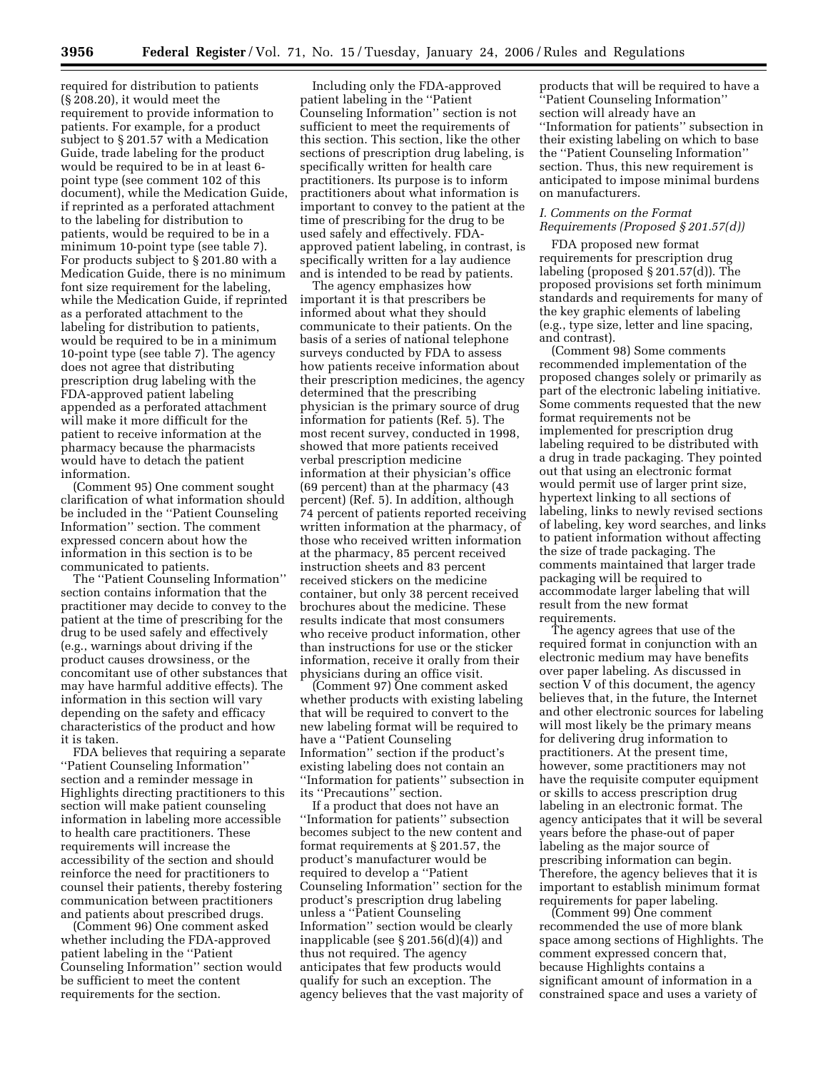required for distribution to patients (§ 208.20), it would meet the requirement to provide information to patients. For example, for a product subject to § 201.57 with a Medication Guide, trade labeling for the product would be required to be in at least 6-point type (see comment 102 of this document), while the Medication Guide, if reprinted as a perforated attachment to the labeling for distribution to patients, would be required to be in a minimum 10-point type (see table 7). For products subject to § 201.80 with a Medication Guide, there is no minimum font size requirement for the labeling, while the Medication Guide, if reprinted as a perforated attachment to the labeling for distribution to patients, would be required to be in a minimum 10-point type (see table 7). The agency does not agree that distributing prescription drug labeling with the FDA-approved patient labeling appended as a perforated attachment will make it more difficult for the patient to receive information at the pharmacy because the pharmacists would have to detach the patient information.

(Comment 95) One comment sought clarification of what information should be included in the ''Patient Counseling Information'' section. The comment expressed concern about how the information in this section is to be communicated to patients.

The ''Patient Counseling Information'' section contains information that the practitioner may decide to convey to the patient at the time of prescribing for the drug to be used safely and effectively (e.g., warnings about driving if the product causes drowsiness, or the concomitant use of other substances that may have harmful additive effects). The information in this section will vary depending on the safety and efficacy characteristics of the product and how it is taken.

FDA believes that requiring a separate ''Patient Counseling Information'' section and a reminder message in Highlights directing practitioners to this section will make patient counseling information in labeling more accessible to health care practitioners. These requirements will increase the accessibility of the section and should reinforce the need for practitioners to counsel their patients, thereby fostering communication between practitioners and patients about prescribed drugs.

(Comment 96) One comment asked whether including the FDA-approved patient labeling in the ''Patient Counseling Information'' section would be sufficient to meet the content requirements for the section.

Including only the FDA-approved patient labeling in the ''Patient Counseling Information'' section is not sufficient to meet the requirements of this section. This section, like the other sections of prescription drug labeling, is specifically written for health care practitioners. Its purpose is to inform practitioners about what information is important to convey to the patient at the time of prescribing for the drug to be used safely and effectively. FDA-approved patient labeling, in contrast, is specifically written for a lay audience and is intended to be read by patients.

The agency emphasizes how important it is that prescribers be informed about what they should communicate to their patients. On the basis of a series of national telephone surveys conducted by FDA to assess how patients receive information about their prescription medicines, the agency determined that the prescribing physician is the primary source of drug information for patients (Ref. 5). The most recent survey, conducted in 1998, showed that more patients received verbal prescription medicine information at their physician's office (69 percent) than at the pharmacy (43 percent) (Ref. 5). In addition, although 74 percent of patients reported receiving written information at the pharmacy, of those who received written information at the pharmacy, 85 percent received instruction sheets and 83 percent received stickers on the medicine container, but only 38 percent received brochures about the medicine. These results indicate that most consumers who receive product information, other than instructions for use or the sticker information, receive it orally from their physicians during an office visit.

(Comment 97) One comment asked whether products with existing labeling that will be required to convert to the new labeling format will be required to have a ''Patient Counseling Information'' section if the product's existing labeling does not contain an ''Information for patients'' subsection in its ''Precautions'' section.

If a product that does not have an ''Information for patients'' subsection becomes subject to the new content and format requirements at § 201.57, the product's manufacturer would be required to develop a ''Patient Counseling Information'' section for the product's prescription drug labeling unless a ''Patient Counseling Information'' section would be clearly inapplicable (see § 201.56(d)(4)) and thus not required. The agency anticipates that few products would qualify for such an exception. The agency believes that the vast majority of products that will be required to have a ''Patient Counseling Information'' section will already have an ''Information for patients'' subsection in their existing labeling on which to base the ''Patient Counseling Information'' section. Thus, this new requirement is anticipated to impose minimal burdens on manufacturers.

### *I. Comments on the Format Requirements (Proposed § 201.57(d))*

FDA proposed new format requirements for prescription drug labeling (proposed § 201.57(d)). The proposed provisions set forth minimum standards and requirements for many of the key graphic elements of labeling (e.g., type size, letter and line spacing, and contrast).

(Comment 98) Some comments recommended implementation of the proposed changes solely or primarily as part of the electronic labeling initiative. Some comments requested that the new format requirements not be implemented for prescription drug labeling required to be distributed with a drug in trade packaging. They pointed out that using an electronic format would permit use of larger print size, hypertext linking to all sections of labeling, links to newly revised sections of labeling, key word searches, and links to patient information without affecting the size of trade packaging. The comments maintained that larger trade packaging will be required to accommodate larger labeling that will result from the new format requirements.

The agency agrees that use of the required format in conjunction with an electronic medium may have benefits over paper labeling. As discussed in section V of this document, the agency believes that, in the future, the Internet and other electronic sources for labeling will most likely be the primary means for delivering drug information to practitioners. At the present time, however, some practitioners may not have the requisite computer equipment or skills to access prescription drug labeling in an electronic format. The agency anticipates that it will be several years before the phase-out of paper labeling as the major source of prescribing information can begin. Therefore, the agency believes that it is important to establish minimum format requirements for paper labeling.

(Comment 99) One comment recommended the use of more blank space among sections of Highlights. The comment expressed concern that, because Highlights contains a significant amount of information in a constrained space and uses a variety of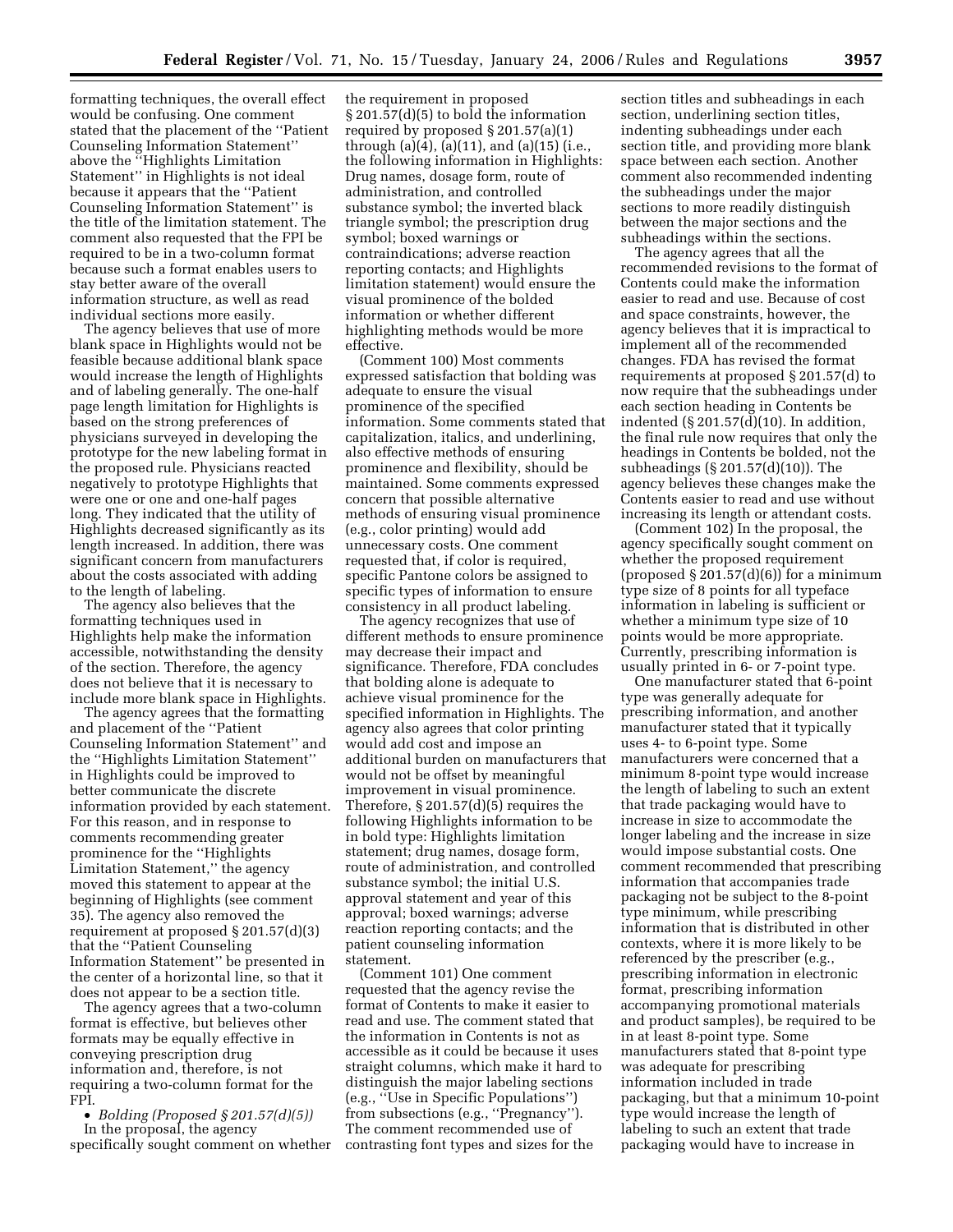formatting techniques, the overall effect would be confusing. One comment stated that the placement of the ''Patient Counseling Information Statement'' above the ''Highlights Limitation Statement'' in Highlights is not ideal because it appears that the ''Patient Counseling Information Statement'' is the title of the limitation statement. The comment also requested that the FPI be required to be in a two-column format because such a format enables users to stay better aware of the overall information structure, as well as read individual sections more easily.

The agency believes that use of more blank space in Highlights would not be feasible because additional blank space would increase the length of Highlights and of labeling generally. The one-half page length limitation for Highlights is based on the strong preferences of physicians surveyed in developing the prototype for the new labeling format in the proposed rule. Physicians reacted negatively to prototype Highlights that were one or one and one-half pages long. They indicated that the utility of Highlights decreased significantly as its length increased. In addition, there was significant concern from manufacturers about the costs associated with adding to the length of labeling.

The agency also believes that the formatting techniques used in Highlights help make the information accessible, notwithstanding the density of the section. Therefore, the agency does not believe that it is necessary to include more blank space in Highlights.

The agency agrees that the formatting and placement of the ''Patient Counseling Information Statement'' and the ''Highlights Limitation Statement'' in Highlights could be improved to better communicate the discrete information provided by each statement. For this reason, and in response to comments recommending greater prominence for the ''Highlights Limitation Statement,'' the agency moved this statement to appear at the beginning of Highlights (see comment 35). The agency also removed the requirement at proposed § 201.57(d)(3) that the ''Patient Counseling Information Statement'' be presented in the center of a horizontal line, so that it does not appear to be a section title.

The agency agrees that a two-column format is effective, but believes other formats may be equally effective in conveying prescription drug information and, therefore, is not requiring a two-column format for the FPI.

- *Bolding (Proposed § 201.57(d)(5))*

In the proposal, the agency specifically sought comment on whether the requirement in proposed § 201.57(d)(5) to bold the information required by proposed § 201.57(a)(1) through (a)(4), (a)(11), and (a)(15) (i.e., the following information in Highlights: Drug names, dosage form, route of administration, and controlled substance symbol; the inverted black triangle symbol; the prescription drug symbol; boxed warnings or contraindications; adverse reaction reporting contacts; and Highlights limitation statement) would ensure the visual prominence of the bolded information or whether different highlighting methods would be more effective.

(Comment 100) Most comments expressed satisfaction that bolding was adequate to ensure the visual prominence of the specified information. Some comments stated that capitalization, italics, and underlining, also effective methods of ensuring prominence and flexibility, should be maintained. Some comments expressed concern that possible alternative methods of ensuring visual prominence (e.g., color printing) would add unnecessary costs. One comment requested that, if color is required, specific Pantone colors be assigned to specific types of information to ensure consistency in all product labeling.

The agency recognizes that use of different methods to ensure prominence may decrease their impact and significance. Therefore, FDA concludes that bolding alone is adequate to achieve visual prominence for the specified information in Highlights. The agency also agrees that color printing would add cost and impose an additional burden on manufacturers that would not be offset by meaningful improvement in visual prominence. Therefore, § 201.57(d)(5) requires the following Highlights information to be in bold type: Highlights limitation statement; drug names, dosage form, route of administration, and controlled substance symbol; the initial U.S. approval statement and year of this approval; boxed warnings; adverse reaction reporting contacts; and the patient counseling information statement.

(Comment 101) One comment requested that the agency revise the format of Contents to make it easier to read and use. The comment stated that the information in Contents is not as accessible as it could be because it uses straight columns, which make it hard to distinguish the major labeling sections (e.g., ''Use in Specific Populations'') from subsections (e.g., ''Pregnancy''). The comment recommended use of contrasting font types and sizes for the section titles and subheadings in each section, underlining section titles, indenting subheadings under each section title, and providing more blank space between each section. Another comment also recommended indenting the subheadings under the major sections to more readily distinguish between the major sections and the subheadings within the sections.

The agency agrees that all the recommended revisions to the format of Contents could make the information easier to read and use. Because of cost and space constraints, however, the agency believes that it is impractical to implement all of the recommended changes. FDA has revised the format requirements at proposed § 201.57(d) to now require that the subheadings under each section heading in Contents be indented (§ 201.57(d)(10). In addition, the final rule now requires that only the headings in Contents be bolded, not the subheadings (§ 201.57(d)(10)). The agency believes these changes make the Contents easier to read and use without increasing its length or attendant costs.

(Comment 102) In the proposal, the agency specifically sought comment on whether the proposed requirement (proposed § 201.57(d)(6)) for a minimum type size of 8 points for all typeface information in labeling is sufficient or whether a minimum type size of 10 points would be more appropriate. Currently, prescribing information is usually printed in 6- or 7-point type.

One manufacturer stated that 6-point type was generally adequate for prescribing information, and another manufacturer stated that it typically uses 4- to 6-point type. Some manufacturers were concerned that a minimum 8-point type would increase the length of labeling to such an extent that trade packaging would have to increase in size to accommodate the longer labeling and the increase in size would impose substantial costs. One comment recommended that prescribing information that accompanies trade packaging not be subject to the 8-point type minimum, while prescribing information that is distributed in other contexts, where it is more likely to be referenced by the prescriber (e.g., prescribing information in electronic format, prescribing information accompanying promotional materials and product samples), be required to be in at least 8-point type. Some manufacturers stated that 8-point type was adequate for prescribing information included in trade packaging, but that a minimum 10-point type would increase the length of labeling to such an extent that trade packaging would have to increase in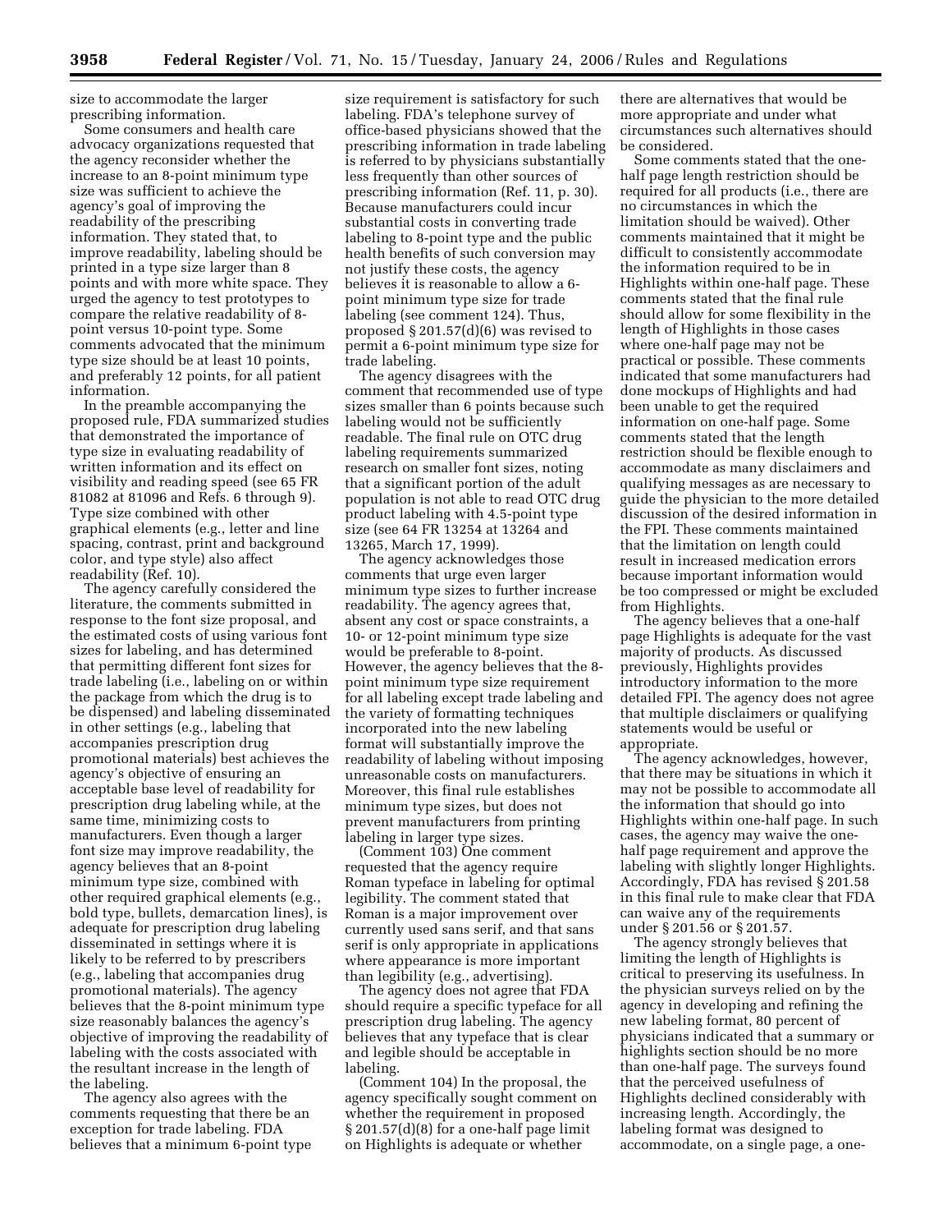size to accommodate the larger prescribing information.

Some consumers and health care advocacy organizations requested that the agency reconsider whether the increase to an 8-point minimum type size was sufficient to achieve the agency's goal of improving the readability of the prescribing information. They stated that, to improve readability, labeling should be printed in a type size larger than 8 points and with more white space. They urged the agency to test prototypes to compare the relative readability of 8-point versus 10-point type. Some comments advocated that the minimum type size should be at least 10 points, and preferably 12 points, for all patient information.

In the preamble accompanying the proposed rule, FDA summarized studies that demonstrated the importance of type size in evaluating readability of written information and its effect on visibility and reading speed (see 65 FR 81082 at 81096 and Refs. 6 through 9). Type size combined with other graphical elements (e.g., letter and line spacing, contrast, print and background color, and type style) also affect readability (Ref. 10).

The agency carefully considered the literature, the comments submitted in response to the font size proposal, and the estimated costs of using various font sizes for labeling, and has determined that permitting different font sizes for trade labeling (i.e., labeling on or within the package from which the drug is to be dispensed) and labeling disseminated in other settings (e.g., labeling that accompanies prescription drug promotional materials) best achieves the agency's objective of ensuring an acceptable base level of readability for prescription drug labeling while, at the same time, minimizing costs to manufacturers. Even though a larger font size may improve readability, the agency believes that an 8-point minimum type size, combined with other required graphical elements (e.g., bold type, bullets, demarcation lines), is adequate for prescription drug labeling disseminated in settings where it is likely to be referred to by prescribers (e.g., labeling that accompanies drug promotional materials). The agency believes that the 8-point minimum type size reasonably balances the agency's objective of improving the readability of labeling with the costs associated with the resultant increase in the length of the labeling.

The agency also agrees with the comments requesting that there be an exception for trade labeling. FDA believes that a minimum 6-point type size requirement is satisfactory for such labeling. FDA's telephone survey of office-based physicians showed that the prescribing information in trade labeling is referred to by physicians substantially less frequently than other sources of prescribing information (Ref. 11, p. 30). Because manufacturers could incur substantial costs in converting trade labeling to 8-point type and the public health benefits of such conversion may not justify these costs, the agency believes it is reasonable to allow a 6-point minimum type size for trade labeling (see comment 124). Thus, proposed § 201.57(d)(6) was revised to permit a 6-point minimum type size for trade labeling.

The agency disagrees with the comment that recommended use of type sizes smaller than 6 points because such labeling would not be sufficiently readable. The final rule on OTC drug labeling requirements summarized research on smaller font sizes, noting that a significant portion of the adult population is not able to read OTC drug product labeling with 4.5-point type size (see 64 FR 13254 at 13264 and 13265, March 17, 1999).

The agency acknowledges those comments that urge even larger minimum type sizes to further increase readability. The agency agrees that, absent any cost or space constraints, a 10- or 12-point minimum type size would be preferable to 8-point. However, the agency believes that the 8-point minimum type size requirement for all labeling except trade labeling and the variety of formatting techniques incorporated into the new labeling format will substantially improve the readability of labeling without imposing unreasonable costs on manufacturers. Moreover, this final rule establishes minimum type sizes, but does not prevent manufacturers from printing labeling in larger type sizes.

(Comment 103) One comment requested that the agency require Roman typeface in labeling for optimal legibility. The comment stated that Roman is a major improvement over currently used sans serif, and that sans serif is only appropriate in applications where appearance is more important than legibility (e.g., advertising).

The agency does not agree that FDA should require a specific typeface for all prescription drug labeling. The agency believes that any typeface that is clear and legible should be acceptable in labeling.

(Comment 104) In the proposal, the agency specifically sought comment on whether the requirement in proposed § 201.57(d)(8) for a one-half page limit on Highlights is adequate or whether there are alternatives that would be more appropriate and under what circumstances such alternatives should be considered.

Some comments stated that the one-half page length restriction should be required for all products (i.e., there are no circumstances in which the limitation should be waived). Other comments maintained that it might be difficult to consistently accommodate the information required to be in Highlights within one-half page. These comments stated that the final rule should allow for some flexibility in the length of Highlights in those cases where one-half page may not be practical or possible. These comments indicated that some manufacturers had done mockups of Highlights and had been unable to get the required information on one-half page. Some comments stated that the length restriction should be flexible enough to accommodate as many disclaimers and qualifying messages as are necessary to guide the physician to the more detailed discussion of the desired information in the FPI. These comments maintained that the limitation on length could result in increased medication errors because important information would be too compressed or might be excluded from Highlights.

The agency believes that a one-half page Highlights is adequate for the vast majority of products. As discussed previously, Highlights provides introductory information to the more detailed FPI. The agency does not agree that multiple disclaimers or qualifying statements would be useful or appropriate.

The agency acknowledges, however, that there may be situations in which it may not be possible to accommodate all the information that should go into Highlights within one-half page. In such cases, the agency may waive the one-half page requirement and approve the labeling with slightly longer Highlights. Accordingly, FDA has revised § 201.58 in this final rule to make clear that FDA can waive any of the requirements under § 201.56 or § 201.57.

The agency strongly believes that limiting the length of Highlights is critical to preserving its usefulness. In the physician surveys relied on by the agency in developing and refining the new labeling format, 80 percent of physicians indicated that a summary or highlights section should be no more than one-half page. The surveys found that the perceived usefulness of Highlights declined considerably with increasing length. Accordingly, the labeling format was designed to accommodate, on a single page, a one-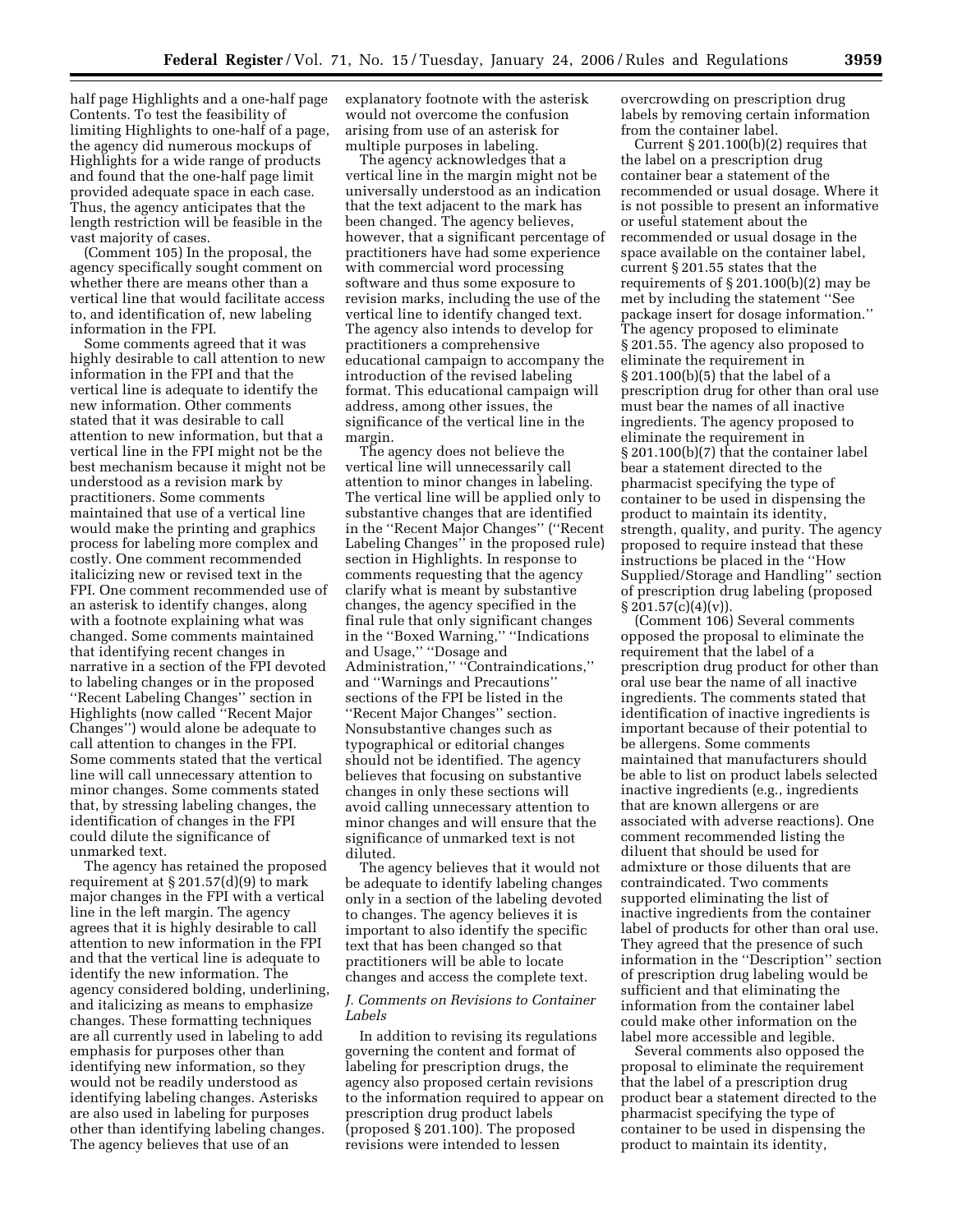half page Highlights and a one-half page Contents. To test the feasibility of limiting Highlights to one-half of a page, the agency did numerous mockups of Highlights for a wide range of products and found that the one-half page limit provided adequate space in each case. Thus, the agency anticipates that the length restriction will be feasible in the vast majority of cases.

(Comment 105) In the proposal, the agency specifically sought comment on whether there are means other than a vertical line that would facilitate access to, and identification of, new labeling information in the FPI.

Some comments agreed that it was highly desirable to call attention to new information in the FPI and that the vertical line is adequate to identify the new information. Other comments stated that it was desirable to call attention to new information, but that a vertical line in the FPI might not be the best mechanism because it might not be understood as a revision mark by practitioners. Some comments maintained that use of a vertical line would make the printing and graphics process for labeling more complex and costly. One comment recommended italicizing new or revised text in the FPI. One comment recommended use of an asterisk to identify changes, along with a footnote explaining what was changed. Some comments maintained that identifying recent changes in narrative in a section of the FPI devoted to labeling changes or in the proposed ''Recent Labeling Changes'' section in Highlights (now called ''Recent Major Changes'') would alone be adequate to call attention to changes in the FPI. Some comments stated that the vertical line will call unnecessary attention to minor changes. Some comments stated that, by stressing labeling changes, the identification of changes in the FPI could dilute the significance of unmarked text.

The agency has retained the proposed requirement at § 201.57(d)(9) to mark major changes in the FPI with a vertical line in the left margin. The agency agrees that it is highly desirable to call attention to new information in the FPI and that the vertical line is adequate to identify the new information. The agency considered bolding, underlining, and italicizing as means to emphasize changes. These formatting techniques are all currently used in labeling to add emphasis for purposes other than identifying new information, so they would not be readily understood as identifying labeling changes. Asterisks are also used in labeling for purposes other than identifying labeling changes. The agency believes that use of an explanatory footnote with the asterisk would not overcome the confusion arising from use of an asterisk for multiple purposes in labeling.

The agency acknowledges that a vertical line in the margin might not be universally understood as an indication that the text adjacent to the mark has been changed. The agency believes, however, that a significant percentage of practitioners have had some experience with commercial word processing software and thus some exposure to revision marks, including the use of the vertical line to identify changed text. The agency also intends to develop for practitioners a comprehensive educational campaign to accompany the introduction of the revised labeling format. This educational campaign will address, among other issues, the significance of the vertical line in the margin.

The agency does not believe the vertical line will unnecessarily call attention to minor changes in labeling. The vertical line will be applied only to substantive changes that are identified in the ''Recent Major Changes'' (''Recent Labeling Changes'' in the proposed rule) section in Highlights. In response to comments requesting that the agency clarify what is meant by substantive changes, the agency specified in the final rule that only significant changes in the ''Boxed Warning,'' ''Indications and Usage,'' ''Dosage and Administration,'' ''Contraindications,'' and ''Warnings and Precautions'' sections of the FPI be listed in the ''Recent Major Changes'' section. Nonsubstantive changes such as typographical or editorial changes should not be identified. The agency believes that focusing on substantive changes in only these sections will avoid calling unnecessary attention to minor changes and will ensure that the significance of unmarked text is not diluted.

The agency believes that it would not be adequate to identify labeling changes only in a section of the labeling devoted to changes. The agency believes it is important to also identify the specific text that has been changed so that practitioners will be able to locate changes and access the complete text.

### *J. Comments on Revisions to Container Labels*

In addition to revising its regulations governing the content and format of labeling for prescription drugs, the agency also proposed certain revisions to the information required to appear on prescription drug product labels (proposed § 201.100). The proposed revisions were intended to lessen overcrowding on prescription drug labels by removing certain information from the container label.

Current § 201.100(b)(2) requires that the label on a prescription drug container bear a statement of the recommended or usual dosage. Where it is not possible to present an informative or useful statement about the recommended or usual dosage in the space available on the container label, current § 201.55 states that the requirements of § 201.100(b)(2) may be met by including the statement ''See package insert for dosage information.'' The agency proposed to eliminate § 201.55. The agency also proposed to eliminate the requirement in § 201.100(b)(5) that the label of a prescription drug for other than oral use must bear the names of all inactive ingredients. The agency proposed to eliminate the requirement in § 201.100(b)(7) that the container label bear a statement directed to the pharmacist specifying the type of container to be used in dispensing the product to maintain its identity, strength, quality, and purity. The agency proposed to require instead that these instructions be placed in the ''How Supplied/Storage and Handling'' section of prescription drug labeling (proposed § 201.57(c)(4)(v)).

(Comment 106) Several comments opposed the proposal to eliminate the requirement that the label of a prescription drug product for other than oral use bear the name of all inactive ingredients. The comments stated that identification of inactive ingredients is important because of their potential to be allergens. Some comments maintained that manufacturers should be able to list on product labels selected inactive ingredients (e.g., ingredients that are known allergens or are associated with adverse reactions). One comment recommended listing the diluent that should be used for admixture or those diluents that are contraindicated. Two comments supported eliminating the list of inactive ingredients from the container label of products for other than oral use. They agreed that the presence of such information in the ''Description'' section of prescription drug labeling would be sufficient and that eliminating the information from the container label could make other information on the label more accessible and legible.

Several comments also opposed the proposal to eliminate the requirement that the label of a prescription drug product bear a statement directed to the pharmacist specifying the type of container to be used in dispensing the product to maintain its identity,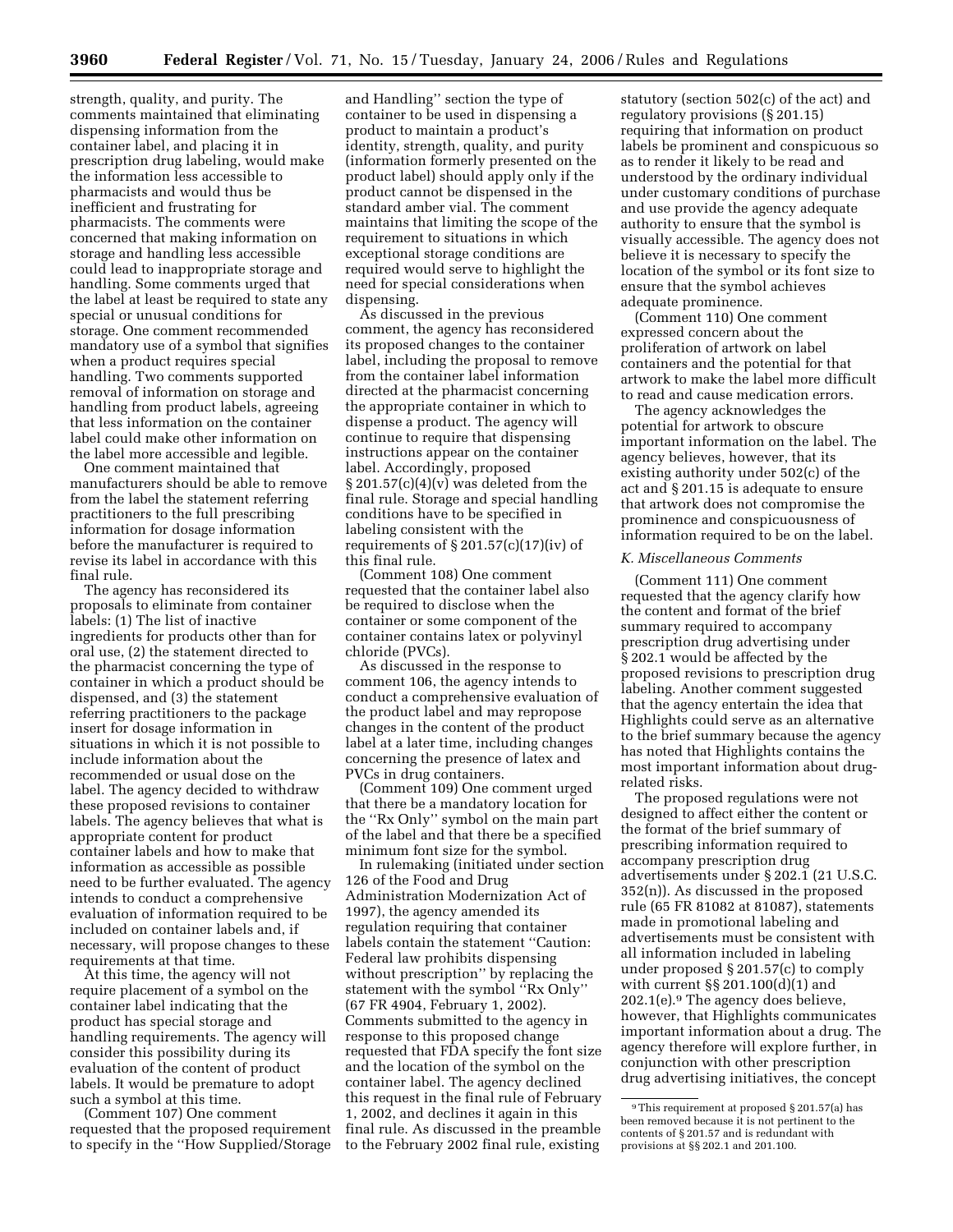strength, quality, and purity. The comments maintained that eliminating dispensing information from the container label, and placing it in prescription drug labeling, would make the information less accessible to pharmacists and would thus be inefficient and frustrating for pharmacists. The comments were concerned that making information on storage and handling less accessible could lead to inappropriate storage and handling. Some comments urged that the label at least be required to state any special or unusual conditions for storage. One comment recommended mandatory use of a symbol that signifies when a product requires special handling. Two comments supported removal of information on storage and handling from product labels, agreeing that less information on the container label could make other information on the label more accessible and legible.

One comment maintained that manufacturers should be able to remove from the label the statement referring practitioners to the full prescribing information for dosage information before the manufacturer is required to revise its label in accordance with this final rule.

The agency has reconsidered its proposals to eliminate from container labels: (1) The list of inactive ingredients for products other than for oral use, (2) the statement directed to the pharmacist concerning the type of container in which a product should be dispensed, and (3) the statement referring practitioners to the package insert for dosage information in situations in which it is not possible to include information about the recommended or usual dose on the label. The agency decided to withdraw these proposed revisions to container labels. The agency believes that what is appropriate content for product container labels and how to make that information as accessible as possible need to be further evaluated. The agency intends to conduct a comprehensive evaluation of information required to be included on container labels and, if necessary, will propose changes to these requirements at that time.

At this time, the agency will not require placement of a symbol on the container label indicating that the product has special storage and handling requirements. The agency will consider this possibility during its evaluation of the content of product labels. It would be premature to adopt such a symbol at this time.

(Comment 107) One comment requested that the proposed requirement to specify in the ''How Supplied/Storage and Handling'' section the type of container to be used in dispensing a product to maintain a product's identity, strength, quality, and purity (information formerly presented on the product label) should apply only if the product cannot be dispensed in the standard amber vial. The comment maintains that limiting the scope of the requirement to situations in which exceptional storage conditions are required would serve to highlight the need for special considerations when dispensing.

As discussed in the previous comment, the agency has reconsidered its proposed changes to the container label, including the proposal to remove from the container label information directed at the pharmacist concerning the appropriate container in which to dispense a product. The agency will continue to require that dispensing instructions appear on the container label. Accordingly, proposed § 201.57(c)(4)(v) was deleted from the final rule. Storage and special handling conditions have to be specified in labeling consistent with the requirements of § 201.57(c)(17)(iv) of this final rule.

(Comment 108) One comment requested that the container label also be required to disclose when the container or some component of the container contains latex or polyvinyl chloride (PVCs).

As discussed in the response to comment 106, the agency intends to conduct a comprehensive evaluation of the product label and may repropose changes in the content of the product label at a later time, including changes concerning the presence of latex and PVCs in drug containers.

(Comment 109) One comment urged that there be a mandatory location for the ''Rx Only'' symbol on the main part of the label and that there be a specified minimum font size for the symbol.

In rulemaking (initiated under section 126 of the Food and Drug Administration Modernization Act of 1997), the agency amended its regulation requiring that container labels contain the statement ''Caution: Federal law prohibits dispensing without prescription'' by replacing the statement with the symbol ''Rx Only'' (67 FR 4904, February 1, 2002). Comments submitted to the agency in response to this proposed change requested that FDA specify the font size and the location of the symbol on the container label. The agency declined this request in the final rule of February 1, 2002, and declines it again in this final rule. As discussed in the preamble to the February 2002 final rule, existing statutory (section 502(c) of the act) and regulatory provisions (§ 201.15) requiring that information on product labels be prominent and conspicuous so as to render it likely to be read and understood by the ordinary individual under customary conditions of purchase and use provide the agency adequate authority to ensure that the symbol is visually accessible. The agency does not believe it is necessary to specify the location of the symbol or its font size to ensure that the symbol achieves adequate prominence.

(Comment 110) One comment expressed concern about the proliferation of artwork on label containers and the potential for that artwork to make the label more difficult to read and cause medication errors.

The agency acknowledges the potential for artwork to obscure important information on the label. The agency believes, however, that its existing authority under 502(c) of the act and § 201.15 is adequate to ensure that artwork does not compromise the prominence and conspicuousness of information required to be on the label.

*K. Miscellaneous Comments*

(Comment 111) One comment requested that the agency clarify how the content and format of the brief summary required to accompany prescription drug advertising under § 202.1 would be affected by the proposed revisions to prescription drug labeling. Another comment suggested that the agency entertain the idea that Highlights could serve as an alternative to the brief summary because the agency has noted that Highlights contains the most important information about drug-related risks.

The proposed regulations were not designed to affect either the content or the format of the brief summary of prescribing information required to accompany prescription drug advertisements under § 202.1 (21 U.S.C. 352(n)). As discussed in the proposed rule (65 FR 81082 at 81087), statements made in promotional labeling and advertisements must be consistent with all information included in labeling under proposed § 201.57(c) to comply with current §§ 201.100(d)(1) and 202.1(e).[9] The agency does believe, however, that Highlights communicates important information about a drug. The agency therefore will explore further, in conjunction with other prescription drug advertising initiatives, the concept

[9] This requirement at proposed § 201.57(a) has been removed because it is not pertinent to the contents of § 201.57 and is redundant with provisions at §§ 202.1 and 201.100.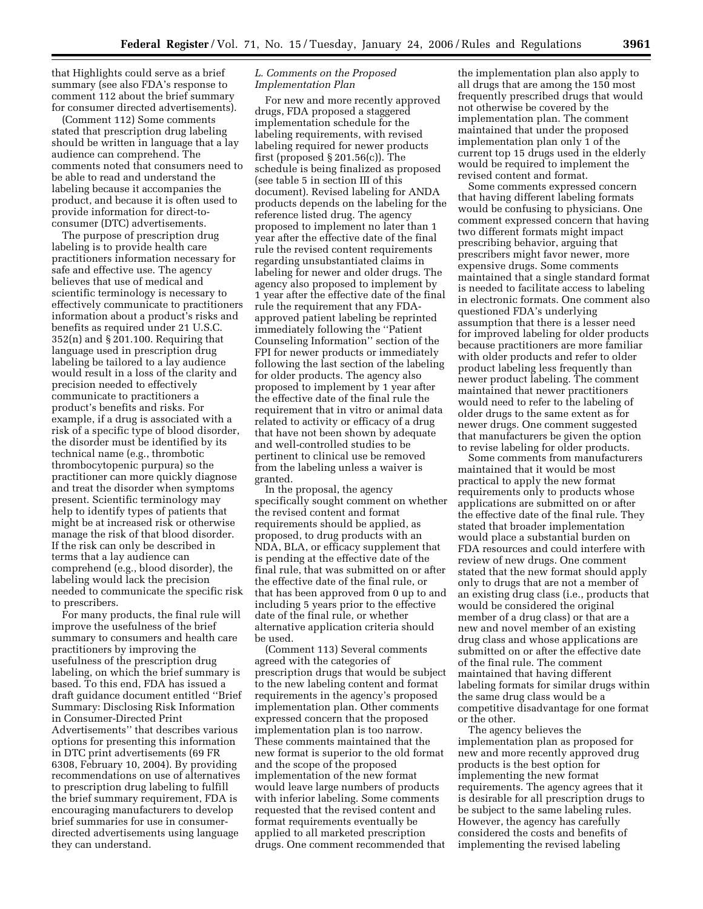that Highlights could serve as a brief summary (see also FDA's response to comment 112 about the brief summary for consumer directed advertisements).

(Comment 112) Some comments stated that prescription drug labeling should be written in language that a lay audience can comprehend. The comments noted that consumers need to be able to read and understand the labeling because it accompanies the product, and because it is often used to provide information for direct-to-consumer (DTC) advertisements.

The purpose of prescription drug labeling is to provide health care practitioners information necessary for safe and effective use. The agency believes that use of medical and scientific terminology is necessary to effectively communicate to practitioners information about a product's risks and benefits as required under 21 U.S.C. 352(n) and § 201.100. Requiring that language used in prescription drug labeling be tailored to a lay audience would result in a loss of the clarity and precision needed to effectively communicate to practitioners a product's benefits and risks. For example, if a drug is associated with a risk of a specific type of blood disorder, the disorder must be identified by its technical name (e.g., thrombotic thrombocytopenic purpura) so the practitioner can more quickly diagnose and treat the disorder when symptoms present. Scientific terminology may help to identify types of patients that might be at increased risk or otherwise manage the risk of that blood disorder. If the risk can only be described in terms that a lay audience can comprehend (e.g., blood disorder), the labeling would lack the precision needed to communicate the specific risk to prescribers.

For many products, the final rule will improve the usefulness of the brief summary to consumers and health care practitioners by improving the usefulness of the prescription drug labeling, on which the brief summary is based. To this end, FDA has issued a draft guidance document entitled ''Brief Summary: Disclosing Risk Information in Consumer-Directed Print Advertisements'' that describes various options for presenting this information in DTC print advertisements (69 FR 6308, February 10, 2004). By providing recommendations on use of alternatives to prescription drug labeling to fulfill the brief summary requirement, FDA is encouraging manufacturers to develop brief summaries for use in consumer-directed advertisements using language they can understand.

### *L. Comments on the Proposed Implementation Plan*

For new and more recently approved drugs, FDA proposed a staggered implementation schedule for the labeling requirements, with revised labeling required for newer products first (proposed § 201.56(c)). The schedule is being finalized as proposed (see table 5 in section III of this document). Revised labeling for ANDA products depends on the labeling for the reference listed drug. The agency proposed to implement no later than 1 year after the effective date of the final rule the revised content requirements regarding unsubstantiated claims in labeling for newer and older drugs. The agency also proposed to implement by 1 year after the effective date of the final rule the requirement that any FDA-approved patient labeling be reprinted immediately following the ''Patient Counseling Information'' section of the FPI for newer products or immediately following the last section of the labeling for older products. The agency also proposed to implement by 1 year after the effective date of the final rule the requirement that in vitro or animal data related to activity or efficacy of a drug that have not been shown by adequate and well-controlled studies to be pertinent to clinical use be removed from the labeling unless a waiver is granted.

In the proposal, the agency specifically sought comment on whether the revised content and format requirements should be applied, as proposed, to drug products with an NDA, BLA, or efficacy supplement that is pending at the effective date of the final rule, that was submitted on or after the effective date of the final rule, or that has been approved from 0 up to and including 5 years prior to the effective date of the final rule, or whether alternative application criteria should be used.

(Comment 113) Several comments agreed with the categories of prescription drugs that would be subject to the new labeling content and format requirements in the agency's proposed implementation plan. Other comments expressed concern that the proposed implementation plan is too narrow. These comments maintained that the new format is superior to the old format and the scope of the proposed implementation of the new format would leave large numbers of products with inferior labeling. Some comments requested that the revised content and format requirements eventually be applied to all marketed prescription drugs. One comment recommended that the implementation plan also apply to all drugs that are among the 150 most frequently prescribed drugs that would not otherwise be covered by the implementation plan. The comment maintained that under the proposed implementation plan only 1 of the current top 15 drugs used in the elderly would be required to implement the revised content and format.

Some comments expressed concern that having different labeling formats would be confusing to physicians. One comment expressed concern that having two different formats might impact prescribing behavior, arguing that prescribers might favor newer, more expensive drugs. Some comments maintained that a single standard format is needed to facilitate access to labeling in electronic formats. One comment also questioned FDA's underlying assumption that there is a lesser need for improved labeling for older products because practitioners are more familiar with older products and refer to older product labeling less frequently than newer product labeling. The comment maintained that newer practitioners would need to refer to the labeling of older drugs to the same extent as for newer drugs. One comment suggested that manufacturers be given the option to revise labeling for older products.

Some comments from manufacturers maintained that it would be most practical to apply the new format requirements only to products whose applications are submitted on or after the effective date of the final rule. They stated that broader implementation would place a substantial burden on FDA resources and could interfere with review of new drugs. One comment stated that the new format should apply only to drugs that are not a member of an existing drug class (i.e., products that would be considered the original member of a drug class) or that are a new and novel member of an existing drug class and whose applications are submitted on or after the effective date of the final rule. The comment maintained that having different labeling formats for similar drugs within the same drug class would be a competitive disadvantage for one format or the other.

The agency believes the implementation plan as proposed for new and more recently approved drug products is the best option for implementing the new format requirements. The agency agrees that it is desirable for all prescription drugs to be subject to the same labeling rules. However, the agency has carefully considered the costs and benefits of implementing the revised labeling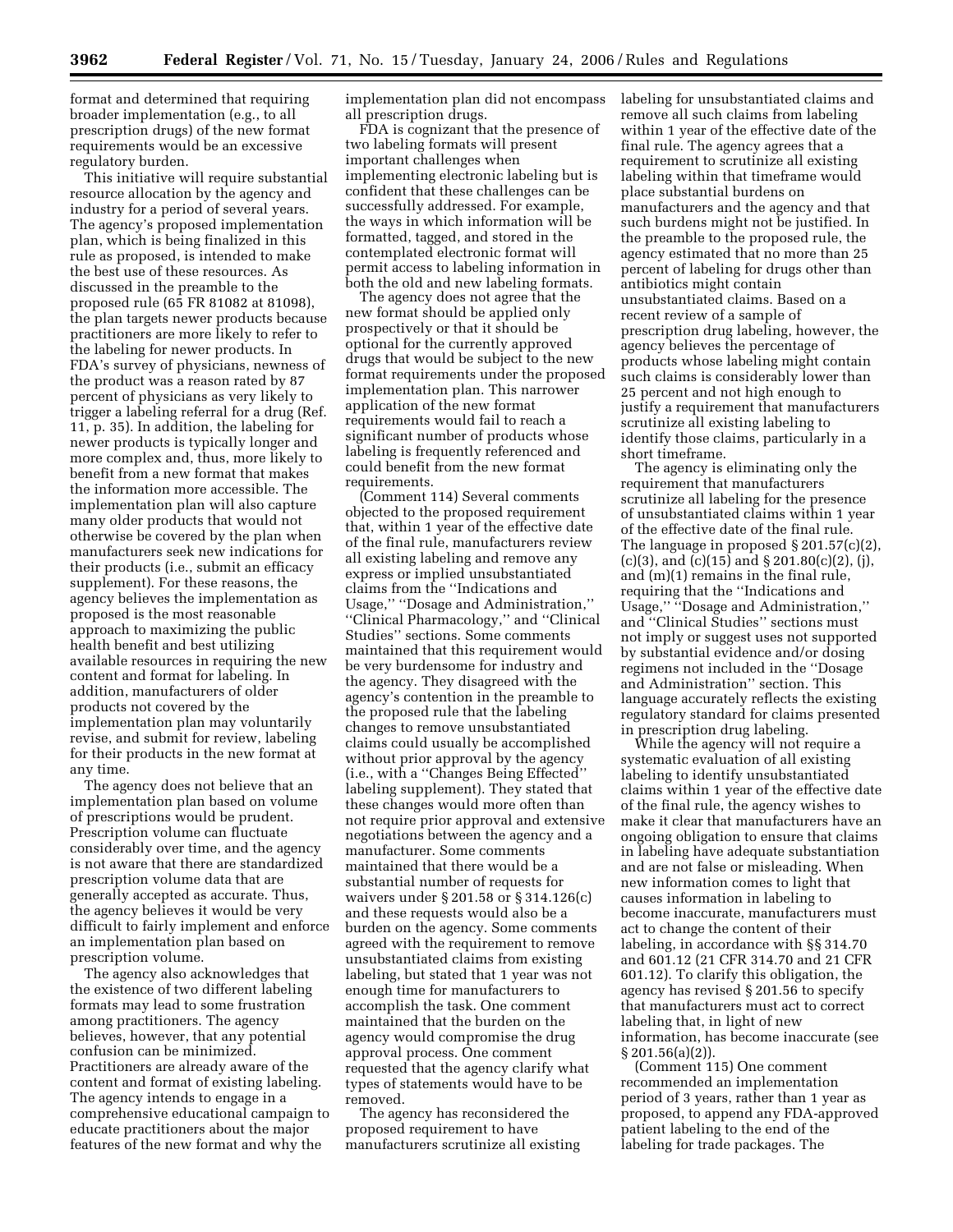format and determined that requiring broader implementation (e.g., to all prescription drugs) of the new format requirements would be an excessive regulatory burden.

This initiative will require substantial resource allocation by the agency and industry for a period of several years. The agency's proposed implementation plan, which is being finalized in this rule as proposed, is intended to make the best use of these resources. As discussed in the preamble to the proposed rule (65 FR 81082 at 81098), the plan targets newer products because practitioners are more likely to refer to the labeling for newer products. In FDA's survey of physicians, newness of the product was a reason rated by 87 percent of physicians as very likely to trigger a labeling referral for a drug (Ref. 11, p. 35). In addition, the labeling for newer products is typically longer and more complex and, thus, more likely to benefit from a new format that makes the information more accessible. The implementation plan will also capture many older products that would not otherwise be covered by the plan when manufacturers seek new indications for their products (i.e., submit an efficacy supplement). For these reasons, the agency believes the implementation as proposed is the most reasonable approach to maximizing the public health benefit and best utilizing available resources in requiring the new content and format for labeling. In addition, manufacturers of older products not covered by the implementation plan may voluntarily revise, and submit for review, labeling for their products in the new format at any time.

The agency does not believe that an implementation plan based on volume of prescriptions would be prudent. Prescription volume can fluctuate considerably over time, and the agency is not aware that there are standardized prescription volume data that are generally accepted as accurate. Thus, the agency believes it would be very difficult to fairly implement and enforce an implementation plan based on prescription volume.

The agency also acknowledges that the existence of two different labeling formats may lead to some frustration among practitioners. The agency believes, however, that any potential confusion can be minimized. Practitioners are already aware of the content and format of existing labeling. The agency intends to engage in a comprehensive educational campaign to educate practitioners about the major features of the new format and why the implementation plan did not encompass all prescription drugs.

FDA is cognizant that the presence of two labeling formats will present important challenges when implementing electronic labeling but is confident that these challenges can be successfully addressed. For example, the ways in which information will be formatted, tagged, and stored in the contemplated electronic format will permit access to labeling information in both the old and new labeling formats.

The agency does not agree that the new format should be applied only prospectively or that it should be optional for the currently approved drugs that would be subject to the new format requirements under the proposed implementation plan. This narrower application of the new format requirements would fail to reach a significant number of products whose labeling is frequently referenced and could benefit from the new format requirements.

(Comment 114) Several comments objected to the proposed requirement that, within 1 year of the effective date of the final rule, manufacturers review all existing labeling and remove any express or implied unsubstantiated claims from the ''Indications and Usage,'' ''Dosage and Administration,'' ''Clinical Pharmacology,'' and ''Clinical Studies'' sections. Some comments maintained that this requirement would be very burdensome for industry and the agency. They disagreed with the agency's contention in the preamble to the proposed rule that the labeling changes to remove unsubstantiated claims could usually be accomplished without prior approval by the agency (i.e., with a ''Changes Being Effected'' labeling supplement). They stated that these changes would more often than not require prior approval and extensive negotiations between the agency and a manufacturer. Some comments maintained that there would be a substantial number of requests for waivers under § 201.58 or § 314.126(c) and these requests would also be a burden on the agency. Some comments agreed with the requirement to remove unsubstantiated claims from existing labeling, but stated that 1 year was not enough time for manufacturers to accomplish the task. One comment maintained that the burden on the agency would compromise the drug approval process. One comment requested that the agency clarify what types of statements would have to be removed.

The agency has reconsidered the proposed requirement to have manufacturers scrutinize all existing labeling for unsubstantiated claims and remove all such claims from labeling within 1 year of the effective date of the final rule. The agency agrees that a requirement to scrutinize all existing labeling within that timeframe would place substantial burdens on manufacturers and the agency and that such burdens might not be justified. In the preamble to the proposed rule, the agency estimated that no more than 25 percent of labeling for drugs other than antibiotics might contain unsubstantiated claims. Based on a recent review of a sample of prescription drug labeling, however, the agency believes the percentage of products whose labeling might contain such claims is considerably lower than 25 percent and not high enough to justify a requirement that manufacturers scrutinize all existing labeling to identify those claims, particularly in a short timeframe.

The agency is eliminating only the requirement that manufacturers scrutinize all labeling for the presence of unsubstantiated claims within 1 year of the effective date of the final rule. The language in proposed § 201.57(c)(2), (c)(3), and (c)(15) and § 201.80(c)(2), (j), and (m)(1) remains in the final rule, requiring that the ''Indications and Usage,'' ''Dosage and Administration,'' and ''Clinical Studies'' sections must not imply or suggest uses not supported by substantial evidence and/or dosing regimens not included in the ''Dosage and Administration'' section. This language accurately reflects the existing regulatory standard for claims presented in prescription drug labeling.

While the agency will not require a systematic evaluation of all existing labeling to identify unsubstantiated claims within 1 year of the effective date of the final rule, the agency wishes to make it clear that manufacturers have an ongoing obligation to ensure that claims in labeling have adequate substantiation and are not false or misleading. When new information comes to light that causes information in labeling to become inaccurate, manufacturers must act to change the content of their labeling, in accordance with §§ 314.70 and 601.12 (21 CFR 314.70 and 21 CFR 601.12). To clarify this obligation, the agency has revised § 201.56 to specify that manufacturers must act to correct labeling that, in light of new information, has become inaccurate (see § 201.56(a)(2)).

(Comment 115) One comment recommended an implementation period of 3 years, rather than 1 year as proposed, to append any FDA-approved patient labeling to the end of the labeling for trade packages. The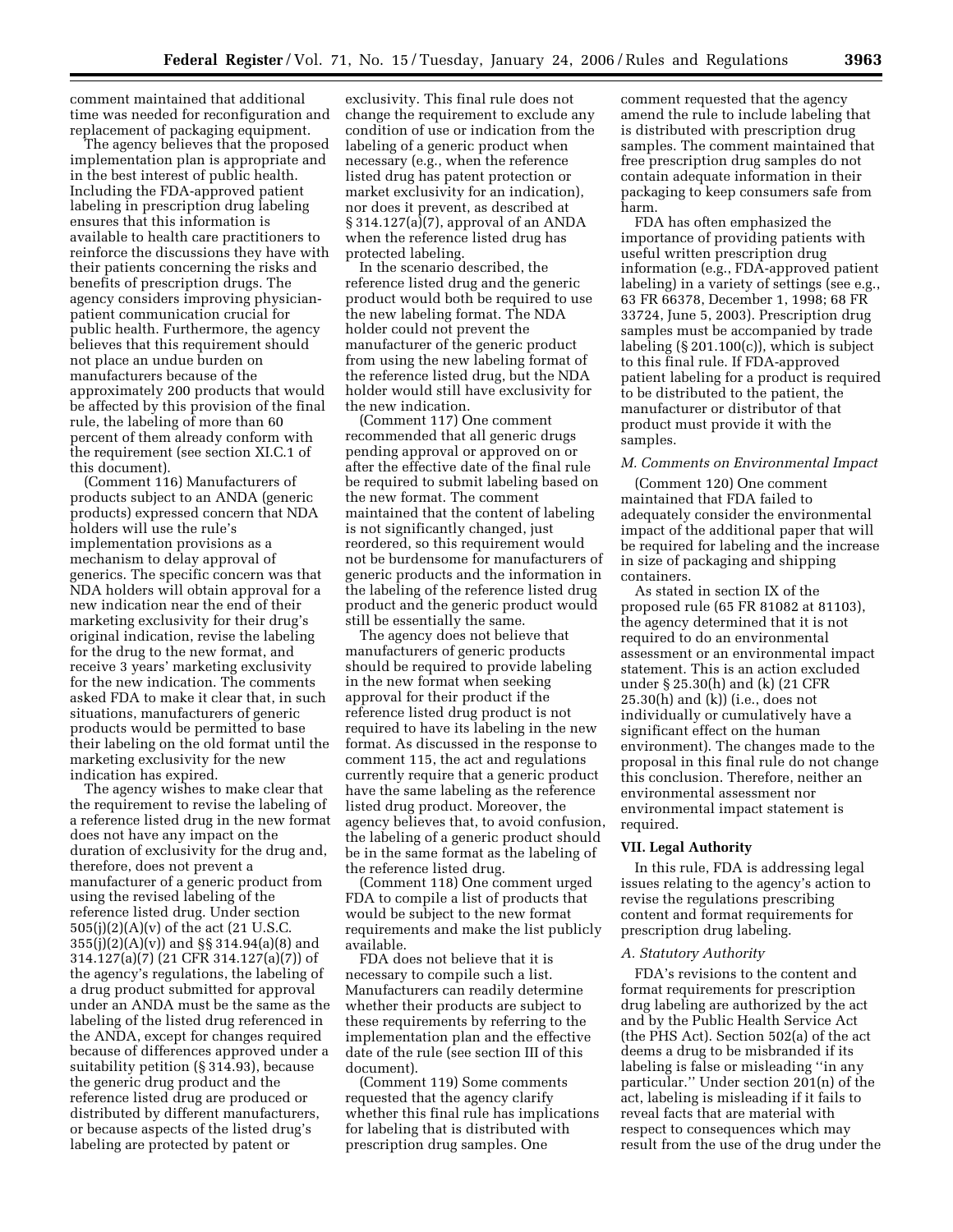comment maintained that additional time was needed for reconfiguration and replacement of packaging equipment.

The agency believes that the proposed implementation plan is appropriate and in the best interest of public health. Including the FDA-approved patient labeling in prescription drug labeling ensures that this information is available to health care practitioners to reinforce the discussions they have with their patients concerning the risks and benefits of prescription drugs. The agency considers improving physician-patient communication crucial for public health. Furthermore, the agency believes that this requirement should not place an undue burden on manufacturers because of the approximately 200 products that would be affected by this provision of the final rule, the labeling of more than 60 percent of them already conform with the requirement (see section XI.C.1 of this document).

(Comment 116) Manufacturers of products subject to an ANDA (generic products) expressed concern that NDA holders will use the rule's implementation provisions as a mechanism to delay approval of generics. The specific concern was that NDA holders will obtain approval for a new indication near the end of their marketing exclusivity for their drug's original indication, revise the labeling for the drug to the new format, and receive 3 years' marketing exclusivity for the new indication. The comments asked FDA to make it clear that, in such situations, manufacturers of generic products would be permitted to base their labeling on the old format until the marketing exclusivity for the new indication has expired.

The agency wishes to make clear that the requirement to revise the labeling of a reference listed drug in the new format does not have any impact on the duration of exclusivity for the drug and, therefore, does not prevent a manufacturer of a generic product from using the revised labeling of the reference listed drug. Under section 505(j)(2)(A)(v) of the act (21 U.S.C. 355(j)(2)(A)(v)) and §§ 314.94(a)(8) and 314.127(a)(7) (21 CFR 314.127(a)(7)) of the agency's regulations, the labeling of a drug product submitted for approval under an ANDA must be the same as the labeling of the listed drug referenced in the ANDA, except for changes required because of differences approved under a suitability petition (§ 314.93), because the generic drug product and the reference listed drug are produced or distributed by different manufacturers, or because aspects of the listed drug's labeling are protected by patent or exclusivity. This final rule does not change the requirement to exclude any condition of use or indication from the labeling of a generic product when necessary (e.g., when the reference listed drug has patent protection or market exclusivity for an indication), nor does it prevent, as described at § 314.127(a)(7), approval of an ANDA when the reference listed drug has protected labeling.

In the scenario described, the reference listed drug and the generic product would both be required to use the new labeling format. The NDA holder could not prevent the manufacturer of the generic product from using the new labeling format of the reference listed drug, but the NDA holder would still have exclusivity for the new indication.

(Comment 117) One comment recommended that all generic drugs pending approval or approved on or after the effective date of the final rule be required to submit labeling based on the new format. The comment maintained that the content of labeling is not significantly changed, just reordered, so this requirement would not be burdensome for manufacturers of generic products and the information in the labeling of the reference listed drug product and the generic product would still be essentially the same.

The agency does not believe that manufacturers of generic products should be required to provide labeling in the new format when seeking approval for their product if the reference listed drug product is not required to have its labeling in the new format. As discussed in the response to comment 115, the act and regulations currently require that a generic product have the same labeling as the reference listed drug product. Moreover, the agency believes that, to avoid confusion, the labeling of a generic product should be in the same format as the labeling of the reference listed drug.

(Comment 118) One comment urged FDA to compile a list of products that would be subject to the new format requirements and make the list publicly available.

FDA does not believe that it is necessary to compile such a list. Manufacturers can readily determine whether their products are subject to these requirements by referring to the implementation plan and the effective date of the rule (see section III of this document).

(Comment 119) Some comments requested that the agency clarify whether this final rule has implications for labeling that is distributed with prescription drug samples. One comment requested that the agency amend the rule to include labeling that is distributed with prescription drug samples. The comment maintained that free prescription drug samples do not contain adequate information in their packaging to keep consumers safe from harm.

FDA has often emphasized the importance of providing patients with useful written prescription drug information (e.g., FDA-approved patient labeling) in a variety of settings (see e.g., 63 FR 66378, December 1, 1998; 68 FR 33724, June 5, 2003). Prescription drug samples must be accompanied by trade labeling (§ 201.100(c)), which is subject to this final rule. If FDA-approved patient labeling for a product is required to be distributed to the patient, the manufacturer or distributor of that product must provide it with the samples.

### *M. Comments on Environmental Impact*

(Comment 120) One comment maintained that FDA failed to adequately consider the environmental impact of the additional paper that will be required for labeling and the increase in size of packaging and shipping containers.

As stated in section IX of the proposed rule (65 FR 81082 at 81103), the agency determined that it is not required to do an environmental assessment or an environmental impact statement. This is an action excluded under § 25.30(h) and (k) (21 CFR 25.30(h) and (k)) (i.e., does not individually or cumulatively have a significant effect on the human environment). The changes made to the proposal in this final rule do not change this conclusion. Therefore, neither an environmental assessment nor environmental impact statement is required.

## VII. Legal Authority

In this rule, FDA is addressing legal issues relating to the agency's action to revise the regulations prescribing content and format requirements for prescription drug labeling.

### *A. Statutory Authority*

FDA's revisions to the content and format requirements for prescription drug labeling are authorized by the act and by the Public Health Service Act (the PHS Act). Section 502(a) of the act deems a drug to be misbranded if its labeling is false or misleading "in any particular." Under section 201(n) of the act, labeling is misleading if it fails to reveal facts that are material with respect to consequences which may result from the use of the drug under the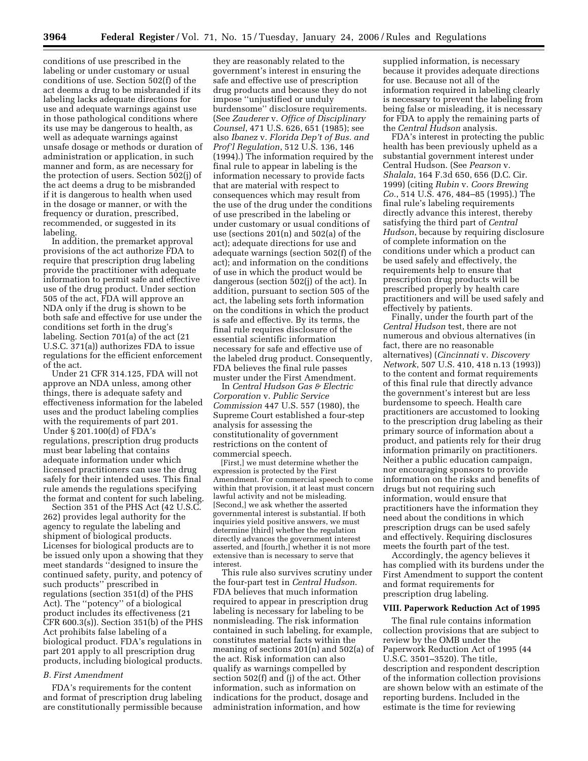conditions of use prescribed in the labeling or under customary or usual conditions of use. Section 502(f) of the act deems a drug to be misbranded if its labeling lacks adequate directions for use and adequate warnings against use in those pathological conditions where its use may be dangerous to health, as well as adequate warnings against unsafe dosage or methods or duration of administration or application, in such manner and form, as are necessary for the protection of users. Section 502(j) of the act deems a drug to be misbranded if it is dangerous to health when used in the dosage or manner, or with the frequency or duration, prescribed, recommended, or suggested in its labeling.

In addition, the premarket approval provisions of the act authorize FDA to require that prescription drug labeling provide the practitioner with adequate information to permit safe and effective use of the drug product. Under section 505 of the act, FDA will approve an NDA only if the drug is shown to be both safe and effective for use under the conditions set forth in the drug's labeling. Section 701(a) of the act (21 U.S.C. 371(a)) authorizes FDA to issue regulations for the efficient enforcement of the act.

Under 21 CFR 314.125, FDA will not approve an NDA unless, among other things, there is adequate safety and effectiveness information for the labeled uses and the product labeling complies with the requirements of part 201. Under § 201.100(d) of FDA's regulations, prescription drug products must bear labeling that contains adequate information under which licensed practitioners can use the drug safely for their intended uses. This final rule amends the regulations specifying the format and content for such labeling.

Section 351 of the PHS Act (42 U.S.C. 262) provides legal authority for the agency to regulate the labeling and shipment of biological products. Licenses for biological products are to be issued only upon a showing that they meet standards ''designed to insure the continued safety, purity, and potency of such products'' prescribed in regulations (section 351(d) of the PHS Act). The ''potency'' of a biological product includes its effectiveness (21 CFR 600.3(s)). Section 351(b) of the PHS Act prohibits false labeling of a biological product. FDA's regulations in part 201 apply to all prescription drug products, including biological products.

### *B. First Amendment*

FDA's requirements for the content and format of prescription drug labeling are constitutionally permissible because they are reasonably related to the government's interest in ensuring the safe and effective use of prescription drug products and because they do not impose ''unjustified or unduly burdensome'' disclosure requirements. (See *Zauderer* v. *Office of Disciplinary Counsel*, 471 U.S. 626, 651 (1985); see also *Ibanez* v. *Florida Dep't of Bus. and Prof'l Regulation*, 512 U.S. 136, 146 (1994).) The information required by the final rule to appear in labeling is the information necessary to provide facts that are material with respect to consequences which may result from the use of the drug under the conditions of use prescribed in the labeling or under customary or usual conditions of use (sections 201(n) and 502(a) of the act); adequate directions for use and adequate warnings (section 502(f) of the act); and information on the conditions of use in which the product would be dangerous (section 502(j) of the act). In addition, pursuant to section 505 of the act, the labeling sets forth information on the conditions in which the product is safe and effective. By its terms, the final rule requires disclosure of the essential scientific information necessary for safe and effective use of the labeled drug product. Consequently, FDA believes the final rule passes muster under the First Amendment.

In *Central Hudson Gas & Electric Corporation* v. *Public Service Commission* 447 U.S. 557 (1980), the Supreme Court established a four-step analysis for assessing the constitutionality of government restrictions on the content of commercial speech.

> [First,] we must determine whether the expression is protected by the First Amendment. For commercial speech to come within that provision, it at least must concern lawful activity and not be misleading. [Second,] we ask whether the asserted governmental interest is substantial. If both inquiries yield positive answers, we must determine [third] whether the regulation directly advances the government interest asserted, and [fourth,] whether it is not more extensive than is necessary to serve that interest.

This rule also survives scrutiny under the four-part test in *Central Hudson*. FDA believes that much information required to appear in prescription drug labeling is necessary for labeling to be nonmisleading. The risk information contained in such labeling, for example, constitutes material facts within the meaning of sections 201(n) and 502(a) of the act. Risk information can also qualify as warnings compelled by section 502(f) and (j) of the act. Other information, such as information on indications for the product, dosage and administration information, and how supplied information, is necessary because it provides adequate directions for use. Because not all of the information required in labeling clearly is necessary to prevent the labeling from being false or misleading, it is necessary for FDA to apply the remaining parts of the *Central Hudson* analysis.

FDA's interest in protecting the public health has been previously upheld as a substantial government interest under Central Hudson. (See *Pearson* v. *Shalala*, 164 F.3d 650, 656 (D.C. Cir. 1999) (citing *Rubin* v. *Coors Brewing Co.*, 514 U.S. 476, 484–85 (1995).) The final rule's labeling requirements directly advance this interest, thereby satisfying the third part of *Central Hudson*, because by requiring disclosure of complete information on the conditions under which a product can be used safely and effectively, the requirements help to ensure that prescription drug products will be prescribed properly by health care practitioners and will be used safely and effectively by patients.

Finally, under the fourth part of the *Central Hudson* test, there are not numerous and obvious alternatives (in fact, there are no reasonable alternatives) (*Cincinnati* v. *Discovery Network*, 507 U.S. 410, 418 n.13 (1993)) to the content and format requirements of this final rule that directly advance the government's interest but are less burdensome to speech. Health care practitioners are accustomed to looking to the prescription drug labeling as their primary source of information about a product, and patients rely for their drug information primarily on practitioners. Neither a public education campaign, nor encouraging sponsors to provide information on the risks and benefits of drugs but not requiring such information, would ensure that practitioners have the information they need about the conditions in which prescription drugs can be used safely and effectively. Requiring disclosures meets the fourth part of the test.

Accordingly, the agency believes it has complied with its burdens under the First Amendment to support the content and format requirements for prescription drug labeling.

## VIII. Paperwork Reduction Act of 1995

The final rule contains information collection provisions that are subject to review by the OMB under the Paperwork Reduction Act of 1995 (44 U.S.C. 3501–3520). The title, description and respondent description of the information collection provisions are shown below with an estimate of the reporting burdens. Included in the estimate is the time for reviewing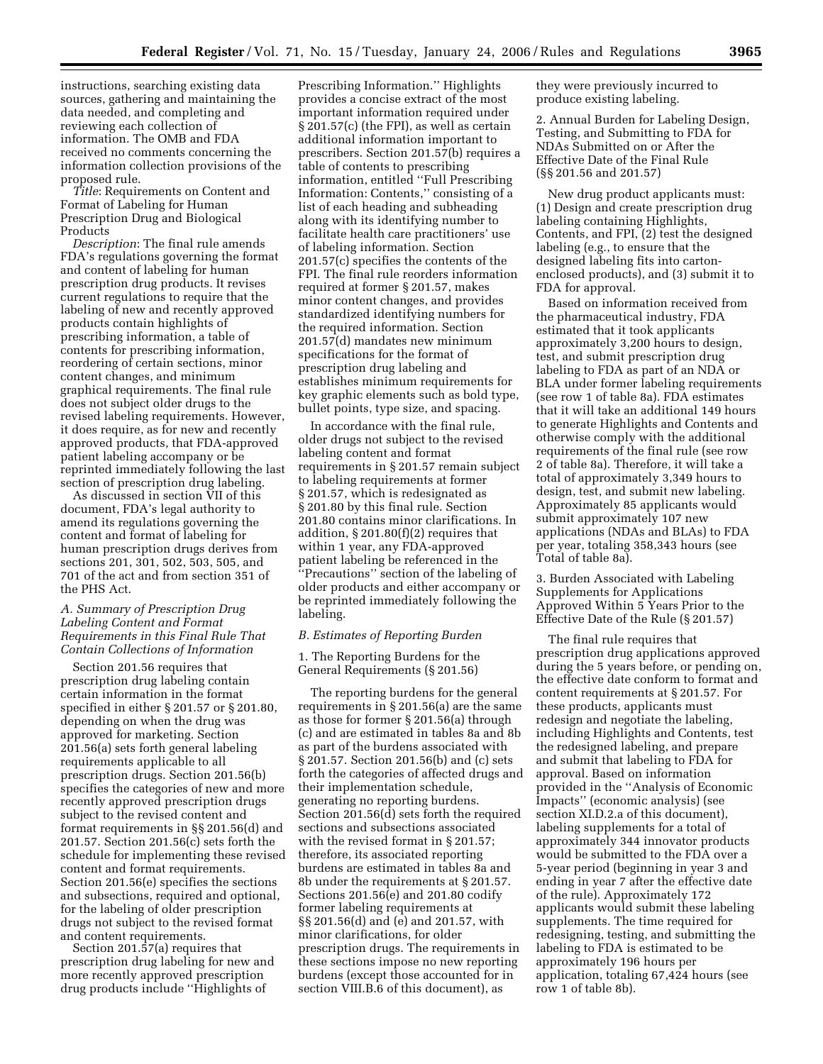instructions, searching existing data sources, gathering and maintaining the data needed, and completing and reviewing each collection of information. The OMB and FDA received no comments concerning the information collection provisions of the proposed rule.

*Title*: Requirements on Content and Format of Labeling for Human Prescription Drug and Biological Products

*Description*: The final rule amends FDA's regulations governing the format and content of labeling for human prescription drug products. It revises current regulations to require that the labeling of new and recently approved products contain highlights of prescribing information, a table of contents for prescribing information, reordering of certain sections, minor content changes, and minimum graphical requirements. The final rule does not subject older drugs to the revised labeling requirements. However, it does require, as for new and recently approved products, that FDA-approved patient labeling accompany or be reprinted immediately following the last section of prescription drug labeling.

As discussed in section VII of this document, FDA's legal authority to amend its regulations governing the content and format of labeling for human prescription drugs derives from sections 201, 301, 502, 503, 505, and 701 of the act and from section 351 of the PHS Act.

### *A. Summary of Prescription Drug Labeling Content and Format Requirements in this Final Rule That Contain Collections of Information*

Section 201.56 requires that prescription drug labeling contain certain information in the format specified in either § 201.57 or § 201.80, depending on when the drug was approved for marketing. Section 201.56(a) sets forth general labeling requirements applicable to all prescription drugs. Section 201.56(b) specifies the categories of new and more recently approved prescription drugs subject to the revised content and format requirements in §§ 201.56(d) and 201.57. Section 201.56(c) sets forth the schedule for implementing these revised content and format requirements. Section 201.56(e) specifies the sections and subsections, required and optional, for the labeling of older prescription drugs not subject to the revised format and content requirements.

Section 201.57(a) requires that prescription drug labeling for new and more recently approved prescription drug products include ''Highlights of Prescribing Information.'' Highlights provides a concise extract of the most important information required under § 201.57(c) (the FPI), as well as certain additional information important to prescribers. Section 201.57(b) requires a table of contents to prescribing information, entitled ''Full Prescribing Information: Contents,'' consisting of a list of each heading and subheading along with its identifying number to facilitate health care practitioners' use of labeling information. Section 201.57(c) specifies the contents of the FPI. The final rule reorders information required at former § 201.57, makes minor content changes, and provides standardized identifying numbers for the required information. Section 201.57(d) mandates new minimum specifications for the format of prescription drug labeling and establishes minimum requirements for key graphic elements such as bold type, bullet points, type size, and spacing.

In accordance with the final rule, older drugs not subject to the revised labeling content and format requirements in § 201.57 remain subject to labeling requirements at former § 201.57, which is redesignated as § 201.80 by this final rule. Section 201.80 contains minor clarifications. In addition, § 201.80(f)(2) requires that within 1 year, any FDA-approved patient labeling be referenced in the ''Precautions'' section of the labeling of older products and either accompany or be reprinted immediately following the labeling.

### *B. Estimates of Reporting Burden*

1. The Reporting Burdens for the General Requirements (§ 201.56)

The reporting burdens for the general requirements in § 201.56(a) are the same as those for former § 201.56(a) through (c) and are estimated in tables 8a and 8b as part of the burdens associated with § 201.57. Section 201.56(b) and (c) sets forth the categories of affected drugs and their implementation schedule, generating no reporting burdens. Section 201.56(d) sets forth the required sections and subsections associated with the revised format in § 201.57; therefore, its associated reporting burdens are estimated in tables 8a and 8b under the requirements at § 201.57. Sections 201.56(e) and 201.80 codify former labeling requirements at §§ 201.56(d) and (e) and 201.57, with minor clarifications, for older prescription drugs. The requirements in these sections impose no new reporting burdens (except those accounted for in section VIII.B.6 of this document), as they were previously incurred to produce existing labeling.

2. Annual Burden for Labeling Design, Testing, and Submitting to FDA for NDAs Submitted on or After the Effective Date of the Final Rule (§§ 201.56 and 201.57)

New drug product applicants must: (1) Design and create prescription drug labeling containing Highlights, Contents, and FPI, (2) test the designed labeling (e.g., to ensure that the designed labeling fits into carton-enclosed products), and (3) submit it to FDA for approval.

Based on information received from the pharmaceutical industry, FDA estimated that it took applicants approximately 3,200 hours to design, test, and submit prescription drug labeling to FDA as part of an NDA or BLA under former labeling requirements (see row 1 of table 8a). FDA estimates that it will take an additional 149 hours to generate Highlights and Contents and otherwise comply with the additional requirements of the final rule (see row 2 of table 8a). Therefore, it will take a total of approximately 3,349 hours to design, test, and submit new labeling. Approximately 85 applicants would submit approximately 107 new applications (NDAs and BLAs) to FDA per year, totaling 358,343 hours (see Total of table 8a).

3. Burden Associated with Labeling Supplements for Applications Approved Within 5 Years Prior to the Effective Date of the Rule (§ 201.57)

The final rule requires that prescription drug applications approved during the 5 years before, or pending on, the effective date conform to format and content requirements at § 201.57. For these products, applicants must redesign and negotiate the labeling, including Highlights and Contents, test the redesigned labeling, and prepare and submit that labeling to FDA for approval. Based on information provided in the ''Analysis of Economic Impacts'' (economic analysis) (see section XI.D.2.a of this document), labeling supplements for a total of approximately 344 innovator products would be submitted to the FDA over a 5-year period (beginning in year 3 and ending in year 7 after the effective date of the rule). Approximately 172 applicants would submit these labeling supplements. The time required for redesigning, testing, and submitting the labeling to FDA is estimated to be approximately 196 hours per application, totaling 67,424 hours (see row 1 of table 8b).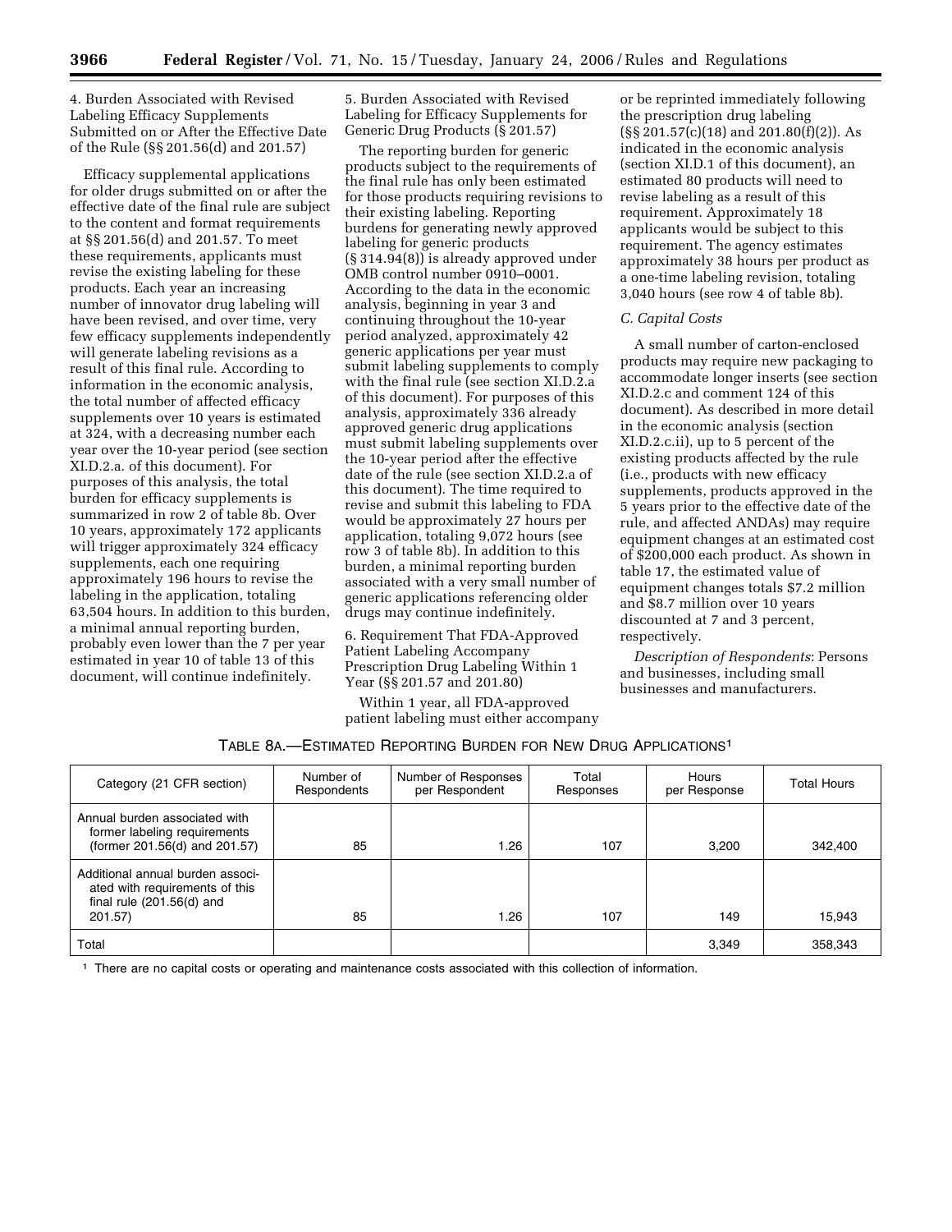4. Burden Associated with Revised Labeling Efficacy Supplements Submitted on or After the Effective Date of the Rule (§§ 201.56(d) and 201.57)

Efficacy supplemental applications for older drugs submitted on or after the effective date of the final rule are subject to the content and format requirements at §§ 201.56(d) and 201.57. To meet these requirements, applicants must revise the existing labeling for these products. Each year an increasing number of innovator drug labeling will have been revised, and over time, very few efficacy supplements independently will generate labeling revisions as a result of this final rule. According to information in the economic analysis, the total number of affected efficacy supplements over 10 years is estimated at 324, with a decreasing number each year over the 10-year period (see section XI.D.2.a. of this document). For purposes of this analysis, the total burden for efficacy supplements is summarized in row 2 of table 8b. Over 10 years, approximately 172 applicants will trigger approximately 324 efficacy supplements, each one requiring approximately 196 hours to revise the labeling in the application, totaling 63,504 hours. In addition to this burden, a minimal annual reporting burden, probably even lower than the 7 per year estimated in year 10 of table 13 of this document, will continue indefinitely.

5. Burden Associated with Revised Labeling for Efficacy Supplements for Generic Drug Products (§ 201.57)

The reporting burden for generic products subject to the requirements of the final rule has only been estimated for those products requiring revisions to their existing labeling. Reporting burdens for generating newly approved labeling for generic products (§ 314.94(8)) is already approved under OMB control number 0910–0001. According to the data in the economic analysis, beginning in year 3 and continuing throughout the 10-year period analyzed, approximately 42 generic applications per year must submit labeling supplements to comply with the final rule (see section XI.D.2.a of this document). For purposes of this analysis, approximately 336 already approved generic drug applications must submit labeling supplements over the 10-year period after the effective date of the rule (see section XI.D.2.a of this document). The time required to revise and submit this labeling to FDA would be approximately 27 hours per application, totaling 9,072 hours (see row 3 of table 8b). In addition to this burden, a minimal reporting burden associated with a very small number of generic applications referencing older drugs may continue indefinitely.

6. Requirement That FDA-Approved Patient Labeling Accompany Prescription Drug Labeling Within 1 Year (§§ 201.57 and 201.80)

Within 1 year, all FDA-approved patient labeling must either accompany or be reprinted immediately following the prescription drug labeling (§§ 201.57(c)(18) and 201.80(f)(2)). As indicated in the economic analysis (section XI.D.1 of this document), an estimated 80 products will need to revise labeling as a result of this requirement. Approximately 18 applicants would be subject to this requirement. The agency estimates approximately 38 hours per product as a one-time labeling revision, totaling 3,040 hours (see row 4 of table 8b).

*C. Capital Costs*

A small number of carton-enclosed products may require new packaging to accommodate longer inserts (see section XI.D.2.c and comment 124 of this document). As described in more detail in the economic analysis (section XI.D.2.c.ii), up to 5 percent of the existing products affected by the rule (i.e., products with new efficacy supplements, products approved in the 5 years prior to the effective date of the rule, and affected ANDAs) may require equipment changes at an estimated cost of $200,000 each product. As shown in table 17, the estimated value of equipment changes totals $7.2 million and $8.7 million over 10 years discounted at 7 and 3 percent, respectively.

*Description of Respondents*: Persons and businesses, including small businesses and manufacturers.

TABLE 8A.—ESTIMATED REPORTING BURDEN FOR NEW DRUG APPLICATIONS[1]

| Category (21 CFR section) | Number of Respondents | Number of Responses per Respondent | Total Responses | Hours per Response | Total Hours |
|---|---|---|---|---|---|
| Annual burden associated with former labeling requirements (former 201.56(d) and 201.57) | 85 | 1.26 | 107 | 3,200 | 342,400 |
| Additional annual burden associated with requirements of this final rule (201.56(d) and 201.57) | 85 | 1.26 | 107 | 149 | 15,943 |
| Total | | | | 3,349 | 358,343 |

[1] There are no capital costs or operating and maintenance costs associated with this collection of information.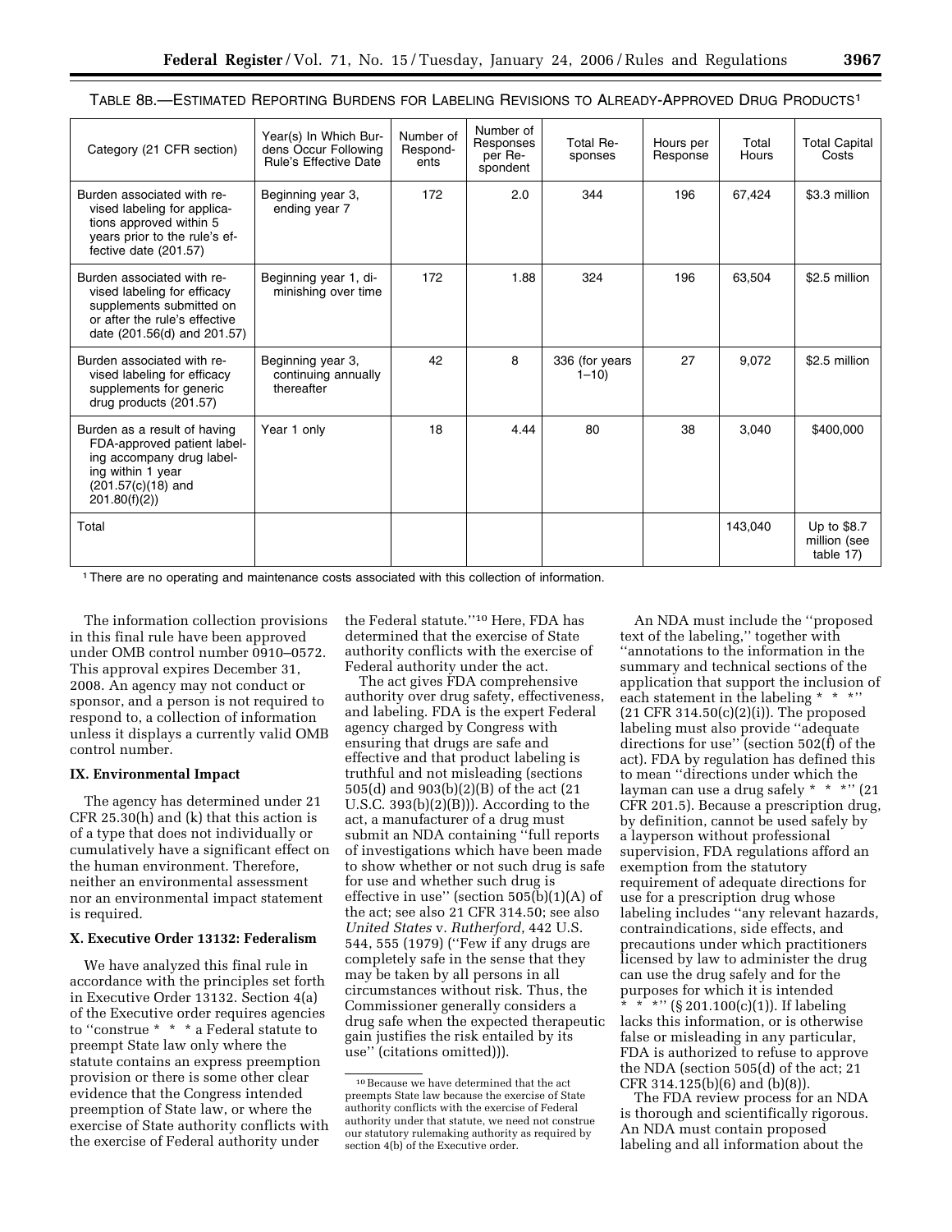TABLE 8B.—ESTIMATED REPORTING BURDENS FOR LABELING REVISIONS TO ALREADY-APPROVED DRUG PRODUCTS[1]

| Category (21 CFR section) | Year(s) In Which Burdens Occur Following Rule's Effective Date | Number of Respondents | Number of Responses per Respondent | Total Responses | Hours per Response | Total Hours | Total Capital Costs |
|---|---|---|---|---|---|---|---|
| Burden associated with revised labeling for applications approved within 5 years prior to the rule's effective date (201.57) | Beginning year 3, ending year 7 | 172 | 2.0 | 344 | 196 | 67,424 | $3.3 million |
| Burden associated with revised labeling for efficacy supplements submitted on or after the rule's effective date (201.56(d) and 201.57) | Beginning year 1, diminishing over time | 172 | 1.88 | 324 | 196 | 63,504 | $2.5 million |
| Burden associated with revised labeling for efficacy supplements for generic drug products (201.57) | Beginning year 3, continuing annually thereafter | 42 | 8 | 336 (for years 1–10) | 27 | 9,072 | $2.5 million |
| Burden as a result of having FDA-approved patient labeling accompany drug labeling within 1 year (201.57(c)(18) and 201.80(f)(2)) | Year 1 only | 18 | 4.44 | 80 | 38 | 3,040 | $400,000 |
| Total | | | | | | 143,040 | Up to $8.7 million (see table 17) |

[1] There are no operating and maintenance costs associated with this collection of information.

The information collection provisions in this final rule have been approved under OMB control number 0910–0572. This approval expires December 31, 2008. An agency may not conduct or sponsor, and a person is not required to respond to, a collection of information unless it displays a currently valid OMB control number.

## IX. Environmental Impact

The agency has determined under 21 CFR 25.30(h) and (k) that this action is of a type that does not individually or cumulatively have a significant effect on the human environment. Therefore, neither an environmental assessment nor an environmental impact statement is required.

## X. Executive Order 13132: Federalism

We have analyzed this final rule in accordance with the principles set forth in Executive Order 13132. Section 4(a) of the Executive order requires agencies to ''construe * * * a Federal statute to preempt State law only where the statute contains an express preemption provision or there is some other clear evidence that the Congress intended preemption of State law, or where the exercise of State authority conflicts with the exercise of Federal authority under the Federal statute.''[10] Here, FDA has determined that the exercise of State authority conflicts with the exercise of Federal authority under the act.

The act gives FDA comprehensive authority over drug safety, effectiveness, and labeling. FDA is the expert Federal agency charged by Congress with ensuring that drugs are safe and effective and that product labeling is truthful and not misleading (sections 505(d) and 903(b)(2)(B) of the act (21 U.S.C. 393(b)(2)(B))). According to the act, a manufacturer of a drug must submit an NDA containing ''full reports of investigations which have been made to show whether or not such drug is safe for use and whether such drug is effective in use'' (section 505(b)(1)(A) of the act; see also 21 CFR 314.50; see also *United States* v. *Rutherford*, 442 U.S. 544, 555 (1979) (''Few if any drugs are completely safe in the sense that they may be taken by all persons in all circumstances without risk. Thus, the Commissioner generally considers a drug safe when the expected therapeutic gain justifies the risk entailed by its use'' (citations omitted))).

An NDA must include the ''proposed text of the labeling,'' together with ''annotations to the information in the summary and technical sections of the application that support the inclusion of each statement in the labeling * * *'' (21 CFR 314.50(c)(2)(i)). The proposed labeling must also provide ''adequate directions for use'' (section 502(f) of the act). FDA by regulation has defined this to mean ''directions under which the layman can use a drug safely * * *'' (21 CFR 201.5). Because a prescription drug, by definition, cannot be used safely by a layperson without professional supervision, FDA regulations afford an exemption from the statutory requirement of adequate directions for use for a prescription drug whose labeling includes ''any relevant hazards, contraindications, side effects, and precautions under which practitioners licensed by law to administer the drug can use the drug safely and for the purposes for which it is intended * * *'' (§ 201.100(c)(1)). If labeling lacks this information, or is otherwise false or misleading in any particular, FDA is authorized to refuse to approve the NDA (section 505(d) of the act; 21 CFR 314.125(b)(6) and (b)(8)).

The FDA review process for an NDA is thorough and scientifically rigorous. An NDA must contain proposed labeling and all information about the

[10] Because we have determined that the act preempts State law because the exercise of State authority conflicts with the exercise of Federal authority under that statute, we need not construe our statutory rulemaking authority as required by section 4(b) of the Executive order.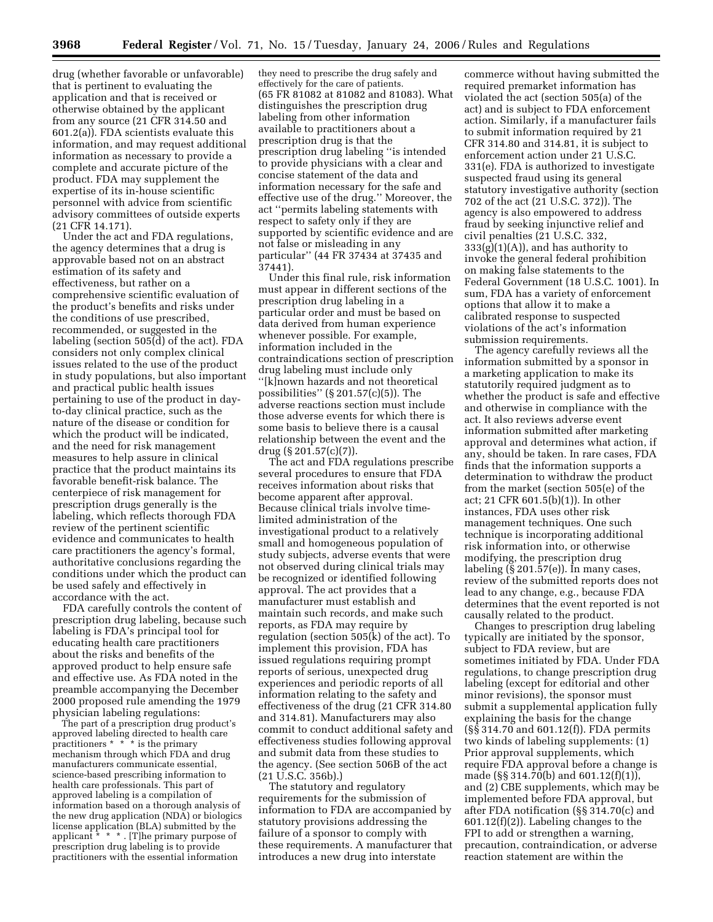drug (whether favorable or unfavorable) that is pertinent to evaluating the application and that is received or otherwise obtained by the applicant from any source (21 CFR 314.50 and 601.2(a)). FDA scientists evaluate this information, and may request additional information as necessary to provide a complete and accurate picture of the product. FDA may supplement the expertise of its in-house scientific personnel with advice from scientific advisory committees of outside experts (21 CFR 14.171).

Under the act and FDA regulations, the agency determines that a drug is approvable based not on an abstract estimation of its safety and effectiveness, but rather on a comprehensive scientific evaluation of the product's benefits and risks under the conditions of use prescribed, recommended, or suggested in the labeling (section 505(d) of the act). FDA considers not only complex clinical issues related to the use of the product in study populations, but also important and practical public health issues pertaining to use of the product in day-to-day clinical practice, such as the nature of the disease or condition for which the product will be indicated, and the need for risk management measures to help assure in clinical practice that the product maintains its favorable benefit-risk balance. The centerpiece of risk management for prescription drugs generally is the labeling, which reflects thorough FDA review of the pertinent scientific evidence and communicates to health care practitioners the agency's formal, authoritative conclusions regarding the conditions under which the product can be used safely and effectively in accordance with the act.

FDA carefully controls the content of prescription drug labeling, because such labeling is FDA's principal tool for educating health care practitioners about the risks and benefits of the approved product to help ensure safe and effective use. As FDA noted in the preamble accompanying the December 2000 proposed rule amending the 1979 physician labeling regulations:

> The part of a prescription drug product's approved labeling directed to health care practitioners * * * is the primary mechanism through which FDA and drug manufacturers communicate essential, science-based prescribing information to health care professionals. This part of approved labeling is a compilation of information based on a thorough analysis of the new drug application (NDA) or biologics license application (BLA) submitted by the applicant * * * . [T]he primary purpose of prescription drug labeling is to provide practitioners with the essential information they need to prescribe the drug safely and effectively for the care of patients.

(65 FR 81082 at 81082 and 81083). What distinguishes the prescription drug labeling from other information available to practitioners about a prescription drug is that the prescription drug labeling "is intended to provide physicians with a clear and concise statement of the data and information necessary for the safe and effective use of the drug." Moreover, the act "permits labeling statements with respect to safety only if they are supported by scientific evidence and are not false or misleading in any particular" (44 FR 37434 at 37435 and 37441).

Under this final rule, risk information must appear in different sections of the prescription drug labeling in a particular order and must be based on data derived from human experience whenever possible. For example, information included in the contraindications section of prescription drug labeling must include only "[k]nown hazards and not theoretical possibilities" (§ 201.57(c)(5)). The adverse reactions section must include those adverse events for which there is some basis to believe there is a causal relationship between the event and the drug (§ 201.57(c)(7)).

The act and FDA regulations prescribe several procedures to ensure that FDA receives information about risks that become apparent after approval. Because clinical trials involve time-limited administration of the investigational product to a relatively small and homogeneous population of study subjects, adverse events that were not observed during clinical trials may be recognized or identified following approval. The act provides that a manufacturer must establish and maintain such records, and make such reports, as FDA may require by regulation (section 505(k) of the act). To implement this provision, FDA has issued regulations requiring prompt reports of serious, unexpected drug experiences and periodic reports of all information relating to the safety and effectiveness of the drug (21 CFR 314.80 and 314.81). Manufacturers may also commit to conduct additional safety and effectiveness studies following approval and submit data from these studies to the agency. (See section 506B of the act (21 U.S.C. 356b).)

The statutory and regulatory requirements for the submission of information to FDA are accompanied by statutory provisions addressing the failure of a sponsor to comply with these requirements. A manufacturer that introduces a new drug into interstate commerce without having submitted the required premarket information has violated the act (section 505(a) of the act) and is subject to FDA enforcement action. Similarly, if a manufacturer fails to submit information required by 21 CFR 314.80 and 314.81, it is subject to enforcement action under 21 U.S.C. 331(e). FDA is authorized to investigate suspected fraud using its general statutory investigative authority (section 702 of the act (21 U.S.C. 372)). The agency is also empowered to address fraud by seeking injunctive relief and civil penalties (21 U.S.C. 332, 333(g)(1)(A)), and has authority to invoke the general federal prohibition on making false statements to the Federal Government (18 U.S.C. 1001). In sum, FDA has a variety of enforcement options that allow it to make a calibrated response to suspected violations of the act's information submission requirements.

The agency carefully reviews all the information submitted by a sponsor in a marketing application to make its statutorily required judgment as to whether the product is safe and effective and otherwise in compliance with the act. It also reviews adverse event information submitted after marketing approval and determines what action, if any, should be taken. In rare cases, FDA finds that the information supports a determination to withdraw the product from the market (section 505(e) of the act; 21 CFR 601.5(b)(1)). In other instances, FDA uses other risk management techniques. One such technique is incorporating additional risk information into, or otherwise modifying, the prescription drug labeling (§ 201.57(e)). In many cases, review of the submitted reports does not lead to any change, e.g., because FDA determines that the event reported is not causally related to the product.

Changes to prescription drug labeling typically are initiated by the sponsor, subject to FDA review, but are sometimes initiated by FDA. Under FDA regulations, to change prescription drug labeling (except for editorial and other minor revisions), the sponsor must submit a supplemental application fully explaining the basis for the change (§§ 314.70 and 601.12(f)). FDA permits two kinds of labeling supplements: (1) Prior approval supplements, which require FDA approval before a change is made (§§ 314.70(b) and 601.12(f)(1)), and (2) CBE supplements, which may be implemented before FDA approval, but after FDA notification (§§ 314.70(c) and 601.12(f)(2)). Labeling changes to the FPI to add or strengthen a warning, precaution, contraindication, or adverse reaction statement are within the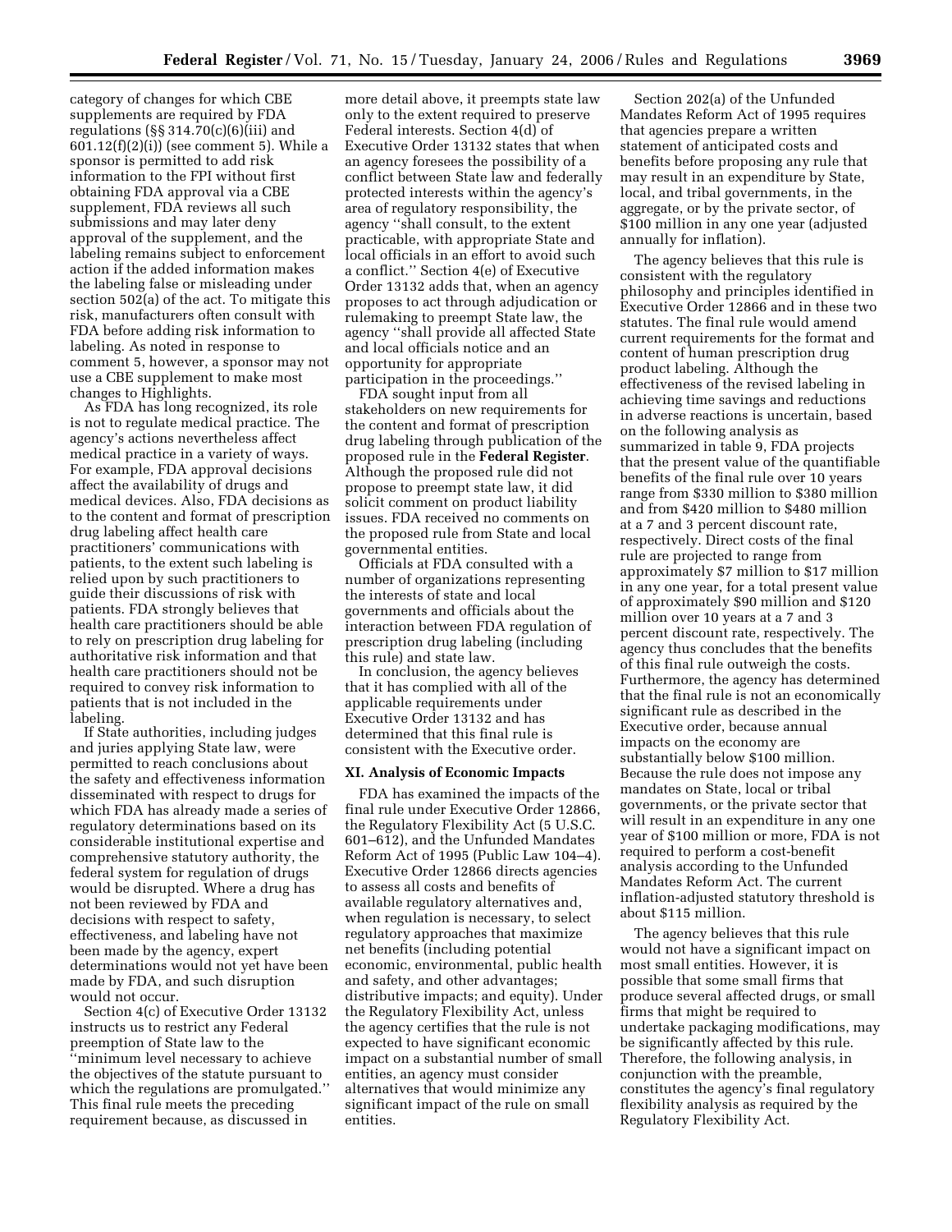category of changes for which CBE supplements are required by FDA regulations (§§ 314.70(c)(6)(iii) and 601.12(f)(2)(i)) (see comment 5). While a sponsor is permitted to add risk information to the FPI without first obtaining FDA approval via a CBE supplement, FDA reviews all such submissions and may later deny approval of the supplement, and the labeling remains subject to enforcement action if the added information makes the labeling false or misleading under section 502(a) of the act. To mitigate this risk, manufacturers often consult with FDA before adding risk information to labeling. As noted in response to comment 5, however, a sponsor may not use a CBE supplement to make most changes to Highlights.

As FDA has long recognized, its role is not to regulate medical practice. The agency's actions nevertheless affect medical practice in a variety of ways. For example, FDA approval decisions affect the availability of drugs and medical devices. Also, FDA decisions as to the content and format of prescription drug labeling affect health care practitioners' communications with patients, to the extent such labeling is relied upon by such practitioners to guide their discussions of risk with patients. FDA strongly believes that health care practitioners should be able to rely on prescription drug labeling for authoritative risk information and that health care practitioners should not be required to convey risk information to patients that is not included in the labeling.

If State authorities, including judges and juries applying State law, were permitted to reach conclusions about the safety and effectiveness information disseminated with respect to drugs for which FDA has already made a series of regulatory determinations based on its considerable institutional expertise and comprehensive statutory authority, the federal system for regulation of drugs would be disrupted. Where a drug has not been reviewed by FDA and decisions with respect to safety, effectiveness, and labeling have not been made by the agency, expert determinations would not yet have been made by FDA, and such disruption would not occur.

Section 4(c) of Executive Order 13132 instructs us to restrict any Federal preemption of State law to the ''minimum level necessary to achieve the objectives of the statute pursuant to which the regulations are promulgated.'' This final rule meets the preceding requirement because, as discussed in more detail above, it preempts state law only to the extent required to preserve Federal interests. Section 4(d) of Executive Order 13132 states that when an agency foresees the possibility of a conflict between State law and federally protected interests within the agency's area of regulatory responsibility, the agency ''shall consult, to the extent practicable, with appropriate State and local officials in an effort to avoid such a conflict.'' Section 4(e) of Executive Order 13132 adds that, when an agency proposes to act through adjudication or rulemaking to preempt State law, the agency ''shall provide all affected State and local officials notice and an opportunity for appropriate participation in the proceedings.''

FDA sought input from all stakeholders on new requirements for the content and format of prescription drug labeling through publication of the proposed rule in the **Federal Register**. Although the proposed rule did not propose to preempt state law, it did solicit comment on product liability issues. FDA received no comments on the proposed rule from State and local governmental entities.

Officials at FDA consulted with a number of organizations representing the interests of state and local governments and officials about the interaction between FDA regulation of prescription drug labeling (including this rule) and state law.

In conclusion, the agency believes that it has complied with all of the applicable requirements under Executive Order 13132 and has determined that this final rule is consistent with the Executive order.

### XI. Analysis of Economic Impacts

FDA has examined the impacts of the final rule under Executive Order 12866, the Regulatory Flexibility Act (5 U.S.C. 601–612), and the Unfunded Mandates Reform Act of 1995 (Public Law 104–4). Executive Order 12866 directs agencies to assess all costs and benefits of available regulatory alternatives and, when regulation is necessary, to select regulatory approaches that maximize net benefits (including potential economic, environmental, public health and safety, and other advantages; distributive impacts; and equity). Under the Regulatory Flexibility Act, unless the agency certifies that the rule is not expected to have significant economic impact on a substantial number of small entities, an agency must consider alternatives that would minimize any significant impact of the rule on small entities.

Section 202(a) of the Unfunded Mandates Reform Act of 1995 requires that agencies prepare a written statement of anticipated costs and benefits before proposing any rule that may result in an expenditure by State, local, and tribal governments, in the aggregate, or by the private sector, of $100 million in any one year (adjusted annually for inflation).

The agency believes that this rule is consistent with the regulatory philosophy and principles identified in Executive Order 12866 and in these two statutes. The final rule would amend current requirements for the format and content of human prescription drug product labeling. Although the effectiveness of the revised labeling in achieving time savings and reductions in adverse reactions is uncertain, based on the following analysis as summarized in table 9, FDA projects that the present value of the quantifiable benefits of the final rule over 10 years range from $330 million to $380 million and from $420 million to $480 million at a 7 and 3 percent discount rate, respectively. Direct costs of the final rule are projected to range from approximately $7 million to $17 million in any one year, for a total present value of approximately $90 million and $120 million over 10 years at a 7 and 3 percent discount rate, respectively. The agency thus concludes that the benefits of this final rule outweigh the costs. Furthermore, the agency has determined that the final rule is not an economically significant rule as described in the Executive order, because annual impacts on the economy are substantially below $100 million. Because the rule does not impose any mandates on State, local or tribal governments, or the private sector that will result in an expenditure in any one year of $100 million or more, FDA is not required to perform a cost-benefit analysis according to the Unfunded Mandates Reform Act. The current inflation-adjusted statutory threshold is about $115 million.

The agency believes that this rule would not have a significant impact on most small entities. However, it is possible that some small firms that produce several affected drugs, or small firms that might be required to undertake packaging modifications, may be significantly affected by this rule. Therefore, the following analysis, in conjunction with the preamble, constitutes the agency's final regulatory flexibility analysis as required by the Regulatory Flexibility Act.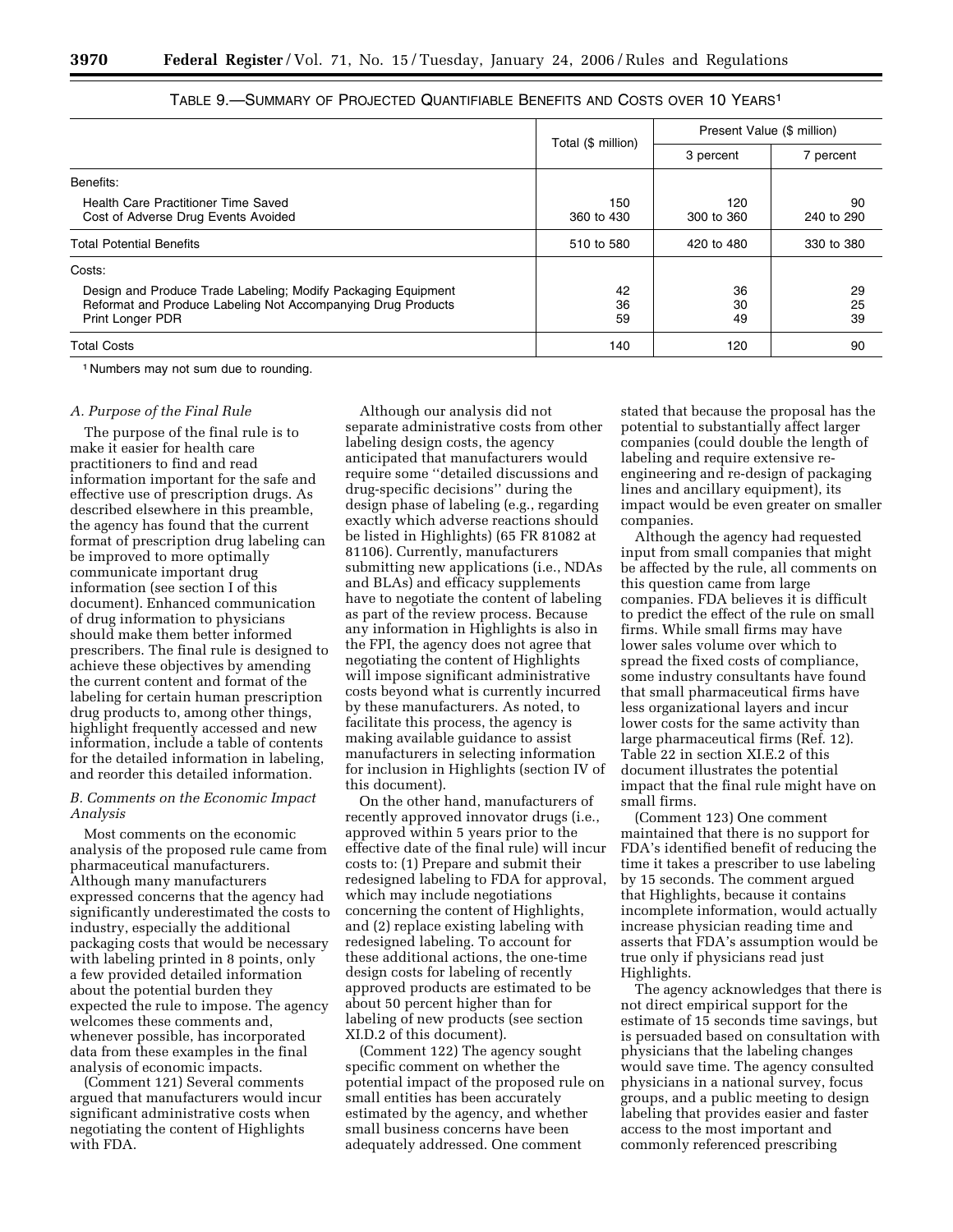TABLE 9.—SUMMARY OF PROJECTED QUANTIFIABLE BENEFITS AND COSTS OVER 10 YEARS[1]

| | Total ($ million) | Present Value ($ million) | |
|---|---|---|---|
| | | 3 percent | 7 percent |
| Benefits: | | | |
| Health Care Practitioner Time Saved | 150 | 120 | 90 |
| Cost of Adverse Drug Events Avoided | 360 to 430 | 300 to 360 | 240 to 290 |
| Total Potential Benefits | 510 to 580 | 420 to 480 | 330 to 380 |
| Costs: | | | |
| Design and Produce Trade Labeling; Modify Packaging Equipment | 42 | 36 | 29 |
| Reformat and Produce Labeling Not Accompanying Drug Products | 36 | 30 | 25 |
| Print Longer PDR | 59 | 49 | 39 |
| Total Costs | 140 | 120 | 90 |

[1] Numbers may not sum due to rounding.

*A. Purpose of the Final Rule*

The purpose of the final rule is to make it easier for health care practitioners to find and read information important for the safe and effective use of prescription drugs. As described elsewhere in this preamble, the agency has found that the current format of prescription drug labeling can be improved to more optimally communicate important drug information (see section I of this document). Enhanced communication of drug information to physicians should make them better informed prescribers. The final rule is designed to achieve these objectives by amending the current content and format of the labeling for certain human prescription drug products to, among other things, highlight frequently accessed and new information, include a table of contents for the detailed information in labeling, and reorder this detailed information.

*B. Comments on the Economic Impact Analysis*

Most comments on the economic analysis of the proposed rule came from pharmaceutical manufacturers. Although many manufacturers expressed concerns that the agency had significantly underestimated the costs to industry, especially the additional packaging costs that would be necessary with labeling printed in 8 points, only a few provided detailed information about the potential burden they expected the rule to impose. The agency welcomes these comments and, whenever possible, has incorporated data from these examples in the final analysis of economic impacts.

(Comment 121) Several comments argued that manufacturers would incur significant administrative costs when negotiating the content of Highlights with FDA.

Although our analysis did not separate administrative costs from other labeling design costs, the agency anticipated that manufacturers would require some ''detailed discussions and drug-specific decisions'' during the design phase of labeling (e.g., regarding exactly which adverse reactions should be listed in Highlights) (65 FR 81082 at 81106). Currently, manufacturers submitting new applications (i.e., NDAs and BLAs) and efficacy supplements have to negotiate the content of labeling as part of the review process. Because any information in Highlights is also in the FPI, the agency does not agree that negotiating the content of Highlights will impose significant administrative costs beyond what is currently incurred by these manufacturers. As noted, to facilitate this process, the agency is making available guidance to assist manufacturers in selecting information for inclusion in Highlights (section IV of this document).

On the other hand, manufacturers of recently approved innovator drugs (i.e., approved within 5 years prior to the effective date of the final rule) will incur costs to: (1) Prepare and submit their redesigned labeling to FDA for approval, which may include negotiations concerning the content of Highlights, and (2) replace existing labeling with redesigned labeling. To account for these additional actions, the one-time design costs for labeling of recently approved products are estimated to be about 50 percent higher than for labeling of new products (see section XI.D.2 of this document).

(Comment 122) The agency sought specific comment on whether the potential impact of the proposed rule on small entities has been accurately estimated by the agency, and whether small business concerns have been adequately addressed. One comment stated that because the proposal has the potential to substantially affect larger companies (could double the length of labeling and require extensive re-engineering and re-design of packaging lines and ancillary equipment), its impact would be even greater on smaller companies.

Although the agency had requested input from small companies that might be affected by the rule, all comments on this question came from large companies. FDA believes it is difficult to predict the effect of the rule on small firms. While small firms may have lower sales volume over which to spread the fixed costs of compliance, some industry consultants have found that small pharmaceutical firms have less organizational layers and incur lower costs for the same activity than large pharmaceutical firms (Ref. 12). Table 22 in section XI.E.2 of this document illustrates the potential impact that the final rule might have on small firms.

(Comment 123) One comment maintained that there is no support for FDA's identified benefit of reducing the time it takes a prescriber to use labeling by 15 seconds. The comment argued that Highlights, because it contains incomplete information, would actually increase physician reading time and asserts that FDA's assumption would be true only if physicians read just Highlights.

The agency acknowledges that there is not direct empirical support for the estimate of 15 seconds time savings, but is persuaded based on consultation with physicians that the labeling changes would save time. The agency consulted physicians in a national survey, focus groups, and a public meeting to design labeling that provides easier and faster access to the most important and commonly referenced prescribing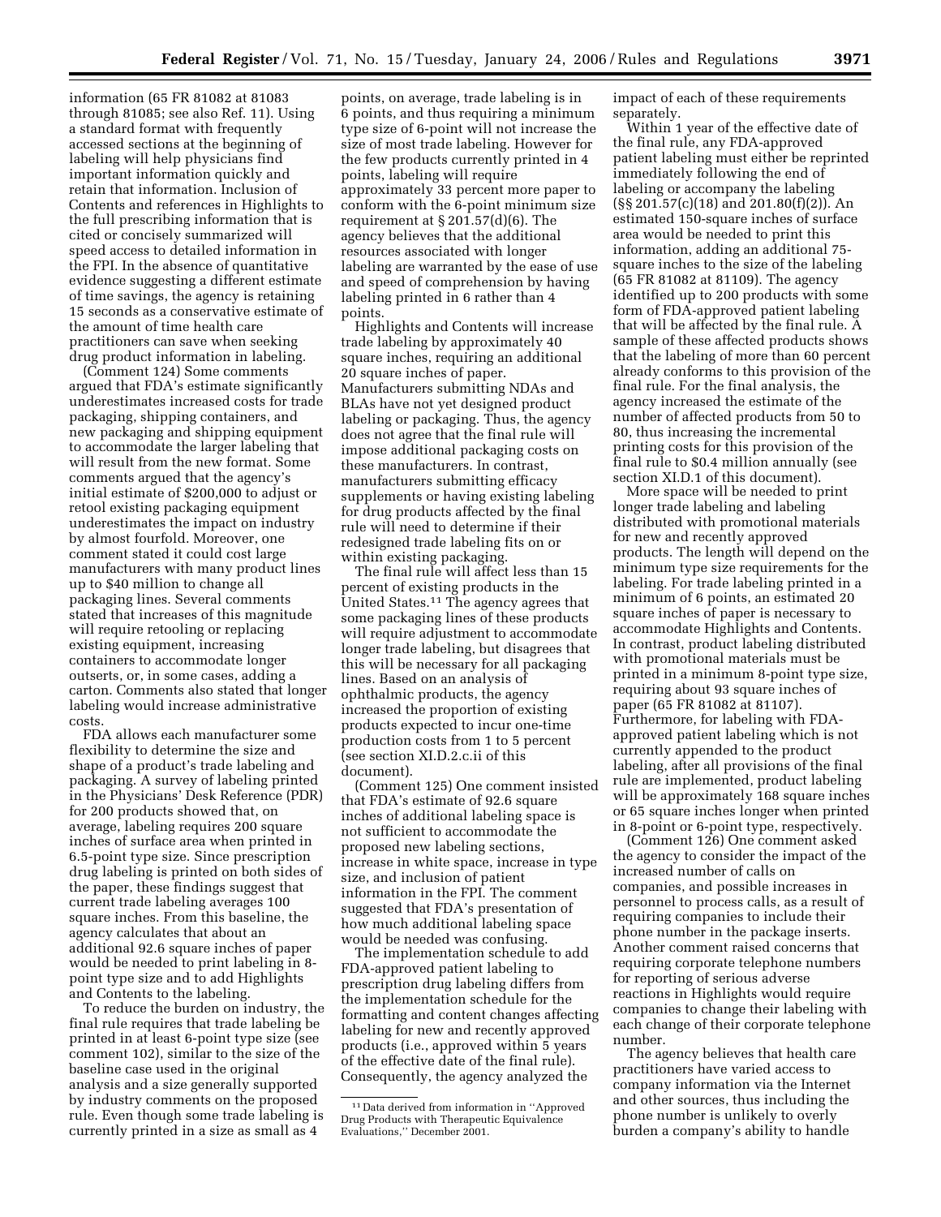information (65 FR 81082 at 81083 through 81085; see also Ref. 11). Using a standard format with frequently accessed sections at the beginning of labeling will help physicians find important information quickly and retain that information. Inclusion of Contents and references in Highlights to the full prescribing information that is cited or concisely summarized will speed access to detailed information in the FPI. In the absence of quantitative evidence suggesting a different estimate of time savings, the agency is retaining 15 seconds as a conservative estimate of the amount of time health care practitioners can save when seeking drug product information in labeling.

(Comment 124) Some comments argued that FDA's estimate significantly underestimates increased costs for trade packaging, shipping containers, and new packaging and shipping equipment to accommodate the larger labeling that will result from the new format. Some comments argued that the agency's initial estimate of $200,000 to adjust or retool existing packaging equipment underestimates the impact on industry by almost fourfold. Moreover, one comment stated it could cost large manufacturers with many product lines up to $40 million to change all packaging lines. Several comments stated that increases of this magnitude will require retooling or replacing existing equipment, increasing containers to accommodate longer outserts, or, in some cases, adding a carton. Comments also stated that longer labeling would increase administrative costs.

FDA allows each manufacturer some flexibility to determine the size and shape of a product's trade labeling and packaging. A survey of labeling printed in the Physicians' Desk Reference (PDR) for 200 products showed that, on average, labeling requires 200 square inches of surface area when printed in 6.5-point type size. Since prescription drug labeling is printed on both sides of the paper, these findings suggest that current trade labeling averages 100 square inches. From this baseline, the agency calculates that about an additional 92.6 square inches of paper would be needed to print labeling in 8-point type size and to add Highlights and Contents to the labeling.

To reduce the burden on industry, the final rule requires that trade labeling be printed in at least 6-point type size (see comment 102), similar to the size of the baseline case used in the original analysis and a size generally supported by industry comments on the proposed rule. Even though some trade labeling is currently printed in a size as small as 4 points, on average, trade labeling is in 6 points, and thus requiring a minimum type size of 6-point will not increase the size of most trade labeling. However for the few products currently printed in 4 points, labeling will require approximately 33 percent more paper to conform with the 6-point minimum size requirement at § 201.57(d)(6). The agency believes that the additional resources associated with longer labeling are warranted by the ease of use and speed of comprehension by having labeling printed in 6 rather than 4 points.

Highlights and Contents will increase trade labeling by approximately 40 square inches, requiring an additional 20 square inches of paper. Manufacturers submitting NDAs and BLAs have not yet designed product labeling or packaging. Thus, the agency does not agree that the final rule will impose additional packaging costs on these manufacturers. In contrast, manufacturers submitting efficacy supplements or having existing labeling for drug products affected by the final rule will need to determine if their redesigned trade labeling fits on or within existing packaging.

The final rule will affect less than 15 percent of existing products in the United States.[11] The agency agrees that some packaging lines of these products will require adjustment to accommodate longer trade labeling, but disagrees that this will be necessary for all packaging lines. Based on an analysis of ophthalmic products, the agency increased the proportion of existing products expected to incur one-time production costs from 1 to 5 percent (see section XI.D.2.c.ii of this document).

(Comment 125) One comment insisted that FDA's estimate of 92.6 square inches of additional labeling space is not sufficient to accommodate the proposed new labeling sections, increase in white space, increase in type size, and inclusion of patient information in the FPI. The comment suggested that FDA's presentation of how much additional labeling space would be needed was confusing.

The implementation schedule to add FDA-approved patient labeling to prescription drug labeling differs from the implementation schedule for the formatting and content changes affecting labeling for new and recently approved products (i.e., approved within 5 years of the effective date of the final rule). Consequently, the agency analyzed the impact of each of these requirements separately.

Within 1 year of the effective date of the final rule, any FDA-approved patient labeling must either be reprinted immediately following the end of labeling or accompany the labeling (§§ 201.57(c)(18) and 201.80(f)(2)). An estimated 150-square inches of surface area would be needed to print this information, adding an additional 75-square inches to the size of the labeling (65 FR 81082 at 81109). The agency identified up to 200 products with some form of FDA-approved patient labeling that will be affected by the final rule. A sample of these affected products shows that the labeling of more than 60 percent already conforms to this provision of the final rule. For the final analysis, the agency increased the estimate of the number of affected products from 50 to 80, thus increasing the incremental printing costs for this provision of the final rule to $0.4 million annually (see section XI.D.1 of this document).

More space will be needed to print longer trade labeling and labeling distributed with promotional materials for new and recently approved products. The length will depend on the minimum type size requirements for the labeling. For trade labeling printed in a minimum of 6 points, an estimated 20 square inches of paper is necessary to accommodate Highlights and Contents. In contrast, product labeling distributed with promotional materials must be printed in a minimum 8-point type size, requiring about 93 square inches of paper (65 FR 81082 at 81107). Furthermore, for labeling with FDA-approved patient labeling which is not currently appended to the product labeling, after all provisions of the final rule are implemented, product labeling will be approximately 168 square inches or 65 square inches longer when printed in 8-point or 6-point type, respectively.

(Comment 126) One comment asked the agency to consider the impact of the increased number of calls on companies, and possible increases in personnel to process calls, as a result of requiring companies to include their phone number in the package inserts. Another comment raised concerns that requiring corporate telephone numbers for reporting of serious adverse reactions in Highlights would require companies to change their labeling with each change of their corporate telephone number.

The agency believes that health care practitioners have varied access to company information via the Internet and other sources, thus including the phone number is unlikely to overly burden a company's ability to handle

[11] Data derived from information in "Approved Drug Products with Therapeutic Equivalence Evaluations," December 2001.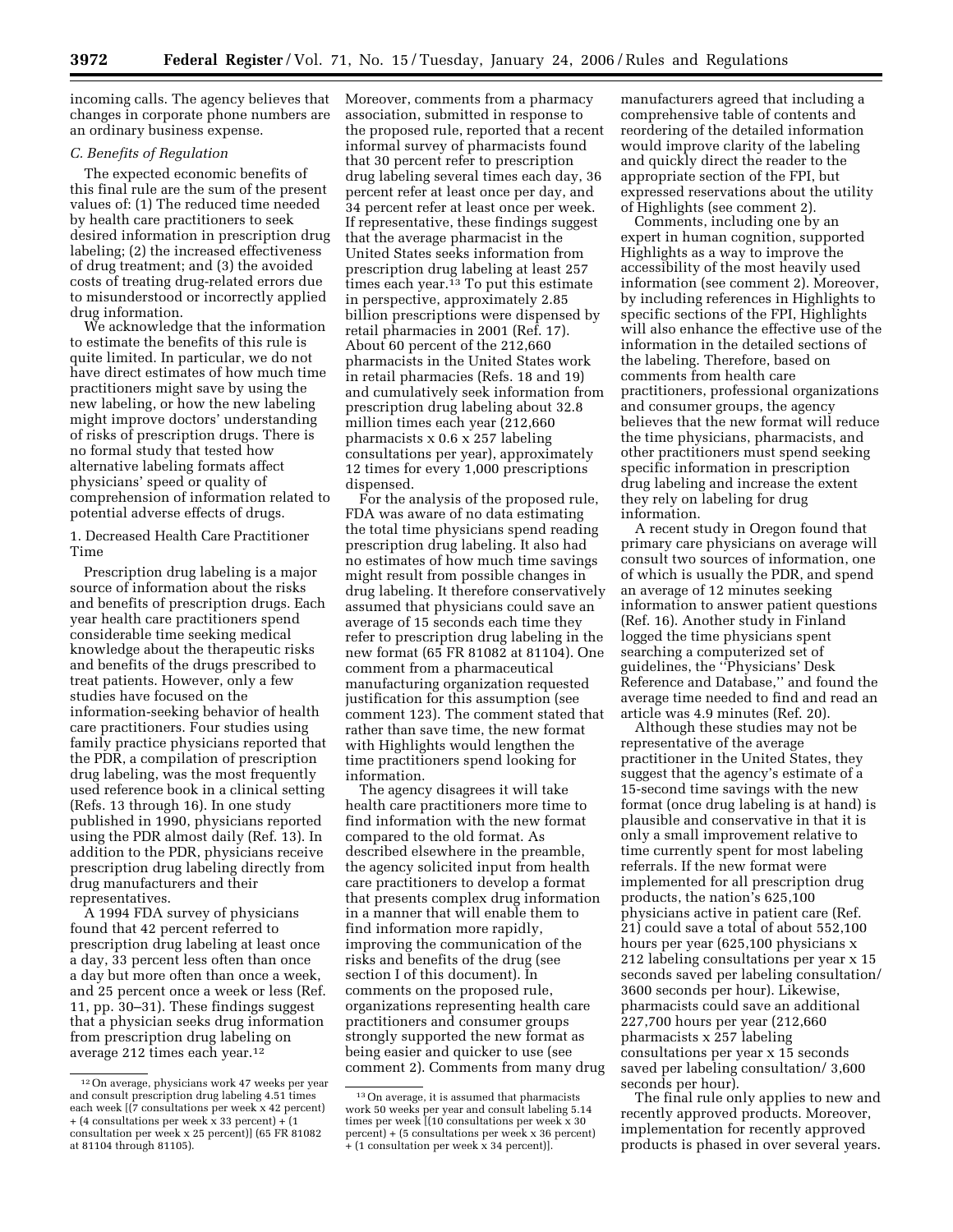incoming calls. The agency believes that changes in corporate phone numbers are an ordinary business expense.

*C. Benefits of Regulation*

The expected economic benefits of this final rule are the sum of the present values of: (1) The reduced time needed by health care practitioners to seek desired information in prescription drug labeling; (2) the increased effectiveness of drug treatment; and (3) the avoided costs of treating drug-related errors due to misunderstood or incorrectly applied drug information.

We acknowledge that the information to estimate the benefits of this rule is quite limited. In particular, we do not have direct estimates of how much time practitioners might save by using the new labeling, or how the new labeling might improve doctors' understanding of risks of prescription drugs. There is no formal study that tested how alternative labeling formats affect physicians' speed or quality of comprehension of information related to potential adverse effects of drugs.

1. Decreased Health Care Practitioner Time

Prescription drug labeling is a major source of information about the risks and benefits of prescription drugs. Each year health care practitioners spend considerable time seeking medical knowledge about the therapeutic risks and benefits of the drugs prescribed to treat patients. However, only a few studies have focused on the information-seeking behavior of health care practitioners. Four studies using family practice physicians reported that the PDR, a compilation of prescription drug labeling, was the most frequently used reference book in a clinical setting (Refs. 13 through 16). In one study published in 1990, physicians reported using the PDR almost daily (Ref. 13). In addition to the PDR, physicians receive prescription drug labeling directly from drug manufacturers and their representatives.

A 1994 FDA survey of physicians found that 42 percent referred to prescription drug labeling at least once a day, 33 percent less often than once a day but more often than once a week, and 25 percent once a week or less (Ref. 11, pp. 30–31). These findings suggest that a physician seeks drug information from prescription drug labeling on average 212 times each year.[12]

Moreover, comments from a pharmacy association, submitted in response to the proposed rule, reported that a recent informal survey of pharmacists found that 30 percent refer to prescription drug labeling several times each day, 36 percent refer at least once per day, and 34 percent refer at least once per week. If representative, these findings suggest that the average pharmacist in the United States seeks information from prescription drug labeling at least 257 times each year.[13] To put this estimate in perspective, approximately 2.85 billion prescriptions were dispensed by retail pharmacies in 2001 (Ref. 17). About 60 percent of the 212,660 pharmacists in the United States work in retail pharmacies (Refs. 18 and 19) and cumulatively seek information from prescription drug labeling about 32.8 million times each year (212,660 pharmacists x 0.6 x 257 labeling consultations per year), approximately 12 times for every 1,000 prescriptions dispensed.

For the analysis of the proposed rule, FDA was aware of no data estimating the total time physicians spend reading prescription drug labeling. It also had no estimates of how much time savings might result from possible changes in drug labeling. It therefore conservatively assumed that physicians could save an average of 15 seconds each time they refer to prescription drug labeling in the new format (65 FR 81082 at 81104). One comment from a pharmaceutical manufacturing organization requested justification for this assumption (see comment 123). The comment stated that rather than save time, the new format with Highlights would lengthen the time practitioners spend looking for information.

The agency disagrees it will take health care practitioners more time to find information with the new format compared to the old format. As described elsewhere in the preamble, the agency solicited input from health care practitioners to develop a format that presents complex drug information in a manner that will enable them to find information more rapidly, improving the communication of the risks and benefits of the drug (see section I of this document). In comments on the proposed rule, organizations representing health care practitioners and consumer groups strongly supported the new format as being easier and quicker to use (see comment 2). Comments from many drug manufacturers agreed that including a comprehensive table of contents and reordering of the detailed information would improve clarity of the labeling and quickly direct the reader to the appropriate section of the FPI, but expressed reservations about the utility of Highlights (see comment 2).

Comments, including one by an expert in human cognition, supported Highlights as a way to improve the accessibility of the most heavily used information (see comment 2). Moreover, by including references in Highlights to specific sections of the FPI, Highlights will also enhance the effective use of the information in the detailed sections of the labeling. Therefore, based on comments from health care practitioners, professional organizations and consumer groups, the agency believes that the new format will reduce the time physicians, pharmacists, and other practitioners must spend seeking specific information in prescription drug labeling and increase the extent they rely on labeling for drug information.

A recent study in Oregon found that primary care physicians on average will consult two sources of information, one of which is usually the PDR, and spend an average of 12 minutes seeking information to answer patient questions (Ref. 16). Another study in Finland logged the time physicians spent searching a computerized set of guidelines, the ''Physicians' Desk Reference and Database,'' and found the average time needed to find and read an article was 4.9 minutes (Ref. 20).

Although these studies may not be representative of the average practitioner in the United States, they suggest that the agency's estimate of a 15-second time savings with the new format (once drug labeling is at hand) is plausible and conservative in that it is only a small improvement relative to time currently spent for most labeling referrals. If the new format were implemented for all prescription drug products, the nation's 625,100 physicians active in patient care (Ref. 21) could save a total of about 552,100 hours per year (625,100 physicians x 212 labeling consultations per year x 15 seconds saved per labeling consultation/ 3600 seconds per hour). Likewise, pharmacists could save an additional 227,700 hours per year (212,660 pharmacists x 257 labeling consultations per year x 15 seconds saved per labeling consultation/ 3,600 seconds per hour).

The final rule only applies to new and recently approved products. Moreover, implementation for recently approved products is phased in over several years.

[12] On average, physicians work 47 weeks per year and consult prescription drug labeling 4.51 times each week [(7 consultations per week x 42 percent) + (4 consultations per week x 33 percent) + (1 consultation per week x 25 percent)] (65 FR 81082 at 81104 through 81105).

[13] On average, it is assumed that pharmacists work 50 weeks per year and consult labeling 5.14 times per week [(10 consultations per week x 30 percent) + (5 consultations per week x 36 percent) + (1 consultation per week x 34 percent)].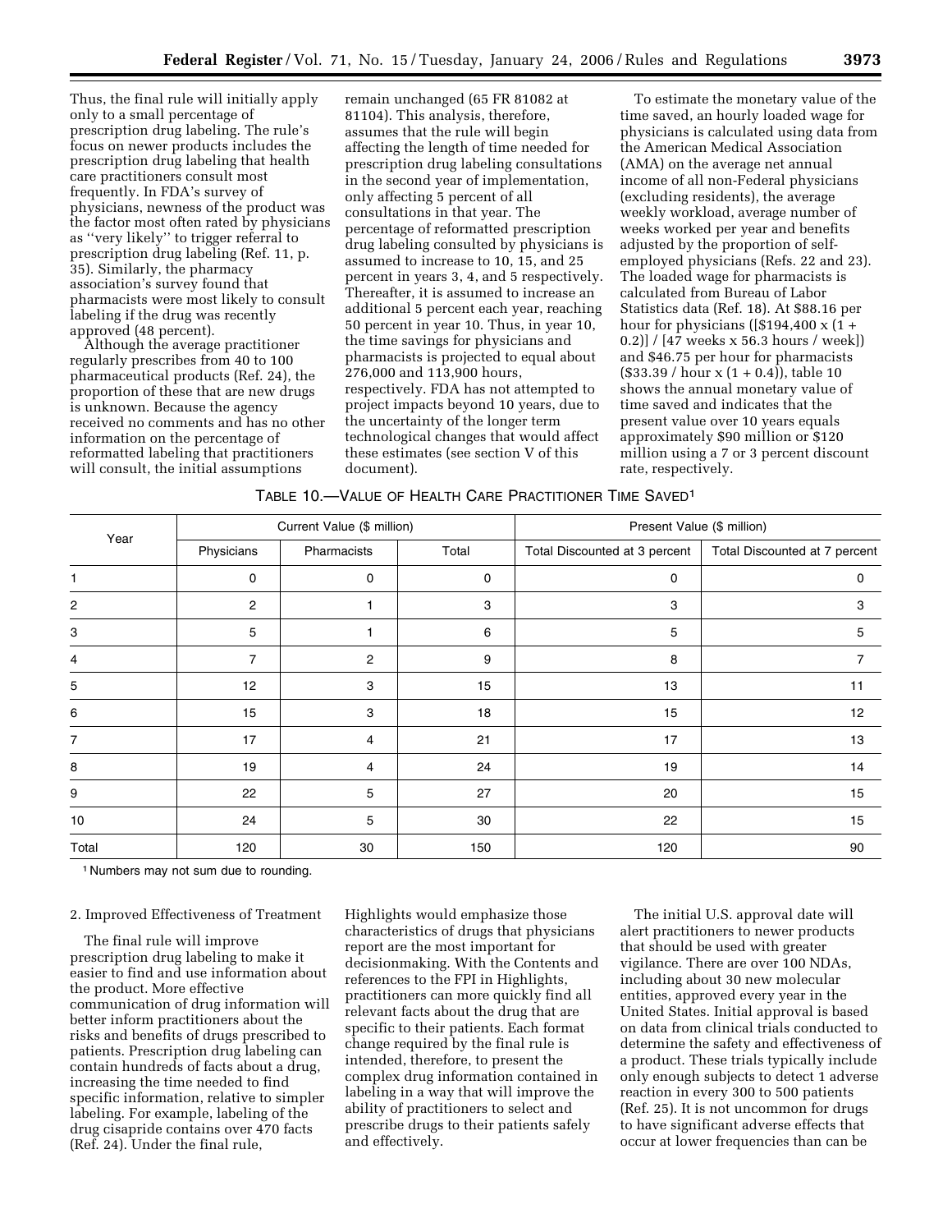Thus, the final rule will initially apply only to a small percentage of prescription drug labeling. The rule's focus on newer products includes the prescription drug labeling that health care practitioners consult most frequently. In FDA's survey of physicians, newness of the product was the factor most often rated by physicians as ''very likely'' to trigger referral to prescription drug labeling (Ref. 11, p. 35). Similarly, the pharmacy association's survey found that pharmacists were most likely to consult labeling if the drug was recently approved (48 percent).

Although the average practitioner regularly prescribes from 40 to 100 pharmaceutical products (Ref. 24), the proportion of these that are new drugs is unknown. Because the agency received no comments and has no other information on the percentage of reformatted labeling that practitioners will consult, the initial assumptions remain unchanged (65 FR 81082 at 81104). This analysis, therefore, assumes that the rule will begin affecting the length of time needed for prescription drug labeling consultations in the second year of implementation, only affecting 5 percent of all consultations in that year. The percentage of reformatted prescription drug labeling consulted by physicians is assumed to increase to 10, 15, and 25 percent in years 3, 4, and 5 respectively. Thereafter, it is assumed to increase an additional 5 percent each year, reaching 50 percent in year 10. Thus, in year 10, the time savings for physicians and pharmacists is projected to equal about 276,000 and 113,900 hours, respectively. FDA has not attempted to project impacts beyond 10 years, due to the uncertainty of the longer term technological changes that would affect these estimates (see section V of this document).

To estimate the monetary value of the time saved, an hourly loaded wage for physicians is calculated using data from the American Medical Association (AMA) on the average net annual income of all non-Federal physicians (excluding residents), the average weekly workload, average number of weeks worked per year and benefits adjusted by the proportion of self-employed physicians (Refs. 22 and 23). The loaded wage for pharmacists is calculated from Bureau of Labor Statistics data (Ref. 18). At $88.16 per hour for physicians ([$194,400 x (1 + 0.2)] / [47 weeks x 56.3 hours / week]) and $46.75 per hour for pharmacists ($33.39 / hour x (1 + 0.4)), table 10 shows the annual monetary value of time saved and indicates that the present value over 10 years equals approximately $90 million or $120 million using a 7 or 3 percent discount rate, respectively.

TABLE 10.—VALUE OF HEALTH CARE PRACTITIONER TIME SAVED[1]

| Year | Current Value ($ million) | | | Present Value ($ million) | |
|---|---|---|---|---|---|
| | Physicians | Pharmacists | Total | Total Discounted at 3 percent | Total Discounted at 7 percent |
| 1 | 0 | 0 | 0 | 0 | 0 |
| 2 | 2 | 1 | 3 | 3 | 3 |
| 3 | 5 | 1 | 6 | 5 | 5 |
| 4 | 7 | 2 | 9 | 8 | 7 |
| 5 | 12 | 3 | 15 | 13 | 11 |
| 6 | 15 | 3 | 18 | 15 | 12 |
| 7 | 17 | 4 | 21 | 17 | 13 |
| 8 | 19 | 4 | 24 | 19 | 14 |
| 9 | 22 | 5 | 27 | 20 | 15 |
| 10 | 24 | 5 | 30 | 22 | 15 |
| Total | 120 | 30 | 150 | 120 | 90 |

[1] Numbers may not sum due to rounding.

2. Improved Effectiveness of Treatment

The final rule will improve prescription drug labeling to make it easier to find and use information about the product. More effective communication of drug information will better inform practitioners about the risks and benefits of drugs prescribed to patients. Prescription drug labeling can contain hundreds of facts about a drug, increasing the time needed to find specific information, relative to simpler labeling. For example, labeling of the drug cisapride contains over 470 facts (Ref. 24). Under the final rule, Highlights would emphasize those characteristics of drugs that physicians report are the most important for decisionmaking. With the Contents and references to the FPI in Highlights, practitioners can more quickly find all relevant facts about the drug that are specific to their patients. Each format change required by the final rule is intended, therefore, to present the complex drug information contained in labeling in a way that will improve the ability of practitioners to select and prescribe drugs to their patients safely and effectively.

The initial U.S. approval date will alert practitioners to newer products that should be used with greater vigilance. There are over 100 NDAs, including about 30 new molecular entities, approved every year in the United States. Initial approval is based on data from clinical trials conducted to determine the safety and effectiveness of a product. These trials typically include only enough subjects to detect 1 adverse reaction in every 300 to 500 patients (Ref. 25). It is not uncommon for drugs to have significant adverse effects that occur at lower frequencies than can be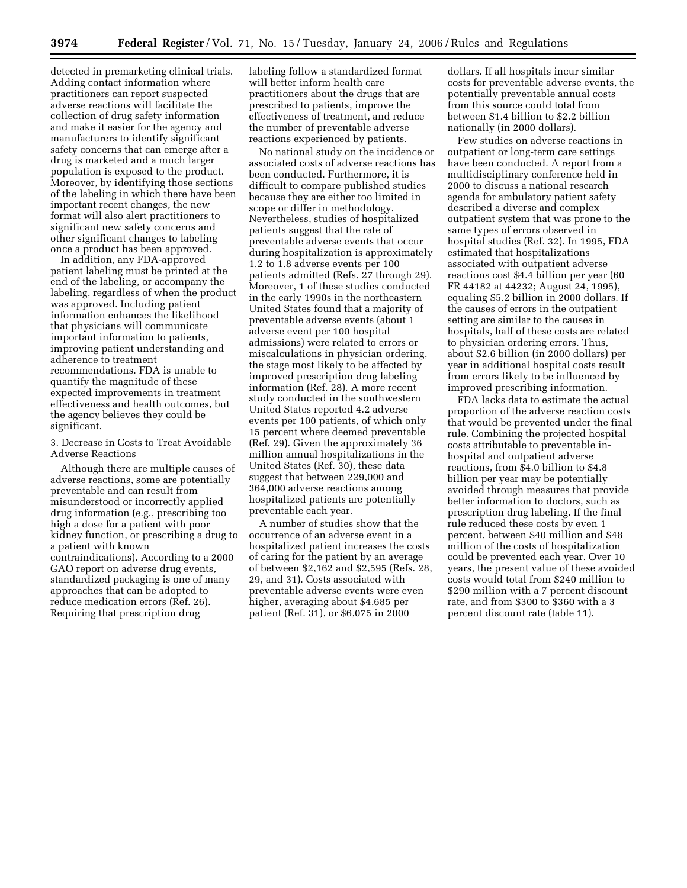detected in premarketing clinical trials. Adding contact information where practitioners can report suspected adverse reactions will facilitate the collection of drug safety information and make it easier for the agency and manufacturers to identify significant safety concerns that can emerge after a drug is marketed and a much larger population is exposed to the product. Moreover, by identifying those sections of the labeling in which there have been important recent changes, the new format will also alert practitioners to significant new safety concerns and other significant changes to labeling once a product has been approved.

In addition, any FDA-approved patient labeling must be printed at the end of the labeling, or accompany the labeling, regardless of when the product was approved. Including patient information enhances the likelihood that physicians will communicate important information to patients, improving patient understanding and adherence to treatment recommendations. FDA is unable to quantify the magnitude of these expected improvements in treatment effectiveness and health outcomes, but the agency believes they could be significant.

3. Decrease in Costs to Treat Avoidable Adverse Reactions

Although there are multiple causes of adverse reactions, some are potentially preventable and can result from misunderstood or incorrectly applied drug information (e.g., prescribing too high a dose for a patient with poor kidney function, or prescribing a drug to a patient with known contraindications). According to a 2000 GAO report on adverse drug events, standardized packaging is one of many approaches that can be adopted to reduce medication errors (Ref. 26). Requiring that prescription drug labeling follow a standardized format will better inform health care practitioners about the drugs that are prescribed to patients, improve the effectiveness of treatment, and reduce the number of preventable adverse reactions experienced by patients.

No national study on the incidence or associated costs of adverse reactions has been conducted. Furthermore, it is difficult to compare published studies because they are either too limited in scope or differ in methodology. Nevertheless, studies of hospitalized patients suggest that the rate of preventable adverse events that occur during hospitalization is approximately 1.2 to 1.8 adverse events per 100 patients admitted (Refs. 27 through 29). Moreover, 1 of these studies conducted in the early 1990s in the northeastern United States found that a majority of preventable adverse events (about 1 adverse event per 100 hospital admissions) were related to errors or miscalculations in physician ordering, the stage most likely to be affected by improved prescription drug labeling information (Ref. 28). A more recent study conducted in the southwestern United States reported 4.2 adverse events per 100 patients, of which only 15 percent where deemed preventable (Ref. 29). Given the approximately 36 million annual hospitalizations in the United States (Ref. 30), these data suggest that between 229,000 and 364,000 adverse reactions among hospitalized patients are potentially preventable each year.

A number of studies show that the occurrence of an adverse event in a hospitalized patient increases the costs of caring for the patient by an average of between $2,162 and $2,595 (Refs. 28, 29, and 31). Costs associated with preventable adverse events were even higher, averaging about $4,685 per patient (Ref. 31), or $6,075 in 2000 dollars. If all hospitals incur similar costs for preventable adverse events, the potentially preventable annual costs from this source could total from between $1.4 billion to $2.2 billion nationally (in 2000 dollars).

Few studies on adverse reactions in outpatient or long-term care settings have been conducted. A report from a multidisciplinary conference held in 2000 to discuss a national research agenda for ambulatory patient safety described a diverse and complex outpatient system that was prone to the same types of errors observed in hospital studies (Ref. 32). In 1995, FDA estimated that hospitalizations associated with outpatient adverse reactions cost $4.4 billion per year (60 FR 44182 at 44232; August 24, 1995), equaling $5.2 billion in 2000 dollars. If the causes of errors in the outpatient setting are similar to the causes in hospitals, half of these costs are related to physician ordering errors. Thus, about $2.6 billion (in 2000 dollars) per year in additional hospital costs result from errors likely to be influenced by improved prescribing information.

FDA lacks data to estimate the actual proportion of the adverse reaction costs that would be prevented under the final rule. Combining the projected hospital costs attributable to preventable in-hospital and outpatient adverse reactions, from $4.0 billion to $4.8 billion per year may be potentially avoided through measures that provide better information to doctors, such as prescription drug labeling. If the final rule reduced these costs by even 1 percent, between $40 million and $48 million of the costs of hospitalization could be prevented each year. Over 10 years, the present value of these avoided costs would total from $240 million to $290 million with a 7 percent discount rate, and from $300 to $360 with a 3 percent discount rate (table 11).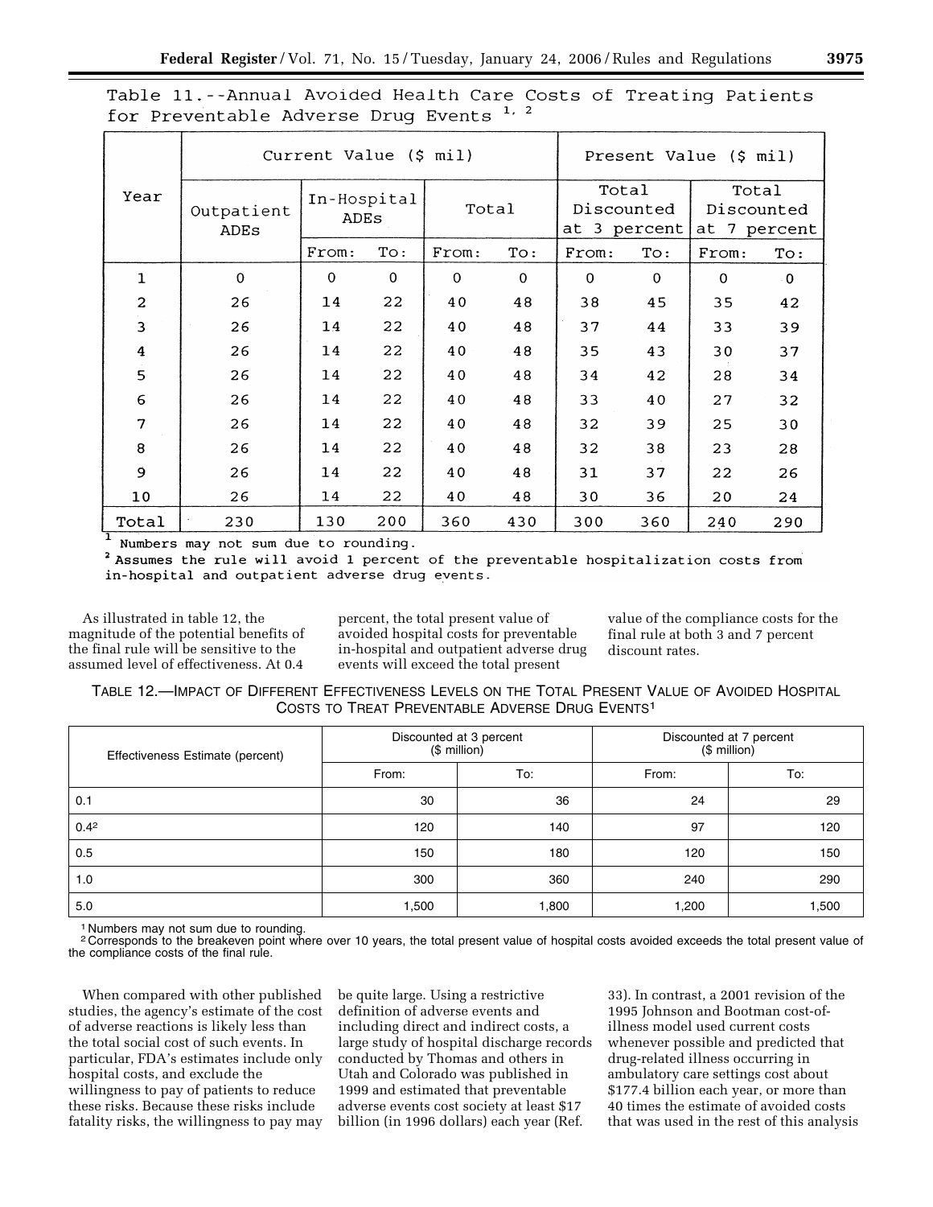Table 11.--Annual Avoided Health Care Costs of Treating Patients for Preventable Adverse Drug Events [1, 2]

| Year | Current Value ($ mil) | | | | | Present Value ($ mil) | | | |
|---|---|---|---|---|---|---|---|---|---|
| | Outpatient ADEs | In-Hospital ADEs | | Total | | Total Discounted at 3 percent | | Total Discounted at 7 percent | |
| | | From: | To: | From: | To: | From: | To: | From: | To: |
| 1 | 0 | 0 | 0 | 0 | 0 | 0 | 0 | 0 | 0 |
| 2 | 26 | 14 | 22 | 40 | 48 | 38 | 45 | 35 | 42 |
| 3 | 26 | 14 | 22 | 40 | 48 | 37 | 44 | 33 | 39 |
| 4 | 26 | 14 | 22 | 40 | 48 | 35 | 43 | 30 | 37 |
| 5 | 26 | 14 | 22 | 40 | 48 | 34 | 42 | 28 | 34 |
| 6 | 26 | 14 | 22 | 40 | 48 | 33 | 40 | 27 | 32 |
| 7 | 26 | 14 | 22 | 40 | 48 | 32 | 39 | 25 | 30 |
| 8 | 26 | 14 | 22 | 40 | 48 | 32 | 38 | 23 | 28 |
| 9 | 26 | 14 | 22 | 40 | 48 | 31 | 37 | 22 | 26 |
| 10 | 26 | 14 | 22 | 40 | 48 | 30 | 36 | 20 | 24 |
| Total | 230 | 130 | 200 | 360 | 430 | 300 | 360 | 240 | 290 |

[1] Numbers may not sum due to rounding.
[2] Assumes the rule will avoid 1 percent of the preventable hospitalization costs from in-hospital and outpatient adverse drug events.

As illustrated in table 12, the magnitude of the potential benefits of the final rule will be sensitive to the assumed level of effectiveness. At 0.4 percent, the total present value of avoided hospital costs for preventable in-hospital and outpatient adverse drug events will exceed the total present value of the compliance costs for the final rule at both 3 and 7 percent discount rates.

TABLE 12.—IMPACT OF DIFFERENT EFFECTIVENESS LEVELS ON THE TOTAL PRESENT VALUE OF AVOIDED HOSPITAL COSTS TO TREAT PREVENTABLE ADVERSE DRUG EVENTS[1]

| Effectiveness Estimate (percent) | Discounted at 3 percent ($ million) | | Discounted at 7 percent ($ million) | |
|---|---|---|---|---|
| | From: | To: | From: | To: |
| 0.1 | 30 | 36 | 24 | 29 |
| 0.4[2] | 120 | 140 | 97 | 120 |
| 0.5 | 150 | 180 | 120 | 150 |
| 1.0 | 300 | 360 | 240 | 290 |
| 5.0 | 1,500 | 1,800 | 1,200 | 1,500 |

[1] Numbers may not sum due to rounding.
[2] Corresponds to the breakeven point where over 10 years, the total present value of hospital costs avoided exceeds the total present value of the compliance costs of the final rule.

When compared with other published studies, the agency's estimate of the cost of adverse reactions is likely less than the total social cost of such events. In particular, FDA's estimates include only hospital costs, and exclude the willingness to pay of patients to reduce these risks. Because these risks include fatality risks, the willingness to pay may be quite large. Using a restrictive definition of adverse events and including direct and indirect costs, a large study of hospital discharge records conducted by Thomas and others in Utah and Colorado was published in 1999 and estimated that preventable adverse events cost society at least $17 billion (in 1996 dollars) each year (Ref. 33). In contrast, a 2001 revision of the 1995 Johnson and Bootman cost-of-illness model used current costs whenever possible and predicted that drug-related illness occurring in ambulatory care settings cost about $177.4 billion each year, or more than 40 times the estimate of avoided costs that was used in the rest of this analysis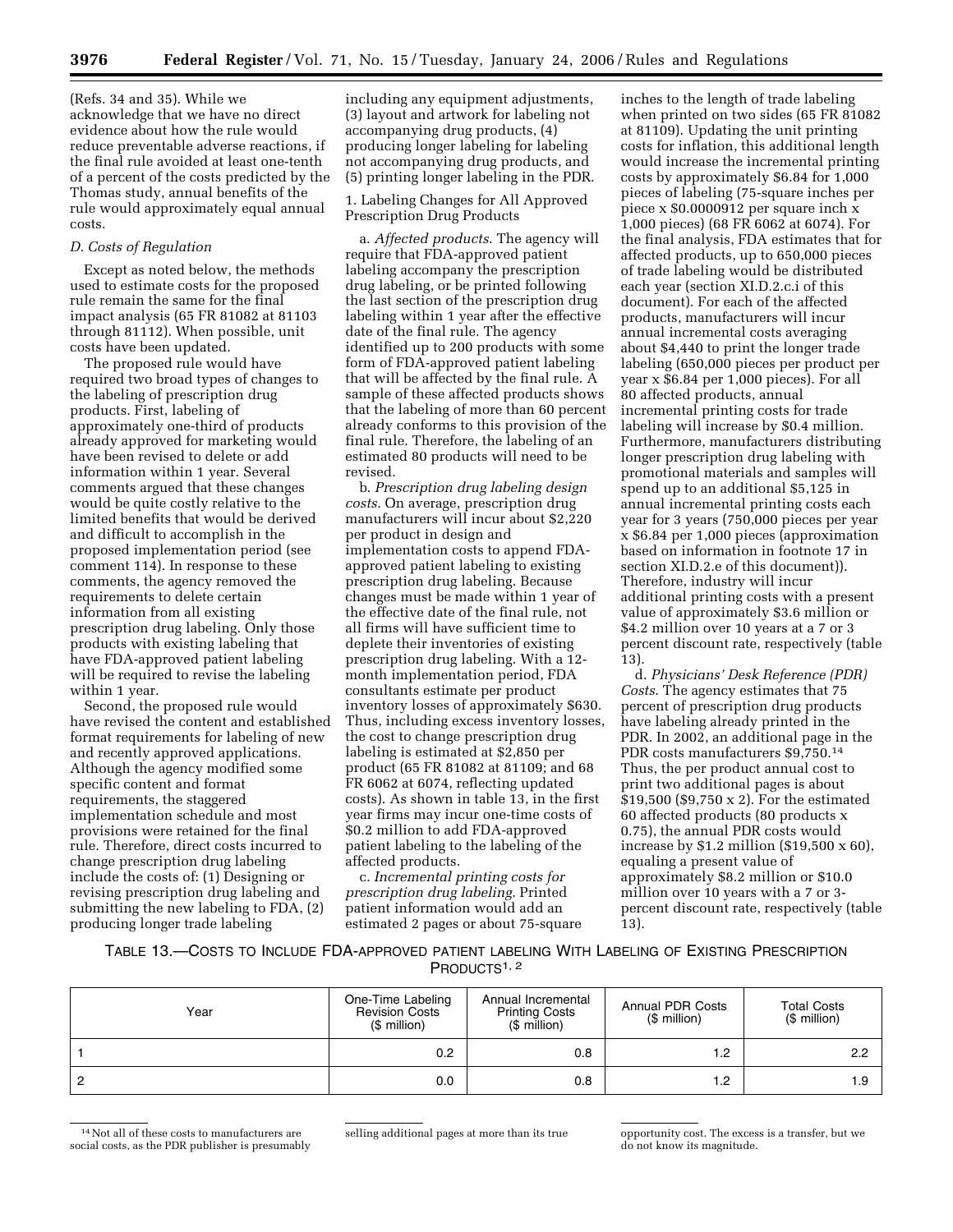(Refs. 34 and 35). While we acknowledge that we have no direct evidence about how the rule would reduce preventable adverse reactions, if the final rule avoided at least one-tenth of a percent of the costs predicted by the Thomas study, annual benefits of the rule would approximately equal annual costs.

### *D. Costs of Regulation*

Except as noted below, the methods used to estimate costs for the proposed rule remain the same for the final impact analysis (65 FR 81082 at 81103 through 81112). When possible, unit costs have been updated.

The proposed rule would have required two broad types of changes to the labeling of prescription drug products. First, labeling of approximately one-third of products already approved for marketing would have been revised to delete or add information within 1 year. Several comments argued that these changes would be quite costly relative to the limited benefits that would be derived and difficult to accomplish in the proposed implementation period (see comment 114). In response to these comments, the agency removed the requirements to delete certain information from all existing prescription drug labeling. Only those products with existing labeling that have FDA-approved patient labeling will be required to revise the labeling within 1 year.

Second, the proposed rule would have revised the content and established format requirements for labeling of new and recently approved applications. Although the agency modified some specific content and format requirements, the staggered implementation schedule and most provisions were retained for the final rule. Therefore, direct costs incurred to change prescription drug labeling include the costs of: (1) Designing or revising prescription drug labeling and submitting the new labeling to FDA, (2) producing longer trade labeling including any equipment adjustments, (3) layout and artwork for labeling not accompanying drug products, (4) producing longer labeling for labeling not accompanying drug products, and (5) printing longer labeling in the PDR.

1. Labeling Changes for All Approved Prescription Drug Products

a. *Affected products*. The agency will require that FDA-approved patient labeling accompany the prescription drug labeling, or be printed following the last section of the prescription drug labeling within 1 year after the effective date of the final rule. The agency identified up to 200 products with some form of FDA-approved patient labeling that will be affected by the final rule. A sample of these affected products shows that the labeling of more than 60 percent already conforms to this provision of the final rule. Therefore, the labeling of an estimated 80 products will need to be revised.

b. *Prescription drug labeling design costs*. On average, prescription drug manufacturers will incur about $2,220 per product in design and implementation costs to append FDA-approved patient labeling to existing prescription drug labeling. Because changes must be made within 1 year of the effective date of the final rule, not all firms will have sufficient time to deplete their inventories of existing prescription drug labeling. With a 12-month implementation period, FDA consultants estimate per product inventory losses of approximately $630. Thus, including excess inventory losses, the cost to change prescription drug labeling is estimated at $2,850 per product (65 FR 81082 at 81109; and 68 FR 6062 at 6074, reflecting updated costs). As shown in table 13, in the first year firms may incur one-time costs of $0.2 million to add FDA-approved patient labeling to the labeling of the affected products.

c. *Incremental printing costs for prescription drug labeling*. Printed patient information would add an estimated 2 pages or about 75-square inches to the length of trade labeling when printed on two sides (65 FR 81082 at 81109). Updating the unit printing costs for inflation, this additional length would increase the incremental printing costs by approximately $6.84 for 1,000 pieces of labeling (75-square inches per piece x $0.0000912 per square inch x 1,000 pieces) (68 FR 6062 at 6074). For the final analysis, FDA estimates that for affected products, up to 650,000 pieces of trade labeling would be distributed each year (section XI.D.2.c.i of this document). For each of the affected products, manufacturers will incur annual incremental costs averaging about $4,440 to print the longer trade labeling (650,000 pieces per product per year x $6.84 per 1,000 pieces). For all 80 affected products, annual incremental printing costs for trade labeling will increase by $0.4 million. Furthermore, manufacturers distributing longer prescription drug labeling with promotional materials and samples will spend up to an additional $5,125 in annual incremental printing costs each year for 3 years (750,000 pieces per year x $6.84 per 1,000 pieces (approximation based on information in footnote 17 in section XI.D.2.e of this document)). Therefore, industry will incur additional printing costs with a present value of approximately $3.6 million or $4.2 million over 10 years at a 7 or 3 percent discount rate, respectively (table 13).

d. *Physicians' Desk Reference (PDR) Costs*. The agency estimates that 75 percent of prescription drug products have labeling already printed in the PDR. In 2002, an additional page in the PDR costs manufacturers $9,750.[14] Thus, the per product annual cost to print two additional pages is about $19,500 ($9,750 x 2). For the estimated 60 affected products (80 products x 0.75), the annual PDR costs would increase by $1.2 million ($19,500 x 60), equaling a present value of approximately $8.2 million or $10.0 million over 10 years with a 7 or 3-percent discount rate, respectively (table 13).

TABLE 13.—COSTS TO INCLUDE FDA-APPROVED PATIENT LABELING WITH LABELING OF EXISTING PRESCRIPTION PRODUCTS[1, 2]

| Year | One-Time Labeling Revision Costs ($ million) | Annual Incremental Printing Costs ($ million) | Annual PDR Costs ($ million) | Total Costs ($ million) |
|---|---|---|---|---|
| 1 | 0.2 | 0.8 | 1.2 | 2.2 |
| 2 | 0.0 | 0.8 | 1.2 | 1.9 |

[14] Not all of these costs to manufacturers are social costs, as the PDR publisher is presumably selling additional pages at more than its true opportunity cost. The excess is a transfer, but we do not know its magnitude.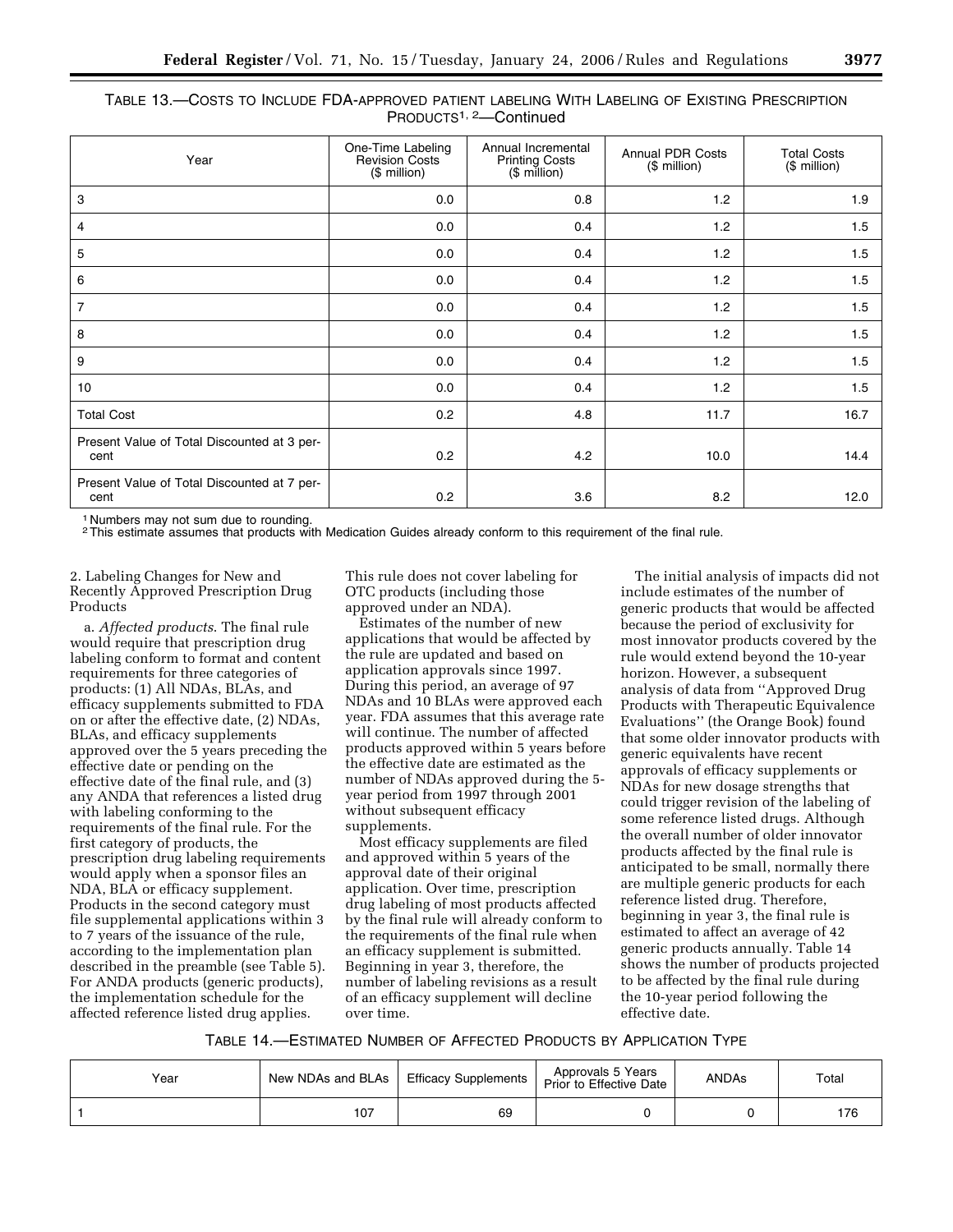TABLE 13.—COSTS TO INCLUDE FDA-APPROVED PATIENT LABELING WITH LABELING OF EXISTING PRESCRIPTION PRODUCTS[1, 2]—Continued

| Year | One-Time Labeling Revision Costs ($ million) | Annual Incremental Printing Costs ($ million) | Annual PDR Costs ($ million) | Total Costs ($ million) |
|---|---|---|---|---|
| 3 | 0.0 | 0.8 | 1.2 | 1.9 |
| 4 | 0.0 | 0.4 | 1.2 | 1.5 |
| 5 | 0.0 | 0.4 | 1.2 | 1.5 |
| 6 | 0.0 | 0.4 | 1.2 | 1.5 |
| 7 | 0.0 | 0.4 | 1.2 | 1.5 |
| 8 | 0.0 | 0.4 | 1.2 | 1.5 |
| 9 | 0.0 | 0.4 | 1.2 | 1.5 |
| 10 | 0.0 | 0.4 | 1.2 | 1.5 |
| Total Cost | 0.2 | 4.8 | 11.7 | 16.7 |
| Present Value of Total Discounted at 3 percent | 0.2 | 4.2 | 10.0 | 14.4 |
| Present Value of Total Discounted at 7 percent | 0.2 | 3.6 | 8.2 | 12.0 |

[1] Numbers may not sum due to rounding.
[2] This estimate assumes that products with Medication Guides already conform to this requirement of the final rule.

2. Labeling Changes for New and Recently Approved Prescription Drug Products

a. *Affected products*. The final rule would require that prescription drug labeling conform to format and content requirements for three categories of products: (1) All NDAs, BLAs, and efficacy supplements submitted to FDA on or after the effective date, (2) NDAs, BLAs, and efficacy supplements approved over the 5 years preceding the effective date or pending on the effective date of the final rule, and (3) any ANDA that references a listed drug with labeling conforming to the requirements of the final rule. For the first category of products, the prescription drug labeling requirements would apply when a sponsor files an NDA, BLA or efficacy supplement. Products in the second category must file supplemental applications within 3 to 7 years of the issuance of the rule, according to the implementation plan described in the preamble (see Table 5). For ANDA products (generic products), the implementation schedule for the affected reference listed drug applies. This rule does not cover labeling for OTC products (including those approved under an NDA).

Estimates of the number of new applications that would be affected by the rule are updated and based on application approvals since 1997. During this period, an average of 97 NDAs and 10 BLAs were approved each year. FDA assumes that this average rate will continue. The number of affected products approved within 5 years before the effective date are estimated as the number of NDAs approved during the 5-year period from 1997 through 2001 without subsequent efficacy supplements.

Most efficacy supplements are filed and approved within 5 years of the approval date of their original application. Over time, prescription drug labeling of most products affected by the final rule will already conform to the requirements of the final rule when an efficacy supplement is submitted. Beginning in year 3, therefore, the number of labeling revisions as a result of an efficacy supplement will decline over time.

The initial analysis of impacts did not include estimates of the number of generic products that would be affected because the period of exclusivity for most innovator products covered by the rule would extend beyond the 10-year horizon. However, a subsequent analysis of data from ''Approved Drug Products with Therapeutic Equivalence Evaluations'' (the Orange Book) found that some older innovator products with generic equivalents have recent approvals of efficacy supplements or NDAs for new dosage strengths that could trigger revision of the labeling of some reference listed drugs. Although the overall number of older innovator products affected by the final rule is anticipated to be small, normally there are multiple generic products for each reference listed drug. Therefore, beginning in year 3, the final rule is estimated to affect an average of 42 generic products annually. Table 14 shows the number of products projected to be affected by the final rule during the 10-year period following the effective date.

TABLE 14.—ESTIMATED NUMBER OF AFFECTED PRODUCTS BY APPLICATION TYPE

| Year | New NDAs and BLAs | Efficacy Supplements | Approvals 5 Years Prior to Effective Date | ANDAs | Total |
|---|---|---|---|---|---|
| 1 | 107 | 69 | 0 | 0 | 176 |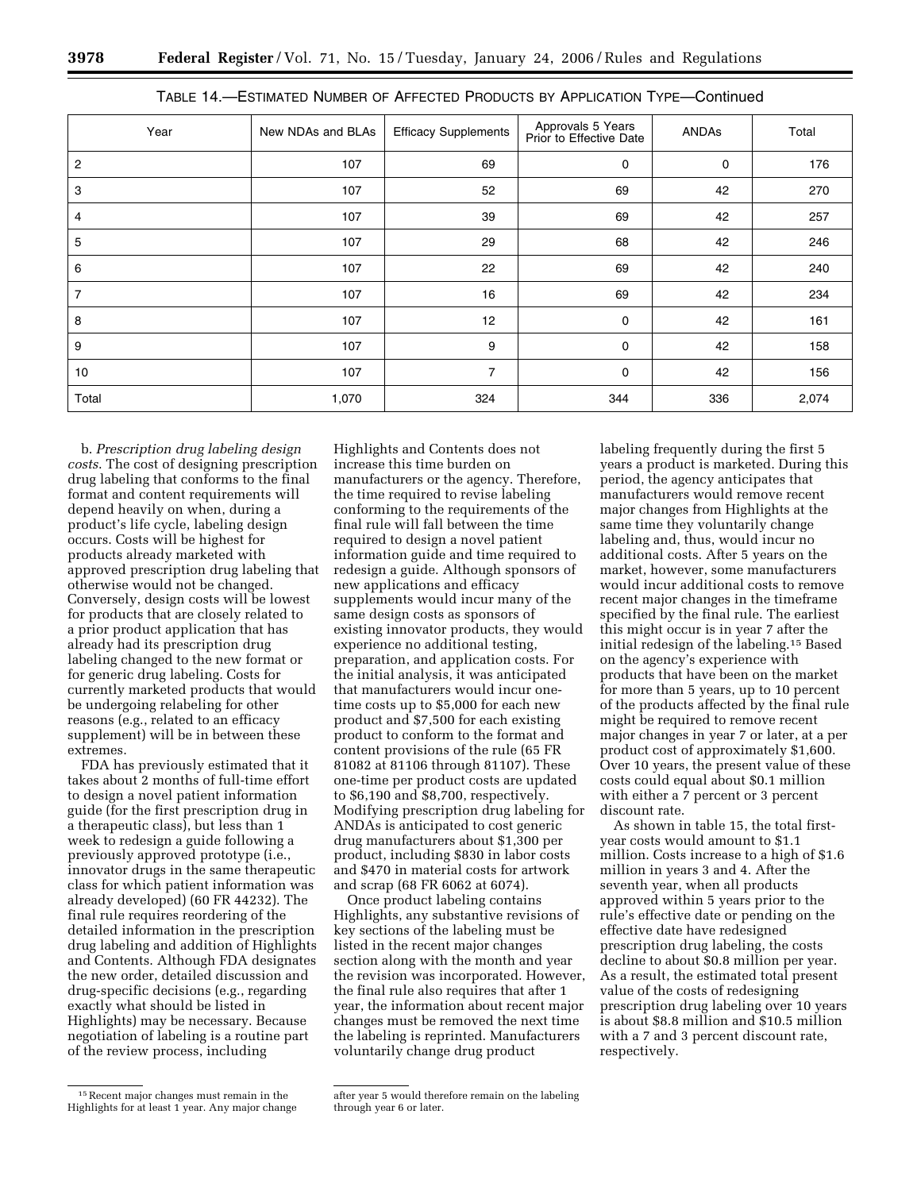TABLE 14.—ESTIMATED NUMBER OF AFFECTED PRODUCTS BY APPLICATION TYPE—Continued

| Year | New NDAs and BLAs | Efficacy Supplements | Approvals 5 Years Prior to Effective Date | ANDAs | Total |
|---|---|---|---|---|---|
| 2 | 107 | 69 | 0 | 0 | 176 |
| 3 | 107 | 52 | 69 | 42 | 270 |
| 4 | 107 | 39 | 69 | 42 | 257 |
| 5 | 107 | 29 | 68 | 42 | 246 |
| 6 | 107 | 22 | 69 | 42 | 240 |
| 7 | 107 | 16 | 69 | 42 | 234 |
| 8 | 107 | 12 | 0 | 42 | 161 |
| 9 | 107 | 9 | 0 | 42 | 158 |
| 10 | 107 | 7 | 0 | 42 | 156 |
| Total | 1,070 | 324 | 344 | 336 | 2,074 |

b. *Prescription drug labeling design costs*. The cost of designing prescription drug labeling that conforms to the final format and content requirements will depend heavily on when, during a product's life cycle, labeling design occurs. Costs will be highest for products already marketed with approved prescription drug labeling that otherwise would not be changed. Conversely, design costs will be lowest for products that are closely related to a prior product application that has already had its prescription drug labeling changed to the new format or for generic drug labeling. Costs for currently marketed products that would be undergoing relabeling for other reasons (e.g., related to an efficacy supplement) will be in between these extremes.

FDA has previously estimated that it takes about 2 months of full-time effort to design a novel patient information guide (for the first prescription drug in a therapeutic class), but less than 1 week to redesign a guide following a previously approved prototype (i.e., innovator drugs in the same therapeutic class for which patient information was already developed) (60 FR 44232). The final rule requires reordering of the detailed information in the prescription drug labeling and addition of Highlights and Contents. Although FDA designates the new order, detailed discussion and drug-specific decisions (e.g., regarding exactly what should be listed in Highlights) may be necessary. Because negotiation of labeling is a routine part of the review process, including Highlights and Contents does not increase this time burden on manufacturers or the agency. Therefore, the time required to revise labeling conforming to the requirements of the final rule will fall between the time required to design a novel patient information guide and time required to redesign a guide. Although sponsors of new applications and efficacy supplements would incur many of the same design costs as sponsors of existing innovator products, they would experience no additional testing, preparation, and application costs. For the initial analysis, it was anticipated that manufacturers would incur one-time costs up to $5,000 for each new product and $7,500 for each existing product to conform to the format and content provisions of the rule (65 FR 81082 at 81106 through 81107). These one-time per product costs are updated to $6,190 and $8,700, respectively. Modifying prescription drug labeling for ANDAs is anticipated to cost generic drug manufacturers about $1,300 per product, including $830 in labor costs and $470 in material costs for artwork and scrap (68 FR 6062 at 6074).

Once product labeling contains Highlights, any substantive revisions of key sections of the labeling must be listed in the recent major changes section along with the month and year the revision was incorporated. However, the final rule also requires that after 1 year, the information about recent major changes must be removed the next time the labeling is reprinted. Manufacturers voluntarily change drug product labeling frequently during the first 5 years a product is marketed. During this period, the agency anticipates that manufacturers would remove recent major changes from Highlights at the same time they voluntarily change labeling and, thus, would incur no additional costs. After 5 years on the market, however, some manufacturers would incur additional costs to remove recent major changes in the timeframe specified by the final rule. The earliest this might occur is in year 7 after the initial redesign of the labeling.[15] Based on the agency's experience with products that have been on the market for more than 5 years, up to 10 percent of the products affected by the final rule might be required to remove recent major changes in year 7 or later, at a per product cost of approximately $1,600. Over 10 years, the present value of these costs could equal about $0.1 million with either a 7 percent or 3 percent discount rate.

As shown in table 15, the total first-year costs would amount to $1.1 million. Costs increase to a high of $1.6 million in years 3 and 4. After the seventh year, when all products approved within 5 years prior to the rule's effective date or pending on the effective date have redesigned prescription drug labeling, the costs decline to about $0.8 million per year. As a result, the estimated total present value of the costs of redesigning prescription drug labeling over 10 years is about $8.8 million and $10.5 million with a 7 and 3 percent discount rate, respectively.

[15] Recent major changes must remain in the Highlights for at least 1 year. Any major change after year 5 would therefore remain on the labeling through year 6 or later.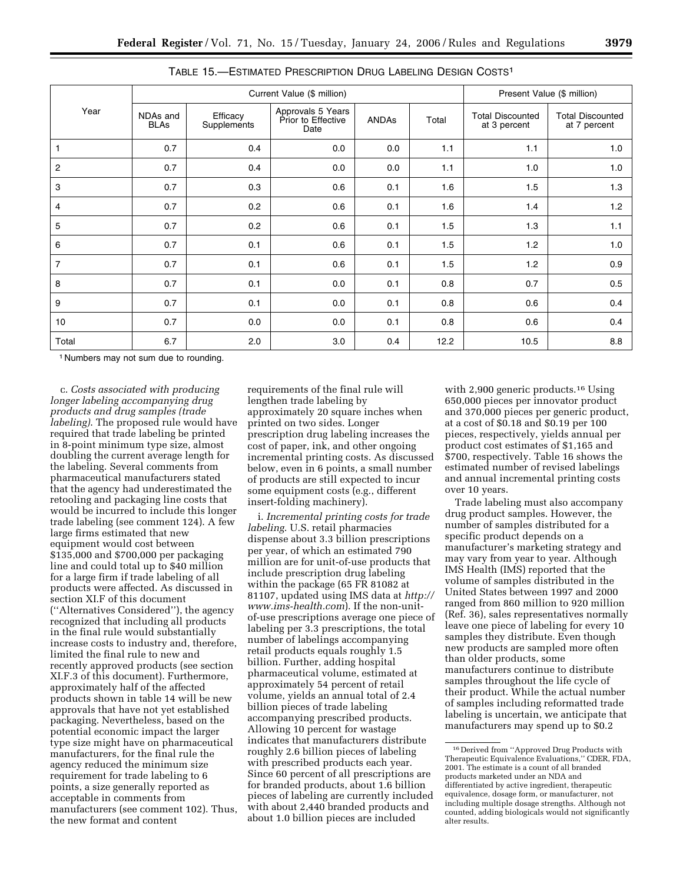TABLE 15.—ESTIMATED PRESCRIPTION DRUG LABELING DESIGN COSTS[1]

| Year | Current Value ($ million) | | | | | Present Value ($ million) | |
|---|---|---|---|---|---|---|---|
| | NDAs and BLAs | Efficacy Supplements | Approvals 5 Years Prior to Effective Date | ANDAs | Total | Total Discounted at 3 percent | Total Discounted at 7 percent |
| 1 | 0.7 | 0.4 | 0.0 | 0.0 | 1.1 | 1.1 | 1.0 |
| 2 | 0.7 | 0.4 | 0.0 | 0.0 | 1.1 | 1.0 | 1.0 |
| 3 | 0.7 | 0.3 | 0.6 | 0.1 | 1.6 | 1.5 | 1.3 |
| 4 | 0.7 | 0.2 | 0.6 | 0.1 | 1.6 | 1.4 | 1.2 |
| 5 | 0.7 | 0.2 | 0.6 | 0.1 | 1.5 | 1.3 | 1.1 |
| 6 | 0.7 | 0.1 | 0.6 | 0.1 | 1.5 | 1.2 | 1.0 |
| 7 | 0.7 | 0.1 | 0.6 | 0.1 | 1.5 | 1.2 | 0.9 |
| 8 | 0.7 | 0.1 | 0.0 | 0.1 | 0.8 | 0.7 | 0.5 |
| 9 | 0.7 | 0.1 | 0.0 | 0.1 | 0.8 | 0.6 | 0.4 |
| 10 | 0.7 | 0.0 | 0.0 | 0.1 | 0.8 | 0.6 | 0.4 |
| Total | 6.7 | 2.0 | 3.0 | 0.4 | 12.2 | 10.5 | 8.8 |

[1] Numbers may not sum due to rounding.

c. *Costs associated with producing longer labeling accompanying drug products and drug samples (trade labeling).* The proposed rule would have required that trade labeling be printed in 8-point minimum type size, almost doubling the current average length for the labeling. Several comments from pharmaceutical manufacturers stated that the agency had underestimated the retooling and packaging line costs that would be incurred to include this longer trade labeling (see comment 124). A few large firms estimated that new equipment would cost between $135,000 and $700,000 per packaging line and could total up to $40 million for a large firm if trade labeling of all products were affected. As discussed in section XI.F of this document (''Alternatives Considered''), the agency recognized that including all products in the final rule would substantially increase costs to industry and, therefore, limited the final rule to new and recently approved products (see section XI.F.3 of this document). Furthermore, approximately half of the affected products shown in table 14 will be new approvals that have not yet established packaging. Nevertheless, based on the potential economic impact the larger type size might have on pharmaceutical manufacturers, for the final rule the agency reduced the minimum size requirement for trade labeling to 6 points, a size generally reported as acceptable in comments from manufacturers (see comment 102). Thus, the new format and content requirements of the final rule will lengthen trade labeling by approximately 20 square inches when printed on two sides. Longer prescription drug labeling increases the cost of paper, ink, and other ongoing incremental printing costs. As discussed below, even in 6 points, a small number of products are still expected to incur some equipment costs (e.g., different insert-folding machinery).

i. *Incremental printing costs for trade labeling.* U.S. retail pharmacies dispense about 3.3 billion prescriptions per year, of which an estimated 790 million are for unit-of-use products that include prescription drug labeling within the package (65 FR 81082 at 81107, updated using IMS data at *http://www.ims-health.com*). If the non-unit-of-use prescriptions average one piece of labeling per 3.3 prescriptions, the total number of labelings accompanying retail products equals roughly 1.5 billion. Further, adding hospital pharmaceutical volume, estimated at approximately 54 percent of retail volume, yields an annual total of 2.4 billion pieces of trade labeling accompanying prescribed products. Allowing 10 percent for wastage indicates that manufacturers distribute roughly 2.6 billion pieces of labeling with prescribed products each year. Since 60 percent of all prescriptions are for branded products, about 1.6 billion pieces of labeling are currently included with about 2,440 branded products and about 1.0 billion pieces are included with 2,900 generic products.[16] Using 650,000 pieces per innovator product and 370,000 pieces per generic product, at a cost of $0.18 and $0.19 per 100 pieces, respectively, yields annual per product cost estimates of $1,165 and $700, respectively. Table 16 shows the estimated number of revised labelings and annual incremental printing costs over 10 years.

Trade labeling must also accompany drug product samples. However, the number of samples distributed for a specific product depends on a manufacturer's marketing strategy and may vary from year to year. Although IMS Health (IMS) reported that the volume of samples distributed in the United States between 1997 and 2000 ranged from 860 million to 920 million (Ref. 36), sales representatives normally leave one piece of labeling for every 10 samples they distribute. Even though new products are sampled more often than older products, some manufacturers continue to distribute samples throughout the life cycle of their product. While the actual number of samples including reformatted trade labeling is uncertain, we anticipate that manufacturers may spend up to $0.2

[16] Derived from ''Approved Drug Products with Therapeutic Equivalence Evaluations,'' CDER, FDA, 2001. The estimate is a count of all branded products marketed under an NDA and differentiated by active ingredient, therapeutic equivalence, dosage form, or manufacturer, not including multiple dosage strengths. Although not counted, adding biologicals would not significantly alter results.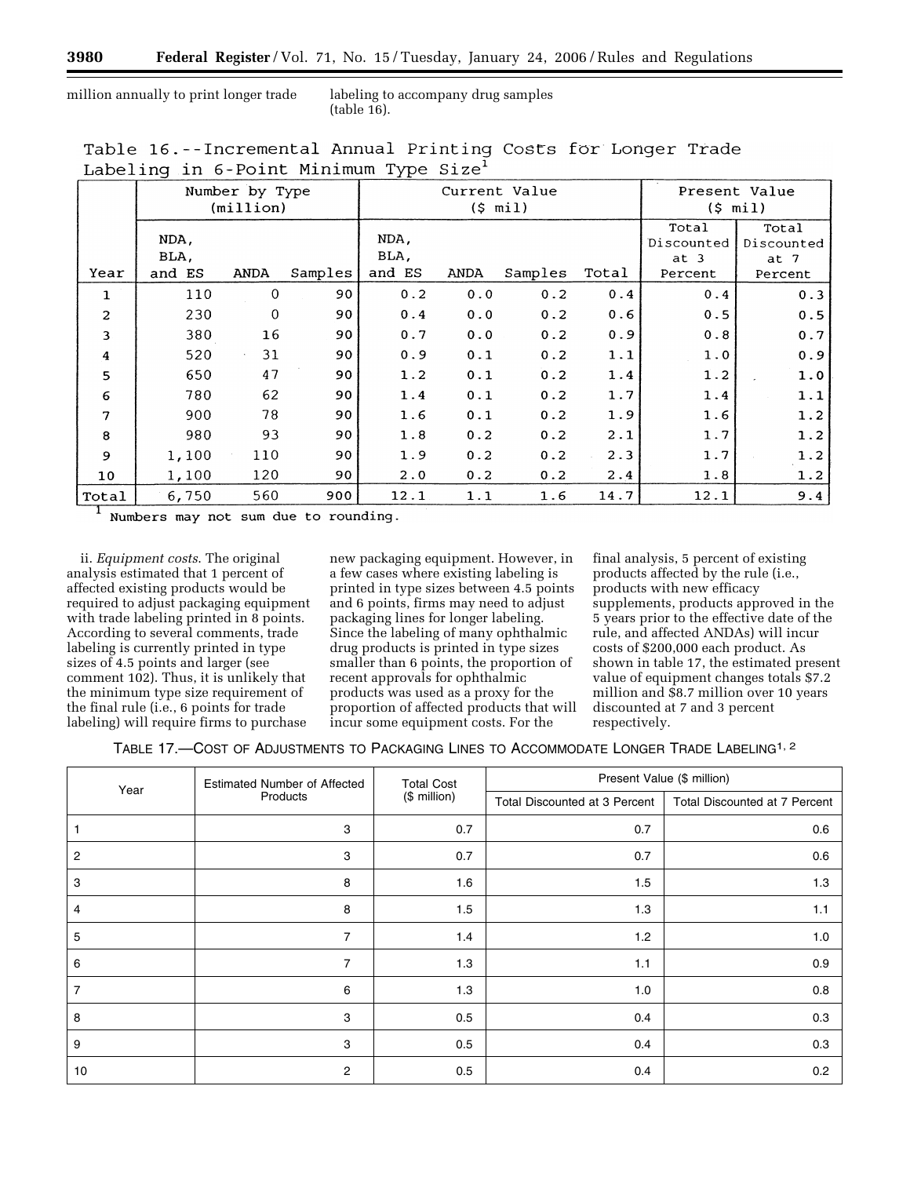million annually to print longer trade labeling to accompany drug samples (table 16).

Table 16.--Incremental Annual Printing Costs for Longer Trade Labeling in 6-Point Minimum Type Size[1]

| Year | Number by Type (million) | | | Current Value ($ mil) | | | | Present Value ($ mil) | |
|---|---|---|---|---|---|---|---|---|---|
| | NDA, BLA, and ES | ANDA | Samples | NDA, BLA, and ES | ANDA | Samples | Total | Total Discounted at 3 Percent | Total Discounted at 7 Percent |
| 1 | 110 | 0 | 90 | 0.2 | 0.0 | 0.2 | 0.4 | 0.4 | 0.3 |
| 2 | 230 | 0 | 90 | 0.4 | 0.0 | 0.2 | 0.6 | 0.5 | 0.5 |
| 3 | 380 | 16 | 90 | 0.7 | 0.0 | 0.2 | 0.9 | 0.8 | 0.7 |
| 4 | 520 | 31 | 90 | 0.9 | 0.1 | 0.2 | 1.1 | 1.0 | 0.9 |
| 5 | 650 | 47 | 90 | 1.2 | 0.1 | 0.2 | 1.4 | 1.2 | 1.0 |
| 6 | 780 | 62 | 90 | 1.4 | 0.1 | 0.2 | 1.7 | 1.4 | 1.1 |
| 7 | 900 | 78 | 90 | 1.6 | 0.1 | 0.2 | 1.9 | 1.6 | 1.2 |
| 8 | 980 | 93 | 90 | 1.8 | 0.2 | 0.2 | 2.1 | 1.7 | 1.2 |
| 9 | 1,100 | 110 | 90 | 1.9 | 0.2 | 0.2 | 2.3 | 1.7 | 1.2 |
| 10 | 1,100 | 120 | 90 | 2.0 | 0.2 | 0.2 | 2.4 | 1.8 | 1.2 |
| Total | 6,750 | 560 | 900 | 12.1 | 1.1 | 1.6 | 14.7 | 12.1 | 9.4 |

[1] Numbers may not sum due to rounding.

ii. *Equipment costs*. The original analysis estimated that 1 percent of affected existing products would be required to adjust packaging equipment with trade labeling printed in 8 points. According to several comments, trade labeling is currently printed in type sizes of 4.5 points and larger (see comment 102). Thus, it is unlikely that the minimum type size requirement of the final rule (i.e., 6 points for trade labeling) will require firms to purchase new packaging equipment. However, in a few cases where existing labeling is printed in type sizes between 4.5 points and 6 points, firms may need to adjust packaging lines for longer labeling. Since the labeling of many ophthalmic drug products is printed in type sizes smaller than 6 points, the proportion of recent approvals for ophthalmic products was used as a proxy for the proportion of affected products that will incur some equipment costs. For the final analysis, 5 percent of existing products affected by the rule (i.e., products with new efficacy supplements, products approved in the 5 years prior to the effective date of the rule, and affected ANDAs) will incur costs of $200,000 each product. As shown in table 17, the estimated present value of equipment changes totals $7.2 million and $8.7 million over 10 years discounted at 7 and 3 percent respectively.

TABLE 17.—COST OF ADJUSTMENTS TO PACKAGING LINES TO ACCOMMODATE LONGER TRADE LABELING[1, 2]

| Year | Estimated Number of Affected Products | Total Cost ($ million) | Present Value ($ million) | |
|---|---|---|---|---|
| | | | Total Discounted at 3 Percent | Total Discounted at 7 Percent |
| 1 | 3 | 0.7 | 0.7 | 0.6 |
| 2 | 3 | 0.7 | 0.7 | 0.6 |
| 3 | 8 | 1.6 | 1.5 | 1.3 |
| 4 | 8 | 1.5 | 1.3 | 1.1 |
| 5 | 7 | 1.4 | 1.2 | 1.0 |
| 6 | 7 | 1.3 | 1.1 | 0.9 |
| 7 | 6 | 1.3 | 1.0 | 0.8 |
| 8 | 3 | 0.5 | 0.4 | 0.3 |
| 9 | 3 | 0.5 | 0.4 | 0.3 |
| 10 | 2 | 0.5 | 0.4 | 0.2 |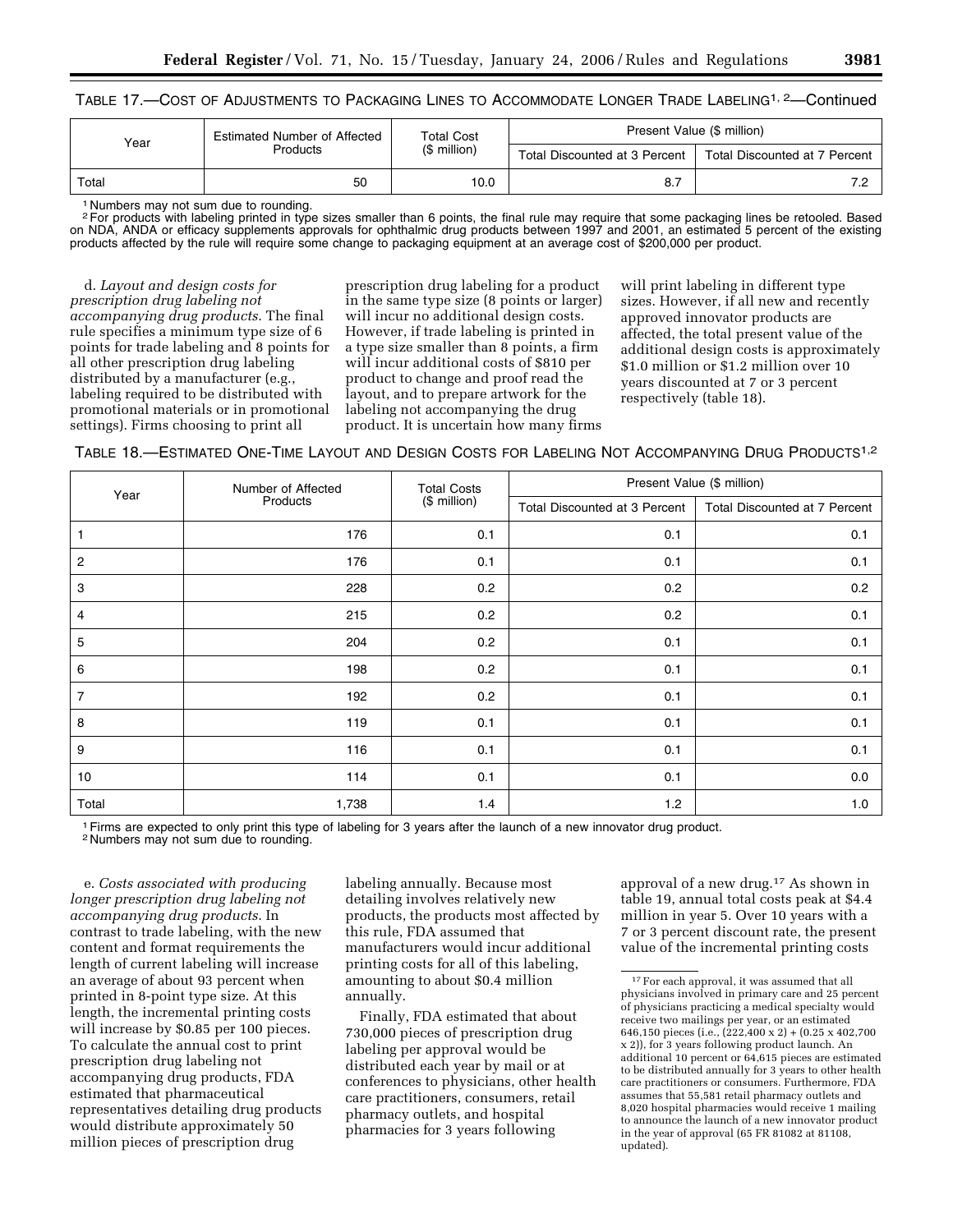TABLE 17.—COST OF ADJUSTMENTS TO PACKAGING LINES TO ACCOMMODATE LONGER TRADE LABELING[1, 2]—Continued

| Year | Estimated Number of Affected Products | Total Cost ($ million) | Present Value ($ million) | |
|---|---|---|---|---|
| | | | Total Discounted at 3 Percent | Total Discounted at 7 Percent |
| Total | 50 | 10.0 | 8.7 | 7.2 |

[1] Numbers may not sum due to rounding.
[2] For products with labeling printed in type sizes smaller than 6 points, the final rule may require that some packaging lines be retooled. Based on NDA, ANDA or efficacy supplements approvals for ophthalmic drug products between 1997 and 2001, an estimated 5 percent of the existing products affected by the rule will require some change to packaging equipment at an average cost of $200,000 per product.

d. *Layout and design costs for prescription drug labeling not accompanying drug products.* The final rule specifies a minimum type size of 6 points for trade labeling and 8 points for all other prescription drug labeling distributed by a manufacturer (e.g., labeling required to be distributed with promotional materials or in promotional settings). Firms choosing to print all prescription drug labeling for a product in the same type size (8 points or larger) will incur no additional design costs. However, if trade labeling is printed in a type size smaller than 8 points, a firm will incur additional costs of $810 per product to change and proof read the layout, and to prepare artwork for the labeling not accompanying the drug product. It is uncertain how many firms will print labeling in different type sizes. However, if all new and recently approved innovator products are affected, the total present value of the additional design costs is approximately $1.0 million or $1.2 million over 10 years discounted at 7 or 3 percent respectively (table 18).

TABLE 18.—ESTIMATED ONE-TIME LAYOUT AND DESIGN COSTS FOR LABELING NOT ACCOMPANYING DRUG PRODUCTS[1,2]

| Year | Number of Affected Products | Total Costs ($ million) | Present Value ($ million) | |
|---|---|---|---|---|
| | | | Total Discounted at 3 Percent | Total Discounted at 7 Percent |
| 1 | 176 | 0.1 | 0.1 | 0.1 |
| 2 | 176 | 0.1 | 0.1 | 0.1 |
| 3 | 228 | 0.2 | 0.2 | 0.2 |
| 4 | 215 | 0.2 | 0.2 | 0.1 |
| 5 | 204 | 0.2 | 0.1 | 0.1 |
| 6 | 198 | 0.2 | 0.1 | 0.1 |
| 7 | 192 | 0.2 | 0.1 | 0.1 |
| 8 | 119 | 0.1 | 0.1 | 0.1 |
| 9 | 116 | 0.1 | 0.1 | 0.1 |
| 10 | 114 | 0.1 | 0.1 | 0.0 |
| Total | 1,738 | 1.4 | 1.2 | 1.0 |

[1] Firms are expected to only print this type of labeling for 3 years after the launch of a new innovator drug product.
[2] Numbers may not sum due to rounding.

e. *Costs associated with producing longer prescription drug labeling not accompanying drug products.* In contrast to trade labeling, with the new content and format requirements the length of current labeling will increase an average of about 93 percent when printed in 8-point type size. At this length, the incremental printing costs will increase by $0.85 per 100 pieces. To calculate the annual cost to print prescription drug labeling not accompanying drug products, FDA estimated that pharmaceutical representatives detailing drug products would distribute approximately 50 million pieces of prescription drug labeling annually. Because most detailing involves relatively new products, the products most affected by this rule, FDA assumed that manufacturers would incur additional printing costs for all of this labeling, amounting to about $0.4 million annually.

Finally, FDA estimated that about 730,000 pieces of prescription drug labeling per approval would be distributed each year by mail or at conferences to physicians, other health care practitioners, consumers, retail pharmacy outlets, and hospital pharmacies for 3 years following approval of a new drug.[17] As shown in table 19, annual total costs peak at $4.4 million in year 5. Over 10 years with a 7 or 3 percent discount rate, the present value of the incremental printing costs

[17] For each approval, it was assumed that all physicians involved in primary care and 25 percent of physicians practicing a medical specialty would receive two mailings per year, or an estimated 646,150 pieces (i.e., (222,400 x 2) + (0.25 x 402,700 x 2)), for 3 years following product launch. An additional 10 percent or 64,615 pieces are estimated to be distributed annually for 3 years to other health care practitioners or consumers. Furthermore, FDA assumes that 55,581 retail pharmacy outlets and 8,020 hospital pharmacies would receive 1 mailing to announce the launch of a new innovator product in the year of approval (65 FR 81082 at 81108, updated).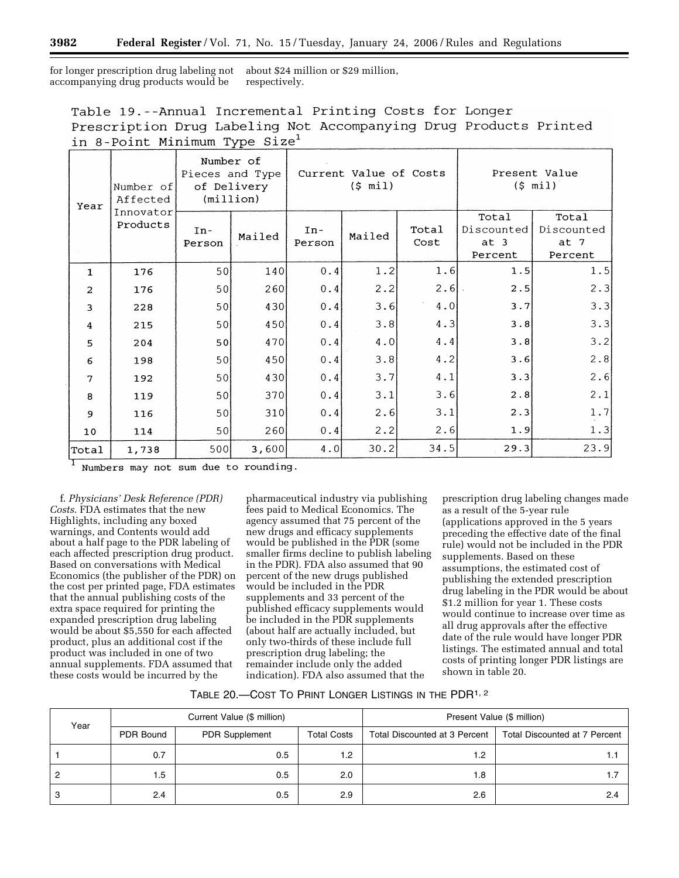for longer prescription drug labeling not accompanying drug products would be about $24 million or $29 million, respectively.

Table 19.--Annual Incremental Printing Costs for Longer Prescription Drug Labeling Not Accompanying Drug Products Printed in 8-Point Minimum Type Size[1]

| Year | Number of Affected Innovator Products | Number of Pieces and Type of Delivery (million) | | Current Value of Costs ($ mil) | | | Present Value ($ mil) | |
|---|---|---|---|---|---|---|---|---|
| | | In-Person | Mailed | In-Person | Mailed | Total Cost | Total Discounted at 3 Percent | Total Discounted at 7 Percent |
| 1 | 176 | 50 | 140 | 0.4 | 1.2 | 1.6 | 1.5 | 1.5 |
| 2 | 176 | 50 | 260 | 0.4 | 2.2 | 2.6 | 2.5 | 2.3 |
| 3 | 228 | 50 | 430 | 0.4 | 3.6 | 4.0 | 3.7 | 3.3 |
| 4 | 215 | 50 | 450 | 0.4 | 3.8 | 4.3 | 3.8 | 3.3 |
| 5 | 204 | 50 | 470 | 0.4 | 4.0 | 4.4 | 3.8 | 3.2 |
| 6 | 198 | 50 | 450 | 0.4 | 3.8 | 4.2 | 3.6 | 2.8 |
| 7 | 192 | 50 | 430 | 0.4 | 3.7 | 4.1 | 3.3 | 2.6 |
| 8 | 119 | 50 | 370 | 0.4 | 3.1 | 3.6 | 2.8 | 2.1 |
| 9 | 116 | 50 | 310 | 0.4 | 2.6 | 3.1 | 2.3 | 1.7 |
| 10 | 114 | 50 | 260 | 0.4 | 2.2 | 2.6 | 1.9 | 1.3 |
| Total | 1,738 | 500 | 3,600 | 4.0 | 30.2 | 34.5 | 29.3 | 23.9 |

[1] Numbers may not sum due to rounding.

f. *Physicians' Desk Reference (PDR) Costs*. FDA estimates that the new Highlights, including any boxed warnings, and Contents would add about a half page to the PDR labeling of each affected prescription drug product. Based on conversations with Medical Economics (the publisher of the PDR) on the cost per printed page, FDA estimates that the annual publishing costs of the extra space required for printing the expanded prescription drug labeling would be about $5,550 for each affected product, plus an additional cost if the product was included in one of two annual supplements. FDA assumed that these costs would be incurred by the pharmaceutical industry via publishing fees paid to Medical Economics. The agency assumed that 75 percent of the new drugs and efficacy supplements would be published in the PDR (some smaller firms decline to publish labeling in the PDR). FDA also assumed that 90 percent of the new drugs published would be included in the PDR supplements and 33 percent of the published efficacy supplements would be included in the PDR supplements (about half are actually included, but only two-thirds of these include full prescription drug labeling; the remainder include only the added indication). FDA also assumed that the prescription drug labeling changes made as a result of the 5-year rule (applications approved in the 5 years preceding the effective date of the final rule) would not be included in the PDR supplements. Based on these assumptions, the estimated cost of publishing the extended prescription drug labeling in the PDR would be about $1.2 million for year 1. These costs would continue to increase over time as all drug approvals after the effective date of the rule would have longer PDR listings. The estimated annual and total costs of printing longer PDR listings are shown in table 20.

TABLE 20.—COST TO PRINT LONGER LISTINGS IN THE PDR[1, 2]

| Year | Current Value ($ million) | | | Present Value ($ million) | |
|---|---|---|---|---|---|
| | PDR Bound | PDR Supplement | Total Costs | Total Discounted at 3 Percent | Total Discounted at 7 Percent |
| 1 | 0.7 | 0.5 | 1.2 | 1.2 | 1.1 |
| 2 | 1.5 | 0.5 | 2.0 | 1.8 | 1.7 |
| 3 | 2.4 | 0.5 | 2.9 | 2.6 | 2.4 |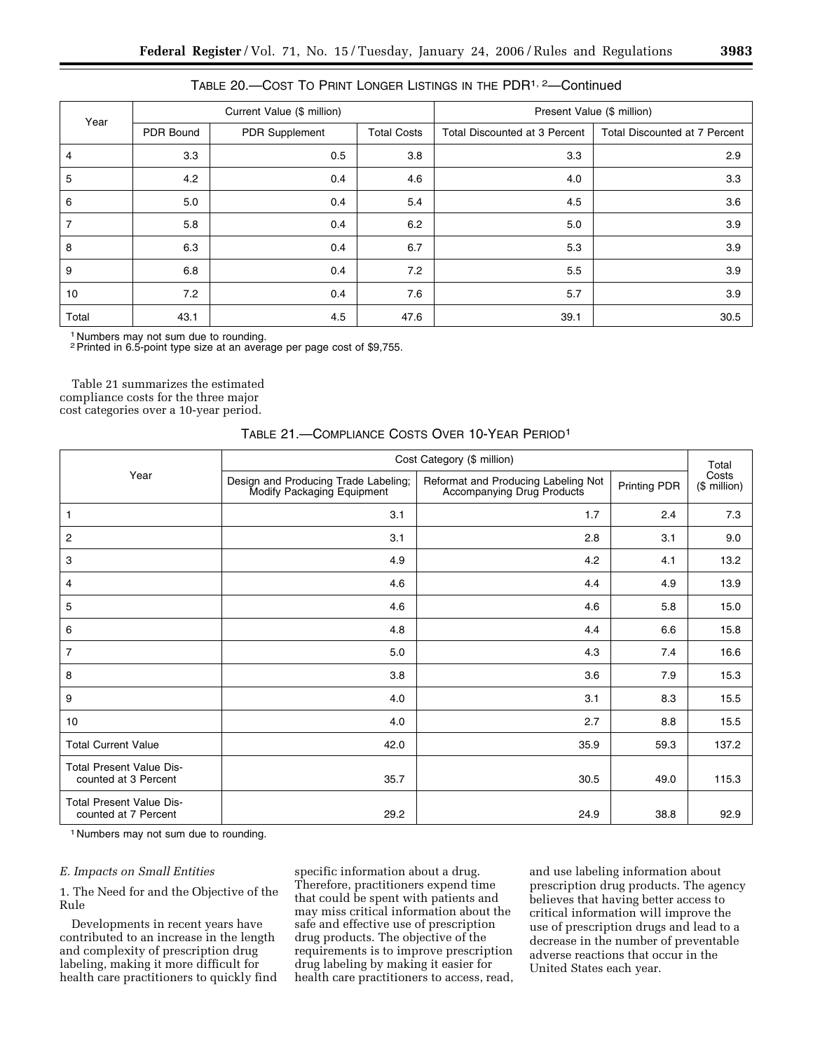TABLE 20.—COST TO PRINT LONGER LISTINGS IN THE PDR[1, 2]—Continued

| Year | Current Value ($ million) | | | Present Value ($ million) | |
|---|---|---|---|---|---|
| | PDR Bound | PDR Supplement | Total Costs | Total Discounted at 3 Percent | Total Discounted at 7 Percent |
| 4 | 3.3 | 0.5 | 3.8 | 3.3 | 2.9 |
| 5 | 4.2 | 0.4 | 4.6 | 4.0 | 3.3 |
| 6 | 5.0 | 0.4 | 5.4 | 4.5 | 3.6 |
| 7 | 5.8 | 0.4 | 6.2 | 5.0 | 3.9 |
| 8 | 6.3 | 0.4 | 6.7 | 5.3 | 3.9 |
| 9 | 6.8 | 0.4 | 7.2 | 5.5 | 3.9 |
| 10 | 7.2 | 0.4 | 7.6 | 5.7 | 3.9 |
| Total | 43.1 | 4.5 | 47.6 | 39.1 | 30.5 |

[1] Numbers may not sum due to rounding.
[2] Printed in 6.5-point type size at an average per page cost of $9,755.

Table 21 summarizes the estimated compliance costs for the three major cost categories over a 10-year period.

TABLE 21.—COMPLIANCE COSTS OVER 10-YEAR PERIOD[1]

| Year | Cost Category ($ million) | | | Total Costs ($ million) |
|---|---|---|---|---|
| | Design and Producing Trade Labeling; Modify Packaging Equipment | Reformat and Producing Labeling Not Accompanying Drug Products | Printing PDR | |
| 1 | 3.1 | 1.7 | 2.4 | 7.3 |
| 2 | 3.1 | 2.8 | 3.1 | 9.0 |
| 3 | 4.9 | 4.2 | 4.1 | 13.2 |
| 4 | 4.6 | 4.4 | 4.9 | 13.9 |
| 5 | 4.6 | 4.6 | 5.8 | 15.0 |
| 6 | 4.8 | 4.4 | 6.6 | 15.8 |
| 7 | 5.0 | 4.3 | 7.4 | 16.6 |
| 8 | 3.8 | 3.6 | 7.9 | 15.3 |
| 9 | 4.0 | 3.1 | 8.3 | 15.5 |
| 10 | 4.0 | 2.7 | 8.8 | 15.5 |
| Total Current Value | 42.0 | 35.9 | 59.3 | 137.2 |
| Total Present Value Discounted at 3 Percent | 35.7 | 30.5 | 49.0 | 115.3 |
| Total Present Value Discounted at 7 Percent | 29.2 | 24.9 | 38.8 | 92.9 |

[1] Numbers may not sum due to rounding.

*E. Impacts on Small Entities*

1. The Need for and the Objective of the Rule

Developments in recent years have contributed to an increase in the length and complexity of prescription drug labeling, making it more difficult for health care practitioners to quickly find specific information about a drug. Therefore, practitioners expend time that could be spent with patients and may miss critical information about the safe and effective use of prescription drug products. The objective of the requirements is to improve prescription drug labeling by making it easier for health care practitioners to access, read, and use labeling information about prescription drug products. The agency believes that having better access to critical information will improve the use of prescription drugs and lead to a decrease in the number of preventable adverse reactions that occur in the United States each year.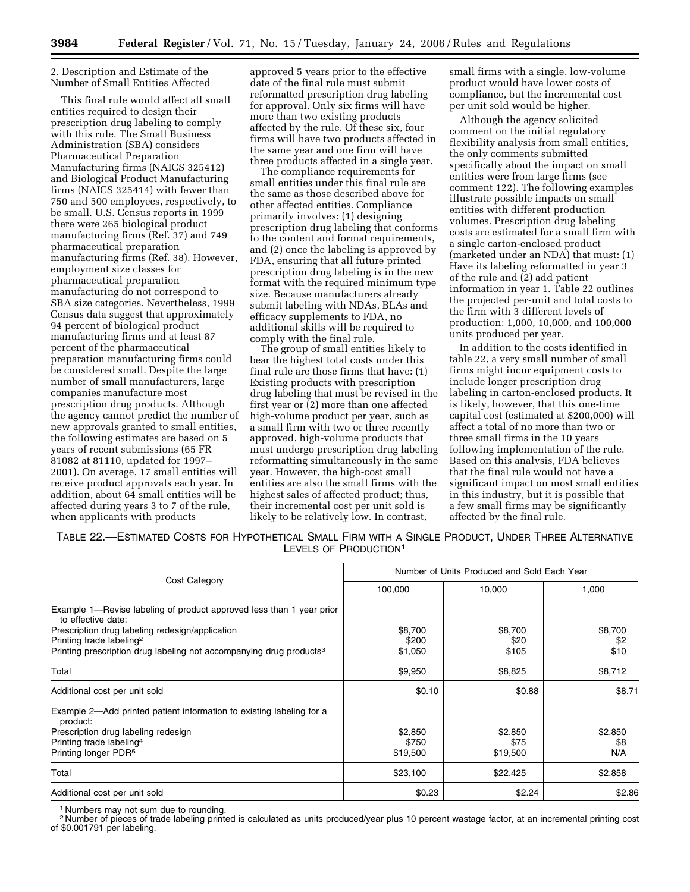2. Description and Estimate of the Number of Small Entities Affected

This final rule would affect all small entities required to design their prescription drug labeling to comply with this rule. The Small Business Administration (SBA) considers Pharmaceutical Preparation Manufacturing firms (NAICS 325412) and Biological Product Manufacturing firms (NAICS 325414) with fewer than 750 and 500 employees, respectively, to be small. U.S. Census reports in 1999 there were 265 biological product manufacturing firms (Ref. 37) and 749 pharmaceutical preparation manufacturing firms (Ref. 38). However, employment size classes for pharmaceutical preparation manufacturing do not correspond to SBA size categories. Nevertheless, 1999 Census data suggest that approximately 94 percent of biological product manufacturing firms and at least 87 percent of the pharmaceutical preparation manufacturing firms could be considered small. Despite the large number of small manufacturers, large companies manufacture most prescription drug products. Although the agency cannot predict the number of new approvals granted to small entities, the following estimates are based on 5 years of recent submissions (65 FR 81082 at 81110, updated for 1997–2001). On average, 17 small entities will receive product approvals each year. In addition, about 64 small entities will be affected during years 3 to 7 of the rule, when applicants with products approved 5 years prior to the effective date of the final rule must submit reformatted prescription drug labeling for approval. Only six firms will have more than two existing products affected by the rule. Of these six, four firms will have two products affected in the same year and one firm will have three products affected in a single year.

The compliance requirements for small entities under this final rule are the same as those described above for other affected entities. Compliance primarily involves: (1) designing prescription drug labeling that conforms to the content and format requirements, and (2) once the labeling is approved by FDA, ensuring that all future printed prescription drug labeling is in the new format with the required minimum type size. Because manufacturers already submit labeling with NDAs, BLAs and efficacy supplements to FDA, no additional skills will be required to comply with the final rule.

The group of small entities likely to bear the highest total costs under this final rule are those firms that have: (1) Existing products with prescription drug labeling that must be revised in the first year or (2) more than one affected high-volume product per year, such as a small firm with two or three recently approved, high-volume products that must undergo prescription drug labeling reformatting simultaneously in the same year. However, the high-cost small entities are also the small firms with the highest sales of affected product; thus, their incremental cost per unit sold is likely to be relatively low. In contrast, small firms with a single, low-volume product would have lower costs of compliance, but the incremental cost per unit sold would be higher.

Although the agency solicited comment on the initial regulatory flexibility analysis from small entities, the only comments submitted specifically about the impact on small entities were from large firms (see comment 122). The following examples illustrate possible impacts on small entities with different production volumes. Prescription drug labeling costs are estimated for a small firm with a single carton-enclosed product (marketed under an NDA) that must: (1) Have its labeling reformatted in year 3 of the rule and (2) add patient information in year 1. Table 22 outlines the projected per-unit and total costs to the firm with 3 different levels of production: 1,000, 10,000, and 100,000 units produced per year.

In addition to the costs identified in table 22, a very small number of small firms might incur equipment costs to include longer prescription drug labeling in carton-enclosed products. It is likely, however, that this one-time capital cost (estimated at $200,000) will affect a total of no more than two or three small firms in the 10 years following implementation of the rule. Based on this analysis, FDA believes that the final rule would not have a significant impact on most small entities in this industry, but it is possible that a few small firms may be significantly affected by the final rule.

TABLE 22.—ESTIMATED COSTS FOR HYPOTHETICAL SMALL FIRM WITH A SINGLE PRODUCT, UNDER THREE ALTERNATIVE LEVELS OF PRODUCTION[1]

| Cost Category | Number of Units Produced and Sold Each Year | | |
|---|---|---|---|
| | 100,000 | 10,000 | 1,000 |
| Example 1—Revise labeling of product approved less than 1 year prior to effective date: | | | |
| Prescription drug labeling redesign/application | $8,700 | $8,700 | $8,700 |
| Printing trade labeling[2] | $200 | $20 | $2 |
| Printing prescription drug labeling not accompanying drug products[3] | $1,050 | $105 | $10 |
| Total | $9,950 | $8,825 | $8,712 |
| Additional cost per unit sold | $0.10 | $0.88 | $8.71 |
| Example 2—Add printed patient information to existing labeling for a product: | | | |
| Prescription drug labeling redesign | $2,850 | $2,850 | $2,850 |
| Printing trade labeling[4] | $750 | $75 | $8 |
| Printing longer PDR[5] | $19,500 | $19,500 | N/A |
| Total | $23,100 | $22,425 | $2,858 |
| Additional cost per unit sold | $0.23 | $2.24 | $2.86 |

[1] Numbers may not sum due to rounding.
[2] Number of pieces of trade labeling printed is calculated as units produced/year plus 10 percent wastage factor, at an incremental printing cost of $0.001791 per labeling.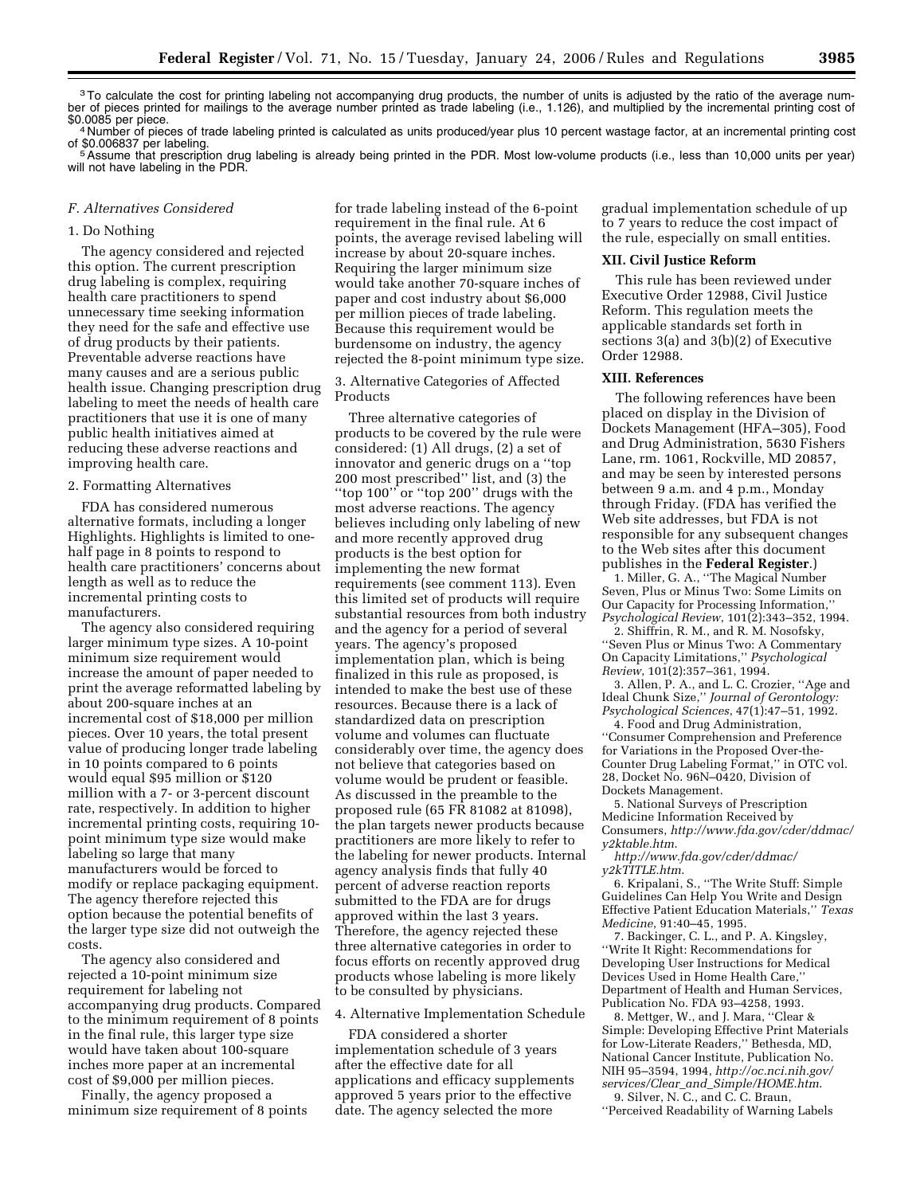[3] To calculate the cost for printing labeling not accompanying drug products, the number of units is adjusted by the ratio of the average number of pieces printed for mailings to the average number printed as trade labeling (i.e., 1.126), and multiplied by the incremental printing cost of $0.0085 per piece.

[4] Number of pieces of trade labeling printed is calculated as units produced/year plus 10 percent wastage factor, at an incremental printing cost of $0.006837 per labeling.

[5] Assume that prescription drug labeling is already being printed in the PDR. Most low-volume products (i.e., less than 10,000 units per year) will not have labeling in the PDR.

### *F. Alternatives Considered*

1. Do Nothing

The agency considered and rejected this option. The current prescription drug labeling is complex, requiring health care practitioners to spend unnecessary time seeking information they need for the safe and effective use of drug products by their patients. Preventable adverse reactions have many causes and are a serious public health issue. Changing prescription drug labeling to meet the needs of health care practitioners that use it is one of many public health initiatives aimed at reducing these adverse reactions and improving health care.

2. Formatting Alternatives

FDA has considered numerous alternative formats, including a longer Highlights. Highlights is limited to one-half page in 8 points to respond to health care practitioners' concerns about length as well as to reduce the incremental printing costs to manufacturers.

The agency also considered requiring larger minimum type sizes. A 10-point minimum size requirement would increase the amount of paper needed to print the average reformatted labeling by about 200-square inches at an incremental cost of $18,000 per million pieces. Over 10 years, the total present value of producing longer trade labeling in 10 points compared to 6 points would equal $95 million or $120 million with a 7- or 3-percent discount rate, respectively. In addition to higher incremental printing costs, requiring 10-point minimum type size would make labeling so large that many manufacturers would be forced to modify or replace packaging equipment. The agency therefore rejected this option because the potential benefits of the larger type size did not outweigh the costs.

The agency also considered and rejected a 10-point minimum size requirement for labeling not accompanying drug products. Compared to the minimum requirement of 8 points in the final rule, this larger type size would have taken about 100-square inches more paper at an incremental cost of $9,000 per million pieces.

Finally, the agency proposed a minimum size requirement of 8 points for trade labeling instead of the 6-point requirement in the final rule. At 6 points, the average revised labeling will increase by about 20-square inches. Requiring the larger minimum size would take another 70-square inches of paper and cost industry about $6,000 per million pieces of trade labeling. Because this requirement would be burdensome on industry, the agency rejected the 8-point minimum type size.

3. Alternative Categories of Affected Products

Three alternative categories of products to be covered by the rule were considered: (1) All drugs, (2) a set of innovator and generic drugs on a "top 200 most prescribed" list, and (3) the "top 100" or "top 200" drugs with the most adverse reactions. The agency believes including only labeling of new and more recently approved drug products is the best option for implementing the new format requirements (see comment 113). Even this limited set of products will require substantial resources from both industry and the agency for a period of several years. The agency's proposed implementation plan, which is being finalized in this rule as proposed, is intended to make the best use of these resources. Because there is a lack of standardized data on prescription volume and volumes can fluctuate considerably over time, the agency does not believe that categories based on volume would be prudent or feasible. As discussed in the preamble to the proposed rule (65 FR 81082 at 81098), the plan targets newer products because practitioners are more likely to refer to the labeling for newer products. Internal agency analysis finds that fully 40 percent of adverse reaction reports submitted to the FDA are for drugs approved within the last 3 years. Therefore, the agency rejected these three alternative categories in order to focus efforts on recently approved drug products whose labeling is more likely to be consulted by physicians.

4. Alternative Implementation Schedule

FDA considered a shorter implementation schedule of 3 years after the effective date for all applications and efficacy supplements approved 5 years prior to the effective date. The agency selected the more gradual implementation schedule of up to 7 years to reduce the cost impact of the rule, especially on small entities.

## XII. Civil Justice Reform

This rule has been reviewed under Executive Order 12988, Civil Justice Reform. This regulation meets the applicable standards set forth in sections 3(a) and 3(b)(2) of Executive Order 12988.

## XIII. References

The following references have been placed on display in the Division of Dockets Management (HFA–305), Food and Drug Administration, 5630 Fishers Lane, rm. 1061, Rockville, MD 20857, and may be seen by interested persons between 9 a.m. and 4 p.m., Monday through Friday. (FDA has verified the Web site addresses, but FDA is not responsible for any subsequent changes to the Web sites after this document publishes in the **Federal Register**.)

1. Miller, G. A., "The Magical Number Seven, Plus or Minus Two: Some Limits on Our Capacity for Processing Information," *Psychological Review*, 101(2):343–352, 1994.
2. Shiffrin, R. M., and R. M. Nosofsky, "Seven Plus or Minus Two: A Commentary On Capacity Limitations," *Psychological Review*, 101(2):357–361, 1994.
3. Allen, P. A., and L. C. Crozier, "Age and Ideal Chunk Size," *Journal of Gerontology: Psychological Sciences*, 47(1):47–51, 1992.
4. Food and Drug Administration, "Consumer Comprehension and Preference for Variations in the Proposed Over-the-Counter Drug Labeling Format," in OTC vol. 28, Docket No. 96N–0420, Division of Dockets Management.
5. National Surveys of Prescription Medicine Information Received by Consumers, *http://www.fda.gov/cder/ddmac/y2ktable.htm. http://www.fda.gov/cder/ddmac/y2kTITLE.htm.*
6. Kripalani, S., "The Write Stuff: Simple Guidelines Can Help You Write and Design Effective Patient Education Materials," *Texas Medicine*, 91:40–45, 1995.
7. Backinger, C. L., and P. A. Kingsley, "Write It Right: Recommendations for Developing User Instructions for Medical Devices Used in Home Health Care," Department of Health and Human Services, Publication No. FDA 93–4258, 1993.
8. Mettger, W., and J. Mara, "Clear & Simple: Developing Effective Print Materials for Low-Literate Readers," Bethesda, MD, National Cancer Institute, Publication No. NIH 95–3594, 1994, *http://oc.nci.nih.gov/services/Clear_and_Simple/HOME.htm.*
9. Silver, N. C., and C. C. Braun, "Perceived Readability of Warning Labels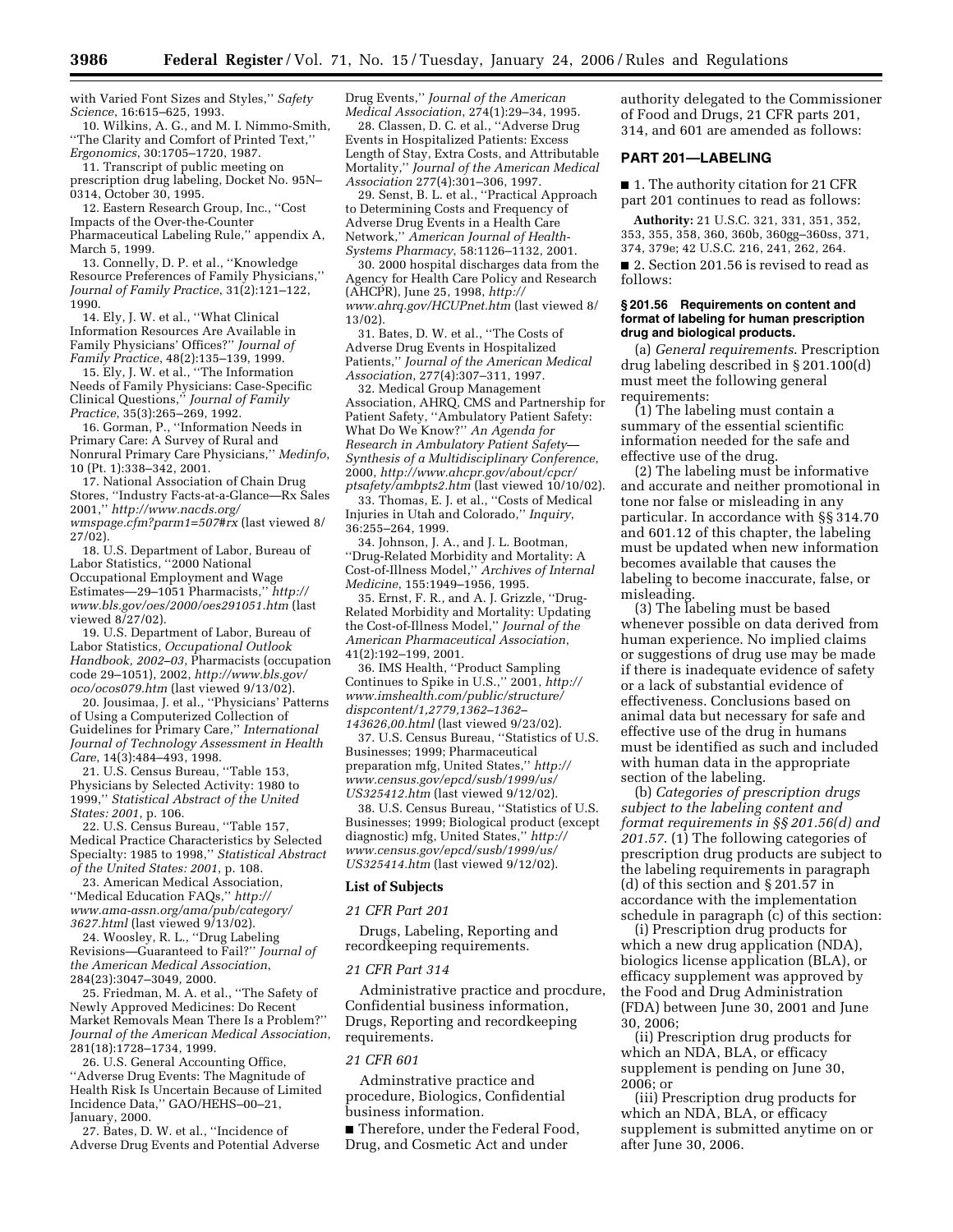with Varied Font Sizes and Styles,'' *Safety Science*, 16:615–625, 1993.

10. Wilkins, A. G., and M. I. Nimmo-Smith, ''The Clarity and Comfort of Printed Text,'' *Ergonomics*, 30:1705–1720, 1987.

11. Transcript of public meeting on prescription drug labeling, Docket No. 95N–0314, October 30, 1995.

12. Eastern Research Group, Inc., ''Cost Impacts of the Over-the-Counter Pharmaceutical Labeling Rule,'' appendix A, March 5, 1999.

13. Connelly, D. P. et al., ''Knowledge Resource Preferences of Family Physicians,'' *Journal of Family Practice*, 31(2):121–122, 1990.

14. Ely, J. W. et al., ''What Clinical Information Resources Are Available in Family Physicians' Offices?'' *Journal of Family Practice*, 48(2):135–139, 1999.

15. Ely, J. W. et al., ''The Information Needs of Family Physicians: Case-Specific Clinical Questions,'' *Journal of Family Practice*, 35(3):265–269, 1992.

16. Gorman, P., ''Information Needs in Primary Care: A Survey of Rural and Nonrural Primary Care Physicians,'' *Medinfo*, 10 (Pt. 1):338–342, 2001.

17. National Association of Chain Drug Stores, ''Industry Facts-at-a-Glance—Rx Sales 2001,'' *http://www.nacds.org/wmspage.cfm?parm1=507#rx* (last viewed 8/27/02).

18. U.S. Department of Labor, Bureau of Labor Statistics, ''2000 National Occupational Employment and Wage Estimates—29–1051 Pharmacists,'' *http://www.bls.gov/oes/2000/oes291051.htm* (last viewed 8/27/02).

19. U.S. Department of Labor, Bureau of Labor Statistics, *Occupational Outlook Handbook, 2002–03*, Pharmacists (occupation code 29–1051), 2002, *http://www.bls.gov/oco/ocos079.htm* (last viewed 9/13/02).

20. Jousimaa, J. et al., ''Physicians' Patterns of Using a Computerized Collection of Guidelines for Primary Care,'' *International Journal of Technology Assessment in Health Care*, 14(3):484–493, 1998.

21. U.S. Census Bureau, ''Table 153, Physicians by Selected Activity: 1980 to 1999,'' *Statistical Abstract of the United States: 2001*, p. 106.

22. U.S. Census Bureau, ''Table 157, Medical Practice Characteristics by Selected Specialty: 1985 to 1998,'' *Statistical Abstract of the United States: 2001*, p. 108.

23. American Medical Association, ''Medical Education FAQs,'' *http://www.ama-assn.org/ama/pub/category/3627.html* (last viewed 9/13/02).

24. Woosley, R. L., ''Drug Labeling Revisions—Guaranteed to Fail?'' *Journal of the American Medical Association*, 284(23):3047–3049, 2000.

25. Friedman, M. A. et al., ''The Safety of Newly Approved Medicines: Do Recent Market Removals Mean There Is a Problem?'' *Journal of the American Medical Association*, 281(18):1728–1734, 1999.

26. U.S. General Accounting Office, ''Adverse Drug Events: The Magnitude of Health Risk Is Uncertain Because of Limited Incidence Data,'' GAO/HEHS–00–21, January, 2000.

27. Bates, D. W. et al., ''Incidence of Adverse Drug Events and Potential Adverse Drug Events,'' *Journal of the American Medical Association*, 274(1):29–34, 1995.

28. Classen, D. C. et al., ''Adverse Drug Events in Hospitalized Patients: Excess Length of Stay, Extra Costs, and Attributable Mortality,'' *Journal of the American Medical Association* 277(4):301–306, 1997.

29. Senst, B. L. et al., ''Practical Approach to Determining Costs and Frequency of Adverse Drug Events in a Health Care Network,'' *American Journal of Health-Systems Pharmacy*, 58:1126–1132, 2001.

30. 2000 hospital discharges data from the Agency for Health Care Policy and Research (AHCPR), June 25, 1998, *http://www.ahrq.gov/HCUPnet.htm* (last viewed 8/13/02).

31. Bates, D. W. et al., ''The Costs of Adverse Drug Events in Hospitalized Patients,'' *Journal of the American Medical Association*, 277(4):307–311, 1997.

32. Medical Group Management Association, AHRQ, CMS and Partnership for Patient Safety, ''Ambulatory Patient Safety: What Do We Know?'' *An Agenda for Research in Ambulatory Patient Safety—Synthesis of a Multidisciplinary Conference*, 2000, *http://www.ahcpr.gov/about/cpcr/ptsafety/ambpts2.htm* (last viewed 10/10/02).

33. Thomas, E. J. et al., ''Costs of Medical Injuries in Utah and Colorado,'' *Inquiry*, 36:255–264, 1999.

34. Johnson, J. A., and J. L. Bootman, ''Drug-Related Morbidity and Mortality: A Cost-of-Illness Model,'' *Archives of Internal Medicine*, 155:1949–1956, 1995.

35. Ernst, F. R., and A. J. Grizzle, ''Drug-Related Morbidity and Mortality: Updating the Cost-of-Illness Model,'' *Journal of the American Pharmaceutical Association*, 41(2):192–199, 2001.

36. IMS Health, ''Product Sampling Continues to Spike in U.S.,'' 2001, *http://www.imshealth.com/public/structure/dispcontent/1,2779,1362–1362–143626,00.html* (last viewed 9/23/02).

37. U.S. Census Bureau, ''Statistics of U.S. Businesses; 1999; Pharmaceutical preparation mfg, United States,'' *http://www.census.gov/epcd/susb/1999/us/US325412.htm* (last viewed 9/12/02).

38. U.S. Census Bureau, ''Statistics of U.S. Businesses; 1999; Biological product (except diagnostic) mfg, United States,'' *http://www.census.gov/epcd/susb/1999/us/US325414.htm* (last viewed 9/12/02).

## List of Subjects

*21 CFR Part 201*

Drugs, Labeling, Reporting and recordkeeping requirements.

*21 CFR Part 314*

Administrative practice and procdure, Confidential business information, Drugs, Reporting and recordkeeping requirements.

*21 CFR 601*

Adminstrative practice and procedure, Biologics, Confidential business information.

■ Therefore, under the Federal Food, Drug, and Cosmetic Act and under authority delegated to the Commissioner of Food and Drugs, 21 CFR parts 201, 314, and 601 are amended as follows:

## PART 201—LABELING

■ 1. The authority citation for 21 CFR part 201 continues to read as follows:

**Authority:** 21 U.S.C. 321, 331, 351, 352, 353, 355, 358, 360, 360b, 360gg–360ss, 371, 374, 379e; 42 U.S.C. 216, 241, 262, 264.

■ 2. Section 201.56 is revised to read as follows:

### § 201.56 Requirements on content and format of labeling for human prescription drug and biological products.

(a) *General requirements.* Prescription drug labeling described in § 201.100(d) must meet the following general requirements:

(1) The labeling must contain a summary of the essential scientific information needed for the safe and effective use of the drug.

(2) The labeling must be informative and accurate and neither promotional in tone nor false or misleading in any particular. In accordance with §§ 314.70 and 601.12 of this chapter, the labeling must be updated when new information becomes available that causes the labeling to become inaccurate, false, or misleading.

(3) The labeling must be based whenever possible on data derived from human experience. No implied claims or suggestions of drug use may be made if there is inadequate evidence of safety or a lack of substantial evidence of effectiveness. Conclusions based on animal data but necessary for safe and effective use of the drug in humans must be identified as such and included with human data in the appropriate section of the labeling.

(b) *Categories of prescription drugs subject to the labeling content and format requirements in §§ 201.56(d) and 201.57.* (1) The following categories of prescription drug products are subject to the labeling requirements in paragraph (d) of this section and § 201.57 in accordance with the implementation schedule in paragraph (c) of this section:

(i) Prescription drug products for which a new drug application (NDA), biologics license application (BLA), or efficacy supplement was approved by the Food and Drug Administration (FDA) between June 30, 2001 and June 30, 2006;

(ii) Prescription drug products for which an NDA, BLA, or efficacy supplement is pending on June 30, 2006; or

(iii) Prescription drug products for which an NDA, BLA, or efficacy supplement is submitted anytime on or after June 30, 2006.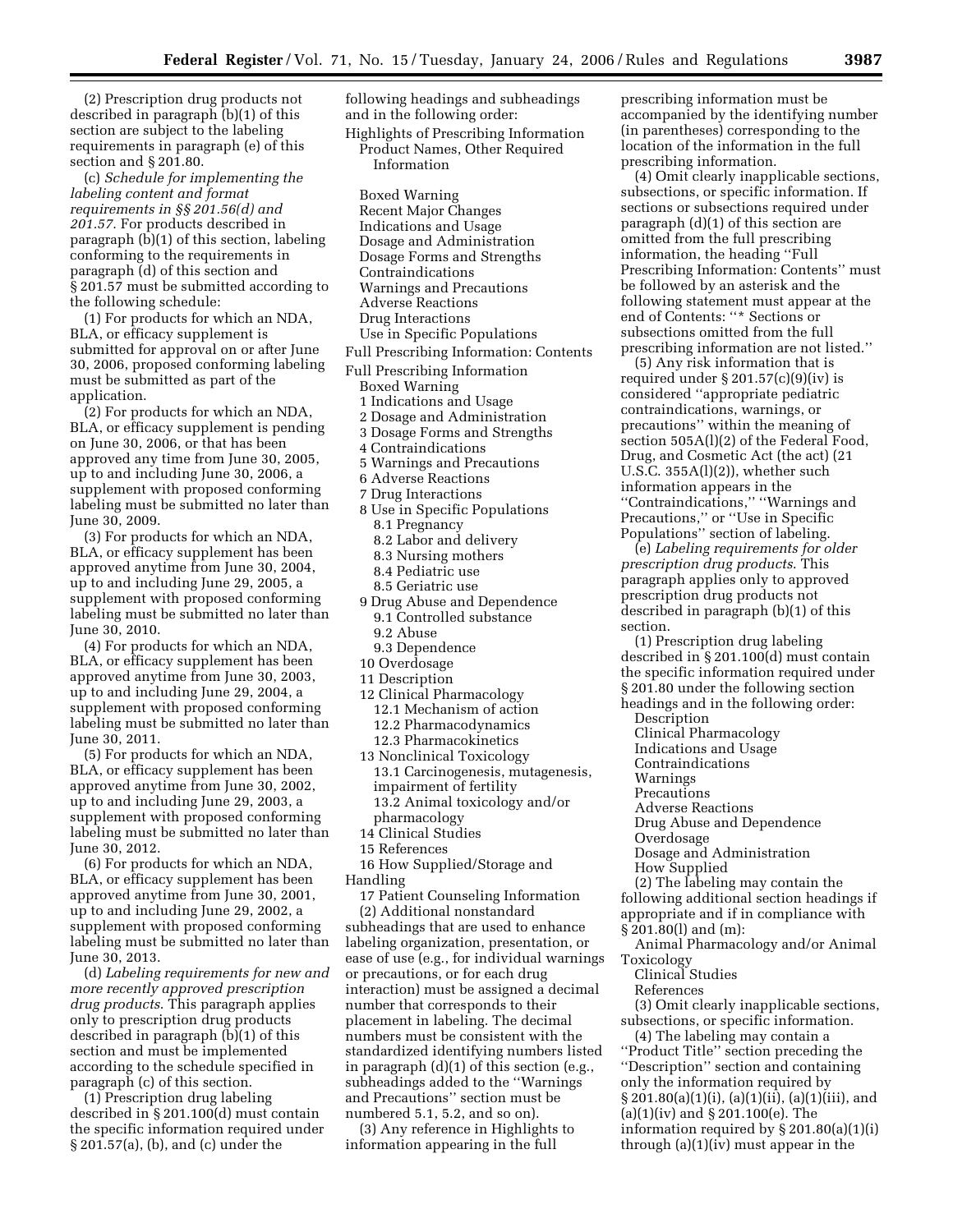(2) Prescription drug products not described in paragraph (b)(1) of this section are subject to the labeling requirements in paragraph (e) of this section and § 201.80.

(c) *Schedule for implementing the labeling content and format requirements in §§ 201.56(d) and 201.57.* For products described in paragraph (b)(1) of this section, labeling conforming to the requirements in paragraph (d) of this section and § 201.57 must be submitted according to the following schedule:

(1) For products for which an NDA, BLA, or efficacy supplement is submitted for approval on or after June 30, 2006, proposed conforming labeling must be submitted as part of the application.

(2) For products for which an NDA, BLA, or efficacy supplement is pending on June 30, 2006, or that has been approved any time from June 30, 2005, up to and including June 30, 2006, a supplement with proposed conforming labeling must be submitted no later than June 30, 2009.

(3) For products for which an NDA, BLA, or efficacy supplement has been approved anytime from June 30, 2004, up to and including June 29, 2005, a supplement with proposed conforming labeling must be submitted no later than June 30, 2010.

(4) For products for which an NDA, BLA, or efficacy supplement has been approved anytime from June 30, 2003, up to and including June 29, 2004, a supplement with proposed conforming labeling must be submitted no later than June 30, 2011.

(5) For products for which an NDA, BLA, or efficacy supplement has been approved anytime from June 30, 2002, up to and including June 29, 2003, a supplement with proposed conforming labeling must be submitted no later than June 30, 2012.

(6) For products for which an NDA, BLA, or efficacy supplement has been approved anytime from June 30, 2001, up to and including June 29, 2002, a supplement with proposed conforming labeling must be submitted no later than June 30, 2013.

(d) *Labeling requirements for new and more recently approved prescription drug products.* This paragraph applies only to prescription drug products described in paragraph (b)(1) of this section and must be implemented according to the schedule specified in paragraph (c) of this section.

(1) Prescription drug labeling described in § 201.100(d) must contain the specific information required under § 201.57(a), (b), and (c) under the following headings and subheadings and in the following order:

Highlights of Prescribing Information
 Product Names, Other Required Information

 Boxed Warning
 Recent Major Changes
 Indications and Usage
 Dosage and Administration
 Dosage Forms and Strengths
 Contraindications
 Warnings and Precautions
 Adverse Reactions
 Drug Interactions
 Use in Specific Populations
Full Prescribing Information: Contents
Full Prescribing Information
 Boxed Warning
 1 Indications and Usage
 2 Dosage and Administration
 3 Dosage Forms and Strengths
 4 Contraindications
 5 Warnings and Precautions
 6 Adverse Reactions
 7 Drug Interactions
 8 Use in Specific Populations
  8.1 Pregnancy
  8.2 Labor and delivery
  8.3 Nursing mothers
  8.4 Pediatric use
  8.5 Geriatric use
 9 Drug Abuse and Dependence
  9.1 Controlled substance
  9.2 Abuse
  9.3 Dependence
 10 Overdosage
 11 Description
 12 Clinical Pharmacology
  12.1 Mechanism of action
  12.2 Pharmacodynamics
  12.3 Pharmacokinetics
 13 Nonclinical Toxicology
  13.1 Carcinogenesis, mutagenesis, impairment of fertility
  13.2 Animal toxicology and/or pharmacology
 14 Clinical Studies
 15 References
 16 How Supplied/Storage and Handling
 17 Patient Counseling Information

(2) Additional nonstandard subheadings that are used to enhance labeling organization, presentation, or ease of use (e.g., for individual warnings or precautions, or for each drug interaction) must be assigned a decimal number that corresponds to their placement in labeling. The decimal numbers must be consistent with the standardized identifying numbers listed in paragraph (d)(1) of this section (e.g., subheadings added to the ''Warnings and Precautions'' section must be numbered 5.1, 5.2, and so on).

(3) Any reference in Highlights to information appearing in the full prescribing information must be accompanied by the identifying number (in parentheses) corresponding to the location of the information in the full prescribing information.

(4) Omit clearly inapplicable sections, subsections, or specific information. If sections or subsections required under paragraph (d)(1) of this section are omitted from the full prescribing information, the heading ''Full Prescribing Information: Contents'' must be followed by an asterisk and the following statement must appear at the end of Contents: ''* Sections or subsections omitted from the full prescribing information are not listed.''

(5) Any risk information that is required under § 201.57(c)(9)(iv) is considered ''appropriate pediatric contraindications, warnings, or precautions'' within the meaning of section 505A(l)(2) of the Federal Food, Drug, and Cosmetic Act (the act) (21 U.S.C. 355A(l)(2)), whether such information appears in the ''Contraindications,'' ''Warnings and Precautions,'' or ''Use in Specific Populations'' section of labeling.

(e) *Labeling requirements for older prescription drug products.* This paragraph applies only to approved prescription drug products not described in paragraph (b)(1) of this section.

(1) Prescription drug labeling described in § 201.100(d) must contain the specific information required under § 201.80 under the following section headings and in the following order:

 Description
 Clinical Pharmacology
 Indications and Usage
 Contraindications
 Warnings
 Precautions
 Adverse Reactions
 Drug Abuse and Dependence
 Overdosage
 Dosage and Administration
 How Supplied

(2) The labeling may contain the following additional section headings if appropriate and if in compliance with § 201.80(l) and (m):

 Animal Pharmacology and/or Animal Toxicology
 Clinical Studies
 References

(3) Omit clearly inapplicable sections, subsections, or specific information.

(4) The labeling may contain a ''Product Title'' section preceding the ''Description'' section and containing only the information required by § 201.80(a)(1)(i), (a)(1)(ii), (a)(1)(iii), and (a)(1)(iv) and § 201.100(e). The information required by § 201.80(a)(1)(i) through (a)(1)(iv) must appear in the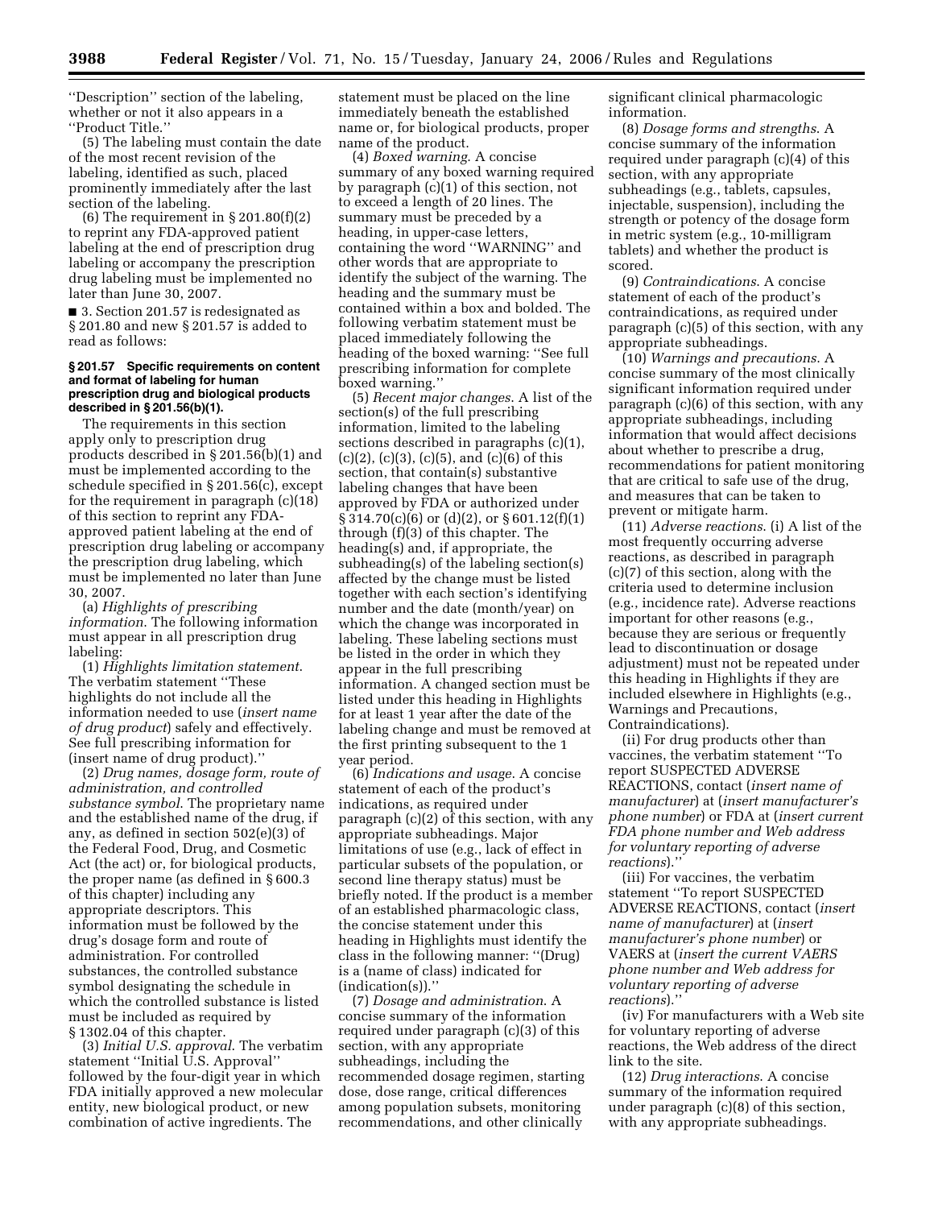''Description'' section of the labeling, whether or not it also appears in a ''Product Title.''

(5) The labeling must contain the date of the most recent revision of the labeling, identified as such, placed prominently immediately after the last section of the labeling.

(6) The requirement in § 201.80(f)(2) to reprint any FDA-approved patient labeling at the end of prescription drug labeling or accompany the prescription drug labeling must be implemented no later than June 30, 2007.

■ 3. Section 201.57 is redesignated as § 201.80 and new § 201.57 is added to read as follows:

**§ 201.57 Specific requirements on content and format of labeling for human prescription drug and biological products described in § 201.56(b)(1).**

The requirements in this section apply only to prescription drug products described in § 201.56(b)(1) and must be implemented according to the schedule specified in § 201.56(c), except for the requirement in paragraph (c)(18) of this section to reprint any FDA-approved patient labeling at the end of prescription drug labeling or accompany the prescription drug labeling, which must be implemented no later than June 30, 2007.

(a) *Highlights of prescribing information*. The following information must appear in all prescription drug labeling:

(1) *Highlights limitation statement.* The verbatim statement ''These highlights do not include all the information needed to use (*insert name of drug product*) safely and effectively. See full prescribing information for (insert name of drug product).''

(2) *Drug names, dosage form, route of administration, and controlled substance symbol.* The proprietary name and the established name of the drug, if any, as defined in section 502(e)(3) of the Federal Food, Drug, and Cosmetic Act (the act) or, for biological products, the proper name (as defined in § 600.3 of this chapter) including any appropriate descriptors. This information must be followed by the drug's dosage form and route of administration. For controlled substances, the controlled substance symbol designating the schedule in which the controlled substance is listed must be included as required by § 1302.04 of this chapter.

(3) *Initial U.S. approval.* The verbatim statement ''Initial U.S. Approval'' followed by the four-digit year in which FDA initially approved a new molecular entity, new biological product, or new combination of active ingredients. The statement must be placed on the line immediately beneath the established name or, for biological products, proper name of the product.

(4) *Boxed warning.* A concise summary of any boxed warning required by paragraph (c)(1) of this section, not to exceed a length of 20 lines. The summary must be preceded by a heading, in upper-case letters, containing the word ''WARNING'' and other words that are appropriate to identify the subject of the warning. The heading and the summary must be contained within a box and bolded. The following verbatim statement must be placed immediately following the heading of the boxed warning: ''See full prescribing information for complete boxed warning.''

(5) *Recent major changes.* A list of the section(s) of the full prescribing information, limited to the labeling sections described in paragraphs (c)(1), (c)(2), (c)(3), (c)(5), and (c)(6) of this section, that contain(s) substantive labeling changes that have been approved by FDA or authorized under § 314.70(c)(6) or (d)(2), or § 601.12(f)(1) through (f)(3) of this chapter. The heading(s) and, if appropriate, the subheading(s) of the labeling section(s) affected by the change must be listed together with each section's identifying number and the date (month/year) on which the change was incorporated in labeling. These labeling sections must be listed in the order in which they appear in the full prescribing information. A changed section must be listed under this heading in Highlights for at least 1 year after the date of the labeling change and must be removed at the first printing subsequent to the 1 year period.

(6) *Indications and usage.* A concise statement of each of the product's indications, as required under paragraph (c)(2) of this section, with any appropriate subheadings. Major limitations of use (e.g., lack of effect in particular subsets of the population, or second line therapy status) must be briefly noted. If the product is a member of an established pharmacologic class, the concise statement under this heading in Highlights must identify the class in the following manner: ''(Drug) is a (name of class) indicated for (indication(s)).''

(7) *Dosage and administration.* A concise summary of the information required under paragraph (c)(3) of this section, with any appropriate subheadings, including the recommended dosage regimen, starting dose, dose range, critical differences among population subsets, monitoring recommendations, and other clinically significant clinical pharmacologic information.

(8) *Dosage forms and strengths.* A concise summary of the information required under paragraph (c)(4) of this section, with any appropriate subheadings (e.g., tablets, capsules, injectable, suspension), including the strength or potency of the dosage form in metric system (e.g., 10-milligram tablets) and whether the product is scored.

(9) *Contraindications.* A concise statement of each of the product's contraindications, as required under paragraph (c)(5) of this section, with any appropriate subheadings.

(10) *Warnings and precautions.* A concise summary of the most clinically significant information required under paragraph (c)(6) of this section, with any appropriate subheadings, including information that would affect decisions about whether to prescribe a drug, recommendations for patient monitoring that are critical to safe use of the drug, and measures that can be taken to prevent or mitigate harm.

(11) *Adverse reactions.* (i) A list of the most frequently occurring adverse reactions, as described in paragraph (c)(7) of this section, along with the criteria used to determine inclusion (e.g., incidence rate). Adverse reactions important for other reasons (e.g., because they are serious or frequently lead to discontinuation or dosage adjustment) must not be repeated under this heading in Highlights if they are included elsewhere in Highlights (e.g., Warnings and Precautions, Contraindications).

(ii) For drug products other than vaccines, the verbatim statement ''To report SUSPECTED ADVERSE REACTIONS, contact (*insert name of manufacturer*) at (*insert manufacturer's phone number*) or FDA at (*insert current FDA phone number and Web address for voluntary reporting of adverse reactions*).''

(iii) For vaccines, the verbatim statement ''To report SUSPECTED ADVERSE REACTIONS, contact (*insert name of manufacturer*) at (*insert manufacturer's phone number*) or VAERS at (*insert the current VAERS phone number and Web address for voluntary reporting of adverse reactions*).''

(iv) For manufacturers with a Web site for voluntary reporting of adverse reactions, the Web address of the direct link to the site.

(12) *Drug interactions.* A concise summary of the information required under paragraph (c)(8) of this section, with any appropriate subheadings.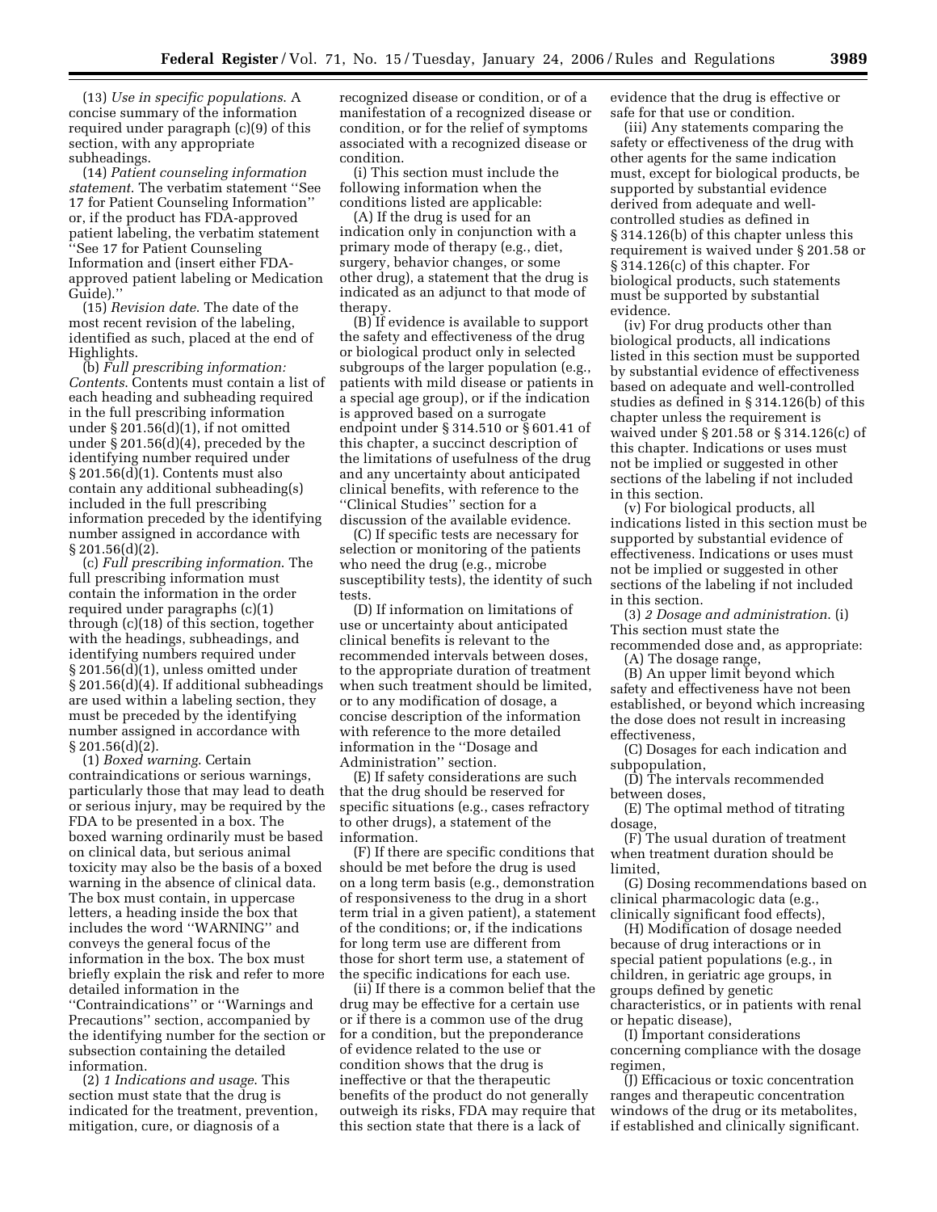(13) *Use in specific populations*. A concise summary of the information required under paragraph (c)(9) of this section, with any appropriate subheadings.

(14) *Patient counseling information statement*. The verbatim statement ''See 17 for Patient Counseling Information'' or, if the product has FDA-approved patient labeling, the verbatim statement ''See 17 for Patient Counseling Information and (insert either FDA-approved patient labeling or Medication Guide).''

(15) *Revision date*. The date of the most recent revision of the labeling, identified as such, placed at the end of Highlights.

(b) *Full prescribing information: Contents*. Contents must contain a list of each heading and subheading required in the full prescribing information under § 201.56(d)(1), if not omitted under § 201.56(d)(4), preceded by the identifying number required under § 201.56(d)(1). Contents must also contain any additional subheading(s) included in the full prescribing information preceded by the identifying number assigned in accordance with § 201.56(d)(2).

(c) *Full prescribing information*. The full prescribing information must contain the information in the order required under paragraphs (c)(1) through (c)(18) of this section, together with the headings, subheadings, and identifying numbers required under § 201.56(d)(1), unless omitted under § 201.56(d)(4). If additional subheadings are used within a labeling section, they must be preceded by the identifying number assigned in accordance with § 201.56(d)(2).

(1) *Boxed warning*. Certain contraindications or serious warnings, particularly those that may lead to death or serious injury, may be required by the FDA to be presented in a box. The boxed warning ordinarily must be based on clinical data, but serious animal toxicity may also be the basis of a boxed warning in the absence of clinical data. The box must contain, in uppercase letters, a heading inside the box that includes the word ''WARNING'' and conveys the general focus of the information in the box. The box must briefly explain the risk and refer to more detailed information in the ''Contraindications'' or ''Warnings and Precautions'' section, accompanied by the identifying number for the section or subsection containing the detailed information.

(2) *1 Indications and usage*. This section must state that the drug is indicated for the treatment, prevention, mitigation, cure, or diagnosis of a recognized disease or condition, or of a manifestation of a recognized disease or condition, or for the relief of symptoms associated with a recognized disease or condition.

(i) This section must include the following information when the conditions listed are applicable:

(A) If the drug is used for an indication only in conjunction with a primary mode of therapy (e.g., diet, surgery, behavior changes, or some other drug), a statement that the drug is indicated as an adjunct to that mode of therapy.

(B) If evidence is available to support the safety and effectiveness of the drug or biological product only in selected subgroups of the larger population (e.g., patients with mild disease or patients in a special age group), or if the indication is approved based on a surrogate endpoint under § 314.510 or § 601.41 of this chapter, a succinct description of the limitations of usefulness of the drug and any uncertainty about anticipated clinical benefits, with reference to the ''Clinical Studies'' section for a discussion of the available evidence.

(C) If specific tests are necessary for selection or monitoring of the patients who need the drug (e.g., microbe susceptibility tests), the identity of such tests.

(D) If information on limitations of use or uncertainty about anticipated clinical benefits is relevant to the recommended intervals between doses, to the appropriate duration of treatment when such treatment should be limited, or to any modification of dosage, a concise description of the information with reference to the more detailed information in the ''Dosage and Administration'' section.

(E) If safety considerations are such that the drug should be reserved for specific situations (e.g., cases refractory to other drugs), a statement of the information.

(F) If there are specific conditions that should be met before the drug is used on a long term basis (e.g., demonstration of responsiveness to the drug in a short term trial in a given patient), a statement of the conditions; or, if the indications for long term use are different from those for short term use, a statement of the specific indications for each use.

(ii) If there is a common belief that the drug may be effective for a certain use or if there is a common use of the drug for a condition, but the preponderance of evidence related to the use or condition shows that the drug is ineffective or that the therapeutic benefits of the product do not generally outweigh its risks, FDA may require that this section state that there is a lack of evidence that the drug is effective or safe for that use or condition.

(iii) Any statements comparing the safety or effectiveness of the drug with other agents for the same indication must, except for biological products, be supported by substantial evidence derived from adequate and well-controlled studies as defined in § 314.126(b) of this chapter unless this requirement is waived under § 201.58 or § 314.126(c) of this chapter. For biological products, such statements must be supported by substantial evidence.

(iv) For drug products other than biological products, all indications listed in this section must be supported by substantial evidence of effectiveness based on adequate and well-controlled studies as defined in § 314.126(b) of this chapter unless the requirement is waived under § 201.58 or § 314.126(c) of this chapter. Indications or uses must not be implied or suggested in other sections of the labeling if not included in this section.

(v) For biological products, all indications listed in this section must be supported by substantial evidence of effectiveness. Indications or uses must not be implied or suggested in other sections of the labeling if not included in this section.

(3) *2 Dosage and administration*. (i) This section must state the recommended dose and, as appropriate:

(A) The dosage range,

(B) An upper limit beyond which safety and effectiveness have not been established, or beyond which increasing the dose does not result in increasing effectiveness,

(C) Dosages for each indication and subpopulation,

(D) The intervals recommended between doses,

(E) The optimal method of titrating dosage,

(F) The usual duration of treatment when treatment duration should be limited,

(G) Dosing recommendations based on clinical pharmacologic data (e.g., clinically significant food effects),

(H) Modification of dosage needed because of drug interactions or in special patient populations (e.g., in children, in geriatric age groups, in groups defined by genetic characteristics, or in patients with renal or hepatic disease),

(I) Important considerations concerning compliance with the dosage regimen,

(J) Efficacious or toxic concentration ranges and therapeutic concentration windows of the drug or its metabolites, if established and clinically significant.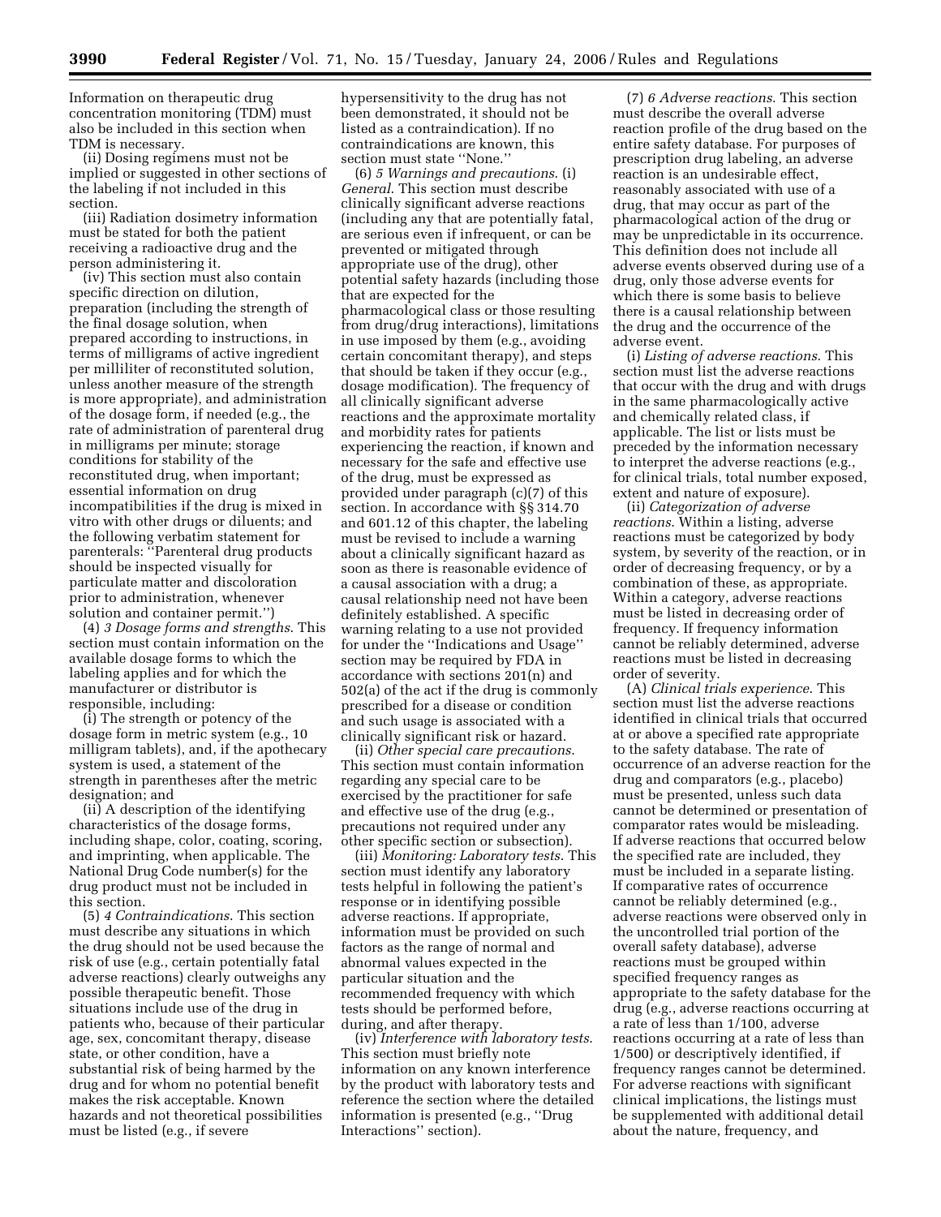Information on therapeutic drug concentration monitoring (TDM) must also be included in this section when TDM is necessary.

(ii) Dosing regimens must not be implied or suggested in other sections of the labeling if not included in this section.

(iii) Radiation dosimetry information must be stated for both the patient receiving a radioactive drug and the person administering it.

(iv) This section must also contain specific direction on dilution, preparation (including the strength of the final dosage solution, when prepared according to instructions, in terms of milligrams of active ingredient per milliliter of reconstituted solution, unless another measure of the strength is more appropriate), and administration of the dosage form, if needed (e.g., the rate of administration of parenteral drug in milligrams per minute; storage conditions for stability of the reconstituted drug, when important; essential information on drug incompatibilities if the drug is mixed in vitro with other drugs or diluents; and the following verbatim statement for parenterals: ''Parenteral drug products should be inspected visually for particulate matter and discoloration prior to administration, whenever solution and container permit.'')

(4) *3 Dosage forms and strengths.* This section must contain information on the available dosage forms to which the labeling applies and for which the manufacturer or distributor is responsible, including:

(i) The strength or potency of the dosage form in metric system (e.g., 10 milligram tablets), and, if the apothecary system is used, a statement of the strength in parentheses after the metric designation; and

(ii) A description of the identifying characteristics of the dosage forms, including shape, color, coating, scoring, and imprinting, when applicable. The National Drug Code number(s) for the drug product must not be included in this section.

(5) *4 Contraindications.* This section must describe any situations in which the drug should not be used because the risk of use (e.g., certain potentially fatal adverse reactions) clearly outweighs any possible therapeutic benefit. Those situations include use of the drug in patients who, because of their particular age, sex, concomitant therapy, disease state, or other condition, have a substantial risk of being harmed by the drug and for whom no potential benefit makes the risk acceptable. Known hazards and not theoretical possibilities must be listed (e.g., if severe hypersensitivity to the drug has not been demonstrated, it should not be listed as a contraindication). If no contraindications are known, this section must state ''None.''

(6) *5 Warnings and precautions.* (i) *General.* This section must describe clinically significant adverse reactions (including any that are potentially fatal, are serious even if infrequent, or can be prevented or mitigated through appropriate use of the drug), other potential safety hazards (including those that are expected for the pharmacological class or those resulting from drug/drug interactions), limitations in use imposed by them (e.g., avoiding certain concomitant therapy), and steps that should be taken if they occur (e.g., dosage modification). The frequency of all clinically significant adverse reactions and the approximate mortality and morbidity rates for patients experiencing the reaction, if known and necessary for the safe and effective use of the drug, must be expressed as provided under paragraph (c)(7) of this section. In accordance with §§ 314.70 and 601.12 of this chapter, the labeling must be revised to include a warning about a clinically significant hazard as soon as there is reasonable evidence of a causal association with a drug; a causal relationship need not have been definitely established. A specific warning relating to a use not provided for under the ''Indications and Usage'' section may be required by FDA in accordance with sections 201(n) and 502(a) of the act if the drug is commonly prescribed for a disease or condition and such usage is associated with a clinically significant risk or hazard.

(ii) *Other special care precautions.* This section must contain information regarding any special care to be exercised by the practitioner for safe and effective use of the drug (e.g., precautions not required under any other specific section or subsection).

(iii) *Monitoring: Laboratory tests.* This section must identify any laboratory tests helpful in following the patient's response or in identifying possible adverse reactions. If appropriate, information must be provided on such factors as the range of normal and abnormal values expected in the particular situation and the recommended frequency with which tests should be performed before, during, and after therapy.

(iv) *Interference with laboratory tests.* This section must briefly note information on any known interference by the product with laboratory tests and reference the section where the detailed information is presented (e.g., ''Drug Interactions'' section).

(7) *6 Adverse reactions.* This section must describe the overall adverse reaction profile of the drug based on the entire safety database. For purposes of prescription drug labeling, an adverse reaction is an undesirable effect, reasonably associated with use of a drug, that may occur as part of the pharmacological action of the drug or may be unpredictable in its occurrence. This definition does not include all adverse events observed during use of a drug, only those adverse events for which there is some basis to believe there is a causal relationship between the drug and the occurrence of the adverse event.

(i) *Listing of adverse reactions.* This section must list the adverse reactions that occur with the drug and with drugs in the same pharmacologically active and chemically related class, if applicable. The list or lists must be preceded by the information necessary to interpret the adverse reactions (e.g., for clinical trials, total number exposed, extent and nature of exposure).

(ii) *Categorization of adverse reactions.* Within a listing, adverse reactions must be categorized by body system, by severity of the reaction, or in order of decreasing frequency, or by a combination of these, as appropriate. Within a category, adverse reactions must be listed in decreasing order of frequency. If frequency information cannot be reliably determined, adverse reactions must be listed in decreasing order of severity.

(A) *Clinical trials experience.* This section must list the adverse reactions identified in clinical trials that occurred at or above a specified rate appropriate to the safety database. The rate of occurrence of an adverse reaction for the drug and comparators (e.g., placebo) must be presented, unless such data cannot be determined or presentation of comparator rates would be misleading. If adverse reactions that occurred below the specified rate are included, they must be included in a separate listing. If comparative rates of occurrence cannot be reliably determined (e.g., adverse reactions were observed only in the uncontrolled trial portion of the overall safety database), adverse reactions must be grouped within specified frequency ranges as appropriate to the safety database for the drug (e.g., adverse reactions occurring at a rate of less than 1/100, adverse reactions occurring at a rate of less than 1/500) or descriptively identified, if frequency ranges cannot be determined. For adverse reactions with significant clinical implications, the listings must be supplemented with additional detail about the nature, frequency, and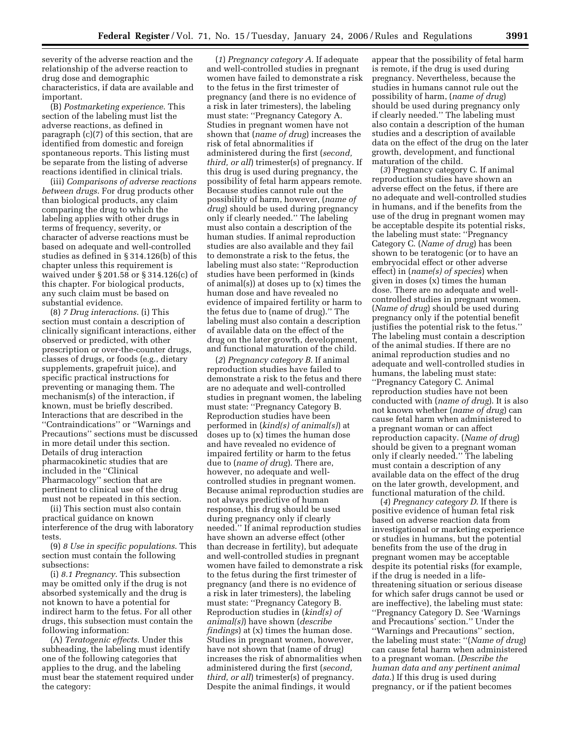severity of the adverse reaction and the relationship of the adverse reaction to drug dose and demographic characteristics, if data are available and important.

(B) *Postmarketing experience*. This section of the labeling must list the adverse reactions, as defined in paragraph (c)(7) of this section, that are identified from domestic and foreign spontaneous reports. This listing must be separate from the listing of adverse reactions identified in clinical trials.

(iii) *Comparisons of adverse reactions between drugs*. For drug products other than biological products, any claim comparing the drug to which the labeling applies with other drugs in terms of frequency, severity, or character of adverse reactions must be based on adequate and well-controlled studies as defined in § 314.126(b) of this chapter unless this requirement is waived under § 201.58 or § 314.126(c) of this chapter. For biological products, any such claim must be based on substantial evidence.

(8) *7 Drug interactions*. (i) This section must contain a description of clinically significant interactions, either observed or predicted, with other prescription or over-the-counter drugs, classes of drugs, or foods (e.g., dietary supplements, grapefruit juice), and specific practical instructions for preventing or managing them. The mechanism(s) of the interaction, if known, must be briefly described. Interactions that are described in the ''Contraindications'' or ''Warnings and Precautions'' sections must be discussed in more detail under this section. Details of drug interaction pharmacokinetic studies that are included in the ''Clinical Pharmacology'' section that are pertinent to clinical use of the drug must not be repeated in this section.

(ii) This section must also contain practical guidance on known interference of the drug with laboratory tests.

(9) *8 Use in specific populations*. This section must contain the following subsections:

(i) *8.1 Pregnancy*. This subsection may be omitted only if the drug is not absorbed systemically and the drug is not known to have a potential for indirect harm to the fetus. For all other drugs, this subsection must contain the following information:

(A) *Teratogenic effects*. Under this subheading, the labeling must identify one of the following categories that applies to the drug, and the labeling must bear the statement required under the category:

(*1*) *Pregnancy category A*. If adequate and well-controlled studies in pregnant women have failed to demonstrate a risk to the fetus in the first trimester of pregnancy (and there is no evidence of a risk in later trimesters), the labeling must state: ''Pregnancy Category A. Studies in pregnant women have not shown that (*name of drug*) increases the risk of fetal abnormalities if administered during the first (*second, third, or all*) trimester(s) of pregnancy. If this drug is used during pregnancy, the possibility of fetal harm appears remote. Because studies cannot rule out the possibility of harm, however, (*name of drug*) should be used during pregnancy only if clearly needed.'' The labeling must also contain a description of the human studies. If animal reproduction studies are also available and they fail to demonstrate a risk to the fetus, the labeling must also state: ''Reproduction studies have been performed in (kinds of animal(s)) at doses up to (x) times the human dose and have revealed no evidence of impaired fertility or harm to the fetus due to (name of drug).'' The labeling must also contain a description of available data on the effect of the drug on the later growth, development, and functional maturation of the child.

(*2*) *Pregnancy category B*. If animal reproduction studies have failed to demonstrate a risk to the fetus and there are no adequate and well-controlled studies in pregnant women, the labeling must state: ''Pregnancy Category B. Reproduction studies have been performed in (*kind(s) of animal(s)*) at doses up to (x) times the human dose and have revealed no evidence of impaired fertility or harm to the fetus due to (*name of drug*). There are, however, no adequate and well-controlled studies in pregnant women. Because animal reproduction studies are not always predictive of human response, this drug should be used during pregnancy only if clearly needed.'' If animal reproduction studies have shown an adverse effect (other than decrease in fertility), but adequate and well-controlled studies in pregnant women have failed to demonstrate a risk to the fetus during the first trimester of pregnancy (and there is no evidence of a risk in later trimesters), the labeling must state: ''Pregnancy Category B. Reproduction studies in (*kind(s) of animal(s)*) have shown (*describe findings*) at (x) times the human dose. Studies in pregnant women, however, have not shown that (name of drug) increases the risk of abnormalities when administered during the first (*second, third, or all*) trimester(s) of pregnancy. Despite the animal findings, it would appear that the possibility of fetal harm is remote, if the drug is used during pregnancy. Nevertheless, because the studies in humans cannot rule out the possibility of harm, (*name of drug*) should be used during pregnancy only if clearly needed.'' The labeling must also contain a description of the human studies and a description of available data on the effect of the drug on the later growth, development, and functional maturation of the child.

(*3*) Pregnancy category C. If animal reproduction studies have shown an adverse effect on the fetus, if there are no adequate and well-controlled studies in humans, and if the benefits from the use of the drug in pregnant women may be acceptable despite its potential risks, the labeling must state: ''Pregnancy Category C. (*Name of drug*) has been shown to be teratogenic (or to have an embryocidal effect or other adverse effect) in (*name(s) of species*) when given in doses (x) times the human dose. There are no adequate and well-controlled studies in pregnant women. (*Name of drug*) should be used during pregnancy only if the potential benefit justifies the potential risk to the fetus.'' The labeling must contain a description of the animal studies. If there are no animal reproduction studies and no adequate and well-controlled studies in humans, the labeling must state: ''Pregnancy Category C. Animal reproduction studies have not been conducted with (*name of drug*). It is also not known whether (*name of drug*) can cause fetal harm when administered to a pregnant woman or can affect reproduction capacity. (*Name of drug*) should be given to a pregnant woman only if clearly needed.'' The labeling must contain a description of any available data on the effect of the drug on the later growth, development, and functional maturation of the child.

(*4*) *Pregnancy category D*. If there is positive evidence of human fetal risk based on adverse reaction data from investigational or marketing experience or studies in humans, but the potential benefits from the use of the drug in pregnant women may be acceptable despite its potential risks (for example, if the drug is needed in a life-threatening situation or serious disease for which safer drugs cannot be used or are ineffective), the labeling must state: ''Pregnancy Category D. See 'Warnings and Precautions' section.'' Under the ''Warnings and Precautions'' section, the labeling must state: ''(*Name of drug*) can cause fetal harm when administered to a pregnant woman. (*Describe the human data and any pertinent animal data.*) If this drug is used during pregnancy, or if the patient becomes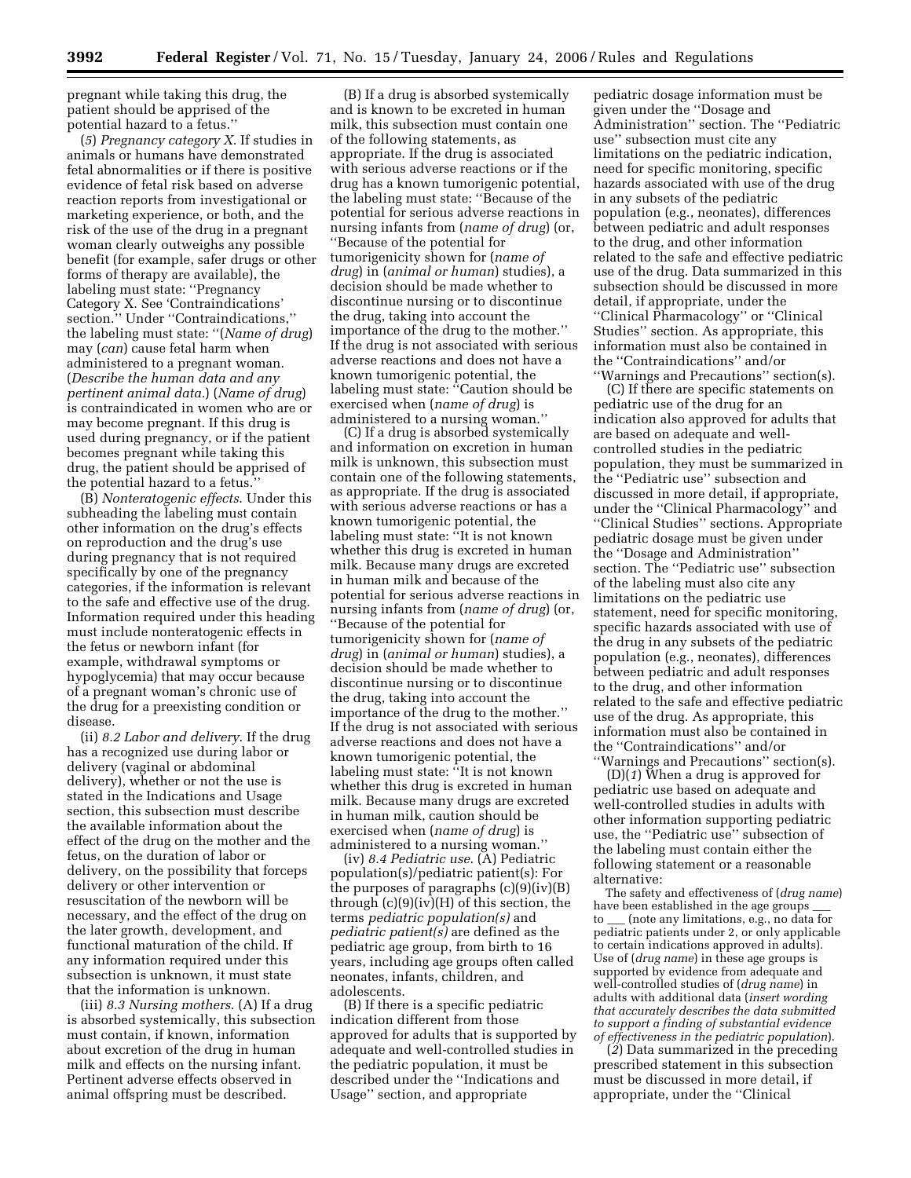pregnant while taking this drug, the patient should be apprised of the potential hazard to a fetus.''

(*5*) *Pregnancy category X*. If studies in animals or humans have demonstrated fetal abnormalities or if there is positive evidence of fetal risk based on adverse reaction reports from investigational or marketing experience, or both, and the risk of the use of the drug in a pregnant woman clearly outweighs any possible benefit (for example, safer drugs or other forms of therapy are available), the labeling must state: ''Pregnancy Category X. See 'Contraindications' section.'' Under ''Contraindications,'' the labeling must state: ''(*Name of drug*) may (*can*) cause fetal harm when administered to a pregnant woman. (*Describe the human data and any pertinent animal data*.) (*Name of drug*) is contraindicated in women who are or may become pregnant. If this drug is used during pregnancy, or if the patient becomes pregnant while taking this drug, the patient should be apprised of the potential hazard to a fetus.''

(B) *Nonteratogenic effects*. Under this subheading the labeling must contain other information on the drug's effects on reproduction and the drug's use during pregnancy that is not required specifically by one of the pregnancy categories, if the information is relevant to the safe and effective use of the drug. Information required under this heading must include nonteratogenic effects in the fetus or newborn infant (for example, withdrawal symptoms or hypoglycemia) that may occur because of a pregnant woman's chronic use of the drug for a preexisting condition or disease.

(ii) *8.2 Labor and delivery*. If the drug has a recognized use during labor or delivery (vaginal or abdominal delivery), whether or not the use is stated in the Indications and Usage section, this subsection must describe the available information about the effect of the drug on the mother and the fetus, on the duration of labor or delivery, on the possibility that forceps delivery or other intervention or resuscitation of the newborn will be necessary, and the effect of the drug on the later growth, development, and functional maturation of the child. If any information required under this subsection is unknown, it must state that the information is unknown.

(iii) *8.3 Nursing mothers*. (A) If a drug is absorbed systemically, this subsection must contain, if known, information about excretion of the drug in human milk and effects on the nursing infant. Pertinent adverse effects observed in animal offspring must be described.

(B) If a drug is absorbed systemically and is known to be excreted in human milk, this subsection must contain one of the following statements, as appropriate. If the drug is associated with serious adverse reactions or if the drug has a known tumorigenic potential, the labeling must state: ''Because of the potential for serious adverse reactions in nursing infants from (*name of drug*) (or, ''Because of the potential for tumorigenicity shown for (*name of drug*) in (*animal or human*) studies), a decision should be made whether to discontinue nursing or to discontinue the drug, taking into account the importance of the drug to the mother.'' If the drug is not associated with serious adverse reactions and does not have a known tumorigenic potential, the labeling must state: ''Caution should be exercised when (*name of drug*) is administered to a nursing woman.''

(C) If a drug is absorbed systemically and information on excretion in human milk is unknown, this subsection must contain one of the following statements, as appropriate. If the drug is associated with serious adverse reactions or has a known tumorigenic potential, the labeling must state: ''It is not known whether this drug is excreted in human milk. Because many drugs are excreted in human milk and because of the potential for serious adverse reactions in nursing infants from (*name of drug*) (or, ''Because of the potential for tumorigenicity shown for (*name of drug*) in (*animal or human*) studies), a decision should be made whether to discontinue nursing or to discontinue the drug, taking into account the importance of the drug to the mother.'' If the drug is not associated with serious adverse reactions and does not have a known tumorigenic potential, the labeling must state: ''It is not known whether this drug is excreted in human milk. Because many drugs are excreted in human milk, caution should be exercised when (*name of drug*) is administered to a nursing woman.''

(iv) *8.4 Pediatric use*. (A) Pediatric population(s)/pediatric patient(s): For the purposes of paragraphs (c)(9)(iv)(B) through (c)(9)(iv)(H) of this section, the terms *pediatric population(s)* and *pediatric patient(s)* are defined as the pediatric age group, from birth to 16 years, including age groups often called neonates, infants, children, and adolescents.

(B) If there is a specific pediatric indication different from those approved for adults that is supported by adequate and well-controlled studies in the pediatric population, it must be described under the ''Indications and Usage'' section, and appropriate pediatric dosage information must be given under the ''Dosage and Administration'' section. The ''Pediatric use'' subsection must cite any limitations on the pediatric indication, need for specific monitoring, specific hazards associated with use of the drug in any subsets of the pediatric population (e.g., neonates), differences between pediatric and adult responses to the drug, and other information related to the safe and effective pediatric use of the drug. Data summarized in this subsection should be discussed in more detail, if appropriate, under the ''Clinical Pharmacology'' or ''Clinical Studies'' section. As appropriate, this information must also be contained in the ''Contraindications'' and/or ''Warnings and Precautions'' section(s).

(C) If there are specific statements on pediatric use of the drug for an indication also approved for adults that are based on adequate and well-controlled studies in the pediatric population, they must be summarized in the ''Pediatric use'' subsection and discussed in more detail, if appropriate, under the ''Clinical Pharmacology'' and ''Clinical Studies'' sections. Appropriate pediatric dosage must be given under the ''Dosage and Administration'' section. The ''Pediatric use'' subsection of the labeling must also cite any limitations on the pediatric use statement, need for specific monitoring, specific hazards associated with use of the drug in any subsets of the pediatric population (e.g., neonates), differences between pediatric and adult responses to the drug, and other information related to the safe and effective pediatric use of the drug. As appropriate, this information must also be contained in the ''Contraindications'' and/or ''Warnings and Precautions'' section(s).

(D)(*1*) When a drug is approved for pediatric use based on adequate and well-controlled studies in adults with other information supporting pediatric use, the ''Pediatric use'' subsection of the labeling must contain either the following statement or a reasonable alternative:

The safety and effectiveness of (*drug name*) have been established in the age groups ___ to ___ (note any limitations, e.g., no data for pediatric patients under 2, or only applicable to certain indications approved in adults). Use of (*drug name*) in these age groups is supported by evidence from adequate and well-controlled studies of (*drug name*) in adults with additional data (*insert wording that accurately describes the data submitted to support a finding of substantial evidence of effectiveness in the pediatric population*).

(*2*) Data summarized in the preceding prescribed statement in this subsection must be discussed in more detail, if appropriate, under the ''Clinical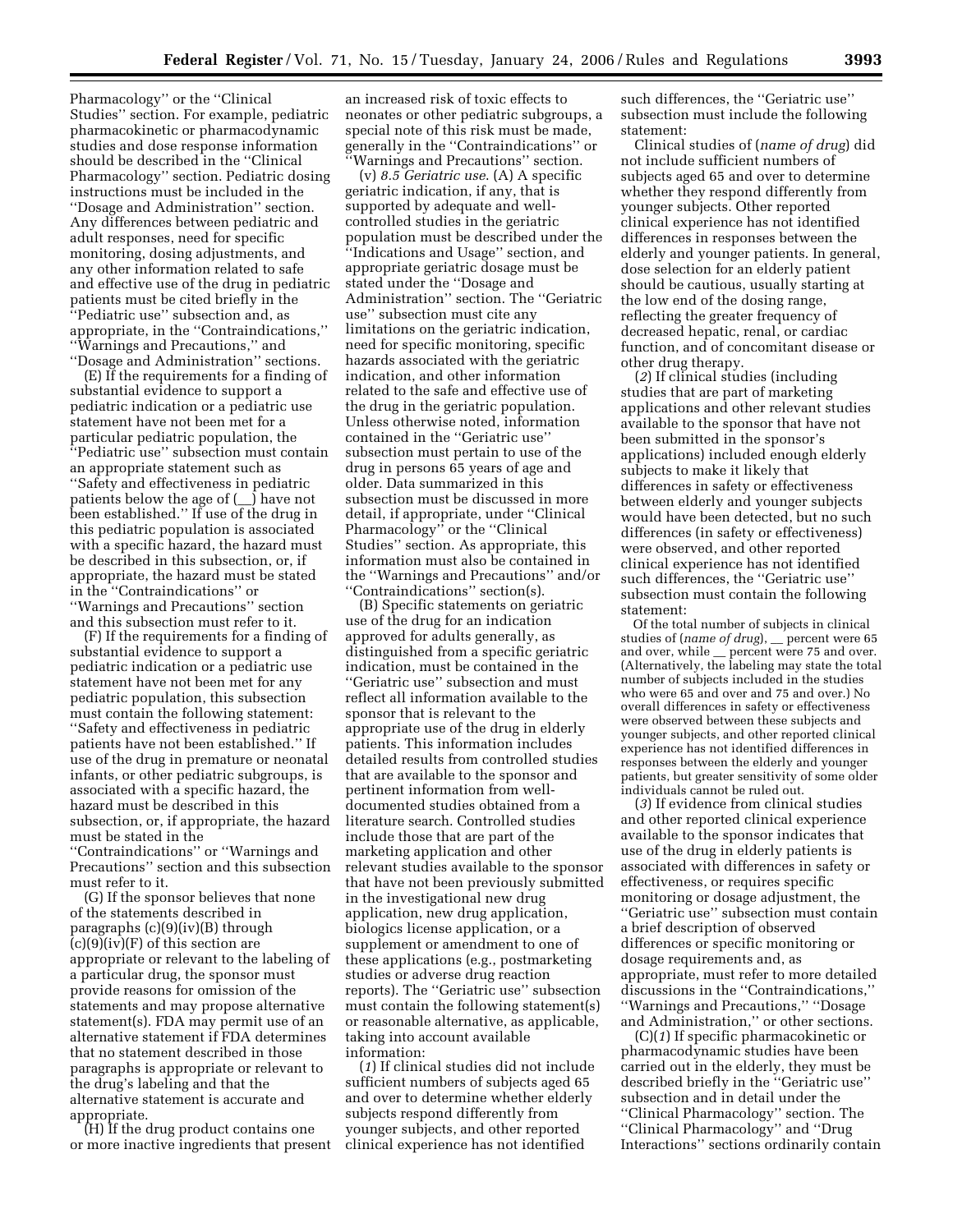Pharmacology'' or the ''Clinical Studies'' section. For example, pediatric pharmacokinetic or pharmacodynamic studies and dose response information should be described in the ''Clinical Pharmacology'' section. Pediatric dosing instructions must be included in the ''Dosage and Administration'' section. Any differences between pediatric and adult responses, need for specific monitoring, dosing adjustments, and any other information related to safe and effective use of the drug in pediatric patients must be cited briefly in the ''Pediatric use'' subsection and, as appropriate, in the ''Contraindications,'' ''Warnings and Precautions,'' and ''Dosage and Administration'' sections.

(E) If the requirements for a finding of substantial evidence to support a pediatric indication or a pediatric use statement have not been met for a particular pediatric population, the ''Pediatric use'' subsection must contain an appropriate statement such as ''Safety and effectiveness in pediatric patients below the age of (__) have not been established.'' If use of the drug in this pediatric population is associated with a specific hazard, the hazard must be described in this subsection, or, if appropriate, the hazard must be stated in the ''Contraindications'' or ''Warnings and Precautions'' section and this subsection must refer to it.

(F) If the requirements for a finding of substantial evidence to support a pediatric indication or a pediatric use statement have not been met for any pediatric population, this subsection must contain the following statement: ''Safety and effectiveness in pediatric patients have not been established.'' If use of the drug in premature or neonatal infants, or other pediatric subgroups, is associated with a specific hazard, the hazard must be described in this subsection, or, if appropriate, the hazard must be stated in the ''Contraindications'' or ''Warnings and Precautions'' section and this subsection must refer to it.

(G) If the sponsor believes that none of the statements described in paragraphs (c)(9)(iv)(B) through (c)(9)(iv)(F) of this section are appropriate or relevant to the labeling of a particular drug, the sponsor must provide reasons for omission of the statements and may propose alternative statement(s). FDA may permit use of an alternative statement if FDA determines that no statement described in those paragraphs is appropriate or relevant to the drug's labeling and that the alternative statement is accurate and appropriate.

(H) If the drug product contains one or more inactive ingredients that present an increased risk of toxic effects to neonates or other pediatric subgroups, a special note of this risk must be made, generally in the ''Contraindications'' or ''Warnings and Precautions'' section.

(v) *8.5 Geriatric use*. (A) A specific geriatric indication, if any, that is supported by adequate and well-controlled studies in the geriatric population must be described under the ''Indications and Usage'' section, and appropriate geriatric dosage must be stated under the ''Dosage and Administration'' section. The ''Geriatric use'' subsection must cite any limitations on the geriatric indication, need for specific monitoring, specific hazards associated with the geriatric indication, and other information related to the safe and effective use of the drug in the geriatric population. Unless otherwise noted, information contained in the ''Geriatric use'' subsection must pertain to use of the drug in persons 65 years of age and older. Data summarized in this subsection must be discussed in more detail, if appropriate, under ''Clinical Pharmacology'' or the ''Clinical Studies'' section. As appropriate, this information must also be contained in the ''Warnings and Precautions'' and/or ''Contraindications'' section(s).

(B) Specific statements on geriatric use of the drug for an indication approved for adults generally, as distinguished from a specific geriatric indication, must be contained in the ''Geriatric use'' subsection and must reflect all information available to the sponsor that is relevant to the appropriate use of the drug in elderly patients. This information includes detailed results from controlled studies that are available to the sponsor and pertinent information from well-documented studies obtained from a literature search. Controlled studies include those that are part of the marketing application and other relevant studies available to the sponsor that have not been previously submitted in the investigational new drug application, new drug application, biologics license application, or a supplement or amendment to one of these applications (e.g., postmarketing studies or adverse drug reaction reports). The ''Geriatric use'' subsection must contain the following statement(s) or reasonable alternative, as applicable, taking into account available information:

(*1*) If clinical studies did not include sufficient numbers of subjects aged 65 and over to determine whether elderly subjects respond differently from younger subjects, and other reported clinical experience has not identified such differences, the ''Geriatric use'' subsection must include the following statement:

Clinical studies of (*name of drug*) did not include sufficient numbers of subjects aged 65 and over to determine whether they respond differently from younger subjects. Other reported clinical experience has not identified differences in responses between the elderly and younger patients. In general, dose selection for an elderly patient should be cautious, usually starting at the low end of the dosing range, reflecting the greater frequency of decreased hepatic, renal, or cardiac function, and of concomitant disease or other drug therapy.

(*2*) If clinical studies (including studies that are part of marketing applications and other relevant studies available to the sponsor that have not been submitted in the sponsor's applications) included enough elderly subjects to make it likely that differences in safety or effectiveness between elderly and younger subjects would have been detected, but no such differences (in safety or effectiveness) were observed, and other reported clinical experience has not identified such differences, the ''Geriatric use'' subsection must contain the following statement:

Of the total number of subjects in clinical studies of (*name of drug*), __ percent were 65 and over, while __ percent were 75 and over. (Alternatively, the labeling may state the total number of subjects included in the studies who were 65 and over and 75 and over.) No overall differences in safety or effectiveness were observed between these subjects and younger subjects, and other reported clinical experience has not identified differences in responses between the elderly and younger patients, but greater sensitivity of some older individuals cannot be ruled out.

(*3*) If evidence from clinical studies and other reported clinical experience available to the sponsor indicates that use of the drug in elderly patients is associated with differences in safety or effectiveness, or requires specific monitoring or dosage adjustment, the ''Geriatric use'' subsection must contain a brief description of observed differences or specific monitoring or dosage requirements and, as appropriate, must refer to more detailed discussions in the ''Contraindications,'' ''Warnings and Precautions,'' ''Dosage and Administration,'' or other sections.

(C)(*1*) If specific pharmacokinetic or pharmacodynamic studies have been carried out in the elderly, they must be described briefly in the ''Geriatric use'' subsection and in detail under the ''Clinical Pharmacology'' section. The ''Clinical Pharmacology'' and ''Drug Interactions'' sections ordinarily contain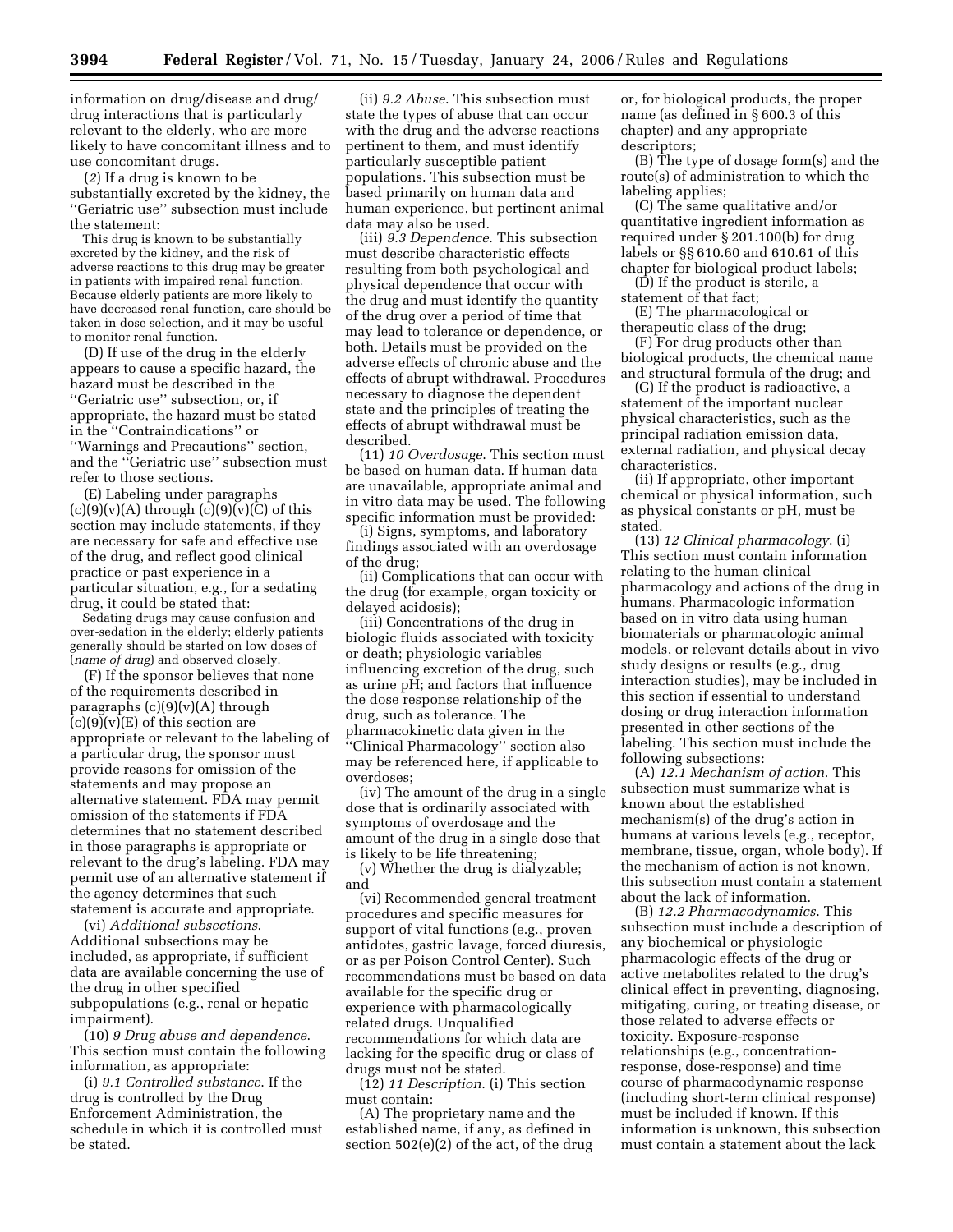information on drug/disease and drug/drug interactions that is particularly relevant to the elderly, who are more likely to have concomitant illness and to use concomitant drugs.

(*2*) If a drug is known to be substantially excreted by the kidney, the ''Geriatric use'' subsection must include the statement:

This drug is known to be substantially excreted by the kidney, and the risk of adverse reactions to this drug may be greater in patients with impaired renal function. Because elderly patients are more likely to have decreased renal function, care should be taken in dose selection, and it may be useful to monitor renal function.

(D) If use of the drug in the elderly appears to cause a specific hazard, the hazard must be described in the ''Geriatric use'' subsection, or, if appropriate, the hazard must be stated in the ''Contraindications'' or ''Warnings and Precautions'' section, and the ''Geriatric use'' subsection must refer to those sections.

(E) Labeling under paragraphs (c)(9)(v)(A) through (c)(9)(v)(C) of this section may include statements, if they are necessary for safe and effective use of the drug, and reflect good clinical practice or past experience in a particular situation, e.g., for a sedating drug, it could be stated that:

Sedating drugs may cause confusion and over-sedation in the elderly; elderly patients generally should be started on low doses of (*name of drug*) and observed closely.

(F) If the sponsor believes that none of the requirements described in paragraphs (c)(9)(v)(A) through (c)(9)(v)(E) of this section are appropriate or relevant to the labeling of a particular drug, the sponsor must provide reasons for omission of the statements and may propose an alternative statement. FDA may permit omission of the statements if FDA determines that no statement described in those paragraphs is appropriate or relevant to the drug's labeling. FDA may permit use of an alternative statement if the agency determines that such statement is accurate and appropriate.

(vi) *Additional subsections*. Additional subsections may be included, as appropriate, if sufficient data are available concerning the use of the drug in other specified subpopulations (e.g., renal or hepatic impairment).

(10) *9 Drug abuse and dependence*. This section must contain the following information, as appropriate:

(i) *9.1 Controlled substance*. If the drug is controlled by the Drug Enforcement Administration, the schedule in which it is controlled must be stated.

(ii) *9.2 Abuse*. This subsection must state the types of abuse that can occur with the drug and the adverse reactions pertinent to them, and must identify particularly susceptible patient populations. This subsection must be based primarily on human data and human experience, but pertinent animal data may also be used.

(iii) *9.3 Dependence*. This subsection must describe characteristic effects resulting from both psychological and physical dependence that occur with the drug and must identify the quantity of the drug over a period of time that may lead to tolerance or dependence, or both. Details must be provided on the adverse effects of chronic abuse and the effects of abrupt withdrawal. Procedures necessary to diagnose the dependent state and the principles of treating the effects of abrupt withdrawal must be described.

(11) *10 Overdosage*. This section must be based on human data. If human data are unavailable, appropriate animal and in vitro data may be used. The following specific information must be provided:

(i) Signs, symptoms, and laboratory findings associated with an overdosage of the drug;

(ii) Complications that can occur with the drug (for example, organ toxicity or delayed acidosis);

(iii) Concentrations of the drug in biologic fluids associated with toxicity or death; physiologic variables influencing excretion of the drug, such as urine pH; and factors that influence the dose response relationship of the drug, such as tolerance. The pharmacokinetic data given in the ''Clinical Pharmacology'' section also may be referenced here, if applicable to overdoses;

(iv) The amount of the drug in a single dose that is ordinarily associated with symptoms of overdosage and the amount of the drug in a single dose that is likely to be life threatening;

(v) Whether the drug is dialyzable; and

(vi) Recommended general treatment procedures and specific measures for support of vital functions (e.g., proven antidotes, gastric lavage, forced diuresis, or as per Poison Control Center). Such recommendations must be based on data available for the specific drug or experience with pharmacologically related drugs. Unqualified recommendations for which data are lacking for the specific drug or class of drugs must not be stated.

(12) *11 Description*. (i) This section must contain:

(A) The proprietary name and the established name, if any, as defined in section 502(e)(2) of the act, of the drug or, for biological products, the proper name (as defined in § 600.3 of this chapter) and any appropriate descriptors;

(B) The type of dosage form(s) and the route(s) of administration to which the labeling applies;

(C) The same qualitative and/or quantitative ingredient information as required under § 201.100(b) for drug labels or §§ 610.60 and 610.61 of this chapter for biological product labels;

(D) If the product is sterile, a statement of that fact;

(E) The pharmacological or therapeutic class of the drug;

(F) For drug products other than biological products, the chemical name and structural formula of the drug; and

(G) If the product is radioactive, a statement of the important nuclear physical characteristics, such as the principal radiation emission data, external radiation, and physical decay characteristics.

(ii) If appropriate, other important chemical or physical information, such as physical constants or pH, must be stated.

(13) *12 Clinical pharmacology*. (i) This section must contain information relating to the human clinical pharmacology and actions of the drug in humans. Pharmacologic information based on in vitro data using human biomaterials or pharmacologic animal models, or relevant details about in vivo study designs or results (e.g., drug interaction studies), may be included in this section if essential to understand dosing or drug interaction information presented in other sections of the labeling. This section must include the following subsections:

(A) *12.1 Mechanism of action*. This subsection must summarize what is known about the established mechanism(s) of the drug's action in humans at various levels (e.g., receptor, membrane, tissue, organ, whole body). If the mechanism of action is not known, this subsection must contain a statement about the lack of information.

(B) *12.2 Pharmacodynamics*. This subsection must include a description of any biochemical or physiologic pharmacologic effects of the drug or active metabolites related to the drug's clinical effect in preventing, diagnosing, mitigating, curing, or treating disease, or those related to adverse effects or toxicity. Exposure-response relationships (e.g., concentration-response, dose-response) and time course of pharmacodynamic response (including short-term clinical response) must be included if known. If this information is unknown, this subsection must contain a statement about the lack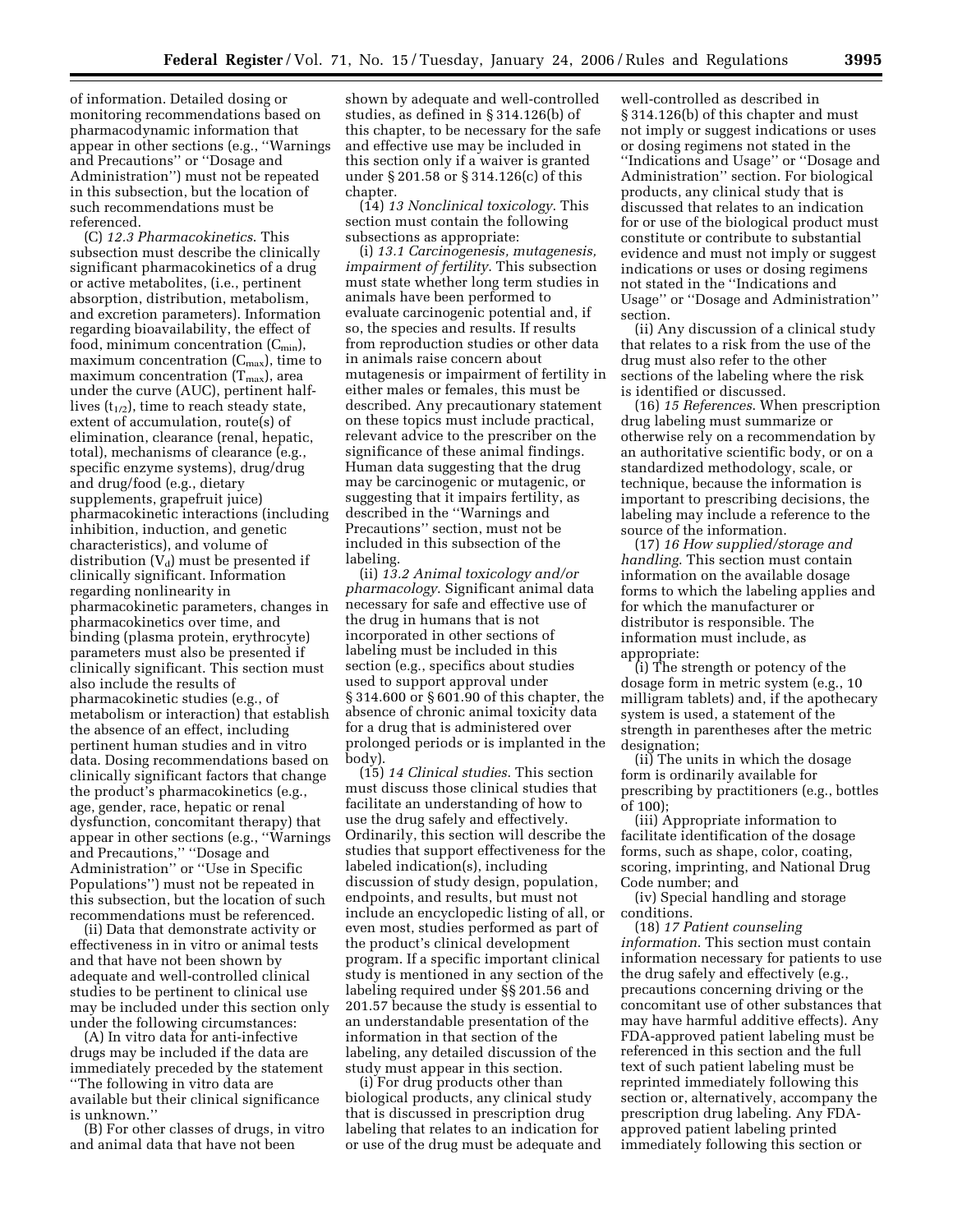of information. Detailed dosing or monitoring recommendations based on pharmacodynamic information that appear in other sections (e.g., ''Warnings and Precautions'' or ''Dosage and Administration'') must not be repeated in this subsection, but the location of such recommendations must be referenced.

(C) *12.3 Pharmacokinetics*. This subsection must describe the clinically significant pharmacokinetics of a drug or active metabolites, (i.e., pertinent absorption, distribution, metabolism, and excretion parameters). Information regarding bioavailability, the effect of food, minimum concentration ($C_{min}$), maximum concentration ($C_{max}$), time to maximum concentration ($T_{max}$), area under the curve (AUC), pertinent half-lives ($t_{1/2}$), time to reach steady state, extent of accumulation, route(s) of elimination, clearance (renal, hepatic, total), mechanisms of clearance (e.g., specific enzyme systems), drug/drug and drug/food (e.g., dietary supplements, grapefruit juice) pharmacokinetic interactions (including inhibition, induction, and genetic characteristics), and volume of distribution ($V_d$) must be presented if clinically significant. Information regarding nonlinearity in pharmacokinetic parameters, changes in pharmacokinetics over time, and binding (plasma protein, erythrocyte) parameters must also be presented if clinically significant. This section must also include the results of pharmacokinetic studies (e.g., of metabolism or interaction) that establish the absence of an effect, including pertinent human studies and in vitro data. Dosing recommendations based on clinically significant factors that change the product's pharmacokinetics (e.g., age, gender, race, hepatic or renal dysfunction, concomitant therapy) that appear in other sections (e.g., ''Warnings and Precautions,'' ''Dosage and Administration'' or ''Use in Specific Populations'') must not be repeated in this subsection, but the location of such recommendations must be referenced.

(ii) Data that demonstrate activity or effectiveness in in vitro or animal tests and that have not been shown by adequate and well-controlled clinical studies to be pertinent to clinical use may be included under this section only under the following circumstances:

(A) In vitro data for anti-infective drugs may be included if the data are immediately preceded by the statement ''The following in vitro data are available but their clinical significance is unknown.''

(B) For other classes of drugs, in vitro and animal data that have not been shown by adequate and well-controlled studies, as defined in § 314.126(b) of this chapter, to be necessary for the safe and effective use may be included in this section only if a waiver is granted under § 201.58 or § 314.126(c) of this chapter.

(14) *13 Nonclinical toxicology*. This section must contain the following subsections as appropriate:

(i) *13.1 Carcinogenesis, mutagenesis, impairment of fertility*. This subsection must state whether long term studies in animals have been performed to evaluate carcinogenic potential and, if so, the species and results. If results from reproduction studies or other data in animals raise concern about mutagenesis or impairment of fertility in either males or females, this must be described. Any precautionary statement on these topics must include practical, relevant advice to the prescriber on the significance of these animal findings. Human data suggesting that the drug may be carcinogenic or mutagenic, or suggesting that it impairs fertility, as described in the ''Warnings and Precautions'' section, must not be included in this subsection of the labeling.

(ii) *13.2 Animal toxicology and/or pharmacology*. Significant animal data necessary for safe and effective use of the drug in humans that is not incorporated in other sections of labeling must be included in this section (e.g., specifics about studies used to support approval under § 314.600 or § 601.90 of this chapter, the absence of chronic animal toxicity data for a drug that is administered over prolonged periods or is implanted in the body).

(15) *14 Clinical studies*. This section must discuss those clinical studies that facilitate an understanding of how to use the drug safely and effectively. Ordinarily, this section will describe the studies that support effectiveness for the labeled indication(s), including discussion of study design, population, endpoints, and results, but must not include an encyclopedic listing of all, or even most, studies performed as part of the product's clinical development program. If a specific important clinical study is mentioned in any section of the labeling required under §§ 201.56 and 201.57 because the study is essential to an understandable presentation of the information in that section of the labeling, any detailed discussion of the study must appear in this section.

(i) For drug products other than biological products, any clinical study that is discussed in prescription drug labeling that relates to an indication for or use of the drug must be adequate and well-controlled as described in § 314.126(b) of this chapter and must not imply or suggest indications or uses or dosing regimens not stated in the ''Indications and Usage'' or ''Dosage and Administration'' section. For biological products, any clinical study that is discussed that relates to an indication for or use of the biological product must constitute or contribute to substantial evidence and must not imply or suggest indications or uses or dosing regimens not stated in the ''Indications and Usage'' or ''Dosage and Administration'' section.

(ii) Any discussion of a clinical study that relates to a risk from the use of the drug must also refer to the other sections of the labeling where the risk is identified or discussed.

(16) *15 References*. When prescription drug labeling must summarize or otherwise rely on a recommendation by an authoritative scientific body, or on a standardized methodology, scale, or technique, because the information is important to prescribing decisions, the labeling may include a reference to the source of the information.

(17) *16 How supplied/storage and handling*. This section must contain information on the available dosage forms to which the labeling applies and for which the manufacturer or distributor is responsible. The information must include, as appropriate:

(i) The strength or potency of the dosage form in metric system (e.g., 10 milligram tablets) and, if the apothecary system is used, a statement of the strength in parentheses after the metric designation;

(ii) The units in which the dosage form is ordinarily available for prescribing by practitioners (e.g., bottles of 100);

(iii) Appropriate information to facilitate identification of the dosage forms, such as shape, color, coating, scoring, imprinting, and National Drug Code number; and

(iv) Special handling and storage conditions.

(18) *17 Patient counseling information*. This section must contain information necessary for patients to use the drug safely and effectively (e.g., precautions concerning driving or the concomitant use of other substances that may have harmful additive effects). Any FDA-approved patient labeling must be referenced in this section and the full text of such patient labeling must be reprinted immediately following this section or, alternatively, accompany the prescription drug labeling. Any FDA-approved patient labeling printed immediately following this section or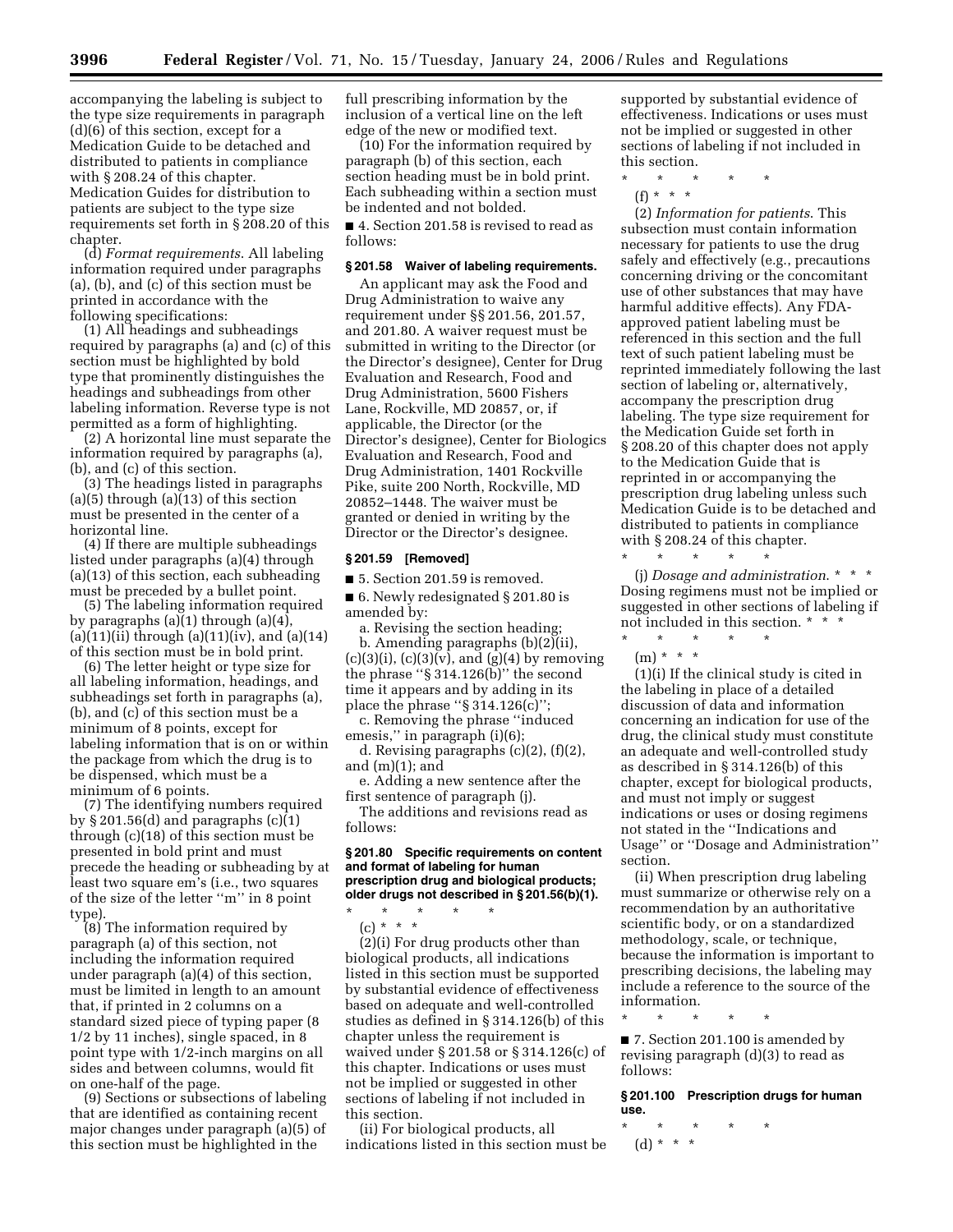accompanying the labeling is subject to the type size requirements in paragraph (d)(6) of this section, except for a Medication Guide to be detached and distributed to patients in compliance with § 208.24 of this chapter. Medication Guides for distribution to patients are subject to the type size requirements set forth in § 208.20 of this chapter.

(d) *Format requirements.* All labeling information required under paragraphs (a), (b), and (c) of this section must be printed in accordance with the following specifications:

(1) All headings and subheadings required by paragraphs (a) and (c) of this section must be highlighted by bold type that prominently distinguishes the headings and subheadings from other labeling information. Reverse type is not permitted as a form of highlighting.

(2) A horizontal line must separate the information required by paragraphs (a), (b), and (c) of this section.

(3) The headings listed in paragraphs (a)(5) through (a)(13) of this section must be presented in the center of a horizontal line.

(4) If there are multiple subheadings listed under paragraphs (a)(4) through (a)(13) of this section, each subheading must be preceded by a bullet point.

(5) The labeling information required by paragraphs (a)(1) through (a)(4), (a)(11)(ii) through (a)(11)(iv), and (a)(14) of this section must be in bold print.

(6) The letter height or type size for all labeling information, headings, and subheadings set forth in paragraphs (a), (b), and (c) of this section must be a minimum of 8 points, except for labeling information that is on or within the package from which the drug is to be dispensed, which must be a minimum of 6 points.

(7) The identifying numbers required by § 201.56(d) and paragraphs (c)(1) through (c)(18) of this section must be presented in bold print and must precede the heading or subheading by at least two square em's (i.e., two squares of the size of the letter "m" in 8 point type).

(8) The information required by paragraph (a) of this section, not including the information required under paragraph (a)(4) of this section, must be limited in length to an amount that, if printed in 2 columns on a standard sized piece of typing paper (8 1/2 by 11 inches), single spaced, in 8 point type with 1/2-inch margins on all sides and between columns, would fit on one-half of the page.

(9) Sections or subsections of labeling that are identified as containing recent major changes under paragraph (a)(5) of this section must be highlighted in the full prescribing information by the inclusion of a vertical line on the left edge of the new or modified text.

(10) For the information required by paragraph (b) of this section, each section heading must be in bold print. Each subheading within a section must be indented and not bolded.

■ 4. Section 201.58 is revised to read as follows:

### § 201.58 Waiver of labeling requirements.

An applicant may ask the Food and Drug Administration to waive any requirement under §§ 201.56, 201.57, and 201.80. A waiver request must be submitted in writing to the Director (or the Director's designee), Center for Drug Evaluation and Research, Food and Drug Administration, 5600 Fishers Lane, Rockville, MD 20857, or, if applicable, the Director (or the Director's designee), Center for Biologics Evaluation and Research, Food and Drug Administration, 1401 Rockville Pike, suite 200 North, Rockville, MD 20852–1448. The waiver must be granted or denied in writing by the Director or the Director's designee.

### § 201.59 [Removed]

■ 5. Section 201.59 is removed.

■ 6. Newly redesignated § 201.80 is amended by:

a. Revising the section heading;

b. Amending paragraphs (b)(2)(ii), (c)(3)(i), (c)(3)(v), and (g)(4) by removing the phrase "§ 314.126(b)" the second time it appears and by adding in its place the phrase "§ 314.126(c)";

c. Removing the phrase "induced emesis," in paragraph (i)(6);

d. Revising paragraphs (c)(2), (f)(2), and (m)(1); and

e. Adding a new sentence after the first sentence of paragraph (j).

The additions and revisions read as follows:

### § 201.80 Specific requirements on content and format of labeling for human prescription drug and biological products; older drugs not described in § 201.56(b)(1).

\* \* \* \* \*

(c) \* \* \*

(2)(i) For drug products other than biological products, all indications listed in this section must be supported by substantial evidence of effectiveness based on adequate and well-controlled studies as defined in § 314.126(b) of this chapter unless the requirement is waived under § 201.58 or § 314.126(c) of this chapter. Indications or uses must not be implied or suggested in other sections of labeling if not included in this section.

(ii) For biological products, all indications listed in this section must be supported by substantial evidence of effectiveness. Indications or uses must not be implied or suggested in other sections of labeling if not included in this section.

\* \* \* \* \*

(f) \* \* \*

(2) *Information for patients.* This subsection must contain information necessary for patients to use the drug safely and effectively (e.g., precautions concerning driving or the concomitant use of other substances that may have harmful additive effects). Any FDA-approved patient labeling must be referenced in this section and the full text of such patient labeling must be reprinted immediately following the last section of labeling or, alternatively, accompany the prescription drug labeling. The type size requirement for the Medication Guide set forth in § 208.20 of this chapter does not apply to the Medication Guide that is reprinted in or accompanying the prescription drug labeling unless such Medication Guide is to be detached and distributed to patients in compliance with § 208.24 of this chapter.

\* \* \* \* \*

(j) *Dosage and administration.* \* \* \* Dosing regimens must not be implied or suggested in other sections of labeling if not included in this section. \* \* \*

\* \* \* \* \*

(m) \* \* \*

(1)(i) If the clinical study is cited in the labeling in place of a detailed discussion of data and information concerning an indication for use of the drug, the clinical study must constitute an adequate and well-controlled study as described in § 314.126(b) of this chapter, except for biological products, and must not imply or suggest indications or uses or dosing regimens not stated in the "Indications and Usage" or "Dosage and Administration" section.

(ii) When prescription drug labeling must summarize or otherwise rely on a recommendation by an authoritative scientific body, or on a standardized methodology, scale, or technique, because the information is important to prescribing decisions, the labeling may include a reference to the source of the information.

\* \* \* \* \*

■ 7. Section 201.100 is amended by revising paragraph (d)(3) to read as follows:

### § 201.100 Prescription drugs for human use.

\* \* \* \* \*

(d) \* \* \*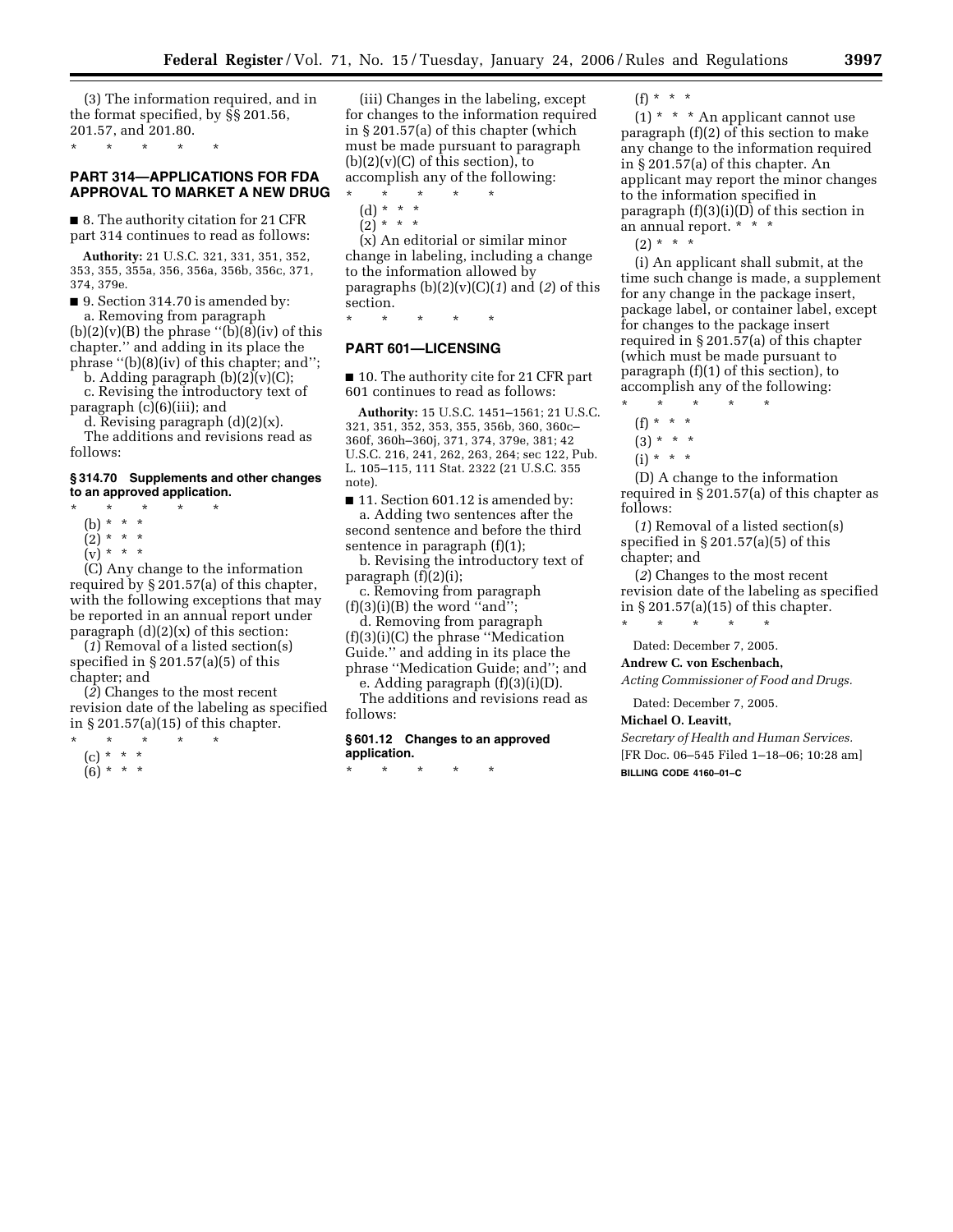(3) The information required, and in the format specified, by §§ 201.56, 201.57, and 201.80.

\* \* \* \* \*

## PART 314—APPLICATIONS FOR FDA APPROVAL TO MARKET A NEW DRUG

■ 8. The authority citation for 21 CFR part 314 continues to read as follows:

**Authority:** 21 U.S.C. 321, 331, 351, 352, 353, 355, 355a, 356, 356a, 356b, 356c, 371, 374, 379e.

■ 9. Section 314.70 is amended by:

a. Removing from paragraph (b)(2)(v)(B) the phrase "(b)(8)(iv) of this chapter." and adding in its place the phrase "(b)(8)(iv) of this chapter; and";

b. Adding paragraph (b)(2)(v)(C);

c. Revising the introductory text of paragraph (c)(6)(iii); and

d. Revising paragraph (d)(2)(x).

The additions and revisions read as follows:

### § 314.70 Supplements and other changes to an approved application.

\* \* \* \* \*

(b) \* \* \*

(2) \* \* \*

(v) \* \* \*

(C) Any change to the information required by § 201.57(a) of this chapter, with the following exceptions that may be reported in an annual report under paragraph (d)(2)(x) of this section:

(*1*) Removal of a listed section(s) specified in § 201.57(a)(5) of this chapter; and

(*2*) Changes to the most recent revision date of the labeling as specified in § 201.57(a)(15) of this chapter.

\* \* \* \* \*

(c) \* \* \*

(6) \* \* \*

(iii) Changes in the labeling, except for changes to the information required in § 201.57(a) of this chapter (which must be made pursuant to paragraph (b)(2)(v)(C) of this section), to accomplish any of the following:

\* \* \* \* \*

(d) \* \* \*

(2) \* \* \*

(x) An editorial or similar minor change in labeling, including a change to the information allowed by paragraphs (b)(2)(v)(C)(*1*) and (*2*) of this section.

\* \* \* \* \*

## PART 601—LICENSING

■ 10. The authority cite for 21 CFR part 601 continues to read as follows:

**Authority:** 15 U.S.C. 1451–1561; 21 U.S.C. 321, 351, 352, 353, 355, 356b, 360, 360c–360f, 360h–360j, 371, 374, 379e, 381; 42 U.S.C. 216, 241, 262, 263, 264; sec 122, Pub. L. 105–115, 111 Stat. 2322 (21 U.S.C. 355 note).

■ 11. Section 601.12 is amended by:

a. Adding two sentences after the second sentence and before the third sentence in paragraph (f)(1);

b. Revising the introductory text of paragraph (f)(2)(i);

c. Removing from paragraph (f)(3)(i)(B) the word "and";

d. Removing from paragraph (f)(3)(i)(C) the phrase "Medication Guide." and adding in its place the phrase "Medication Guide; and"; and

e. Adding paragraph (f)(3)(i)(D).

The additions and revisions read as follows:

### § 601.12 Changes to an approved application.

\* \* \* \* \*

(f) \* \* \*

(1) \* \* \* An applicant cannot use paragraph (f)(2) of this section to make any change to the information required in § 201.57(a) of this chapter. An applicant may report the minor changes to the information specified in paragraph (f)(3)(i)(D) of this section in an annual report. \* \* \*

(2) \* \* \*

(i) An applicant shall submit, at the time such change is made, a supplement for any change in the package insert, package label, or container label, except for changes to the package insert required in § 201.57(a) of this chapter (which must be made pursuant to paragraph (f)(1) of this section), to accomplish any of the following:

\* \* \* \* \*

(f) \* \* \*

(3) \* \* \*

(i) \* \* \*

(D) A change to the information required in § 201.57(a) of this chapter as follows:

(*1*) Removal of a listed section(s) specified in § 201.57(a)(5) of this chapter; and

(*2*) Changes to the most recent revision date of the labeling as specified in § 201.57(a)(15) of this chapter.

\* \* \* \* \*

Dated: December 7, 2005.

**Andrew C. von Eschenbach,**

*Acting Commissioner of Food and Drugs.*

Dated: December 7, 2005.

**Michael O. Leavitt,**

*Secretary of Health and Human Services.*

[FR Doc. 06–545 Filed 1–18–06; 10:28 am]

**BILLING CODE 4160–01–C**